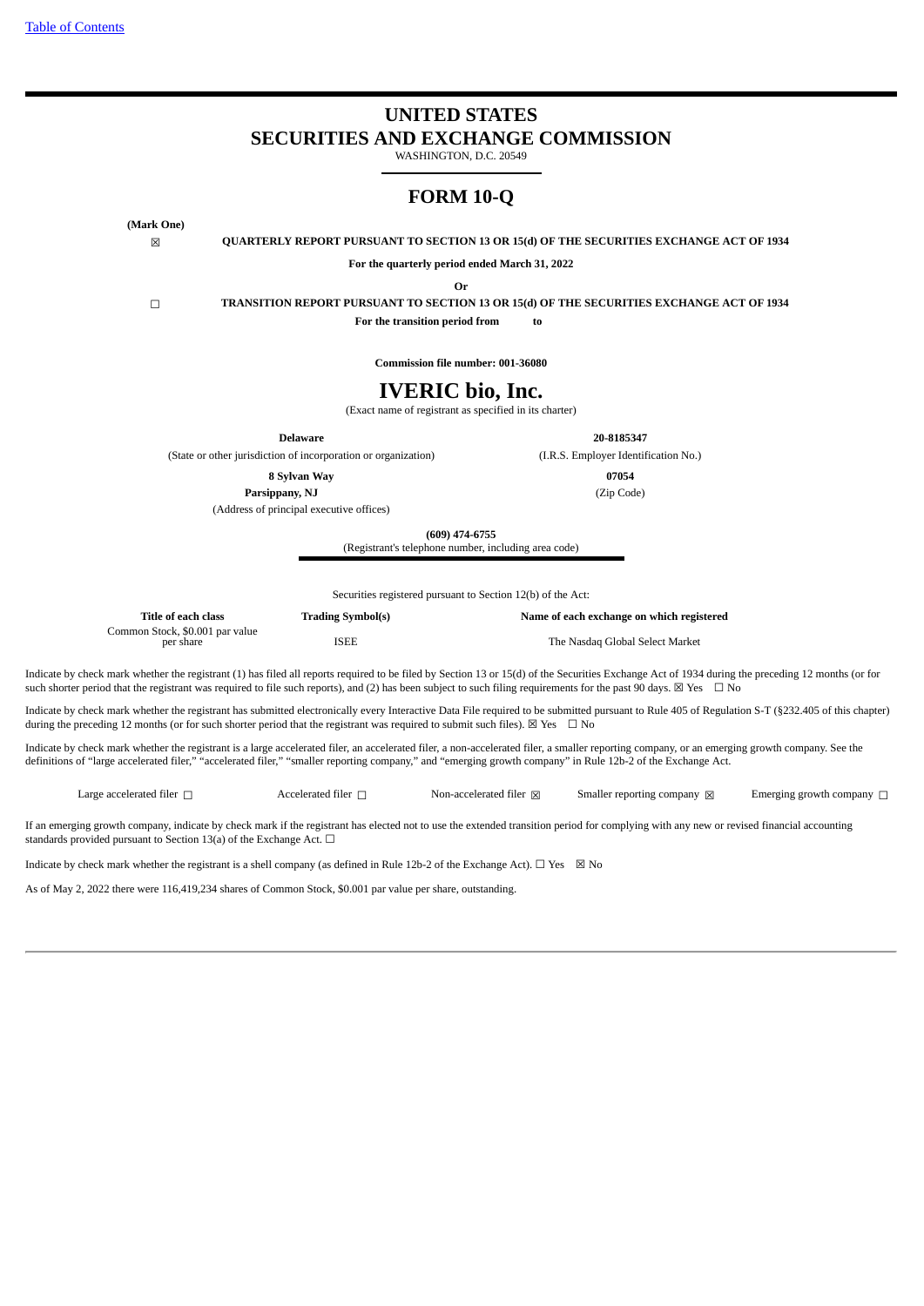[Table of Contents]

# UNITED STATES
# SECURITIES AND EXCHANGE COMMISSION

WASHINGTON, D.C. 20549

## FORM 10-Q

**(Mark One)**

☒ **QUARTERLY REPORT PURSUANT TO SECTION 13 OR 15(d) OF THE SECURITIES EXCHANGE ACT OF 1934**

**For the quarterly period ended March 31, 2022**

**Or**

☐ **TRANSITION REPORT PURSUANT TO SECTION 13 OR 15(d) OF THE SECURITIES EXCHANGE ACT OF 1934**

**For the transition period from to**

**Commission file number: 001-36080**

# IVERIC bio, Inc.

(Exact name of registrant as specified in its charter)

| **Delaware** | **20-8185347** |
|---|---|
| (State or other jurisdiction of incorporation or organization) | (I.R.S. Employer Identification No.) |
| **8 Sylvan Way** **Parsippany, NJ** | **07054** |
| (Address of principal executive offices) | (Zip Code) |

**(609) 474-6755**
(Registrant's telephone number, including area code)

Securities registered pursuant to Section 12(b) of the Act:

| Title of each class | Trading Symbol(s) | Name of each exchange on which registered |
|---|---|---|
| Common Stock, $0.001 par value per share | ISEE | The Nasdaq Global Select Market |

Indicate by check mark whether the registrant (1) has filed all reports required to be filed by Section 13 or 15(d) of the Securities Exchange Act of 1934 during the preceding 12 months (or for such shorter period that the registrant was required to file such reports), and (2) has been subject to such filing requirements for the past 90 days. ☒ Yes ☐ No

Indicate by check mark whether the registrant has submitted electronically every Interactive Data File required to be submitted pursuant to Rule 405 of Regulation S-T (§232.405 of this chapter) during the preceding 12 months (or for such shorter period that the registrant was required to submit such files). ☒ Yes ☐ No

Indicate by check mark whether the registrant is a large accelerated filer, an accelerated filer, a non-accelerated filer, a smaller reporting company, or an emerging growth company. See the definitions of "large accelerated filer," "accelerated filer," "smaller reporting company," and "emerging growth company" in Rule 12b-2 of the Exchange Act.

| Large accelerated filer ☐ | Accelerated filer ☐ | Non-accelerated filer ☒ | Smaller reporting company ☒ | Emerging growth company ☐ |
|---|---|---|---|---|

If an emerging growth company, indicate by check mark if the registrant has elected not to use the extended transition period for complying with any new or revised financial accounting standards provided pursuant to Section 13(a) of the Exchange Act. ☐

Indicate by check mark whether the registrant is a shell company (as defined in Rule 12b-2 of the Exchange Act). ☐ Yes ☒ No

As of May 2, 2022 there were 116,419,234 shares of Common Stock, $0.001 par value per share, outstanding.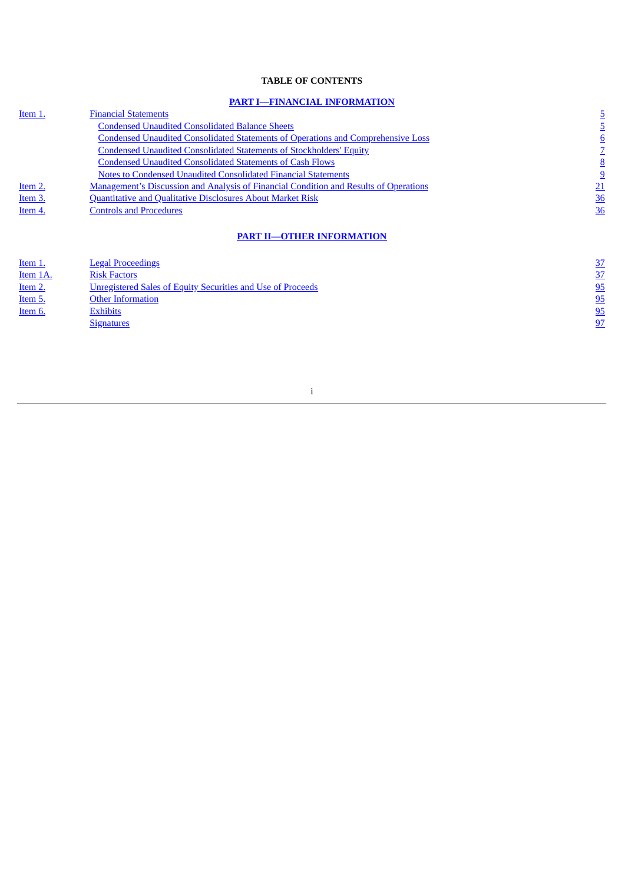**TABLE OF CONTENTS**

**PART I—FINANCIAL INFORMATION**

| | | |
|---|---|---|
| Item 1. | Financial Statements | 5 |
| | Condensed Unaudited Consolidated Balance Sheets | 5 |
| | Condensed Unaudited Consolidated Statements of Operations and Comprehensive Loss | 6 |
| | Condensed Unaudited Consolidated Statements of Stockholders' Equity | 7 |
| | Condensed Unaudited Consolidated Statements of Cash Flows | 8 |
| | Notes to Condensed Unaudited Consolidated Financial Statements | 9 |
| Item 2. | Management's Discussion and Analysis of Financial Condition and Results of Operations | 21 |
| Item 3. | Quantitative and Qualitative Disclosures About Market Risk | 36 |
| Item 4. | Controls and Procedures | 36 |

**PART II—OTHER INFORMATION**

| | | |
|---|---|---|
| Item 1. | Legal Proceedings | 37 |
| Item 1A. | Risk Factors | 37 |
| Item 2. | Unregistered Sales of Equity Securities and Use of Proceeds | 95 |
| Item 5. | Other Information | 95 |
| Item 6. | Exhibits | 95 |
| | Signatures | 97 |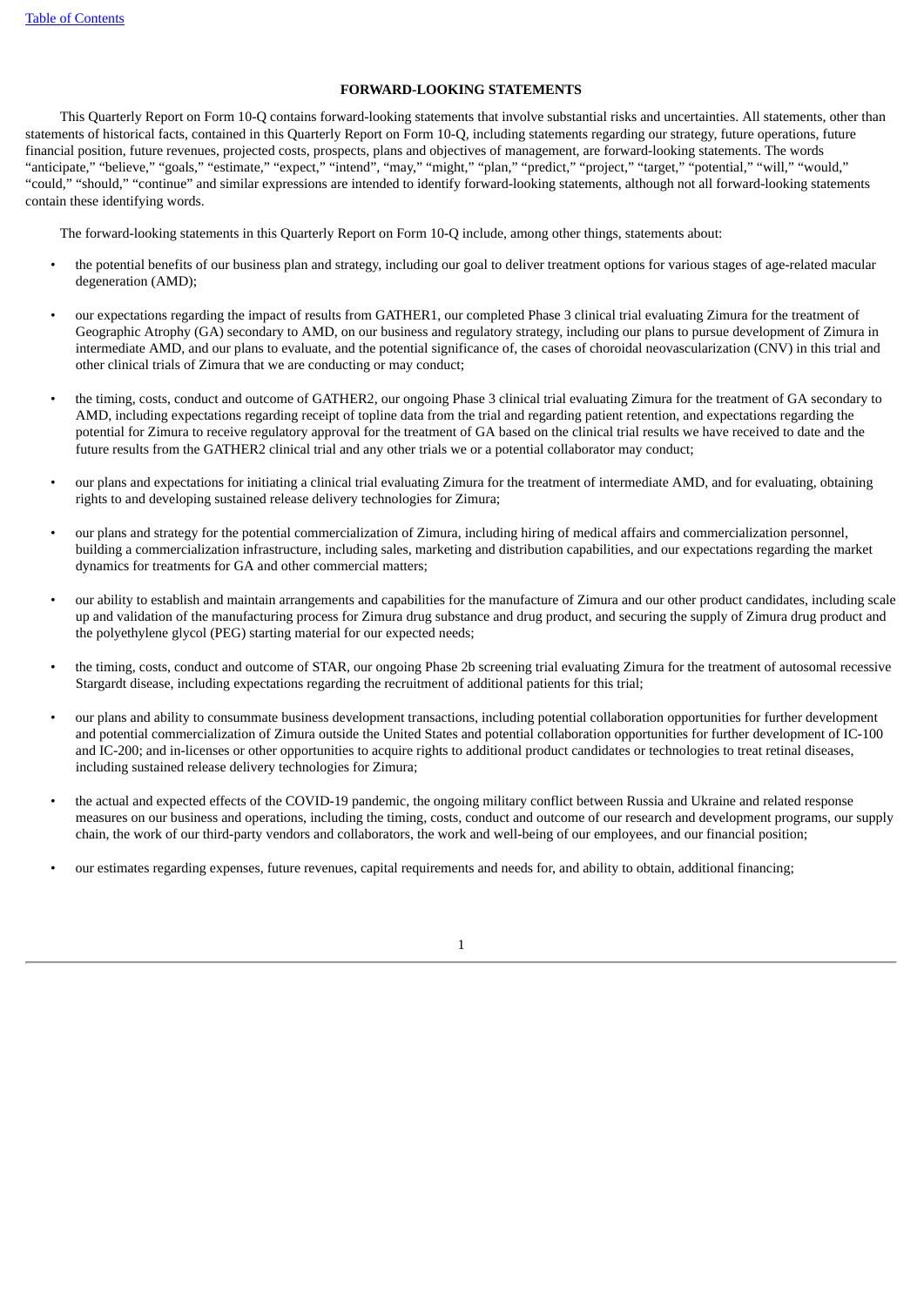## FORWARD-LOOKING STATEMENTS

This Quarterly Report on Form 10-Q contains forward-looking statements that involve substantial risks and uncertainties. All statements, other than statements of historical facts, contained in this Quarterly Report on Form 10-Q, including statements regarding our strategy, future operations, future financial position, future revenues, projected costs, prospects, plans and objectives of management, are forward-looking statements. The words "anticipate," "believe," "goals," "estimate," "expect," "intend", "may," "might," "plan," "predict," "project," "target," "potential," "will," "would," "could," "should," "continue" and similar expressions are intended to identify forward-looking statements, although not all forward-looking statements contain these identifying words.

The forward-looking statements in this Quarterly Report on Form 10-Q include, among other things, statements about:

- the potential benefits of our business plan and strategy, including our goal to deliver treatment options for various stages of age-related macular degeneration (AMD);
- our expectations regarding the impact of results from GATHER1, our completed Phase 3 clinical trial evaluating Zimura for the treatment of Geographic Atrophy (GA) secondary to AMD, on our business and regulatory strategy, including our plans to pursue development of Zimura in intermediate AMD, and our plans to evaluate, and the potential significance of, the cases of choroidal neovascularization (CNV) in this trial and other clinical trials of Zimura that we are conducting or may conduct;
- the timing, costs, conduct and outcome of GATHER2, our ongoing Phase 3 clinical trial evaluating Zimura for the treatment of GA secondary to AMD, including expectations regarding receipt of topline data from the trial and regarding patient retention, and expectations regarding the potential for Zimura to receive regulatory approval for the treatment of GA based on the clinical trial results we have received to date and the future results from the GATHER2 clinical trial and any other trials we or a potential collaborator may conduct;
- our plans and expectations for initiating a clinical trial evaluating Zimura for the treatment of intermediate AMD, and for evaluating, obtaining rights to and developing sustained release delivery technologies for Zimura;
- our plans and strategy for the potential commercialization of Zimura, including hiring of medical affairs and commercialization personnel, building a commercialization infrastructure, including sales, marketing and distribution capabilities, and our expectations regarding the market dynamics for treatments for GA and other commercial matters;
- our ability to establish and maintain arrangements and capabilities for the manufacture of Zimura and our other product candidates, including scale up and validation of the manufacturing process for Zimura drug substance and drug product, and securing the supply of Zimura drug product and the polyethylene glycol (PEG) starting material for our expected needs;
- the timing, costs, conduct and outcome of STAR, our ongoing Phase 2b screening trial evaluating Zimura for the treatment of autosomal recessive Stargardt disease, including expectations regarding the recruitment of additional patients for this trial;
- our plans and ability to consummate business development transactions, including potential collaboration opportunities for further development and potential commercialization of Zimura outside the United States and potential collaboration opportunities for further development of IC-100 and IC-200; and in-licenses or other opportunities to acquire rights to additional product candidates or technologies to treat retinal diseases, including sustained release delivery technologies for Zimura;
- the actual and expected effects of the COVID-19 pandemic, the ongoing military conflict between Russia and Ukraine and related response measures on our business and operations, including the timing, costs, conduct and outcome of our research and development programs, our supply chain, the work of our third-party vendors and collaborators, the work and well-being of our employees, and our financial position;
- our estimates regarding expenses, future revenues, capital requirements and needs for, and ability to obtain, additional financing;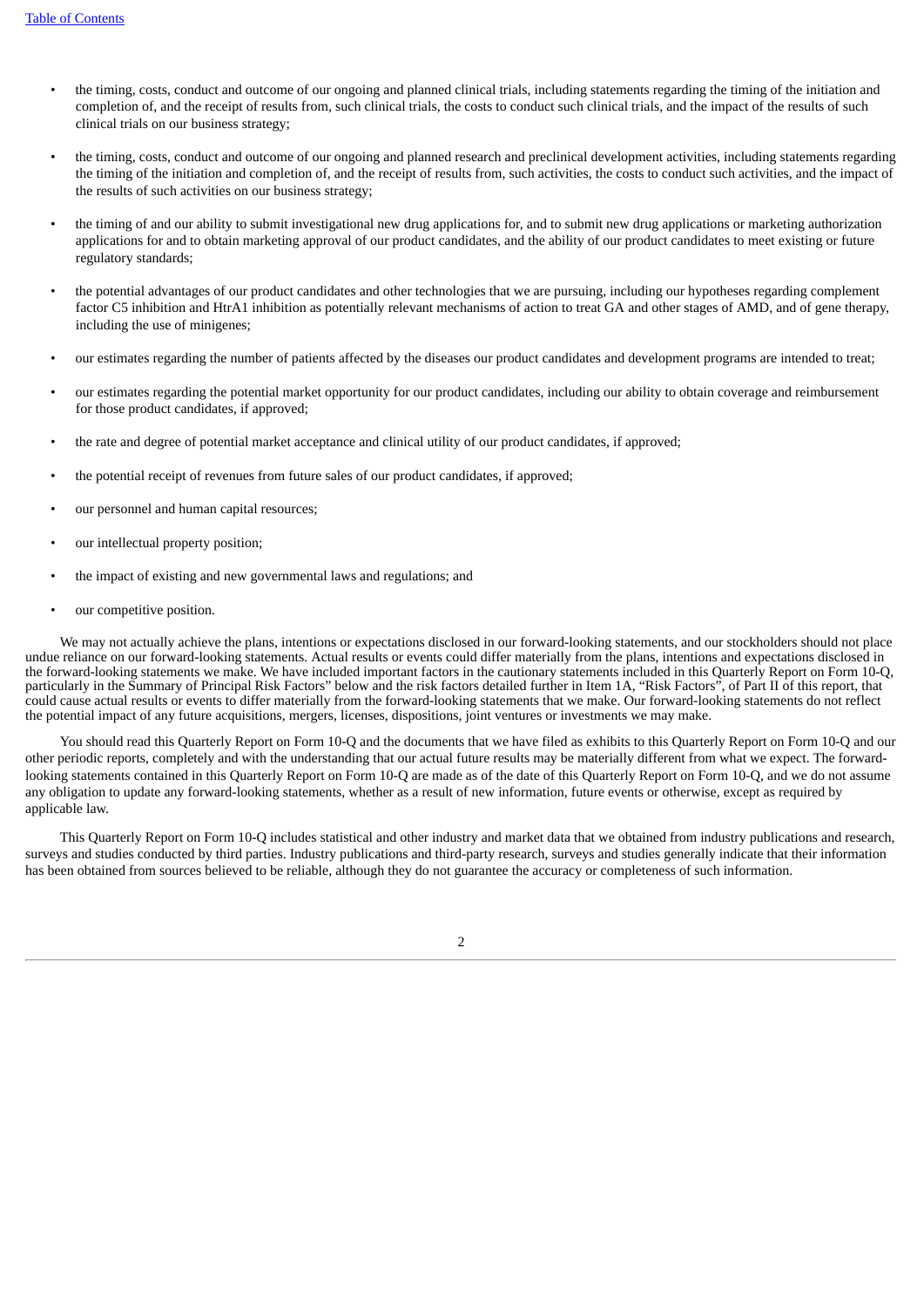- the timing, costs, conduct and outcome of our ongoing and planned clinical trials, including statements regarding the timing of the initiation and completion of, and the receipt of results from, such clinical trials, the costs to conduct such clinical trials, and the impact of the results of such clinical trials on our business strategy;

- the timing, costs, conduct and outcome of our ongoing and planned research and preclinical development activities, including statements regarding the timing of the initiation and completion of, and the receipt of results from, such activities, the costs to conduct such activities, and the impact of the results of such activities on our business strategy;

- the timing of and our ability to submit investigational new drug applications for, and to submit new drug applications or marketing authorization applications for and to obtain marketing approval of our product candidates, and the ability of our product candidates to meet existing or future regulatory standards;

- the potential advantages of our product candidates and other technologies that we are pursuing, including our hypotheses regarding complement factor C5 inhibition and HtrA1 inhibition as potentially relevant mechanisms of action to treat GA and other stages of AMD, and of gene therapy, including the use of minigenes;

- our estimates regarding the number of patients affected by the diseases our product candidates and development programs are intended to treat;

- our estimates regarding the potential market opportunity for our product candidates, including our ability to obtain coverage and reimbursement for those product candidates, if approved;

- the rate and degree of potential market acceptance and clinical utility of our product candidates, if approved;

- the potential receipt of revenues from future sales of our product candidates, if approved;

- our personnel and human capital resources;

- our intellectual property position;

- the impact of existing and new governmental laws and regulations; and

- our competitive position.

We may not actually achieve the plans, intentions or expectations disclosed in our forward-looking statements, and our stockholders should not place undue reliance on our forward-looking statements. Actual results or events could differ materially from the plans, intentions and expectations disclosed in the forward-looking statements we make. We have included important factors in the cautionary statements included in this Quarterly Report on Form 10-Q, particularly in the Summary of Principal Risk Factors" below and the risk factors detailed further in Item 1A, "Risk Factors", of Part II of this report, that could cause actual results or events to differ materially from the forward-looking statements that we make. Our forward-looking statements do not reflect the potential impact of any future acquisitions, mergers, licenses, dispositions, joint ventures or investments we may make.

You should read this Quarterly Report on Form 10-Q and the documents that we have filed as exhibits to this Quarterly Report on Form 10-Q and our other periodic reports, completely and with the understanding that our actual future results may be materially different from what we expect. The forward-looking statements contained in this Quarterly Report on Form 10-Q are made as of the date of this Quarterly Report on Form 10-Q, and we do not assume any obligation to update any forward-looking statements, whether as a result of new information, future events or otherwise, except as required by applicable law.

This Quarterly Report on Form 10-Q includes statistical and other industry and market data that we obtained from industry publications and research, surveys and studies conducted by third parties. Industry publications and third-party research, surveys and studies generally indicate that their information has been obtained from sources believed to be reliable, although they do not guarantee the accuracy or completeness of such information.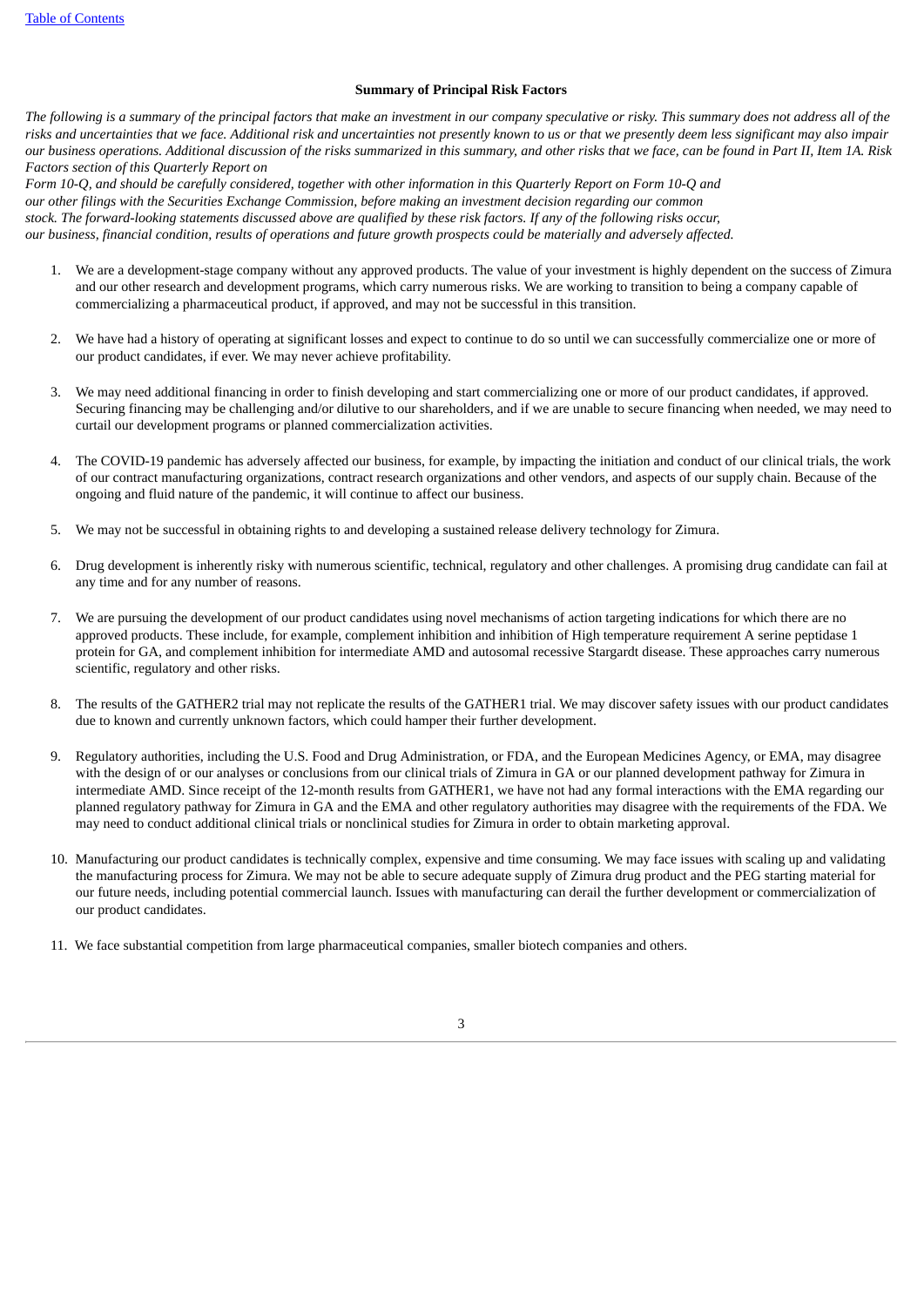## Summary of Principal Risk Factors

*The following is a summary of the principal factors that make an investment in our company speculative or risky. This summary does not address all of the risks and uncertainties that we face. Additional risk and uncertainties not presently known to us or that we presently deem less significant may also impair our business operations. Additional discussion of the risks summarized in this summary, and other risks that we face, can be found in Part II, Item 1A. Risk Factors section of this Quarterly Report on Form 10-Q, and should be carefully considered, together with other information in this Quarterly Report on Form 10-Q and our other filings with the Securities Exchange Commission, before making an investment decision regarding our common stock. The forward-looking statements discussed above are qualified by these risk factors. If any of the following risks occur, our business, financial condition, results of operations and future growth prospects could be materially and adversely affected.*

1. We are a development-stage company without any approved products. The value of your investment is highly dependent on the success of Zimura and our other research and development programs, which carry numerous risks. We are working to transition to being a company capable of commercializing a pharmaceutical product, if approved, and may not be successful in this transition.
2. We have had a history of operating at significant losses and expect to continue to do so until we can successfully commercialize one or more of our product candidates, if ever. We may never achieve profitability.
3. We may need additional financing in order to finish developing and start commercializing one or more of our product candidates, if approved. Securing financing may be challenging and/or dilutive to our shareholders, and if we are unable to secure financing when needed, we may need to curtail our development programs or planned commercialization activities.
4. The COVID-19 pandemic has adversely affected our business, for example, by impacting the initiation and conduct of our clinical trials, the work of our contract manufacturing organizations, contract research organizations and other vendors, and aspects of our supply chain. Because of the ongoing and fluid nature of the pandemic, it will continue to affect our business.
5. We may not be successful in obtaining rights to and developing a sustained release delivery technology for Zimura.
6. Drug development is inherently risky with numerous scientific, technical, regulatory and other challenges. A promising drug candidate can fail at any time and for any number of reasons.
7. We are pursuing the development of our product candidates using novel mechanisms of action targeting indications for which there are no approved products. These include, for example, complement inhibition and inhibition of High temperature requirement A serine peptidase 1 protein for GA, and complement inhibition for intermediate AMD and autosomal recessive Stargardt disease. These approaches carry numerous scientific, regulatory and other risks.
8. The results of the GATHER2 trial may not replicate the results of the GATHER1 trial. We may discover safety issues with our product candidates due to known and currently unknown factors, which could hamper their further development.
9. Regulatory authorities, including the U.S. Food and Drug Administration, or FDA, and the European Medicines Agency, or EMA, may disagree with the design of or our analyses or conclusions from our clinical trials of Zimura in GA or our planned development pathway for Zimura in intermediate AMD. Since receipt of the 12-month results from GATHER1, we have not had any formal interactions with the EMA regarding our planned regulatory pathway for Zimura in GA and the EMA and other regulatory authorities may disagree with the requirements of the FDA. We may need to conduct additional clinical trials or nonclinical studies for Zimura in order to obtain marketing approval.
10. Manufacturing our product candidates is technically complex, expensive and time consuming. We may face issues with scaling up and validating the manufacturing process for Zimura. We may not be able to secure adequate supply of Zimura drug product and the PEG starting material for our future needs, including potential commercial launch. Issues with manufacturing can derail the further development or commercialization of our product candidates.
11. We face substantial competition from large pharmaceutical companies, smaller biotech companies and others.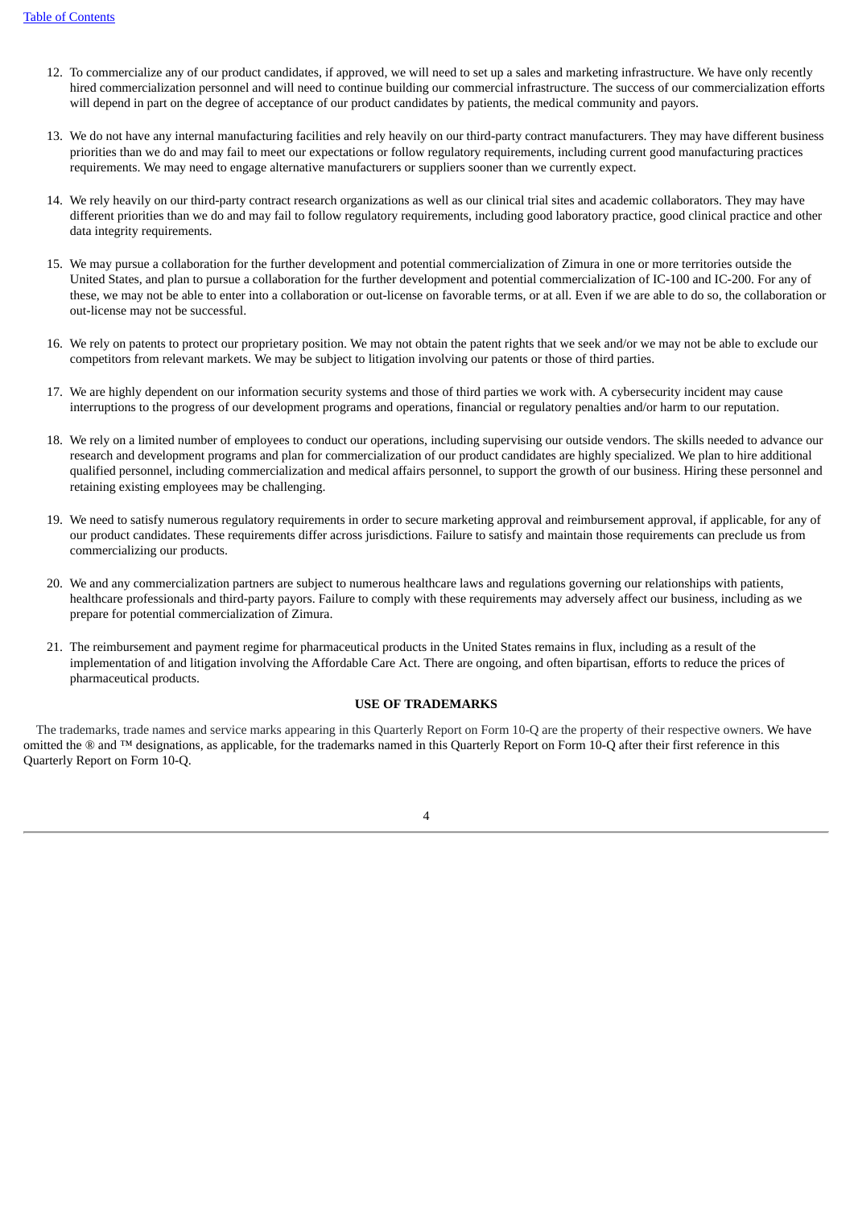12. To commercialize any of our product candidates, if approved, we will need to set up a sales and marketing infrastructure. We have only recently hired commercialization personnel and will need to continue building our commercial infrastructure. The success of our commercialization efforts will depend in part on the degree of acceptance of our product candidates by patients, the medical community and payors.

13. We do not have any internal manufacturing facilities and rely heavily on our third-party contract manufacturers. They may have different business priorities than we do and may fail to meet our expectations or follow regulatory requirements, including current good manufacturing practices requirements. We may need to engage alternative manufacturers or suppliers sooner than we currently expect.

14. We rely heavily on our third-party contract research organizations as well as our clinical trial sites and academic collaborators. They may have different priorities than we do and may fail to follow regulatory requirements, including good laboratory practice, good clinical practice and other data integrity requirements.

15. We may pursue a collaboration for the further development and potential commercialization of Zimura in one or more territories outside the United States, and plan to pursue a collaboration for the further development and potential commercialization of IC-100 and IC-200. For any of these, we may not be able to enter into a collaboration or out-license on favorable terms, or at all. Even if we are able to do so, the collaboration or out-license may not be successful.

16. We rely on patents to protect our proprietary position. We may not obtain the patent rights that we seek and/or we may not be able to exclude our competitors from relevant markets. We may be subject to litigation involving our patents or those of third parties.

17. We are highly dependent on our information security systems and those of third parties we work with. A cybersecurity incident may cause interruptions to the progress of our development programs and operations, financial or regulatory penalties and/or harm to our reputation.

18. We rely on a limited number of employees to conduct our operations, including supervising our outside vendors. The skills needed to advance our research and development programs and plan for commercialization of our product candidates are highly specialized. We plan to hire additional qualified personnel, including commercialization and medical affairs personnel, to support the growth of our business. Hiring these personnel and retaining existing employees may be challenging.

19. We need to satisfy numerous regulatory requirements in order to secure marketing approval and reimbursement approval, if applicable, for any of our product candidates. These requirements differ across jurisdictions. Failure to satisfy and maintain those requirements can preclude us from commercializing our products.

20. We and any commercialization partners are subject to numerous healthcare laws and regulations governing our relationships with patients, healthcare professionals and third-party payors. Failure to comply with these requirements may adversely affect our business, including as we prepare for potential commercialization of Zimura.

21. The reimbursement and payment regime for pharmaceutical products in the United States remains in flux, including as a result of the implementation of and litigation involving the Affordable Care Act. There are ongoing, and often bipartisan, efforts to reduce the prices of pharmaceutical products.

**USE OF TRADEMARKS**

The trademarks, trade names and service marks appearing in this Quarterly Report on Form 10-Q are the property of their respective owners. We have omitted the ® and ™ designations, as applicable, for the trademarks named in this Quarterly Report on Form 10-Q after their first reference in this Quarterly Report on Form 10-Q.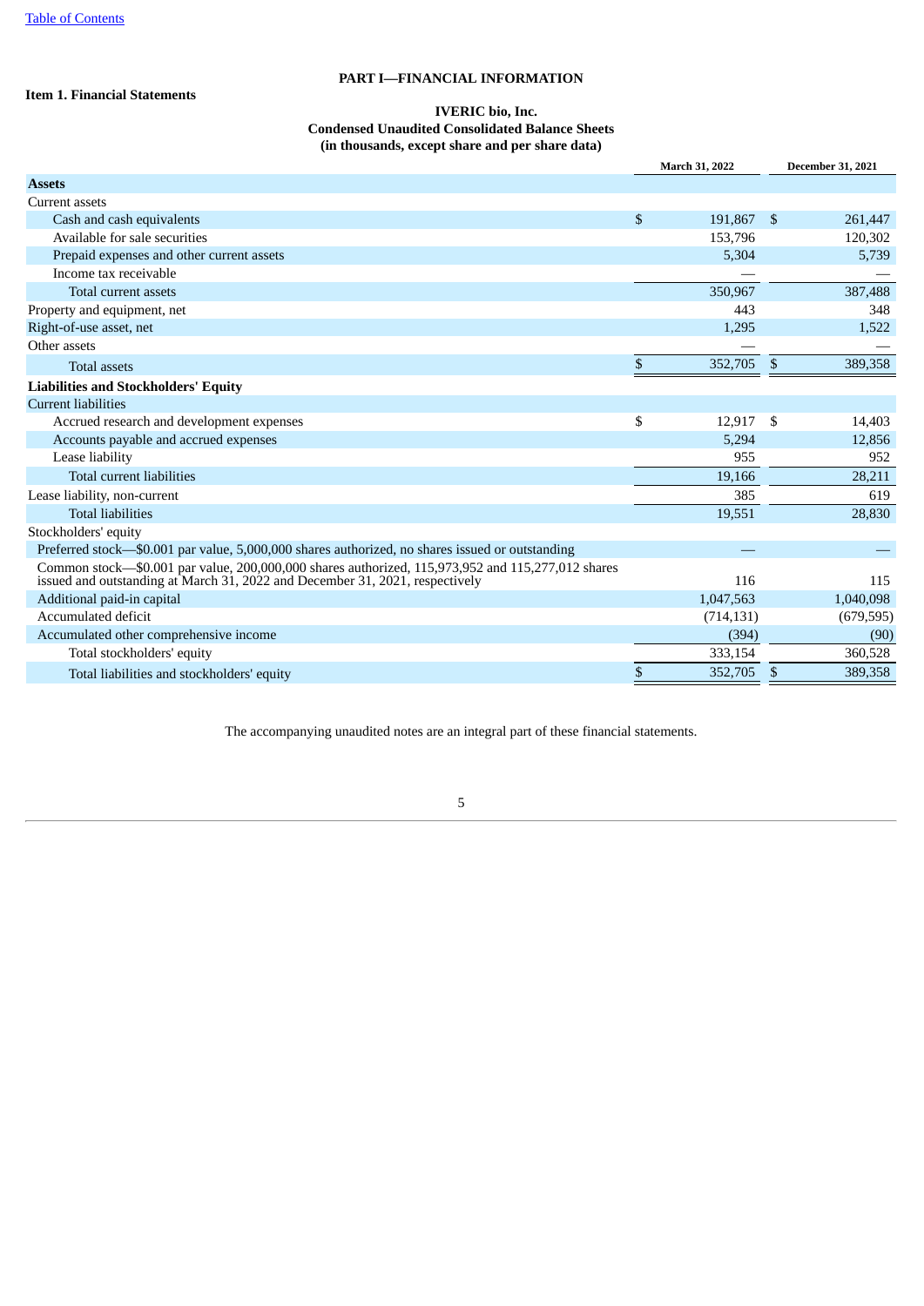# PART I—FINANCIAL INFORMATION

## Item 1. Financial Statements

**IVERIC bio, Inc.**
**Condensed Unaudited Consolidated Balance Sheets**
**(in thousands, except share and per share data)**

| | March 31, 2022 | December 31, 2021 |
|---|---|---|
| **Assets** | | |
| Current assets | | |
| Cash and cash equivalents | $ 191,867 | $ 261,447 |
| Available for sale securities | 153,796 | 120,302 |
| Prepaid expenses and other current assets | 5,304 | 5,739 |
| Income tax receivable | — | — |
| Total current assets | 350,967 | 387,488 |
| Property and equipment, net | 443 | 348 |
| Right-of-use asset, net | 1,295 | 1,522 |
| Other assets | — | — |
| Total assets | $ 352,705 | $ 389,358 |
| **Liabilities and Stockholders' Equity** | | |
| Current liabilities | | |
| Accrued research and development expenses | $ 12,917 | $ 14,403 |
| Accounts payable and accrued expenses | 5,294 | 12,856 |
| Lease liability | 955 | 952 |
| Total current liabilities | 19,166 | 28,211 |
| Lease liability, non-current | 385 | 619 |
| Total liabilities | 19,551 | 28,830 |
| Stockholders' equity | | |
| Preferred stock—$0.001 par value, 5,000,000 shares authorized, no shares issued or outstanding | — | — |
| Common stock—$0.001 par value, 200,000,000 shares authorized, 115,973,952 and 115,277,012 shares issued and outstanding at March 31, 2022 and December 31, 2021, respectively | 116 | 115 |
| Additional paid-in capital | 1,047,563 | 1,040,098 |
| Accumulated deficit | (714,131) | (679,595) |
| Accumulated other comprehensive income | (394) | (90) |
| Total stockholders' equity | 333,154 | 360,528 |
| Total liabilities and stockholders' equity | $ 352,705 | $ 389,358 |

The accompanying unaudited notes are an integral part of these financial statements.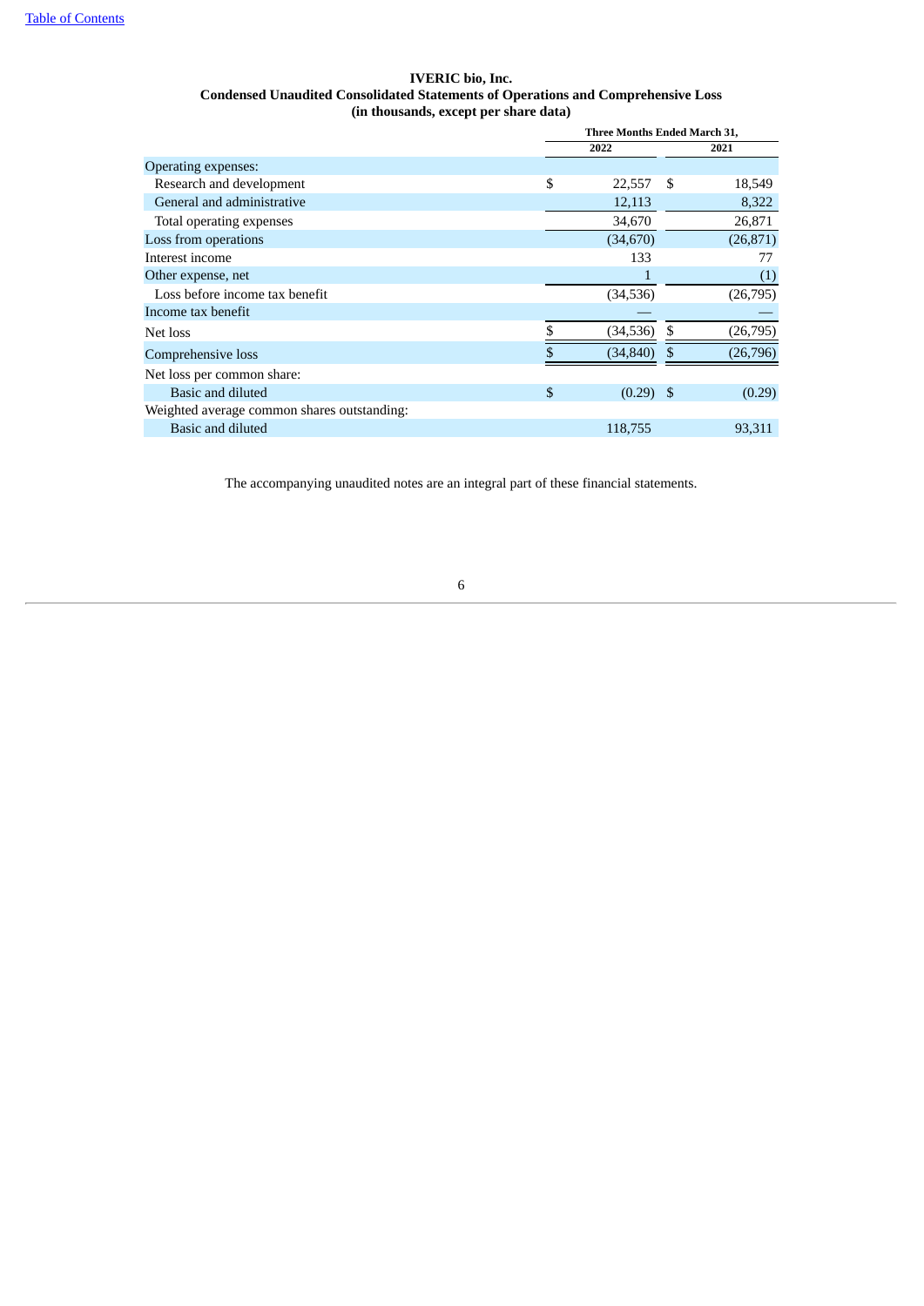**IVERIC bio, Inc.**
**Condensed Unaudited Consolidated Statements of Operations and Comprehensive Loss**
**(in thousands, except per share data)**

| | Three Months Ended March 31, | |
|---|---|---|
| | 2022 | 2021 |
| Operating expenses: | | |
| Research and development | $ 22,557 | $ 18,549 |
| General and administrative | 12,113 | 8,322 |
| Total operating expenses | 34,670 | 26,871 |
| Loss from operations | (34,670) | (26,871) |
| Interest income | 133 | 77 |
| Other expense, net | 1 | (1) |
| Loss before income tax benefit | (34,536) | (26,795) |
| Income tax benefit | — | — |
| Net loss | $ (34,536) | $ (26,795) |
| Comprehensive loss | $ (34,840) | $ (26,796) |
| Net loss per common share: | | |
| Basic and diluted | $ (0.29) | $ (0.29) |
| Weighted average common shares outstanding: | | |
| Basic and diluted | 118,755 | 93,311 |

The accompanying unaudited notes are an integral part of these financial statements.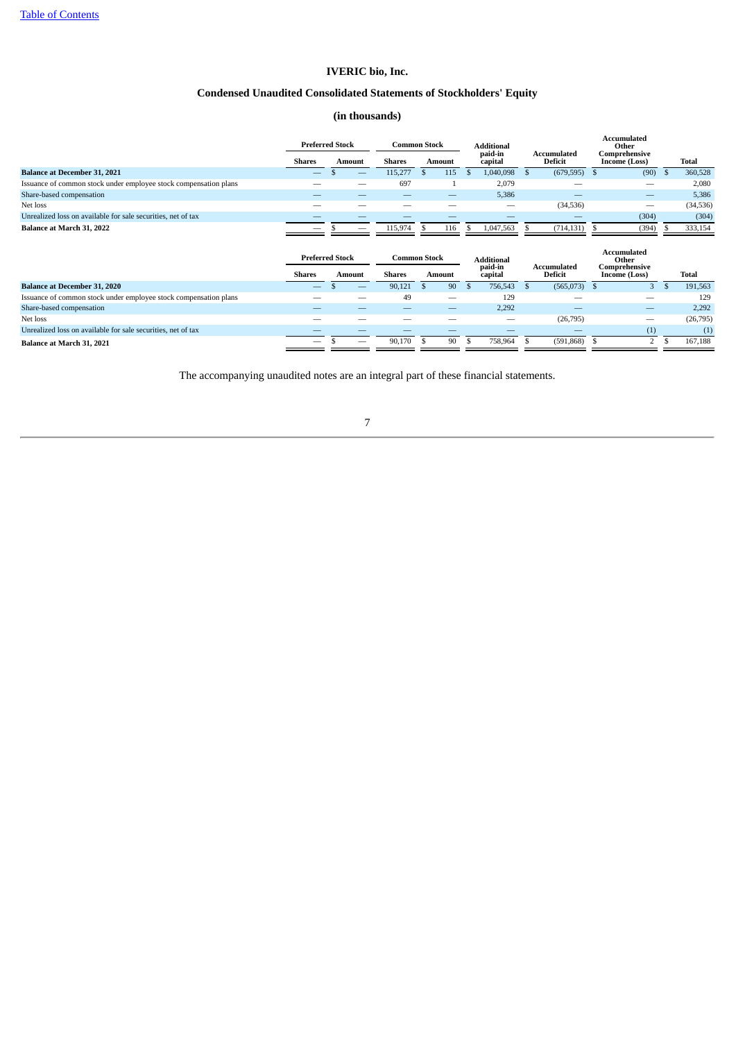# IVERIC bio, Inc.

## Condensed Unaudited Consolidated Statements of Stockholders' Equity

### (in thousands)

| | Preferred Stock | | Common Stock | | Additional paid-in capital | Accumulated Deficit | Accumulated Other Comprehensive Income (Loss) | Total |
|---|---|---|---|---|---|---|---|---|
| | Shares | Amount | Shares | Amount | | | | |
| **Balance at December 31, 2021** | — | $ — | 115,277 | $ 115 | $ 1,040,098 | $ (679,595) | $ (90) | $ 360,528 |
| Issuance of common stock under employee stock compensation plans | — | — | 697 | 1 | 2,079 | — | — | 2,080 |
| Share-based compensation | — | — | — | — | 5,386 | — | — | 5,386 |
| Net loss | — | — | — | — | — | (34,536) | — | (34,536) |
| Unrealized loss on available for sale securities, net of tax | — | — | — | — | — | — | (304) | (304) |
| **Balance at March 31, 2022** | — | $ — | 115,974 | $ 116 | $ 1,047,563 | $ (714,131) | $ (394) | $ 333,154 |

| | Preferred Stock | | Common Stock | | Additional paid-in capital | Accumulated Deficit | Accumulated Other Comprehensive Income (Loss) | Total |
|---|---|---|---|---|---|---|---|---|
| | Shares | Amount | Shares | Amount | | | | |
| **Balance at December 31, 2020** | — | $ — | 90,121 | $ 90 | $ 756,543 | $ (565,073) | $ 3 | $ 191,563 |
| Issuance of common stock under employee stock compensation plans | — | — | 49 | — | 129 | — | — | 129 |
| Share-based compensation | — | — | — | — | 2,292 | — | — | 2,292 |
| Net loss | — | — | — | — | — | (26,795) | — | (26,795) |
| Unrealized loss on available for sale securities, net of tax | — | — | — | — | — | — | (1) | (1) |
| **Balance at March 31, 2021** | — | $ — | 90,170 | $ 90 | $ 758,964 | $ (591,868) | $ 2 | $ 167,188 |

The accompanying unaudited notes are an integral part of these financial statements.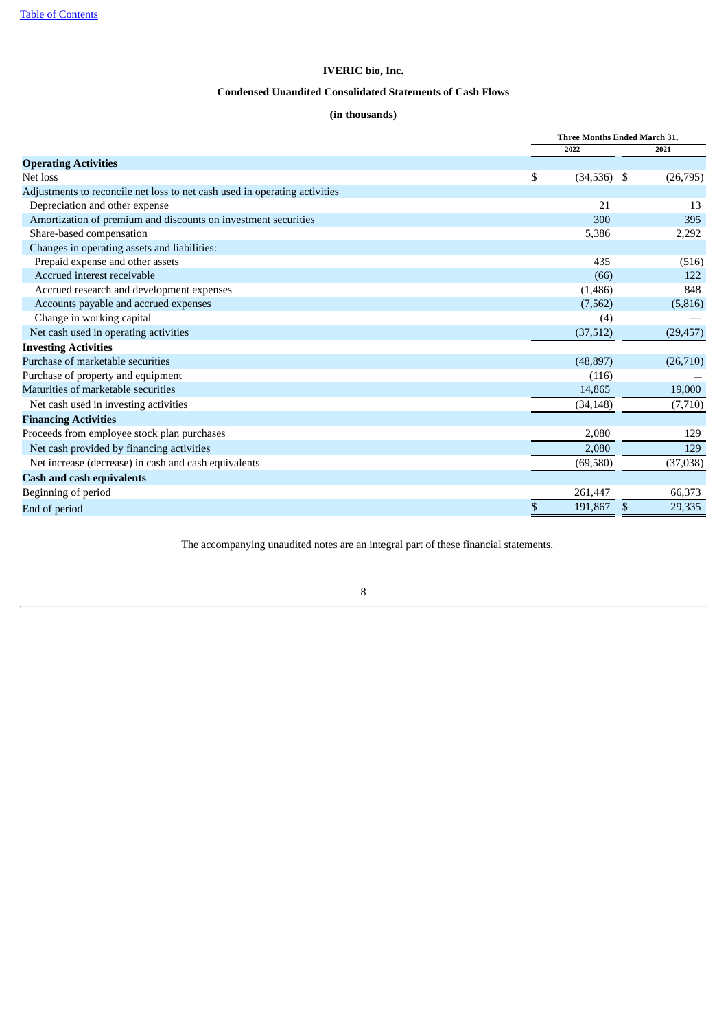# IVERIC bio, Inc.

## Condensed Unaudited Consolidated Statements of Cash Flows

### (in thousands)

| | Three Months Ended March 31, | |
|---|---|---|
| | 2022 | 2021 |
| **Operating Activities** | | |
| Net loss | $ (34,536) | $ (26,795) |
| Adjustments to reconcile net loss to net cash used in operating activities | | |
| Depreciation and other expense | 21 | 13 |
| Amortization of premium and discounts on investment securities | 300 | 395 |
| Share-based compensation | 5,386 | 2,292 |
| Changes in operating assets and liabilities: | | |
| Prepaid expense and other assets | 435 | (516) |
| Accrued interest receivable | (66) | 122 |
| Accrued research and development expenses | (1,486) | 848 |
| Accounts payable and accrued expenses | (7,562) | (5,816) |
| Change in working capital | (4) | — |
| Net cash used in operating activities | (37,512) | (29,457) |
| **Investing Activities** | | |
| Purchase of marketable securities | (48,897) | (26,710) |
| Purchase of property and equipment | (116) | — |
| Maturities of marketable securities | 14,865 | 19,000 |
| Net cash used in investing activities | (34,148) | (7,710) |
| **Financing Activities** | | |
| Proceeds from employee stock plan purchases | 2,080 | 129 |
| Net cash provided by financing activities | 2,080 | 129 |
| Net increase (decrease) in cash and cash equivalents | (69,580) | (37,038) |
| **Cash and cash equivalents** | | |
| Beginning of period | 261,447 | 66,373 |
| End of period | $ 191,867 | $ 29,335 |

The accompanying unaudited notes are an integral part of these financial statements.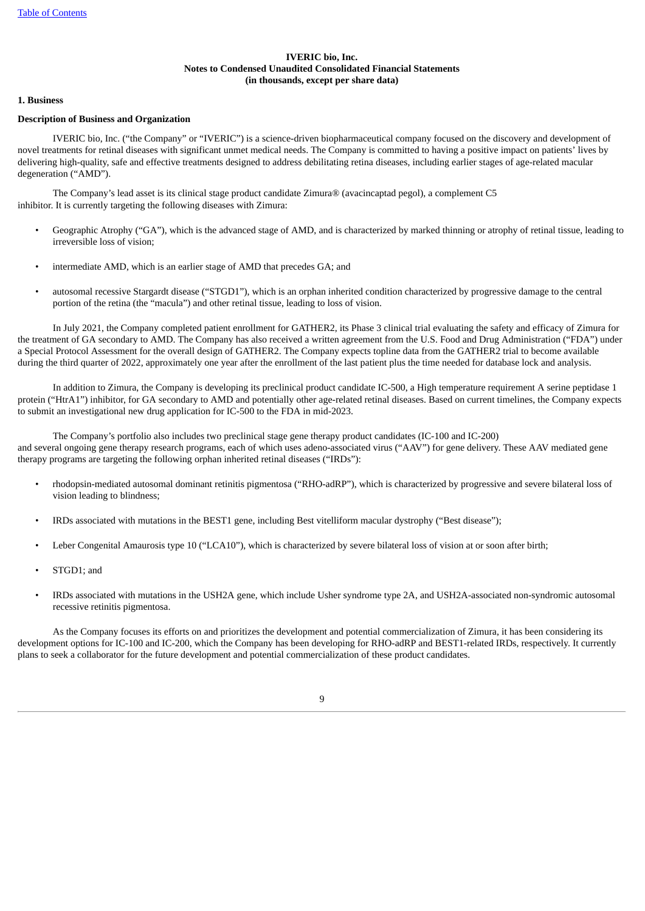**IVERIC bio, Inc.**
**Notes to Condensed Unaudited Consolidated Financial Statements**
**(in thousands, except per share data)**

**1. Business**

**Description of Business and Organization**

IVERIC bio, Inc. ("the Company" or "IVERIC") is a science-driven biopharmaceutical company focused on the discovery and development of novel treatments for retinal diseases with significant unmet medical needs. The Company is committed to having a positive impact on patients' lives by delivering high-quality, safe and effective treatments designed to address debilitating retina diseases, including earlier stages of age-related macular degeneration ("AMD").

The Company's lead asset is its clinical stage product candidate Zimura® (avacincaptad pegol), a complement C5 inhibitor. It is currently targeting the following diseases with Zimura:

- Geographic Atrophy ("GA"), which is the advanced stage of AMD, and is characterized by marked thinning or atrophy of retinal tissue, leading to irreversible loss of vision;
- intermediate AMD, which is an earlier stage of AMD that precedes GA; and
- autosomal recessive Stargardt disease ("STGD1"), which is an orphan inherited condition characterized by progressive damage to the central portion of the retina (the "macula") and other retinal tissue, leading to loss of vision.

In July 2021, the Company completed patient enrollment for GATHER2, its Phase 3 clinical trial evaluating the safety and efficacy of Zimura for the treatment of GA secondary to AMD. The Company has also received a written agreement from the U.S. Food and Drug Administration ("FDA") under a Special Protocol Assessment for the overall design of GATHER2. The Company expects topline data from the GATHER2 trial to become available during the third quarter of 2022, approximately one year after the enrollment of the last patient plus the time needed for database lock and analysis.

In addition to Zimura, the Company is developing its preclinical product candidate IC-500, a High temperature requirement A serine peptidase 1 protein ("HtrA1") inhibitor, for GA secondary to AMD and potentially other age-related retinal diseases. Based on current timelines, the Company expects to submit an investigational new drug application for IC-500 to the FDA in mid-2023.

The Company's portfolio also includes two preclinical stage gene therapy product candidates (IC-100 and IC-200) and several ongoing gene therapy research programs, each of which uses adeno-associated virus ("AAV") for gene delivery. These AAV mediated gene therapy programs are targeting the following orphan inherited retinal diseases ("IRDs"):

- rhodopsin-mediated autosomal dominant retinitis pigmentosa ("RHO-adRP"), which is characterized by progressive and severe bilateral loss of vision leading to blindness;
- IRDs associated with mutations in the BEST1 gene, including Best vitelliform macular dystrophy ("Best disease");
- Leber Congenital Amaurosis type 10 ("LCA10"), which is characterized by severe bilateral loss of vision at or soon after birth;
- STGD1; and
- IRDs associated with mutations in the USH2A gene, which include Usher syndrome type 2A, and USH2A-associated non-syndromic autosomal recessive retinitis pigmentosa.

As the Company focuses its efforts on and prioritizes the development and potential commercialization of Zimura, it has been considering its development options for IC-100 and IC-200, which the Company has been developing for RHO-adRP and BEST1-related IRDs, respectively. It currently plans to seek a collaborator for the future development and potential commercialization of these product candidates.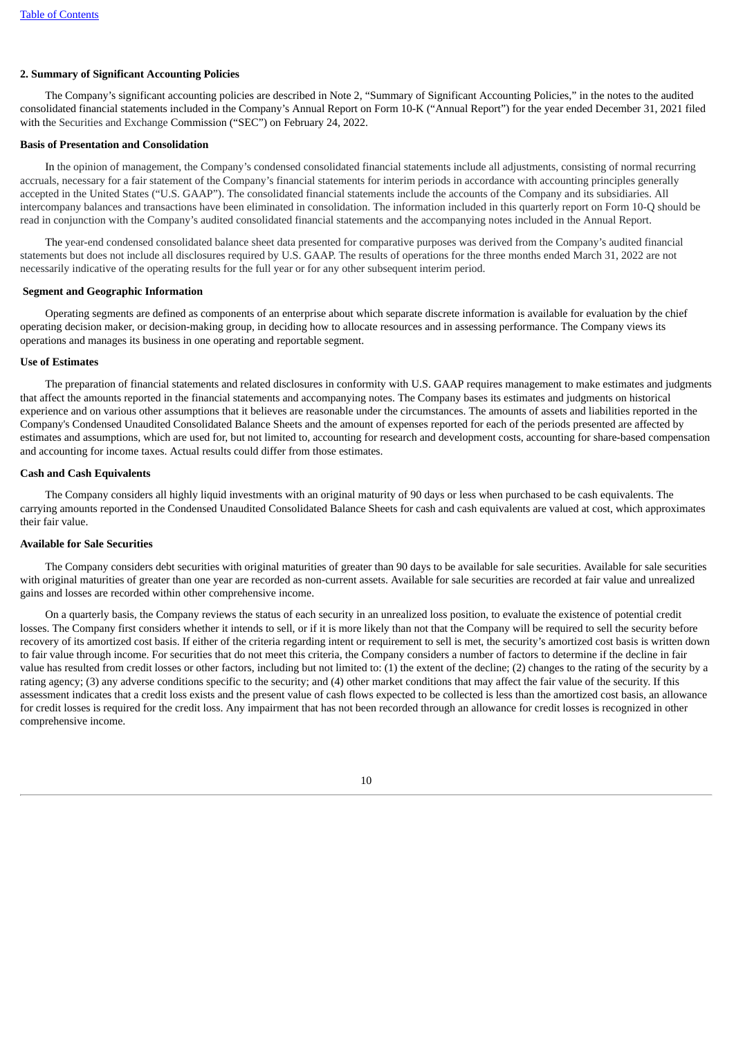## 2. Summary of Significant Accounting Policies

The Company's significant accounting policies are described in Note 2, "Summary of Significant Accounting Policies," in the notes to the audited consolidated financial statements included in the Company's Annual Report on Form 10-K ("Annual Report") for the year ended December 31, 2021 filed with the Securities and Exchange Commission ("SEC") on February 24, 2022.

### Basis of Presentation and Consolidation

In the opinion of management, the Company's condensed consolidated financial statements include all adjustments, consisting of normal recurring accruals, necessary for a fair statement of the Company's financial statements for interim periods in accordance with accounting principles generally accepted in the United States ("U.S. GAAP"). The consolidated financial statements include the accounts of the Company and its subsidiaries. All intercompany balances and transactions have been eliminated in consolidation. The information included in this quarterly report on Form 10-Q should be read in conjunction with the Company's audited consolidated financial statements and the accompanying notes included in the Annual Report.

The year-end condensed consolidated balance sheet data presented for comparative purposes was derived from the Company's audited financial statements but does not include all disclosures required by U.S. GAAP. The results of operations for the three months ended March 31, 2022 are not necessarily indicative of the operating results for the full year or for any other subsequent interim period.

### Segment and Geographic Information

Operating segments are defined as components of an enterprise about which separate discrete information is available for evaluation by the chief operating decision maker, or decision-making group, in deciding how to allocate resources and in assessing performance. The Company views its operations and manages its business in one operating and reportable segment.

### Use of Estimates

The preparation of financial statements and related disclosures in conformity with U.S. GAAP requires management to make estimates and judgments that affect the amounts reported in the financial statements and accompanying notes. The Company bases its estimates and judgments on historical experience and on various other assumptions that it believes are reasonable under the circumstances. The amounts of assets and liabilities reported in the Company's Condensed Unaudited Consolidated Balance Sheets and the amount of expenses reported for each of the periods presented are affected by estimates and assumptions, which are used for, but not limited to, accounting for research and development costs, accounting for share-based compensation and accounting for income taxes. Actual results could differ from those estimates.

### Cash and Cash Equivalents

The Company considers all highly liquid investments with an original maturity of 90 days or less when purchased to be cash equivalents. The carrying amounts reported in the Condensed Unaudited Consolidated Balance Sheets for cash and cash equivalents are valued at cost, which approximates their fair value.

### Available for Sale Securities

The Company considers debt securities with original maturities of greater than 90 days to be available for sale securities. Available for sale securities with original maturities of greater than one year are recorded as non-current assets. Available for sale securities are recorded at fair value and unrealized gains and losses are recorded within other comprehensive income.

On a quarterly basis, the Company reviews the status of each security in an unrealized loss position, to evaluate the existence of potential credit losses. The Company first considers whether it intends to sell, or if it is more likely than not that the Company will be required to sell the security before recovery of its amortized cost basis. If either of the criteria regarding intent or requirement to sell is met, the security's amortized cost basis is written down to fair value through income. For securities that do not meet this criteria, the Company considers a number of factors to determine if the decline in fair value has resulted from credit losses or other factors, including but not limited to: (1) the extent of the decline; (2) changes to the rating of the security by a rating agency; (3) any adverse conditions specific to the security; and (4) other market conditions that may affect the fair value of the security. If this assessment indicates that a credit loss exists and the present value of cash flows expected to be collected is less than the amortized cost basis, an allowance for credit losses is required for the credit loss. Any impairment that has not been recorded through an allowance for credit losses is recognized in other comprehensive income.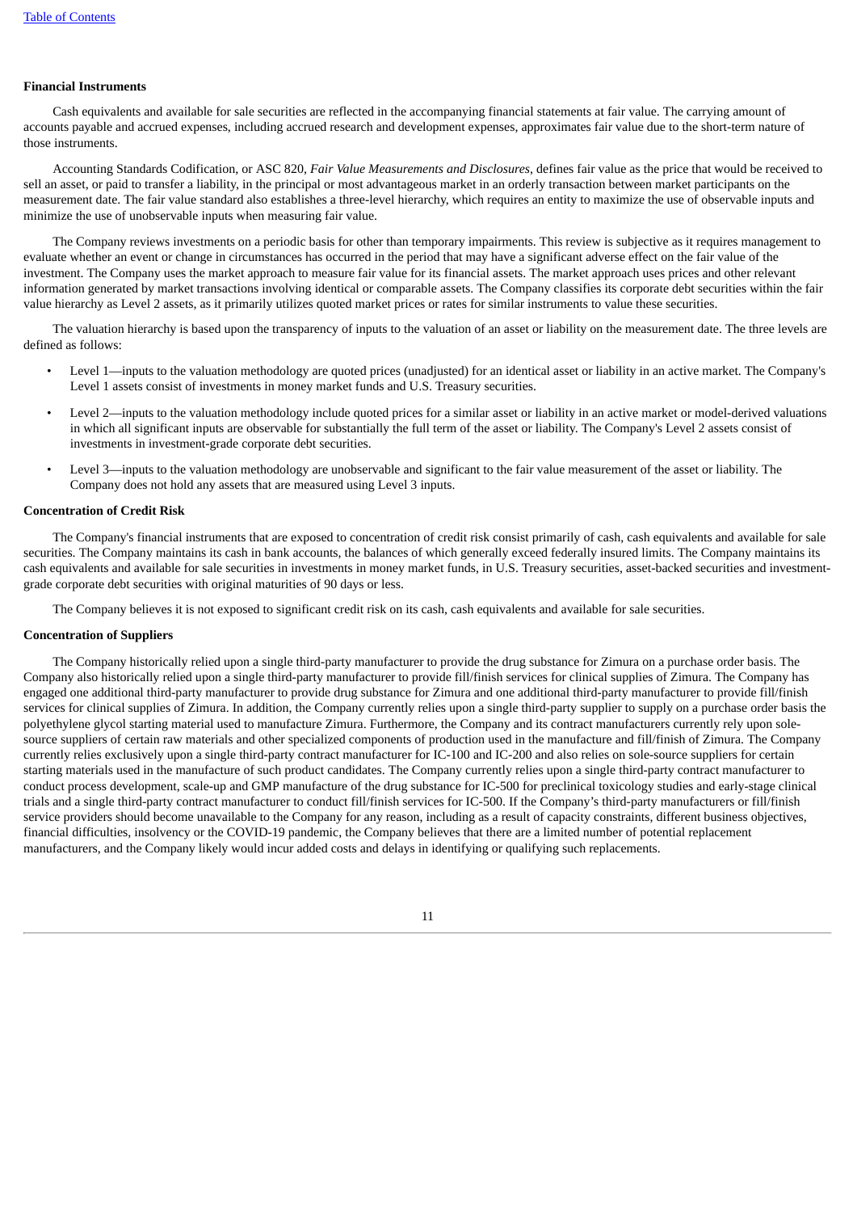**Financial Instruments**

Cash equivalents and available for sale securities are reflected in the accompanying financial statements at fair value. The carrying amount of accounts payable and accrued expenses, including accrued research and development expenses, approximates fair value due to the short-term nature of those instruments.

Accounting Standards Codification, or ASC 820, *Fair Value Measurements and Disclosures*, defines fair value as the price that would be received to sell an asset, or paid to transfer a liability, in the principal or most advantageous market in an orderly transaction between market participants on the measurement date. The fair value standard also establishes a three-level hierarchy, which requires an entity to maximize the use of observable inputs and minimize the use of unobservable inputs when measuring fair value.

The Company reviews investments on a periodic basis for other than temporary impairments. This review is subjective as it requires management to evaluate whether an event or change in circumstances has occurred in the period that may have a significant adverse effect on the fair value of the investment. The Company uses the market approach to measure fair value for its financial assets. The market approach uses prices and other relevant information generated by market transactions involving identical or comparable assets. The Company classifies its corporate debt securities within the fair value hierarchy as Level 2 assets, as it primarily utilizes quoted market prices or rates for similar instruments to value these securities.

The valuation hierarchy is based upon the transparency of inputs to the valuation of an asset or liability on the measurement date. The three levels are defined as follows:

- Level 1—inputs to the valuation methodology are quoted prices (unadjusted) for an identical asset or liability in an active market. The Company's Level 1 assets consist of investments in money market funds and U.S. Treasury securities.
- Level 2—inputs to the valuation methodology include quoted prices for a similar asset or liability in an active market or model-derived valuations in which all significant inputs are observable for substantially the full term of the asset or liability. The Company's Level 2 assets consist of investments in investment-grade corporate debt securities.
- Level 3—inputs to the valuation methodology are unobservable and significant to the fair value measurement of the asset or liability. The Company does not hold any assets that are measured using Level 3 inputs.

**Concentration of Credit Risk**

The Company's financial instruments that are exposed to concentration of credit risk consist primarily of cash, cash equivalents and available for sale securities. The Company maintains its cash in bank accounts, the balances of which generally exceed federally insured limits. The Company maintains its cash equivalents and available for sale securities in investments in money market funds, in U.S. Treasury securities, asset-backed securities and investment-grade corporate debt securities with original maturities of 90 days or less.

The Company believes it is not exposed to significant credit risk on its cash, cash equivalents and available for sale securities.

**Concentration of Suppliers**

The Company historically relied upon a single third-party manufacturer to provide the drug substance for Zimura on a purchase order basis. The Company also historically relied upon a single third-party manufacturer to provide fill/finish services for clinical supplies of Zimura. The Company has engaged one additional third-party manufacturer to provide drug substance for Zimura and one additional third-party manufacturer to provide fill/finish services for clinical supplies of Zimura. In addition, the Company currently relies upon a single third-party supplier to supply on a purchase order basis the polyethylene glycol starting material used to manufacture Zimura. Furthermore, the Company and its contract manufacturers currently rely upon sole-source suppliers of certain raw materials and other specialized components of production used in the manufacture and fill/finish of Zimura. The Company currently relies exclusively upon a single third-party contract manufacturer for IC-100 and IC-200 and also relies on sole-source suppliers for certain starting materials used in the manufacture of such product candidates. The Company currently relies upon a single third-party contract manufacturer to conduct process development, scale-up and GMP manufacture of the drug substance for IC-500 for preclinical toxicology studies and early-stage clinical trials and a single third-party contract manufacturer to conduct fill/finish services for IC-500. If the Company's third-party manufacturers or fill/finish service providers should become unavailable to the Company for any reason, including as a result of capacity constraints, different business objectives, financial difficulties, insolvency or the COVID-19 pandemic, the Company believes that there are a limited number of potential replacement manufacturers, and the Company likely would incur added costs and delays in identifying or qualifying such replacements.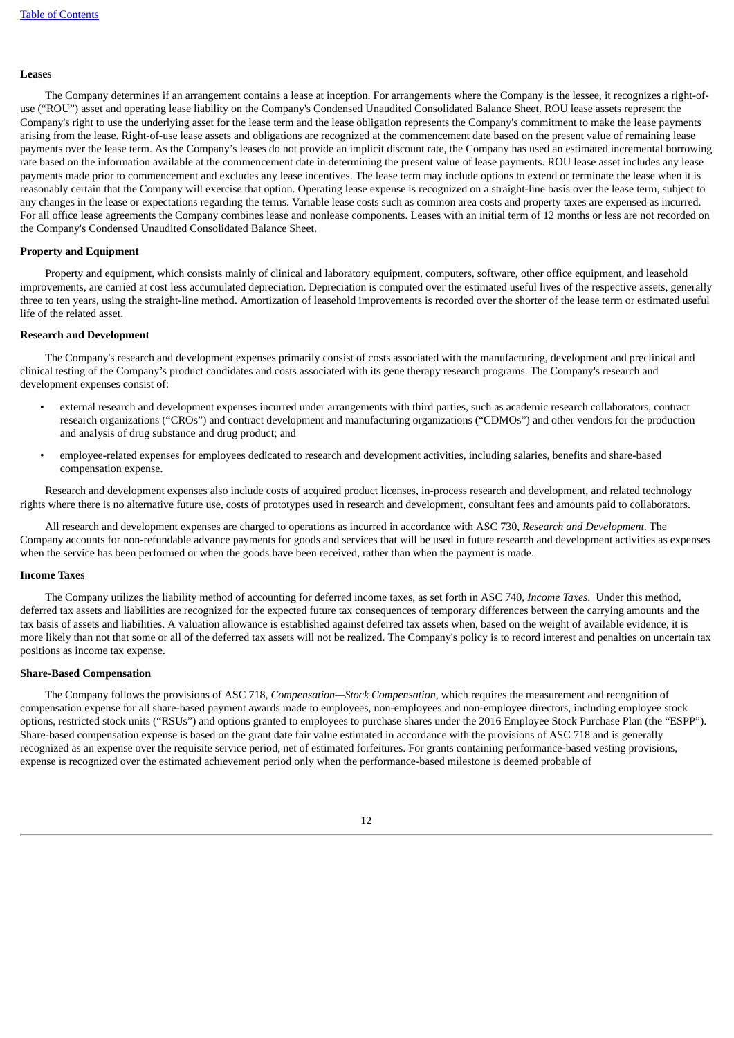**Leases**

The Company determines if an arrangement contains a lease at inception. For arrangements where the Company is the lessee, it recognizes a right-of-use ("ROU") asset and operating lease liability on the Company's Condensed Unaudited Consolidated Balance Sheet. ROU lease assets represent the Company's right to use the underlying asset for the lease term and the lease obligation represents the Company's commitment to make the lease payments arising from the lease. Right-of-use lease assets and obligations are recognized at the commencement date based on the present value of remaining lease payments over the lease term. As the Company's leases do not provide an implicit discount rate, the Company has used an estimated incremental borrowing rate based on the information available at the commencement date in determining the present value of lease payments. ROU lease asset includes any lease payments made prior to commencement and excludes any lease incentives. The lease term may include options to extend or terminate the lease when it is reasonably certain that the Company will exercise that option. Operating lease expense is recognized on a straight-line basis over the lease term, subject to any changes in the lease or expectations regarding the terms. Variable lease costs such as common area costs and property taxes are expensed as incurred. For all office lease agreements the Company combines lease and nonlease components. Leases with an initial term of 12 months or less are not recorded on the Company's Condensed Unaudited Consolidated Balance Sheet.

**Property and Equipment**

Property and equipment, which consists mainly of clinical and laboratory equipment, computers, software, other office equipment, and leasehold improvements, are carried at cost less accumulated depreciation. Depreciation is computed over the estimated useful lives of the respective assets, generally three to ten years, using the straight-line method. Amortization of leasehold improvements is recorded over the shorter of the lease term or estimated useful life of the related asset.

**Research and Development**

The Company's research and development expenses primarily consist of costs associated with the manufacturing, development and preclinical and clinical testing of the Company's product candidates and costs associated with its gene therapy research programs. The Company's research and development expenses consist of:

- external research and development expenses incurred under arrangements with third parties, such as academic research collaborators, contract research organizations ("CROs") and contract development and manufacturing organizations ("CDMOs") and other vendors for the production and analysis of drug substance and drug product; and
- employee-related expenses for employees dedicated to research and development activities, including salaries, benefits and share-based compensation expense.

Research and development expenses also include costs of acquired product licenses, in-process research and development, and related technology rights where there is no alternative future use, costs of prototypes used in research and development, consultant fees and amounts paid to collaborators.

All research and development expenses are charged to operations as incurred in accordance with ASC 730, *Research and Development*. The Company accounts for non-refundable advance payments for goods and services that will be used in future research and development activities as expenses when the service has been performed or when the goods have been received, rather than when the payment is made.

**Income Taxes**

The Company utilizes the liability method of accounting for deferred income taxes, as set forth in ASC 740, *Income Taxes*. Under this method, deferred tax assets and liabilities are recognized for the expected future tax consequences of temporary differences between the carrying amounts and the tax basis of assets and liabilities. A valuation allowance is established against deferred tax assets when, based on the weight of available evidence, it is more likely than not that some or all of the deferred tax assets will not be realized. The Company's policy is to record interest and penalties on uncertain tax positions as income tax expense.

**Share-Based Compensation**

The Company follows the provisions of ASC 718, *Compensation—Stock Compensation*, which requires the measurement and recognition of compensation expense for all share-based payment awards made to employees, non-employees and non-employee directors, including employee stock options, restricted stock units ("RSUs") and options granted to employees to purchase shares under the 2016 Employee Stock Purchase Plan (the "ESPP"). Share-based compensation expense is based on the grant date fair value estimated in accordance with the provisions of ASC 718 and is generally recognized as an expense over the requisite service period, net of estimated forfeitures. For grants containing performance-based vesting provisions, expense is recognized over the estimated achievement period only when the performance-based milestone is deemed probable of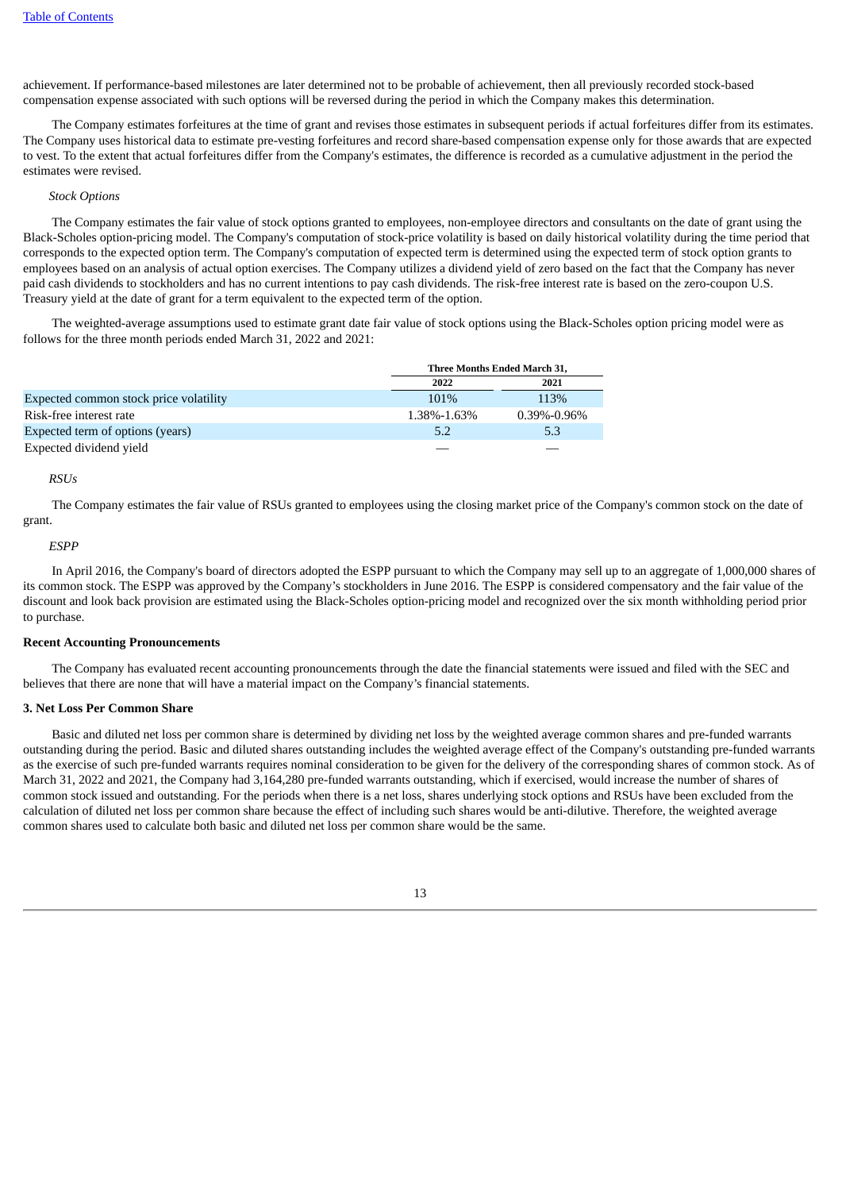achievement. If performance-based milestones are later determined not to be probable of achievement, then all previously recorded stock-based compensation expense associated with such options will be reversed during the period in which the Company makes this determination.

The Company estimates forfeitures at the time of grant and revises those estimates in subsequent periods if actual forfeitures differ from its estimates. The Company uses historical data to estimate pre-vesting forfeitures and record share-based compensation expense only for those awards that are expected to vest. To the extent that actual forfeitures differ from the Company's estimates, the difference is recorded as a cumulative adjustment in the period the estimates were revised.

*Stock Options*

The Company estimates the fair value of stock options granted to employees, non-employee directors and consultants on the date of grant using the Black-Scholes option-pricing model. The Company's computation of stock-price volatility is based on daily historical volatility during the time period that corresponds to the expected option term. The Company's computation of expected term is determined using the expected term of stock option grants to employees based on an analysis of actual option exercises. The Company utilizes a dividend yield of zero based on the fact that the Company has never paid cash dividends to stockholders and has no current intentions to pay cash dividends. The risk-free interest rate is based on the zero-coupon U.S. Treasury yield at the date of grant for a term equivalent to the expected term of the option.

The weighted-average assumptions used to estimate grant date fair value of stock options using the Black-Scholes option pricing model were as follows for the three month periods ended March 31, 2022 and 2021:

| | Three Months Ended March 31, | |
|---|---|---|
| | 2022 | 2021 |
| Expected common stock price volatility | 101% | 113% |
| Risk-free interest rate | 1.38%-1.63% | 0.39%-0.96% |
| Expected term of options (years) | 5.2 | 5.3 |
| Expected dividend yield | — | — |

*RSUs*

The Company estimates the fair value of RSUs granted to employees using the closing market price of the Company's common stock on the date of grant.

*ESPP*

In April 2016, the Company's board of directors adopted the ESPP pursuant to which the Company may sell up to an aggregate of 1,000,000 shares of its common stock. The ESPP was approved by the Company's stockholders in June 2016. The ESPP is considered compensatory and the fair value of the discount and look back provision are estimated using the Black-Scholes option-pricing model and recognized over the six month withholding period prior to purchase.

**Recent Accounting Pronouncements**

The Company has evaluated recent accounting pronouncements through the date the financial statements were issued and filed with the SEC and believes that there are none that will have a material impact on the Company's financial statements.

**3. Net Loss Per Common Share**

Basic and diluted net loss per common share is determined by dividing net loss by the weighted average common shares and pre-funded warrants outstanding during the period. Basic and diluted shares outstanding includes the weighted average effect of the Company's outstanding pre-funded warrants as the exercise of such pre-funded warrants requires nominal consideration to be given for the delivery of the corresponding shares of common stock. As of March 31, 2022 and 2021, the Company had 3,164,280 pre-funded warrants outstanding, which if exercised, would increase the number of shares of common stock issued and outstanding. For the periods when there is a net loss, shares underlying stock options and RSUs have been excluded from the calculation of diluted net loss per common share because the effect of including such shares would be anti-dilutive. Therefore, the weighted average common shares used to calculate both basic and diluted net loss per common share would be the same.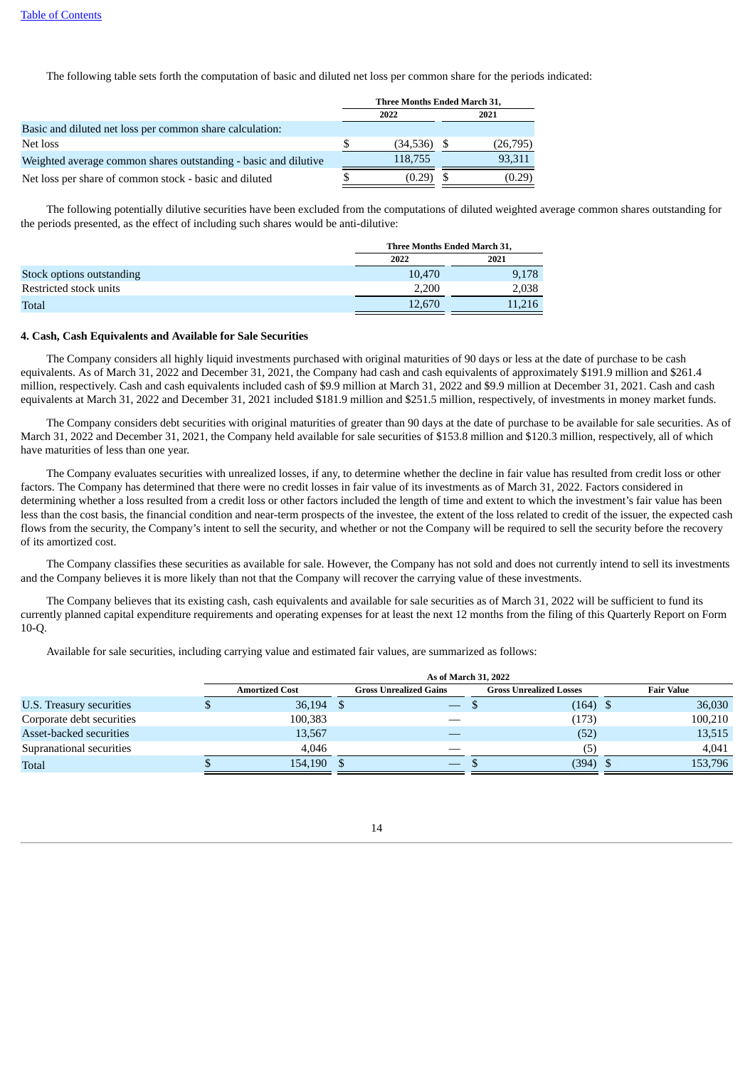The following table sets forth the computation of basic and diluted net loss per common share for the periods indicated:

| | Three Months Ended March 31, | |
|---|---|---|
| | 2022 | 2021 |
| Basic and diluted net loss per common share calculation: | | |
| Net loss | $ (34,536) | $ (26,795) |
| Weighted average common shares outstanding - basic and dilutive | 118,755 | 93,311 |
| Net loss per share of common stock - basic and diluted | $ (0.29) | $ (0.29) |

The following potentially dilutive securities have been excluded from the computations of diluted weighted average common shares outstanding for the periods presented, as the effect of including such shares would be anti-dilutive:

| | Three Months Ended March 31, | |
|---|---|---|
| | 2022 | 2021 |
| Stock options outstanding | 10,470 | 9,178 |
| Restricted stock units | 2,200 | 2,038 |
| Total | 12,670 | 11,216 |

**4. Cash, Cash Equivalents and Available for Sale Securities**

The Company considers all highly liquid investments purchased with original maturities of 90 days or less at the date of purchase to be cash equivalents. As of March 31, 2022 and December 31, 2021, the Company had cash and cash equivalents of approximately $191.9 million and $261.4 million, respectively. Cash and cash equivalents included cash of $9.9 million at March 31, 2022 and $9.9 million at December 31, 2021. Cash and cash equivalents at March 31, 2022 and December 31, 2021 included $181.9 million and $251.5 million, respectively, of investments in money market funds.

The Company considers debt securities with original maturities of greater than 90 days at the date of purchase to be available for sale securities. As of March 31, 2022 and December 31, 2021, the Company held available for sale securities of $153.8 million and $120.3 million, respectively, all of which have maturities of less than one year.

The Company evaluates securities with unrealized losses, if any, to determine whether the decline in fair value has resulted from credit loss or other factors. The Company has determined that there were no credit losses in fair value of its investments as of March 31, 2022. Factors considered in determining whether a loss resulted from a credit loss or other factors included the length of time and extent to which the investment's fair value has been less than the cost basis, the financial condition and near-term prospects of the investee, the extent of the loss related to credit of the issuer, the expected cash flows from the security, the Company's intent to sell the security, and whether or not the Company will be required to sell the security before the recovery of its amortized cost.

The Company classifies these securities as available for sale. However, the Company has not sold and does not currently intend to sell its investments and the Company believes it is more likely than not that the Company will recover the carrying value of these investments.

The Company believes that its existing cash, cash equivalents and available for sale securities as of March 31, 2022 will be sufficient to fund its currently planned capital expenditure requirements and operating expenses for at least the next 12 months from the filing of this Quarterly Report on Form 10-Q.

Available for sale securities, including carrying value and estimated fair values, are summarized as follows:

| | As of March 31, 2022 | | | |
|---|---|---|---|---|
| | Amortized Cost | Gross Unrealized Gains | Gross Unrealized Losses | Fair Value |
| U.S. Treasury securities | $ 36,194 | $ — | $ (164) | $ 36,030 |
| Corporate debt securities | 100,383 | — | (173) | 100,210 |
| Asset-backed securities | 13,567 | — | (52) | 13,515 |
| Supranational securities | 4,046 | — | (5) | 4,041 |
| Total | $ 154,190 | $ — | $ (394) | $ 153,796 |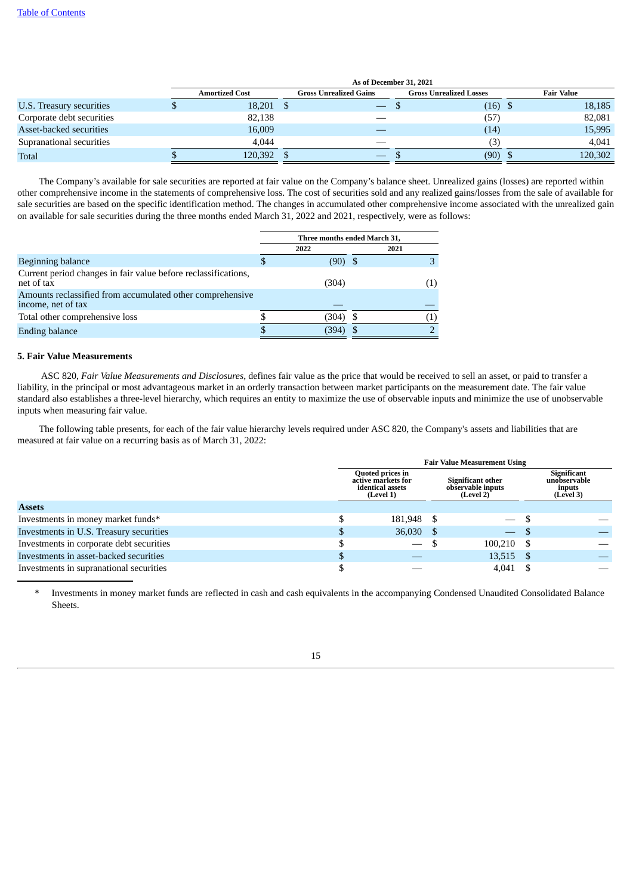| | As of December 31, 2021 | | | |
|---|---|---|---|---|
| | Amortized Cost | Gross Unrealized Gains | Gross Unrealized Losses | Fair Value |
| U.S. Treasury securities | $ 18,201 | $ — | $ (16) | $ 18,185 |
| Corporate debt securities | 82,138 | — | (57) | 82,081 |
| Asset-backed securities | 16,009 | — | (14) | 15,995 |
| Supranational securities | 4,044 | — | (3) | 4,041 |
| Total | $ 120,392 | $ — | $ (90) | $ 120,302 |

The Company's available for sale securities are reported at fair value on the Company's balance sheet. Unrealized gains (losses) are reported within other comprehensive income in the statements of comprehensive loss. The cost of securities sold and any realized gains/losses from the sale of available for sale securities are based on the specific identification method. The changes in accumulated other comprehensive income associated with the unrealized gain on available for sale securities during the three months ended March 31, 2022 and 2021, respectively, were as follows:

| | Three months ended March 31, | |
|---|---|---|
| | 2022 | 2021 |
| Beginning balance | $ (90) | $ 3 |
| Current period changes in fair value before reclassifications, net of tax | (304) | (1) |
| Amounts reclassified from accumulated other comprehensive income, net of tax | — | — |
| Total other comprehensive loss | $ (304) | $ (1) |
| Ending balance | $ (394) | $ 2 |

**5. Fair Value Measurements**

ASC 820, *Fair Value Measurements and Disclosures*, defines fair value as the price that would be received to sell an asset, or paid to transfer a liability, in the principal or most advantageous market in an orderly transaction between market participants on the measurement date. The fair value standard also establishes a three-level hierarchy, which requires an entity to maximize the use of observable inputs and minimize the use of unobservable inputs when measuring fair value.

The following table presents, for each of the fair value hierarchy levels required under ASC 820, the Company's assets and liabilities that are measured at fair value on a recurring basis as of March 31, 2022:

| | Fair Value Measurement Using | | |
|---|---|---|---|
| | Quoted prices in active markets for identical assets (Level 1) | Significant other observable inputs (Level 2) | Significant unobservable inputs (Level 3) |
| **Assets** | | | |
| Investments in money market funds* | $ 181,948 | $ — | $ — |
| Investments in U.S. Treasury securities | $ 36,030 | $ — | $ — |
| Investments in corporate debt securities | $ — | $ 100,210 | $ — |
| Investments in asset-backed securities | $ — | 13,515 | $ — |
| Investments in supranational securities | $ — | 4,041 | $ — |

\* Investments in money market funds are reflected in cash and cash equivalents in the accompanying Condensed Unaudited Consolidated Balance Sheets.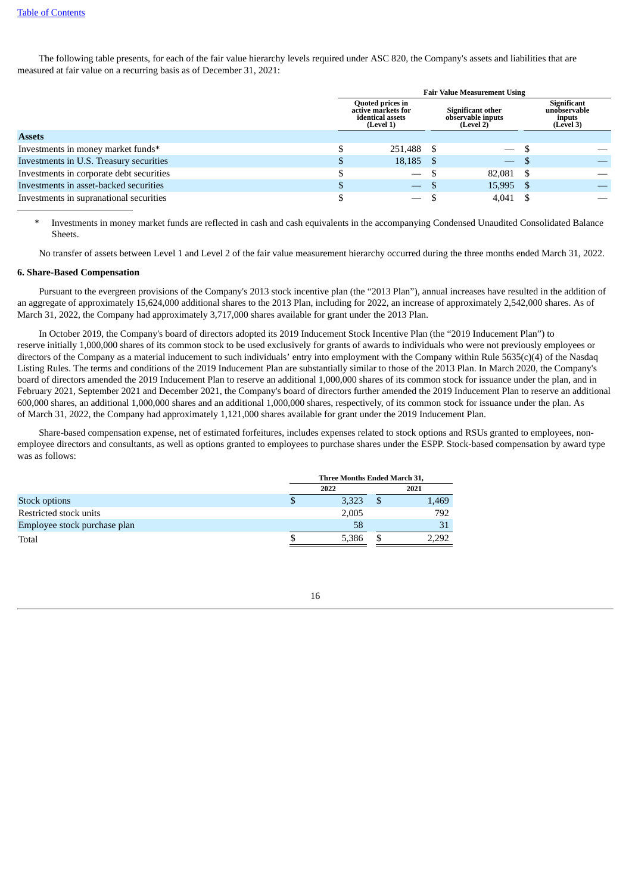The following table presents, for each of the fair value hierarchy levels required under ASC 820, the Company's assets and liabilities that are measured at fair value on a recurring basis as of December 31, 2021:

| | Fair Value Measurement Using | | |
|---|---|---|---|
| | Quoted prices in active markets for identical assets (Level 1) | Significant other observable inputs (Level 2) | Significant unobservable inputs (Level 3) |
| **Assets** | | | |
| Investments in money market funds* | $ 251,488 | $ — | $ — |
| Investments in U.S. Treasury securities | $ 18,185 | $ — | $ — |
| Investments in corporate debt securities | $ — | $ 82,081 | $ — |
| Investments in asset-backed securities | $ — | $ 15,995 | $ — |
| Investments in supranational securities | $ — | $ 4,041 | $ — |

\* Investments in money market funds are reflected in cash and cash equivalents in the accompanying Condensed Unaudited Consolidated Balance Sheets.

No transfer of assets between Level 1 and Level 2 of the fair value measurement hierarchy occurred during the three months ended March 31, 2022.

**6. Share-Based Compensation**

Pursuant to the evergreen provisions of the Company's 2013 stock incentive plan (the "2013 Plan"), annual increases have resulted in the addition of an aggregate of approximately 15,624,000 additional shares to the 2013 Plan, including for 2022, an increase of approximately 2,542,000 shares. As of March 31, 2022, the Company had approximately 3,717,000 shares available for grant under the 2013 Plan.

In October 2019, the Company's board of directors adopted its 2019 Inducement Stock Incentive Plan (the "2019 Inducement Plan") to reserve initially 1,000,000 shares of its common stock to be used exclusively for grants of awards to individuals who were not previously employees or directors of the Company as a material inducement to such individuals' entry into employment with the Company within Rule 5635(c)(4) of the Nasdaq Listing Rules. The terms and conditions of the 2019 Inducement Plan are substantially similar to those of the 2013 Plan. In March 2020, the Company's board of directors amended the 2019 Inducement Plan to reserve an additional 1,000,000 shares of its common stock for issuance under the plan, and in February 2021, September 2021 and December 2021, the Company's board of directors further amended the 2019 Inducement Plan to reserve an additional 600,000 shares, an additional 1,000,000 shares and an additional 1,000,000 shares, respectively, of its common stock for issuance under the plan. As of March 31, 2022, the Company had approximately 1,121,000 shares available for grant under the 2019 Inducement Plan.

Share-based compensation expense, net of estimated forfeitures, includes expenses related to stock options and RSUs granted to employees, non-employee directors and consultants, as well as options granted to employees to purchase shares under the ESPP. Stock-based compensation by award type was as follows:

| | Three Months Ended March 31, | |
|---|---|---|
| | 2022 | 2021 |
| Stock options | $ 3,323 | $ 1,469 |
| Restricted stock units | 2,005 | 792 |
| Employee stock purchase plan | 58 | 31 |
| Total | $ 5,386 | $ 2,292 |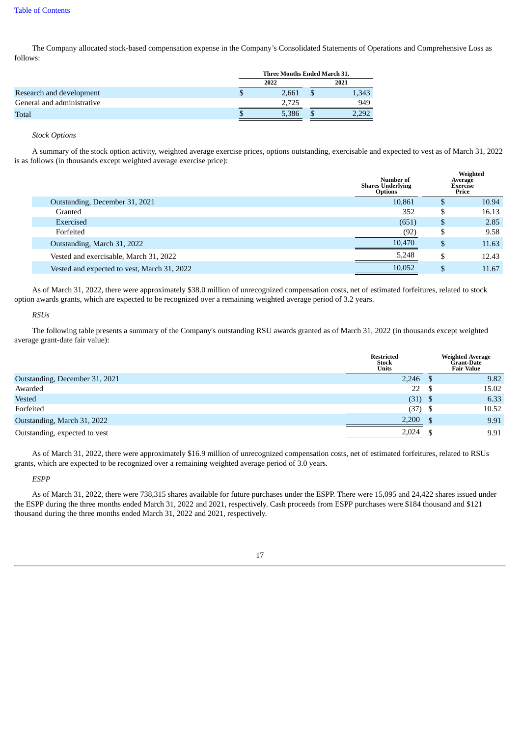The Company allocated stock-based compensation expense in the Company's Consolidated Statements of Operations and Comprehensive Loss as follows:

| | Three Months Ended March 31, | |
|---|---|---|
| | 2022 | 2021 |
| Research and development | $ 2,661 | $ 1,343 |
| General and administrative | 2,725 | 949 |
| Total | $ 5,386 | $ 2,292 |

*Stock Options*

A summary of the stock option activity, weighted average exercise prices, options outstanding, exercisable and expected to vest as of March 31, 2022 is as follows (in thousands except weighted average exercise price):

| | Number of Shares Underlying Options | Weighted Average Exercise Price |
|---|---|---|
| Outstanding, December 31, 2021 | 10,861 | $ 10.94 |
| Granted | 352 | $ 16.13 |
| Exercised | (651) | $ 2.85 |
| Forfeited | (92) | $ 9.58 |
| Outstanding, March 31, 2022 | 10,470 | $ 11.63 |
| Vested and exercisable, March 31, 2022 | 5,248 | $ 12.43 |
| Vested and expected to vest, March 31, 2022 | 10,052 | $ 11.67 |

As of March 31, 2022, there were approximately $38.0 million of unrecognized compensation costs, net of estimated forfeitures, related to stock option awards grants, which are expected to be recognized over a remaining weighted average period of 3.2 years.

*RSUs*

The following table presents a summary of the Company's outstanding RSU awards granted as of March 31, 2022 (in thousands except weighted average grant-date fair value):

| | Restricted Stock Units | Weighted Average Grant-Date Fair Value |
|---|---|---|
| Outstanding, December 31, 2021 | 2,246 | $ 9.82 |
| Awarded | 22 | $ 15.02 |
| Vested | (31) | $ 6.33 |
| Forfeited | (37) | $ 10.52 |
| Outstanding, March 31, 2022 | 2,200 | $ 9.91 |
| Outstanding, expected to vest | 2,024 | $ 9.91 |

As of March 31, 2022, there were approximately $16.9 million of unrecognized compensation costs, net of estimated forfeitures, related to RSUs grants, which are expected to be recognized over a remaining weighted average period of 3.0 years.

*ESPP*

As of March 31, 2022, there were 738,315 shares available for future purchases under the ESPP. There were 15,095 and 24,422 shares issued under the ESPP during the three months ended March 31, 2022 and 2021, respectively. Cash proceeds from ESPP purchases were $184 thousand and $121 thousand during the three months ended March 31, 2022 and 2021, respectively.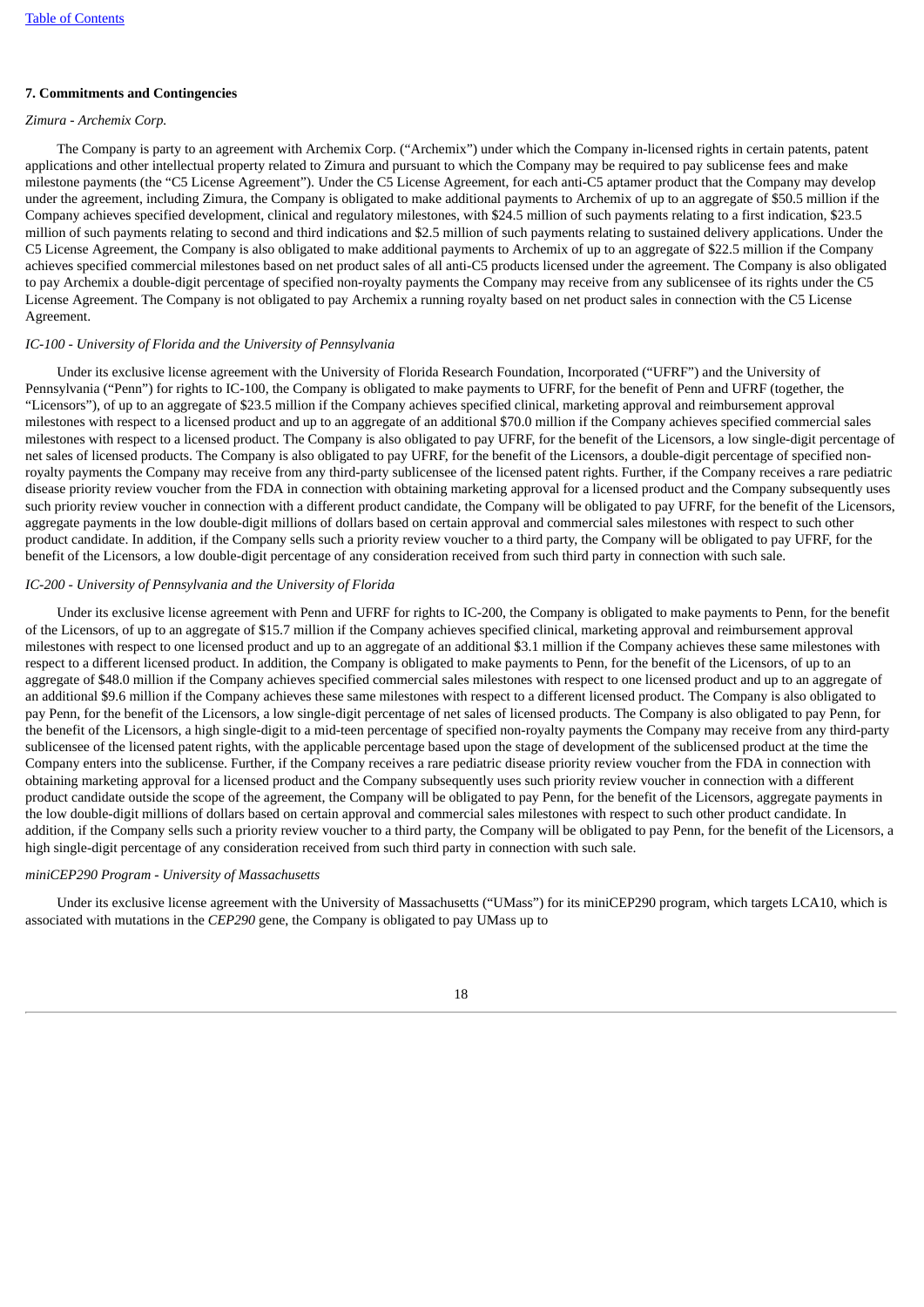### 7. Commitments and Contingencies

*Zimura - Archemix Corp.*

The Company is party to an agreement with Archemix Corp. ("Archemix") under which the Company in-licensed rights in certain patents, patent applications and other intellectual property related to Zimura and pursuant to which the Company may be required to pay sublicense fees and make milestone payments (the "C5 License Agreement"). Under the C5 License Agreement, for each anti-C5 aptamer product that the Company may develop under the agreement, including Zimura, the Company is obligated to make additional payments to Archemix of up to an aggregate of $50.5 million if the Company achieves specified development, clinical and regulatory milestones, with $24.5 million of such payments relating to a first indication, $23.5 million of such payments relating to second and third indications and $2.5 million of such payments relating to sustained delivery applications. Under the C5 License Agreement, the Company is also obligated to make additional payments to Archemix of up to an aggregate of $22.5 million if the Company achieves specified commercial milestones based on net product sales of all anti-C5 products licensed under the agreement. The Company is also obligated to pay Archemix a double-digit percentage of specified non-royalty payments the Company may receive from any sublicensee of its rights under the C5 License Agreement. The Company is not obligated to pay Archemix a running royalty based on net product sales in connection with the C5 License Agreement.

*IC-100 - University of Florida and the University of Pennsylvania*

Under its exclusive license agreement with the University of Florida Research Foundation, Incorporated ("UFRF") and the University of Pennsylvania ("Penn") for rights to IC-100, the Company is obligated to make payments to UFRF, for the benefit of Penn and UFRF (together, the "Licensors"), of up to an aggregate of $23.5 million if the Company achieves specified clinical, marketing approval and reimbursement approval milestones with respect to a licensed product and up to an aggregate of an additional $70.0 million if the Company achieves specified commercial sales milestones with respect to a licensed product. The Company is also obligated to pay UFRF, for the benefit of the Licensors, a low single-digit percentage of net sales of licensed products. The Company is also obligated to pay UFRF, for the benefit of the Licensors, a double-digit percentage of specified non-royalty payments the Company may receive from any third-party sublicensee of the licensed patent rights. Further, if the Company receives a rare pediatric disease priority review voucher from the FDA in connection with obtaining marketing approval for a licensed product and the Company subsequently uses such priority review voucher in connection with a different product candidate, the Company will be obligated to pay UFRF, for the benefit of the Licensors, aggregate payments in the low double-digit millions of dollars based on certain approval and commercial sales milestones with respect to such other product candidate. In addition, if the Company sells such a priority review voucher to a third party, the Company will be obligated to pay UFRF, for the benefit of the Licensors, a low double-digit percentage of any consideration received from such third party in connection with such sale.

*IC-200 - University of Pennsylvania and the University of Florida*

Under its exclusive license agreement with Penn and UFRF for rights to IC-200, the Company is obligated to make payments to Penn, for the benefit of the Licensors, of up to an aggregate of $15.7 million if the Company achieves specified clinical, marketing approval and reimbursement approval milestones with respect to one licensed product and up to an aggregate of an additional $3.1 million if the Company achieves these same milestones with respect to a different licensed product. In addition, the Company is obligated to make payments to Penn, for the benefit of the Licensors, of up to an aggregate of $48.0 million if the Company achieves specified commercial sales milestones with respect to one licensed product and up to an aggregate of an additional $9.6 million if the Company achieves these same milestones with respect to a different licensed product. The Company is also obligated to pay Penn, for the benefit of the Licensors, a low single-digit percentage of net sales of licensed products. The Company is also obligated to pay Penn, for the benefit of the Licensors, a high single-digit to a mid-teen percentage of specified non-royalty payments the Company may receive from any third-party sublicensee of the licensed patent rights, with the applicable percentage based upon the stage of development of the sublicensed product at the time the Company enters into the sublicense. Further, if the Company receives a rare pediatric disease priority review voucher from the FDA in connection with obtaining marketing approval for a licensed product and the Company subsequently uses such priority review voucher in connection with a different product candidate outside the scope of the agreement, the Company will be obligated to pay Penn, for the benefit of the Licensors, aggregate payments in the low double-digit millions of dollars based on certain approval and commercial sales milestones with respect to such other product candidate. In addition, if the Company sells such a priority review voucher to a third party, the Company will be obligated to pay Penn, for the benefit of the Licensors, a high single-digit percentage of any consideration received from such third party in connection with such sale.

*miniCEP290 Program - University of Massachusetts*

Under its exclusive license agreement with the University of Massachusetts ("UMass") for its miniCEP290 program, which targets LCA10, which is associated with mutations in the *CEP290* gene, the Company is obligated to pay UMass up to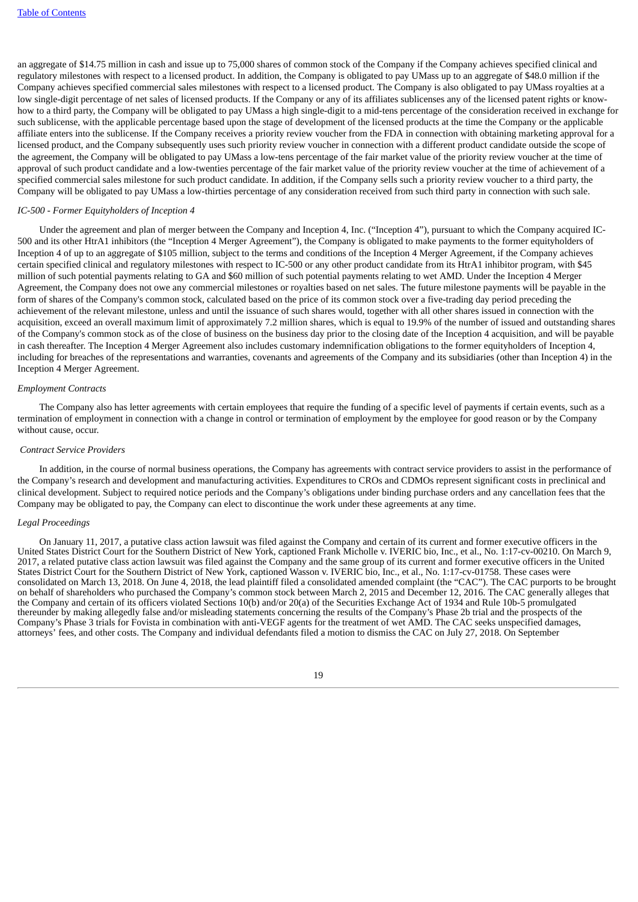an aggregate of $14.75 million in cash and issue up to 75,000 shares of common stock of the Company if the Company achieves specified clinical and regulatory milestones with respect to a licensed product. In addition, the Company is obligated to pay UMass up to an aggregate of $48.0 million if the Company achieves specified commercial sales milestones with respect to a licensed product. The Company is also obligated to pay UMass royalties at a low single-digit percentage of net sales of licensed products. If the Company or any of its affiliates sublicenses any of the licensed patent rights or know-how to a third party, the Company will be obligated to pay UMass a high single-digit to a mid-tens percentage of the consideration received in exchange for such sublicense, with the applicable percentage based upon the stage of development of the licensed products at the time the Company or the applicable affiliate enters into the sublicense. If the Company receives a priority review voucher from the FDA in connection with obtaining marketing approval for a licensed product, and the Company subsequently uses such priority review voucher in connection with a different product candidate outside the scope of the agreement, the Company will be obligated to pay UMass a low-tens percentage of the fair market value of the priority review voucher at the time of approval of such product candidate and a low-twenties percentage of the fair market value of the priority review voucher at the time of achievement of a specified commercial sales milestone for such product candidate. In addition, if the Company sells such a priority review voucher to a third party, the Company will be obligated to pay UMass a low-thirties percentage of any consideration received from such third party in connection with such sale.

*IC-500 - Former Equityholders of Inception 4*

Under the agreement and plan of merger between the Company and Inception 4, Inc. ("Inception 4"), pursuant to which the Company acquired IC-500 and its other HtrA1 inhibitors (the "Inception 4 Merger Agreement"), the Company is obligated to make payments to the former equityholders of Inception 4 of up to an aggregate of $105 million, subject to the terms and conditions of the Inception 4 Merger Agreement, if the Company achieves certain specified clinical and regulatory milestones with respect to IC-500 or any other product candidate from its HtrA1 inhibitor program, with $45 million of such potential payments relating to GA and $60 million of such potential payments relating to wet AMD. Under the Inception 4 Merger Agreement, the Company does not owe any commercial milestones or royalties based on net sales. The future milestone payments will be payable in the form of shares of the Company's common stock, calculated based on the price of its common stock over a five-trading day period preceding the achievement of the relevant milestone, unless and until the issuance of such shares would, together with all other shares issued in connection with the acquisition, exceed an overall maximum limit of approximately 7.2 million shares, which is equal to 19.9% of the number of issued and outstanding shares of the Company's common stock as of the close of business on the business day prior to the closing date of the Inception 4 acquisition, and will be payable in cash thereafter. The Inception 4 Merger Agreement also includes customary indemnification obligations to the former equityholders of Inception 4, including for breaches of the representations and warranties, covenants and agreements of the Company and its subsidiaries (other than Inception 4) in the Inception 4 Merger Agreement.

*Employment Contracts*

The Company also has letter agreements with certain employees that require the funding of a specific level of payments if certain events, such as a termination of employment in connection with a change in control or termination of employment by the employee for good reason or by the Company without cause, occur.

*Contract Service Providers*

In addition, in the course of normal business operations, the Company has agreements with contract service providers to assist in the performance of the Company's research and development and manufacturing activities. Expenditures to CROs and CDMOs represent significant costs in preclinical and clinical development. Subject to required notice periods and the Company's obligations under binding purchase orders and any cancellation fees that the Company may be obligated to pay, the Company can elect to discontinue the work under these agreements at any time.

*Legal Proceedings*

On January 11, 2017, a putative class action lawsuit was filed against the Company and certain of its current and former executive officers in the United States District Court for the Southern District of New York, captioned Frank Micholle v. IVERIC bio, Inc., et al., No. 1:17-cv-00210. On March 9, 2017, a related putative class action lawsuit was filed against the Company and the same group of its current and former executive officers in the United States District Court for the Southern District of New York, captioned Wasson v. IVERIC bio, Inc., et al., No. 1:17-cv-01758. These cases were consolidated on March 13, 2018. On June 4, 2018, the lead plaintiff filed a consolidated amended complaint (the "CAC"). The CAC purports to be brought on behalf of shareholders who purchased the Company's common stock between March 2, 2015 and December 12, 2016. The CAC generally alleges that the Company and certain of its officers violated Sections 10(b) and/or 20(a) of the Securities Exchange Act of 1934 and Rule 10b-5 promulgated thereunder by making allegedly false and/or misleading statements concerning the results of the Company's Phase 2b trial and the prospects of the Company's Phase 3 trials for Fovista in combination with anti-VEGF agents for the treatment of wet AMD. The CAC seeks unspecified damages, attorneys' fees, and other costs. The Company and individual defendants filed a motion to dismiss the CAC on July 27, 2018. On September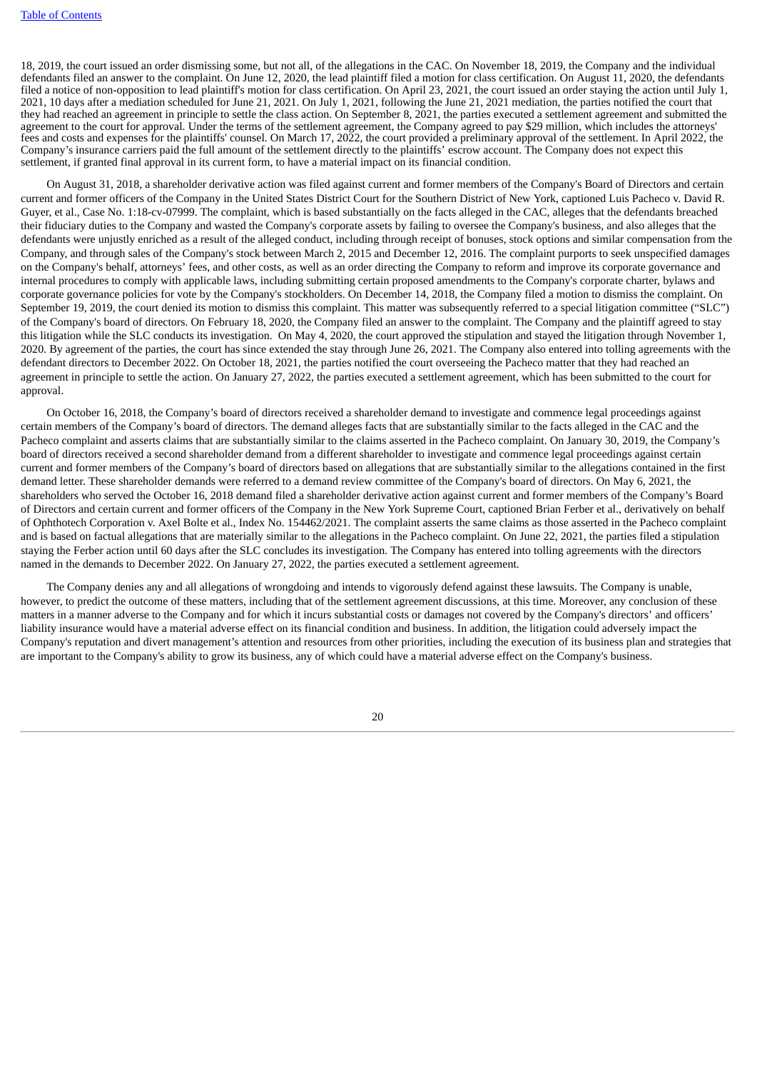18, 2019, the court issued an order dismissing some, but not all, of the allegations in the CAC. On November 18, 2019, the Company and the individual defendants filed an answer to the complaint. On June 12, 2020, the lead plaintiff filed a motion for class certification. On August 11, 2020, the defendants filed a notice of non-opposition to lead plaintiff's motion for class certification. On April 23, 2021, the court issued an order staying the action until July 1, 2021, 10 days after a mediation scheduled for June 21, 2021. On July 1, 2021, following the June 21, 2021 mediation, the parties notified the court that they had reached an agreement in principle to settle the class action. On September 8, 2021, the parties executed a settlement agreement and submitted the agreement to the court for approval. Under the terms of the settlement agreement, the Company agreed to pay $29 million, which includes the attorneys' fees and costs and expenses for the plaintiffs' counsel. On March 17, 2022, the court provided a preliminary approval of the settlement. In April 2022, the Company's insurance carriers paid the full amount of the settlement directly to the plaintiffs' escrow account. The Company does not expect this settlement, if granted final approval in its current form, to have a material impact on its financial condition.

On August 31, 2018, a shareholder derivative action was filed against current and former members of the Company's Board of Directors and certain current and former officers of the Company in the United States District Court for the Southern District of New York, captioned Luis Pacheco v. David R. Guyer, et al., Case No. 1:18-cv-07999. The complaint, which is based substantially on the facts alleged in the CAC, alleges that the defendants breached their fiduciary duties to the Company and wasted the Company's corporate assets by failing to oversee the Company's business, and also alleges that the defendants were unjustly enriched as a result of the alleged conduct, including through receipt of bonuses, stock options and similar compensation from the Company, and through sales of the Company's stock between March 2, 2015 and December 12, 2016. The complaint purports to seek unspecified damages on the Company's behalf, attorneys' fees, and other costs, as well as an order directing the Company to reform and improve its corporate governance and internal procedures to comply with applicable laws, including submitting certain proposed amendments to the Company's corporate charter, bylaws and corporate governance policies for vote by the Company's stockholders. On December 14, 2018, the Company filed a motion to dismiss the complaint. On September 19, 2019, the court denied its motion to dismiss this complaint. This matter was subsequently referred to a special litigation committee ("SLC") of the Company's board of directors. On February 18, 2020, the Company filed an answer to the complaint. The Company and the plaintiff agreed to stay this litigation while the SLC conducts its investigation. On May 4, 2020, the court approved the stipulation and stayed the litigation through November 1, 2020. By agreement of the parties, the court has since extended the stay through June 26, 2021. The Company also entered into tolling agreements with the defendant directors to December 2022. On October 18, 2021, the parties notified the court overseeing the Pacheco matter that they had reached an agreement in principle to settle the action. On January 27, 2022, the parties executed a settlement agreement, which has been submitted to the court for approval.

On October 16, 2018, the Company's board of directors received a shareholder demand to investigate and commence legal proceedings against certain members of the Company's board of directors. The demand alleges facts that are substantially similar to the facts alleged in the CAC and the Pacheco complaint and asserts claims that are substantially similar to the claims asserted in the Pacheco complaint. On January 30, 2019, the Company's board of directors received a second shareholder demand from a different shareholder to investigate and commence legal proceedings against certain current and former members of the Company's board of directors based on allegations that are substantially similar to the allegations contained in the first demand letter. These shareholder demands were referred to a demand review committee of the Company's board of directors. On May 6, 2021, the shareholders who served the October 16, 2018 demand filed a shareholder derivative action against current and former members of the Company's Board of Directors and certain current and former officers of the Company in the New York Supreme Court, captioned Brian Ferber et al., derivatively on behalf of Ophthotech Corporation v. Axel Bolte et al., Index No. 154462/2021. The complaint asserts the same claims as those asserted in the Pacheco complaint and is based on factual allegations that are materially similar to the allegations in the Pacheco complaint. On June 22, 2021, the parties filed a stipulation staying the Ferber action until 60 days after the SLC concludes its investigation. The Company has entered into tolling agreements with the directors named in the demands to December 2022. On January 27, 2022, the parties executed a settlement agreement.

The Company denies any and all allegations of wrongdoing and intends to vigorously defend against these lawsuits. The Company is unable, however, to predict the outcome of these matters, including that of the settlement agreement discussions, at this time. Moreover, any conclusion of these matters in a manner adverse to the Company and for which it incurs substantial costs or damages not covered by the Company's directors' and officers' liability insurance would have a material adverse effect on its financial condition and business. In addition, the litigation could adversely impact the Company's reputation and divert management's attention and resources from other priorities, including the execution of its business plan and strategies that are important to the Company's ability to grow its business, any of which could have a material adverse effect on the Company's business.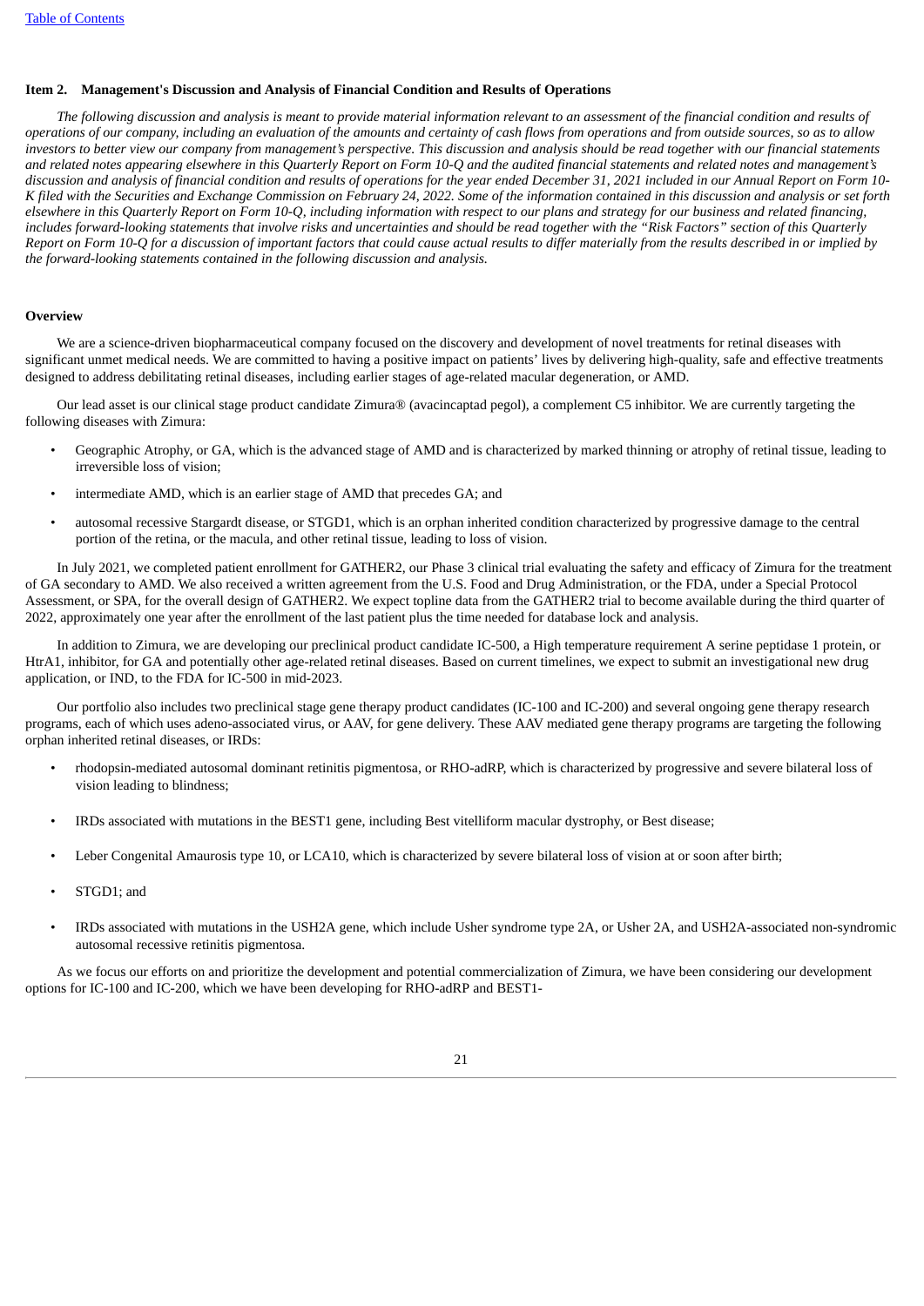### Item 2. Management's Discussion and Analysis of Financial Condition and Results of Operations

*The following discussion and analysis is meant to provide material information relevant to an assessment of the financial condition and results of operations of our company, including an evaluation of the amounts and certainty of cash flows from operations and from outside sources, so as to allow investors to better view our company from management's perspective. This discussion and analysis should be read together with our financial statements and related notes appearing elsewhere in this Quarterly Report on Form 10-Q and the audited financial statements and related notes and management's discussion and analysis of financial condition and results of operations for the year ended December 31, 2021 included in our Annual Report on Form 10-K filed with the Securities and Exchange Commission on February 24, 2022. Some of the information contained in this discussion and analysis or set forth elsewhere in this Quarterly Report on Form 10-Q, including information with respect to our plans and strategy for our business and related financing, includes forward-looking statements that involve risks and uncertainties and should be read together with the "Risk Factors" section of this Quarterly Report on Form 10-Q for a discussion of important factors that could cause actual results to differ materially from the results described in or implied by the forward-looking statements contained in the following discussion and analysis.*

#### Overview

We are a science-driven biopharmaceutical company focused on the discovery and development of novel treatments for retinal diseases with significant unmet medical needs. We are committed to having a positive impact on patients' lives by delivering high-quality, safe and effective treatments designed to address debilitating retinal diseases, including earlier stages of age-related macular degeneration, or AMD.

Our lead asset is our clinical stage product candidate Zimura® (avacincaptad pegol), a complement C5 inhibitor. We are currently targeting the following diseases with Zimura:

- Geographic Atrophy, or GA, which is the advanced stage of AMD and is characterized by marked thinning or atrophy of retinal tissue, leading to irreversible loss of vision;
- intermediate AMD, which is an earlier stage of AMD that precedes GA; and
- autosomal recessive Stargardt disease, or STGD1, which is an orphan inherited condition characterized by progressive damage to the central portion of the retina, or the macula, and other retinal tissue, leading to loss of vision.

In July 2021, we completed patient enrollment for GATHER2, our Phase 3 clinical trial evaluating the safety and efficacy of Zimura for the treatment of GA secondary to AMD. We also received a written agreement from the U.S. Food and Drug Administration, or the FDA, under a Special Protocol Assessment, or SPA, for the overall design of GATHER2. We expect topline data from the GATHER2 trial to become available during the third quarter of 2022, approximately one year after the enrollment of the last patient plus the time needed for database lock and analysis.

In addition to Zimura, we are developing our preclinical product candidate IC-500, a High temperature requirement A serine peptidase 1 protein, or HtrA1, inhibitor, for GA and potentially other age-related retinal diseases. Based on current timelines, we expect to submit an investigational new drug application, or IND, to the FDA for IC-500 in mid-2023.

Our portfolio also includes two preclinical stage gene therapy product candidates (IC-100 and IC-200) and several ongoing gene therapy research programs, each of which uses adeno-associated virus, or AAV, for gene delivery. These AAV mediated gene therapy programs are targeting the following orphan inherited retinal diseases, or IRDs:

- rhodopsin-mediated autosomal dominant retinitis pigmentosa, or RHO-adRP, which is characterized by progressive and severe bilateral loss of vision leading to blindness;
- IRDs associated with mutations in the BEST1 gene, including Best vitelliform macular dystrophy, or Best disease;
- Leber Congenital Amaurosis type 10, or LCA10, which is characterized by severe bilateral loss of vision at or soon after birth;
- STGD1; and
- IRDs associated with mutations in the USH2A gene, which include Usher syndrome type 2A, or Usher 2A, and USH2A-associated non-syndromic autosomal recessive retinitis pigmentosa.

As we focus our efforts on and prioritize the development and potential commercialization of Zimura, we have been considering our development options for IC-100 and IC-200, which we have been developing for RHO-adRP and BEST1-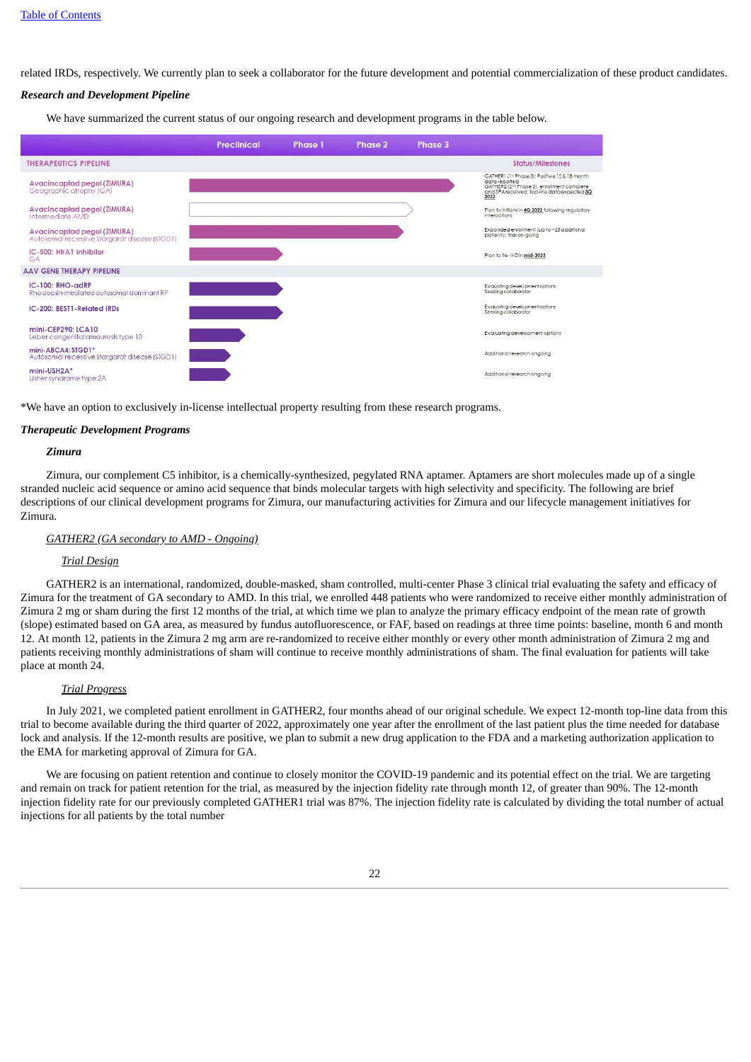related IRDs, respectively. We currently plan to seek a collaborator for the future development and potential commercialization of these product candidates.

***Research and Development Pipeline***

We have summarized the current status of our ongoing research and development programs in the table below.

| | Preclinical | Phase 1 | Phase 2 | Phase 3 | Status/Milestones |
|---|---|---|---|---|---|
| **THERAPEUTICS PIPELINE** | | | | | |
| Avacincaptad pegol (ZIMURA) Geographic atrophy (GA) | | | | | GATHER1 (1st Phase 3): Positive 12 & 18 month data reported GATHER2 (2nd Phase 3): enrollment complete and SPA received; top-line data expected 3Q 2022 |
| Avacincaptad pegol (ZIMURA) Intermediate AMD | | | | | Plan to initiate in 4Q 2022 following regulatory interactions |
| Avacincaptad pegol (ZIMURA) Autosomal recessive Stargardt disease (STGD1) | | | | | Expanded enrollment (up to ~25 additional patients); trial on-going |
| IC-500: HtrA1 inhibitor GA | | | | | Plan to file IND in mid-2023 |
| **AAV GENE THERAPY PIPELINE** | | | | | |
| IC-100: RHO-adRP Rhodopsin-mediated autosomal dominant RP | | | | | Evaluating development options Seeking collaborator |
| IC-200: BEST1-Related IRDs | | | | | Evaluating development options Seeking collaborator |
| mini-CEP290: LCA10 Leber congenital amaurosis type 10 | | | | | Evaluating development options |
| mini-ABCA4: STGD1* Autosomal recessive Stargardt disease (STGD1) | | | | | Additional research ongoing |
| mini-USH2A* Usher syndrome type 2A | | | | | Additional research ongoing |

*We have an option to exclusively in-license intellectual property resulting from these research programs.

***Therapeutic Development Programs***

***Zimura***

Zimura, our complement C5 inhibitor, is a chemically-synthesized, pegylated RNA aptamer. Aptamers are short molecules made up of a single stranded nucleic acid sequence or amino acid sequence that binds molecular targets with high selectivity and specificity. The following are brief descriptions of our clinical development programs for Zimura, our manufacturing activities for Zimura and our lifecycle management initiatives for Zimura.

*GATHER2 (GA secondary to AMD - Ongoing)*

*Trial Design*

GATHER2 is an international, randomized, double-masked, sham controlled, multi-center Phase 3 clinical trial evaluating the safety and efficacy of Zimura for the treatment of GA secondary to AMD. In this trial, we enrolled 448 patients who were randomized to receive either monthly administration of Zimura 2 mg or sham during the first 12 months of the trial, at which time we plan to analyze the primary efficacy endpoint of the mean rate of growth (slope) estimated based on GA area, as measured by fundus autofluorescence, or FAF, based on readings at three time points: baseline, month 6 and month 12. At month 12, patients in the Zimura 2 mg arm are re-randomized to receive either monthly or every other month administration of Zimura 2 mg and patients receiving monthly administrations of sham will continue to receive monthly administrations of sham. The final evaluation for patients will take place at month 24.

*Trial Progress*

In July 2021, we completed patient enrollment in GATHER2, four months ahead of our original schedule. We expect 12-month top-line data from this trial to become available during the third quarter of 2022, approximately one year after the enrollment of the last patient plus the time needed for database lock and analysis. If the 12-month results are positive, we plan to submit a new drug application to the FDA and a marketing authorization application to the EMA for marketing approval of Zimura for GA.

We are focusing on patient retention and continue to closely monitor the COVID-19 pandemic and its potential effect on the trial. We are targeting and remain on track for patient retention for the trial, as measured by the injection fidelity rate through month 12, of greater than 90%. The 12-month injection fidelity rate for our previously completed GATHER1 trial was 87%. The injection fidelity rate is calculated by dividing the total number of actual injections for all patients by the total number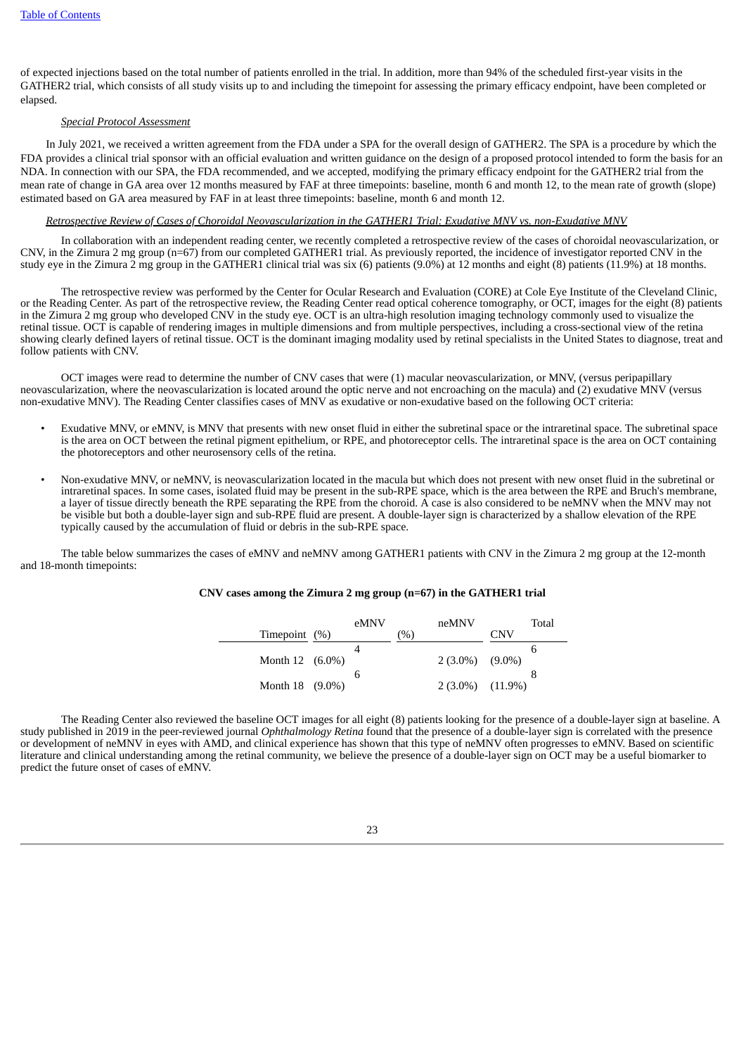of expected injections based on the total number of patients enrolled in the trial. In addition, more than 94% of the scheduled first-year visits in the GATHER2 trial, which consists of all study visits up to and including the timepoint for assessing the primary efficacy endpoint, have been completed or elapsed.

*Special Protocol Assessment*

In July 2021, we received a written agreement from the FDA under a SPA for the overall design of GATHER2. The SPA is a procedure by which the FDA provides a clinical trial sponsor with an official evaluation and written guidance on the design of a proposed protocol intended to form the basis for an NDA. In connection with our SPA, the FDA recommended, and we accepted, modifying the primary efficacy endpoint for the GATHER2 trial from the mean rate of change in GA area over 12 months measured by FAF at three timepoints: baseline, month 6 and month 12, to the mean rate of growth (slope) estimated based on GA area measured by FAF in at least three timepoints: baseline, month 6 and month 12.

*Retrospective Review of Cases of Choroidal Neovascularization in the GATHER1 Trial: Exudative MNV vs. non-Exudative MNV*

In collaboration with an independent reading center, we recently completed a retrospective review of the cases of choroidal neovascularization, or CNV, in the Zimura 2 mg group (n=67) from our completed GATHER1 trial. As previously reported, the incidence of investigator reported CNV in the study eye in the Zimura 2 mg group in the GATHER1 clinical trial was six (6) patients (9.0%) at 12 months and eight (8) patients (11.9%) at 18 months.

The retrospective review was performed by the Center for Ocular Research and Evaluation (CORE) at Cole Eye Institute of the Cleveland Clinic, or the Reading Center. As part of the retrospective review, the Reading Center read optical coherence tomography, or OCT, images for the eight (8) patients in the Zimura 2 mg group who developed CNV in the study eye. OCT is an ultra-high resolution imaging technology commonly used to visualize the retinal tissue. OCT is capable of rendering images in multiple dimensions and from multiple perspectives, including a cross-sectional view of the retina showing clearly defined layers of retinal tissue. OCT is the dominant imaging modality used by retinal specialists in the United States to diagnose, treat and follow patients with CNV.

OCT images were read to determine the number of CNV cases that were (1) macular neovascularization, or MNV, (versus peripapillary neovascularization, where the neovascularization is located around the optic nerve and not encroaching on the macula) and (2) exudative MNV (versus non-exudative MNV). The Reading Center classifies cases of MNV as exudative or non-exudative based on the following OCT criteria:

- Exudative MNV, or eMNV, is MNV that presents with new onset fluid in either the subretinal space or the intraretinal space. The subretinal space is the area on OCT between the retinal pigment epithelium, or RPE, and photoreceptor cells. The intraretinal space is the area on OCT containing the photoreceptors and other neurosensory cells of the retina.
- Non-exudative MNV, or neMNV, is neovascularization located in the macula but which does not present with new onset fluid in the subretinal or intraretinal spaces. In some cases, isolated fluid may be present in the sub-RPE space, which is the area between the RPE and Bruch's membrane, a layer of tissue directly beneath the RPE separating the RPE from the choroid. A case is also considered to be neMNV when the MNV may not be visible but both a double-layer sign and sub-RPE fluid are present. A double-layer sign is characterized by a shallow elevation of the RPE typically caused by the accumulation of fluid or debris in the sub-RPE space.

The table below summarizes the cases of eMNV and neMNV among GATHER1 patients with CNV in the Zimura 2 mg group at the 12-month and 18-month timepoints:

**CNV cases among the Zimura 2 mg group (n=67) in the GATHER1 trial**

| Timepoint | eMNV (%) | neMNV (%) | Total CNV |
|---|---|---|---|
| Month 12 | 4 (6.0%) | 2 (3.0%) | 6 (9.0%) |
| Month 18 | 6 (9.0%) | 2 (3.0%) | 8 (11.9%) |

The Reading Center also reviewed the baseline OCT images for all eight (8) patients looking for the presence of a double-layer sign at baseline. A study published in 2019 in the peer-reviewed journal *Ophthalmology Retina* found that the presence of a double-layer sign is correlated with the presence or development of neMNV in eyes with AMD, and clinical experience has shown that this type of neMNV often progresses to eMNV. Based on scientific literature and clinical understanding among the retinal community, we believe the presence of a double-layer sign on OCT may be a useful biomarker to predict the future onset of cases of eMNV.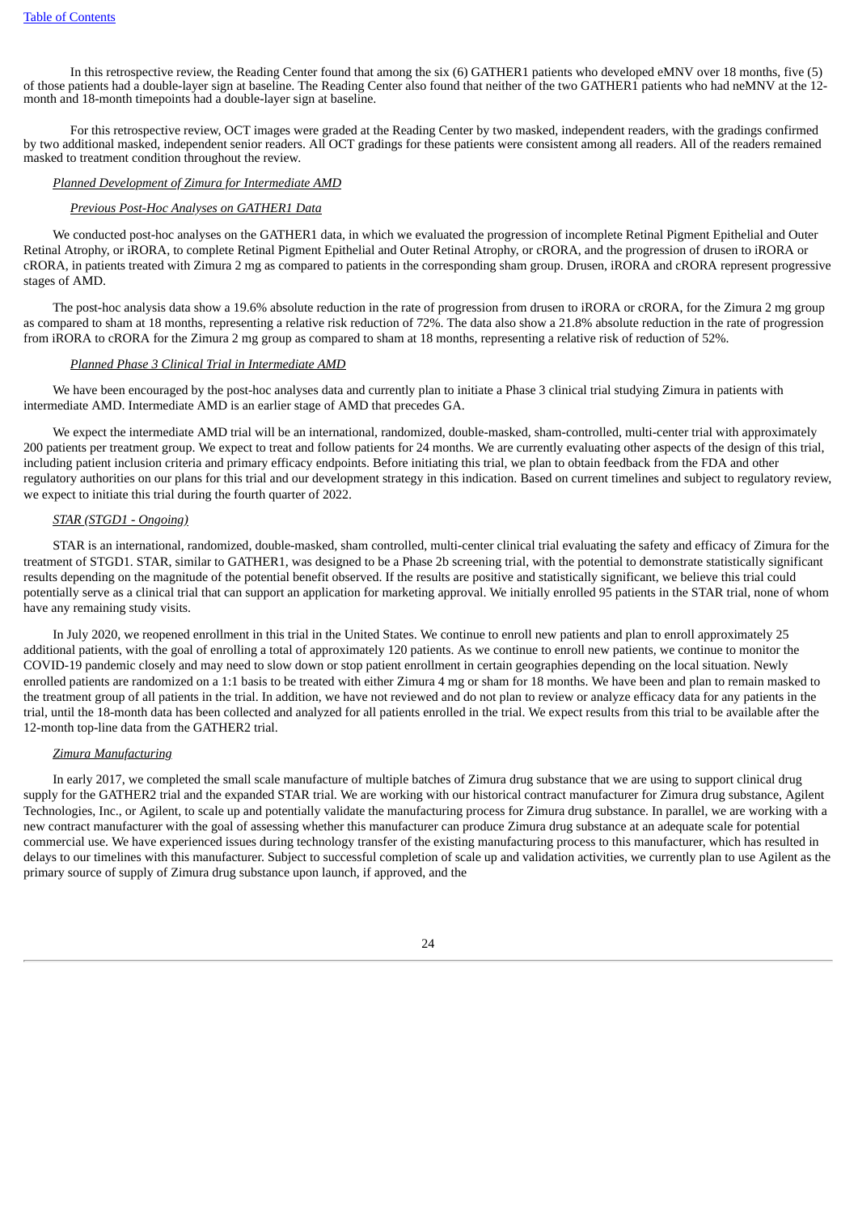In this retrospective review, the Reading Center found that among the six (6) GATHER1 patients who developed eMNV over 18 months, five (5) of those patients had a double-layer sign at baseline. The Reading Center also found that neither of the two GATHER1 patients who had neMNV at the 12-month and 18-month timepoints had a double-layer sign at baseline.

For this retrospective review, OCT images were graded at the Reading Center by two masked, independent readers, with the gradings confirmed by two additional masked, independent senior readers. All OCT gradings for these patients were consistent among all readers. All of the readers remained masked to treatment condition throughout the review.

*Planned Development of Zimura for Intermediate AMD*

*Previous Post-Hoc Analyses on GATHER1 Data*

We conducted post-hoc analyses on the GATHER1 data, in which we evaluated the progression of incomplete Retinal Pigment Epithelial and Outer Retinal Atrophy, or iRORA, to complete Retinal Pigment Epithelial and Outer Retinal Atrophy, or cRORA, and the progression of drusen to iRORA or cRORA, in patients treated with Zimura 2 mg as compared to patients in the corresponding sham group. Drusen, iRORA and cRORA represent progressive stages of AMD.

The post-hoc analysis data show a 19.6% absolute reduction in the rate of progression from drusen to iRORA or cRORA, for the Zimura 2 mg group as compared to sham at 18 months, representing a relative risk reduction of 72%. The data also show a 21.8% absolute reduction in the rate of progression from iRORA to cRORA for the Zimura 2 mg group as compared to sham at 18 months, representing a relative risk of reduction of 52%.

*Planned Phase 3 Clinical Trial in Intermediate AMD*

We have been encouraged by the post-hoc analyses data and currently plan to initiate a Phase 3 clinical trial studying Zimura in patients with intermediate AMD. Intermediate AMD is an earlier stage of AMD that precedes GA.

We expect the intermediate AMD trial will be an international, randomized, double-masked, sham-controlled, multi-center trial with approximately 200 patients per treatment group. We expect to treat and follow patients for 24 months. We are currently evaluating other aspects of the design of this trial, including patient inclusion criteria and primary efficacy endpoints. Before initiating this trial, we plan to obtain feedback from the FDA and other regulatory authorities on our plans for this trial and our development strategy in this indication. Based on current timelines and subject to regulatory review, we expect to initiate this trial during the fourth quarter of 2022.

*STAR (STGD1 - Ongoing)*

STAR is an international, randomized, double-masked, sham controlled, multi-center clinical trial evaluating the safety and efficacy of Zimura for the treatment of STGD1. STAR, similar to GATHER1, was designed to be a Phase 2b screening trial, with the potential to demonstrate statistically significant results depending on the magnitude of the potential benefit observed. If the results are positive and statistically significant, we believe this trial could potentially serve as a clinical trial that can support an application for marketing approval. We initially enrolled 95 patients in the STAR trial, none of whom have any remaining study visits.

In July 2020, we reopened enrollment in this trial in the United States. We continue to enroll new patients and plan to enroll approximately 25 additional patients, with the goal of enrolling a total of approximately 120 patients. As we continue to enroll new patients, we continue to monitor the COVID-19 pandemic closely and may need to slow down or stop patient enrollment in certain geographies depending on the local situation. Newly enrolled patients are randomized on a 1:1 basis to be treated with either Zimura 4 mg or sham for 18 months. We have been and plan to remain masked to the treatment group of all patients in the trial. In addition, we have not reviewed and do not plan to review or analyze efficacy data for any patients in the trial, until the 18-month data has been collected and analyzed for all patients enrolled in the trial. We expect results from this trial to be available after the 12-month top-line data from the GATHER2 trial.

*Zimura Manufacturing*

In early 2017, we completed the small scale manufacture of multiple batches of Zimura drug substance that we are using to support clinical drug supply for the GATHER2 trial and the expanded STAR trial. We are working with our historical contract manufacturer for Zimura drug substance, Agilent Technologies, Inc., or Agilent, to scale up and potentially validate the manufacturing process for Zimura drug substance. In parallel, we are working with a new contract manufacturer with the goal of assessing whether this manufacturer can produce Zimura drug substance at an adequate scale for potential commercial use. We have experienced issues during technology transfer of the existing manufacturing process to this manufacturer, which has resulted in delays to our timelines with this manufacturer. Subject to successful completion of scale up and validation activities, we currently plan to use Agilent as the primary source of supply of Zimura drug substance upon launch, if approved, and the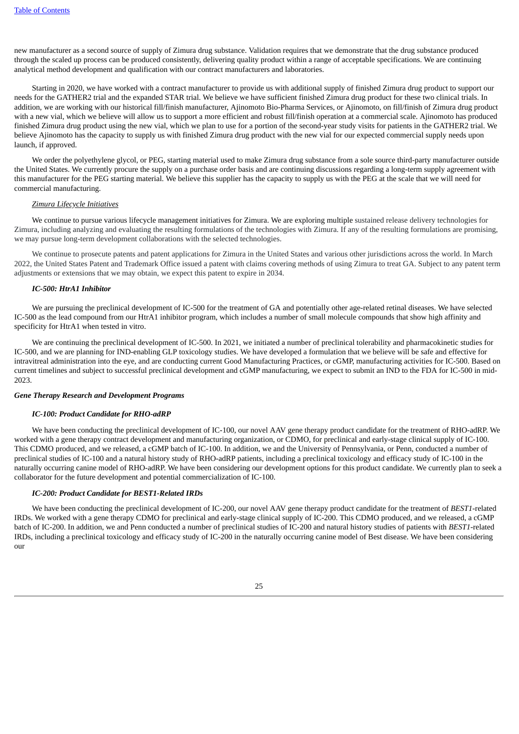new manufacturer as a second source of supply of Zimura drug substance. Validation requires that we demonstrate that the drug substance produced through the scaled up process can be produced consistently, delivering quality product within a range of acceptable specifications. We are continuing analytical method development and qualification with our contract manufacturers and laboratories.

Starting in 2020, we have worked with a contract manufacturer to provide us with additional supply of finished Zimura drug product to support our needs for the GATHER2 trial and the expanded STAR trial. We believe we have sufficient finished Zimura drug product for these two clinical trials. In addition, we are working with our historical fill/finish manufacturer, Ajinomoto Bio-Pharma Services, or Ajinomoto, on fill/finish of Zimura drug product with a new vial, which we believe will allow us to support a more efficient and robust fill/finish operation at a commercial scale. Ajinomoto has produced finished Zimura drug product using the new vial, which we plan to use for a portion of the second-year study visits for patients in the GATHER2 trial. We believe Ajinomoto has the capacity to supply us with finished Zimura drug product with the new vial for our expected commercial supply needs upon launch, if approved.

We order the polyethylene glycol, or PEG, starting material used to make Zimura drug substance from a sole source third-party manufacturer outside the United States. We currently procure the supply on a purchase order basis and are continuing discussions regarding a long-term supply agreement with this manufacturer for the PEG starting material. We believe this supplier has the capacity to supply us with the PEG at the scale that we will need for commercial manufacturing.

*Zimura Lifecycle Initiatives*

We continue to pursue various lifecycle management initiatives for Zimura. We are exploring multiple sustained release delivery technologies for Zimura, including analyzing and evaluating the resulting formulations of the technologies with Zimura. If any of the resulting formulations are promising, we may pursue long-term development collaborations with the selected technologies.

We continue to prosecute patents and patent applications for Zimura in the United States and various other jurisdictions across the world. In March 2022, the United States Patent and Trademark Office issued a patent with claims covering methods of using Zimura to treat GA. Subject to any patent term adjustments or extensions that we may obtain, we expect this patent to expire in 2034.

***IC-500: HtrA1 Inhibitor***

We are pursuing the preclinical development of IC-500 for the treatment of GA and potentially other age-related retinal diseases. We have selected IC-500 as the lead compound from our HtrA1 inhibitor program, which includes a number of small molecule compounds that show high affinity and specificity for HtrA1 when tested in vitro.

We are continuing the preclinical development of IC-500. In 2021, we initiated a number of preclinical tolerability and pharmacokinetic studies for IC-500, and we are planning for IND-enabling GLP toxicology studies. We have developed a formulation that we believe will be safe and effective for intravitreal administration into the eye, and are conducting current Good Manufacturing Practices, or cGMP, manufacturing activities for IC-500. Based on current timelines and subject to successful preclinical development and cGMP manufacturing, we expect to submit an IND to the FDA for IC-500 in mid-2023.

***Gene Therapy Research and Development Programs***

***IC-100: Product Candidate for RHO-adRP***

We have been conducting the preclinical development of IC-100, our novel AAV gene therapy product candidate for the treatment of RHO-adRP. We worked with a gene therapy contract development and manufacturing organization, or CDMO, for preclinical and early-stage clinical supply of IC-100. This CDMO produced, and we released, a cGMP batch of IC-100. In addition, we and the University of Pennsylvania, or Penn, conducted a number of preclinical studies of IC-100 and a natural history study of RHO-adRP patients, including a preclinical toxicology and efficacy study of IC-100 in the naturally occurring canine model of RHO-adRP. We have been considering our development options for this product candidate. We currently plan to seek a collaborator for the future development and potential commercialization of IC-100.

***IC-200: Product Candidate for BEST1-Related IRDs***

We have been conducting the preclinical development of IC-200, our novel AAV gene therapy product candidate for the treatment of *BEST1*-related IRDs. We worked with a gene therapy CDMO for preclinical and early-stage clinical supply of IC-200. This CDMO produced, and we released, a cGMP batch of IC-200. In addition, we and Penn conducted a number of preclinical studies of IC-200 and natural history studies of patients with *BEST1*-related IRDs, including a preclinical toxicology and efficacy study of IC-200 in the naturally occurring canine model of Best disease. We have been considering our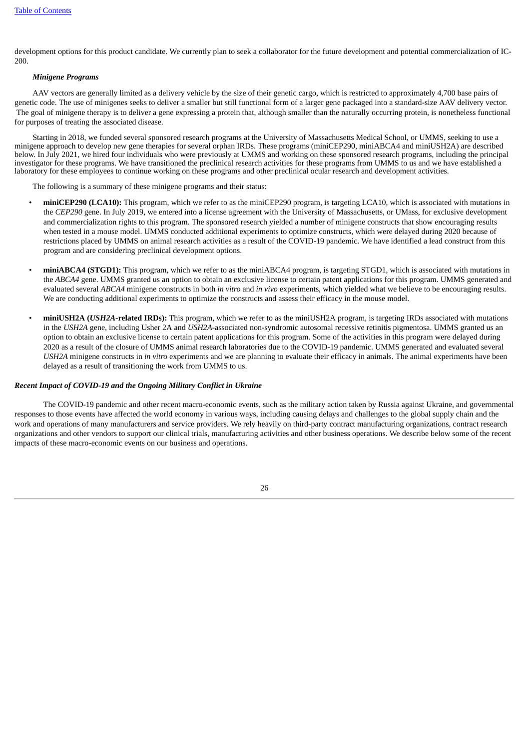development options for this product candidate. We currently plan to seek a collaborator for the future development and potential commercialization of IC-200.

***Minigene Programs***

AAV vectors are generally limited as a delivery vehicle by the size of their genetic cargo, which is restricted to approximately 4,700 base pairs of genetic code. The use of minigenes seeks to deliver a smaller but still functional form of a larger gene packaged into a standard-size AAV delivery vector. The goal of minigene therapy is to deliver a gene expressing a protein that, although smaller than the naturally occurring protein, is nonetheless functional for purposes of treating the associated disease.

Starting in 2018, we funded several sponsored research programs at the University of Massachusetts Medical School, or UMMS, seeking to use a minigene approach to develop new gene therapies for several orphan IRDs. These programs (miniCEP290, miniABCA4 and miniUSH2A) are described below. In July 2021, we hired four individuals who were previously at UMMS and working on these sponsored research programs, including the principal investigator for these programs. We have transitioned the preclinical research activities for these programs from UMMS to us and we have established a laboratory for these employees to continue working on these programs and other preclinical ocular research and development activities.

The following is a summary of these minigene programs and their status:

- **miniCEP290 (LCA10):** This program, which we refer to as the miniCEP290 program, is targeting LCA10, which is associated with mutations in the *CEP290* gene. In July 2019, we entered into a license agreement with the University of Massachusetts, or UMass, for exclusive development and commercialization rights to this program. The sponsored research yielded a number of minigene constructs that show encouraging results when tested in a mouse model. UMMS conducted additional experiments to optimize constructs, which were delayed during 2020 because of restrictions placed by UMMS on animal research activities as a result of the COVID-19 pandemic. We have identified a lead construct from this program and are considering preclinical development options.

- **miniABCA4 (STGD1):** This program, which we refer to as the miniABCA4 program, is targeting STGD1, which is associated with mutations in the *ABCA4* gene. UMMS granted us an option to obtain an exclusive license to certain patent applications for this program. UMMS generated and evaluated several *ABCA4* minigene constructs in both *in vitro* and *in vivo* experiments, which yielded what we believe to be encouraging results. We are conducting additional experiments to optimize the constructs and assess their efficacy in the mouse model.

- **miniUSH2A (*USH2A*-related IRDs):** This program, which we refer to as the miniUSH2A program, is targeting IRDs associated with mutations in the *USH2A* gene, including Usher 2A and *USH2A*-associated non-syndromic autosomal recessive retinitis pigmentosa. UMMS granted us an option to obtain an exclusive license to certain patent applications for this program. Some of the activities in this program were delayed during 2020 as a result of the closure of UMMS animal research laboratories due to the COVID-19 pandemic. UMMS generated and evaluated several *USH2A* minigene constructs in *in vitro* experiments and we are planning to evaluate their efficacy in animals. The animal experiments have been delayed as a result of transitioning the work from UMMS to us.

***Recent Impact of COVID-19 and the Ongoing Military Conflict in Ukraine***

The COVID-19 pandemic and other recent macro-economic events, such as the military action taken by Russia against Ukraine, and governmental responses to those events have affected the world economy in various ways, including causing delays and challenges to the global supply chain and the work and operations of many manufacturers and service providers. We rely heavily on third-party contract manufacturing organizations, contract research organizations and other vendors to support our clinical trials, manufacturing activities and other business operations. We describe below some of the recent impacts of these macro-economic events on our business and operations.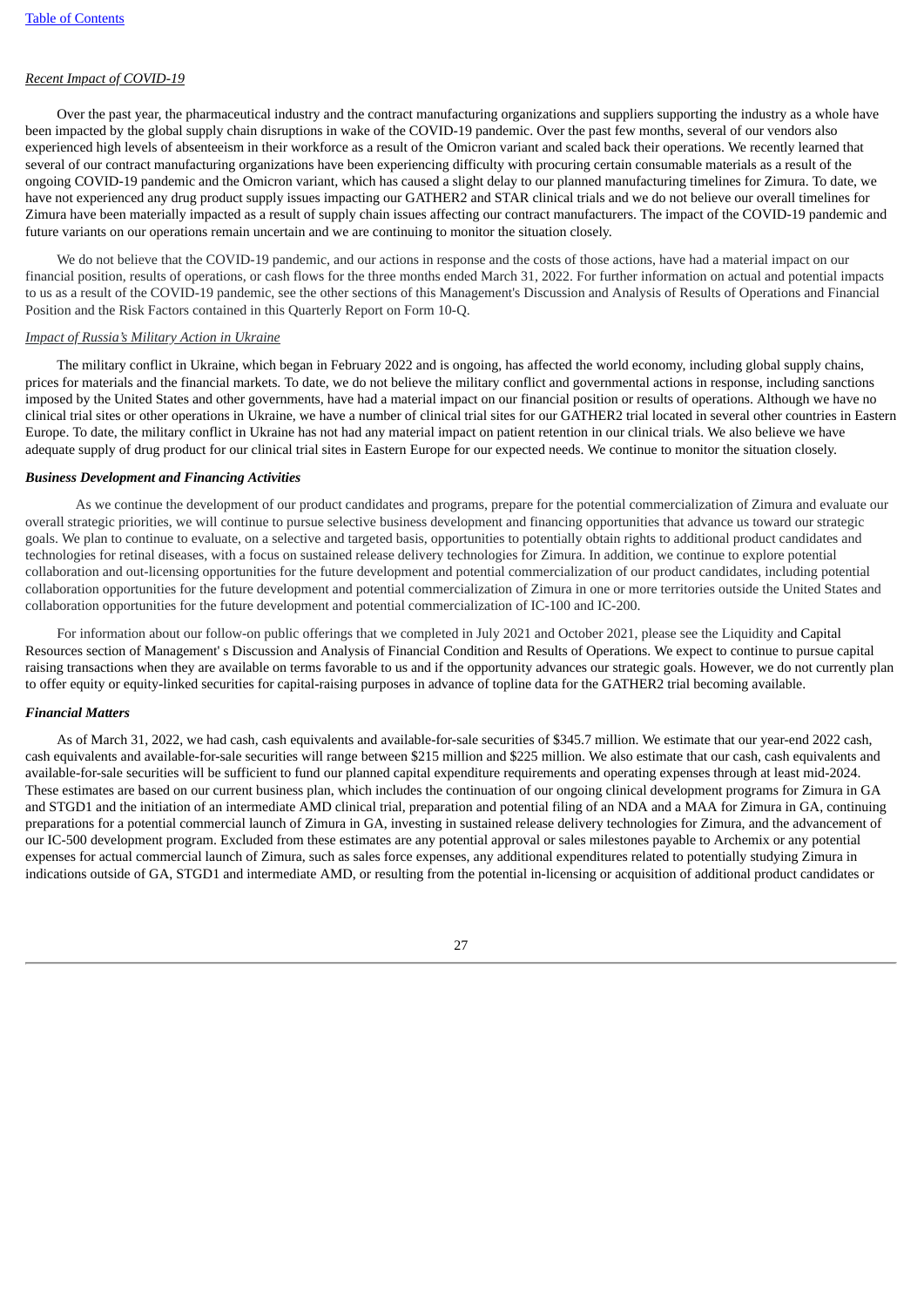*Recent Impact of COVID-19*

Over the past year, the pharmaceutical industry and the contract manufacturing organizations and suppliers supporting the industry as a whole have been impacted by the global supply chain disruptions in wake of the COVID-19 pandemic. Over the past few months, several of our vendors also experienced high levels of absenteeism in their workforce as a result of the Omicron variant and scaled back their operations. We recently learned that several of our contract manufacturing organizations have been experiencing difficulty with procuring certain consumable materials as a result of the ongoing COVID-19 pandemic and the Omicron variant, which has caused a slight delay to our planned manufacturing timelines for Zimura. To date, we have not experienced any drug product supply issues impacting our GATHER2 and STAR clinical trials and we do not believe our overall timelines for Zimura have been materially impacted as a result of supply chain issues affecting our contract manufacturers. The impact of the COVID-19 pandemic and future variants on our operations remain uncertain and we are continuing to monitor the situation closely.

We do not believe that the COVID-19 pandemic, and our actions in response and the costs of those actions, have had a material impact on our financial position, results of operations, or cash flows for the three months ended March 31, 2022. For further information on actual and potential impacts to us as a result of the COVID-19 pandemic, see the other sections of this Management's Discussion and Analysis of Results of Operations and Financial Position and the Risk Factors contained in this Quarterly Report on Form 10-Q.

*Impact of Russia's Military Action in Ukraine*

The military conflict in Ukraine, which began in February 2022 and is ongoing, has affected the world economy, including global supply chains, prices for materials and the financial markets. To date, we do not believe the military conflict and governmental actions in response, including sanctions imposed by the United States and other governments, have had a material impact on our financial position or results of operations. Although we have no clinical trial sites or other operations in Ukraine, we have a number of clinical trial sites for our GATHER2 trial located in several other countries in Eastern Europe. To date, the military conflict in Ukraine has not had any material impact on patient retention in our clinical trials. We also believe we have adequate supply of drug product for our clinical trial sites in Eastern Europe for our expected needs. We continue to monitor the situation closely.

***Business Development and Financing Activities***

As we continue the development of our product candidates and programs, prepare for the potential commercialization of Zimura and evaluate our overall strategic priorities, we will continue to pursue selective business development and financing opportunities that advance us toward our strategic goals. We plan to continue to evaluate, on a selective and targeted basis, opportunities to potentially obtain rights to additional product candidates and technologies for retinal diseases, with a focus on sustained release delivery technologies for Zimura. In addition, we continue to explore potential collaboration and out-licensing opportunities for the future development and potential commercialization of our product candidates, including potential collaboration opportunities for the future development and potential commercialization of Zimura in one or more territories outside the United States and collaboration opportunities for the future development and potential commercialization of IC-100 and IC-200.

For information about our follow-on public offerings that we completed in July 2021 and October 2021, please see the Liquidity and Capital Resources section of Management' s Discussion and Analysis of Financial Condition and Results of Operations. We expect to continue to pursue capital raising transactions when they are available on terms favorable to us and if the opportunity advances our strategic goals. However, we do not currently plan to offer equity or equity-linked securities for capital-raising purposes in advance of topline data for the GATHER2 trial becoming available.

***Financial Matters***

As of March 31, 2022, we had cash, cash equivalents and available-for-sale securities of $345.7 million. We estimate that our year-end 2022 cash, cash equivalents and available-for-sale securities will range between $215 million and $225 million. We also estimate that our cash, cash equivalents and available-for-sale securities will be sufficient to fund our planned capital expenditure requirements and operating expenses through at least mid-2024. These estimates are based on our current business plan, which includes the continuation of our ongoing clinical development programs for Zimura in GA and STGD1 and the initiation of an intermediate AMD clinical trial, preparation and potential filing of an NDA and a MAA for Zimura in GA, continuing preparations for a potential commercial launch of Zimura in GA, investing in sustained release delivery technologies for Zimura, and the advancement of our IC-500 development program. Excluded from these estimates are any potential approval or sales milestones payable to Archemix or any potential expenses for actual commercial launch of Zimura, such as sales force expenses, any additional expenditures related to potentially studying Zimura in indications outside of GA, STGD1 and intermediate AMD, or resulting from the potential in-licensing or acquisition of additional product candidates or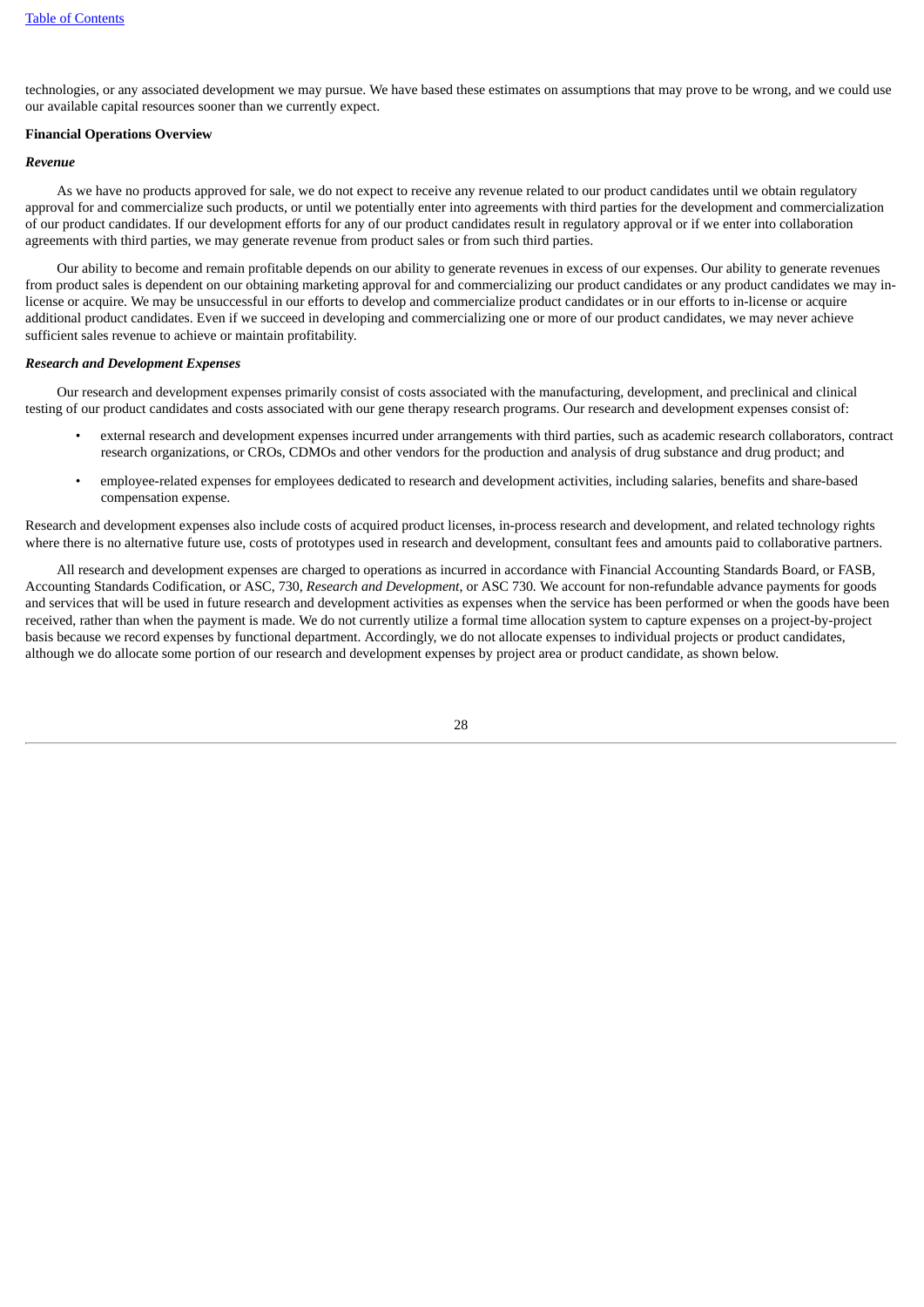technologies, or any associated development we may pursue. We have based these estimates on assumptions that may prove to be wrong, and we could use our available capital resources sooner than we currently expect.

**Financial Operations Overview**

***Revenue***

As we have no products approved for sale, we do not expect to receive any revenue related to our product candidates until we obtain regulatory approval for and commercialize such products, or until we potentially enter into agreements with third parties for the development and commercialization of our product candidates. If our development efforts for any of our product candidates result in regulatory approval or if we enter into collaboration agreements with third parties, we may generate revenue from product sales or from such third parties.

Our ability to become and remain profitable depends on our ability to generate revenues in excess of our expenses. Our ability to generate revenues from product sales is dependent on our obtaining marketing approval for and commercializing our product candidates or any product candidates we may in-license or acquire. We may be unsuccessful in our efforts to develop and commercialize product candidates or in our efforts to in-license or acquire additional product candidates. Even if we succeed in developing and commercializing one or more of our product candidates, we may never achieve sufficient sales revenue to achieve or maintain profitability.

***Research and Development Expenses***

Our research and development expenses primarily consist of costs associated with the manufacturing, development, and preclinical and clinical testing of our product candidates and costs associated with our gene therapy research programs. Our research and development expenses consist of:

- external research and development expenses incurred under arrangements with third parties, such as academic research collaborators, contract research organizations, or CROs, CDMOs and other vendors for the production and analysis of drug substance and drug product; and
- employee-related expenses for employees dedicated to research and development activities, including salaries, benefits and share-based compensation expense.

Research and development expenses also include costs of acquired product licenses, in-process research and development, and related technology rights where there is no alternative future use, costs of prototypes used in research and development, consultant fees and amounts paid to collaborative partners.

All research and development expenses are charged to operations as incurred in accordance with Financial Accounting Standards Board, or FASB, Accounting Standards Codification, or ASC, 730, *Research and Development*, or ASC 730*.* We account for non-refundable advance payments for goods and services that will be used in future research and development activities as expenses when the service has been performed or when the goods have been received, rather than when the payment is made. We do not currently utilize a formal time allocation system to capture expenses on a project-by-project basis because we record expenses by functional department. Accordingly, we do not allocate expenses to individual projects or product candidates, although we do allocate some portion of our research and development expenses by project area or product candidate, as shown below.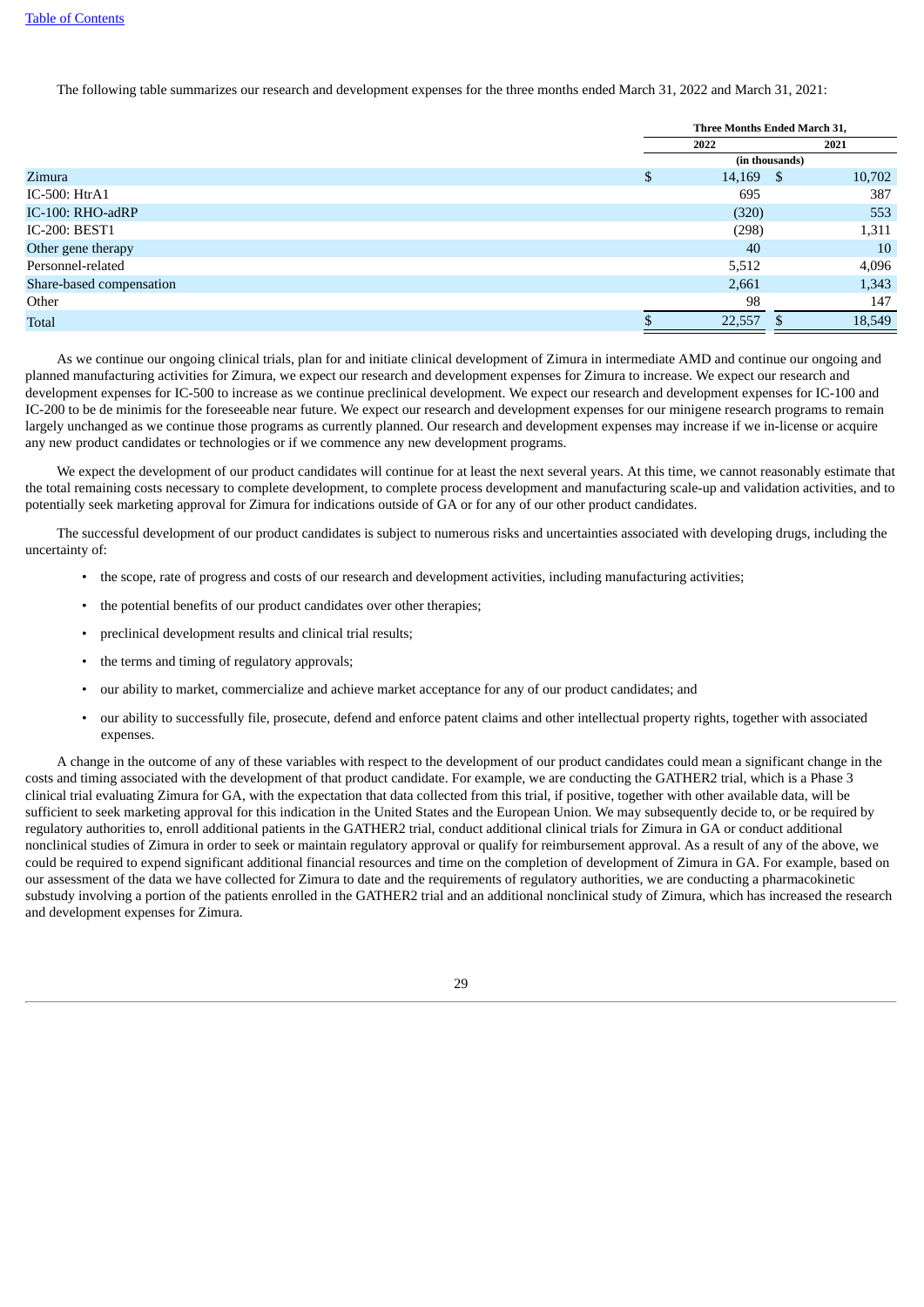The following table summarizes our research and development expenses for the three months ended March 31, 2022 and March 31, 2021:

| | Three Months Ended March 31, | |
|---|---|---|
| | 2022 | 2021 |
| | (in thousands) | |
| Zimura | $ 14,169 | $ 10,702 |
| IC-500: HtrA1 | 695 | 387 |
| IC-100: RHO-adRP | (320) | 553 |
| IC-200: BEST1 | (298) | 1,311 |
| Other gene therapy | 40 | 10 |
| Personnel-related | 5,512 | 4,096 |
| Share-based compensation | 2,661 | 1,343 |
| Other | 98 | 147 |
| Total | $ 22,557 | $ 18,549 |

As we continue our ongoing clinical trials, plan for and initiate clinical development of Zimura in intermediate AMD and continue our ongoing and planned manufacturing activities for Zimura, we expect our research and development expenses for Zimura to increase. We expect our research and development expenses for IC-500 to increase as we continue preclinical development. We expect our research and development expenses for IC-100 and IC-200 to be de minimis for the foreseeable near future. We expect our research and development expenses for our minigene research programs to remain largely unchanged as we continue those programs as currently planned. Our research and development expenses may increase if we in-license or acquire any new product candidates or technologies or if we commence any new development programs.

We expect the development of our product candidates will continue for at least the next several years. At this time, we cannot reasonably estimate that the total remaining costs necessary to complete development, to complete process development and manufacturing scale-up and validation activities, and to potentially seek marketing approval for Zimura for indications outside of GA or for any of our other product candidates.

The successful development of our product candidates is subject to numerous risks and uncertainties associated with developing drugs, including the uncertainty of:

- the scope, rate of progress and costs of our research and development activities, including manufacturing activities;
- the potential benefits of our product candidates over other therapies;
- preclinical development results and clinical trial results;
- the terms and timing of regulatory approvals;
- our ability to market, commercialize and achieve market acceptance for any of our product candidates; and
- our ability to successfully file, prosecute, defend and enforce patent claims and other intellectual property rights, together with associated expenses.

A change in the outcome of any of these variables with respect to the development of our product candidates could mean a significant change in the costs and timing associated with the development of that product candidate. For example, we are conducting the GATHER2 trial, which is a Phase 3 clinical trial evaluating Zimura for GA, with the expectation that data collected from this trial, if positive, together with other available data, will be sufficient to seek marketing approval for this indication in the United States and the European Union. We may subsequently decide to, or be required by regulatory authorities to, enroll additional patients in the GATHER2 trial, conduct additional clinical trials for Zimura in GA or conduct additional nonclinical studies of Zimura in order to seek or maintain regulatory approval or qualify for reimbursement approval. As a result of any of the above, we could be required to expend significant additional financial resources and time on the completion of development of Zimura in GA. For example, based on our assessment of the data we have collected for Zimura to date and the requirements of regulatory authorities, we are conducting a pharmacokinetic substudy involving a portion of the patients enrolled in the GATHER2 trial and an additional nonclinical study of Zimura, which has increased the research and development expenses for Zimura.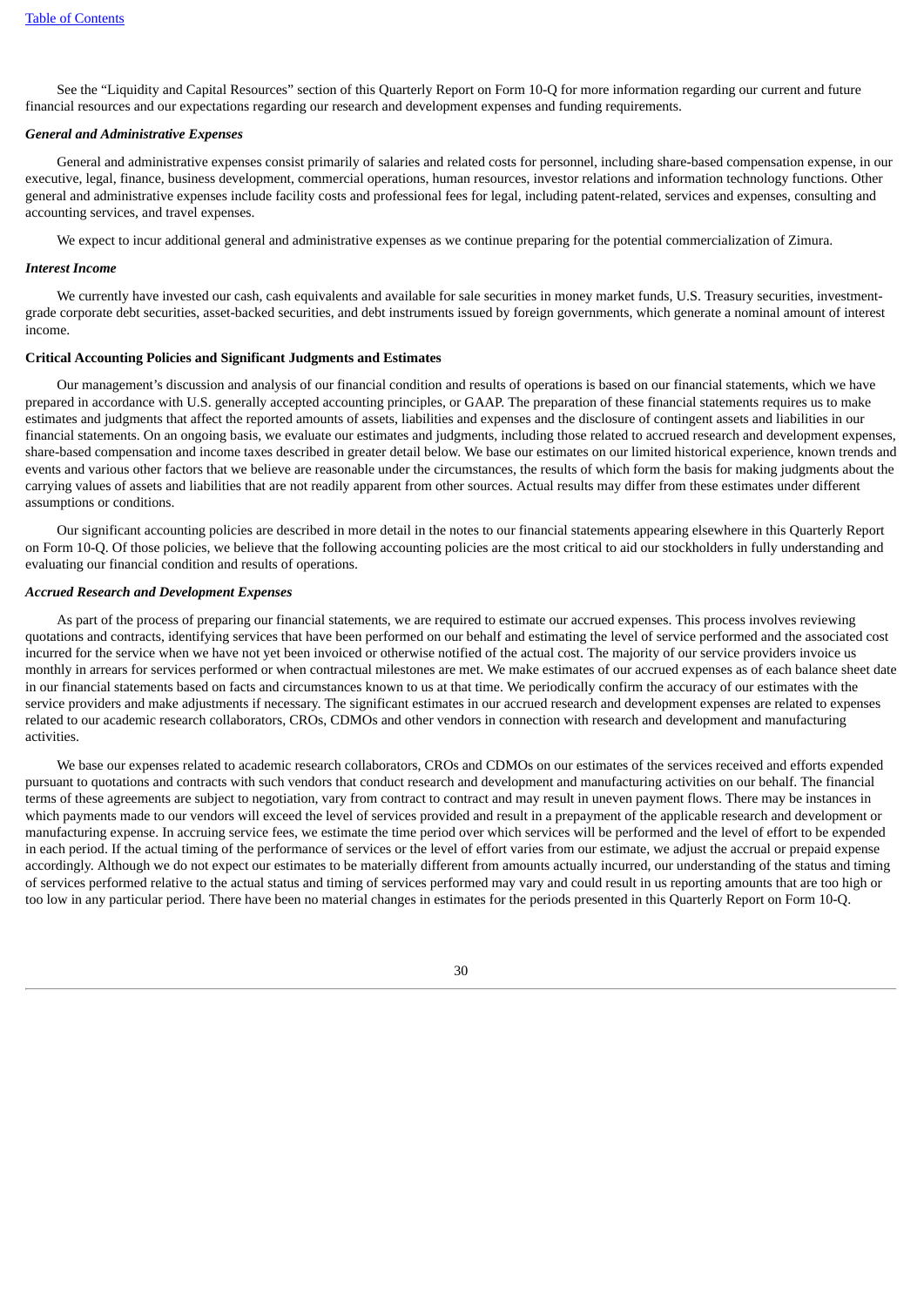See the "Liquidity and Capital Resources" section of this Quarterly Report on Form 10-Q for more information regarding our current and future financial resources and our expectations regarding our research and development expenses and funding requirements.

***General and Administrative Expenses***

General and administrative expenses consist primarily of salaries and related costs for personnel, including share-based compensation expense, in our executive, legal, finance, business development, commercial operations, human resources, investor relations and information technology functions. Other general and administrative expenses include facility costs and professional fees for legal, including patent-related, services and expenses, consulting and accounting services, and travel expenses.

We expect to incur additional general and administrative expenses as we continue preparing for the potential commercialization of Zimura.

***Interest Income***

We currently have invested our cash, cash equivalents and available for sale securities in money market funds, U.S. Treasury securities, investment-grade corporate debt securities, asset-backed securities, and debt instruments issued by foreign governments, which generate a nominal amount of interest income.

**Critical Accounting Policies and Significant Judgments and Estimates**

Our management's discussion and analysis of our financial condition and results of operations is based on our financial statements, which we have prepared in accordance with U.S. generally accepted accounting principles, or GAAP. The preparation of these financial statements requires us to make estimates and judgments that affect the reported amounts of assets, liabilities and expenses and the disclosure of contingent assets and liabilities in our financial statements. On an ongoing basis, we evaluate our estimates and judgments, including those related to accrued research and development expenses, share-based compensation and income taxes described in greater detail below. We base our estimates on our limited historical experience, known trends and events and various other factors that we believe are reasonable under the circumstances, the results of which form the basis for making judgments about the carrying values of assets and liabilities that are not readily apparent from other sources. Actual results may differ from these estimates under different assumptions or conditions.

Our significant accounting policies are described in more detail in the notes to our financial statements appearing elsewhere in this Quarterly Report on Form 10-Q. Of those policies, we believe that the following accounting policies are the most critical to aid our stockholders in fully understanding and evaluating our financial condition and results of operations.

***Accrued Research and Development Expenses***

As part of the process of preparing our financial statements, we are required to estimate our accrued expenses. This process involves reviewing quotations and contracts, identifying services that have been performed on our behalf and estimating the level of service performed and the associated cost incurred for the service when we have not yet been invoiced or otherwise notified of the actual cost. The majority of our service providers invoice us monthly in arrears for services performed or when contractual milestones are met. We make estimates of our accrued expenses as of each balance sheet date in our financial statements based on facts and circumstances known to us at that time. We periodically confirm the accuracy of our estimates with the service providers and make adjustments if necessary. The significant estimates in our accrued research and development expenses are related to expenses related to our academic research collaborators, CROs, CDMOs and other vendors in connection with research and development and manufacturing activities.

We base our expenses related to academic research collaborators, CROs and CDMOs on our estimates of the services received and efforts expended pursuant to quotations and contracts with such vendors that conduct research and development and manufacturing activities on our behalf. The financial terms of these agreements are subject to negotiation, vary from contract to contract and may result in uneven payment flows. There may be instances in which payments made to our vendors will exceed the level of services provided and result in a prepayment of the applicable research and development or manufacturing expense. In accruing service fees, we estimate the time period over which services will be performed and the level of effort to be expended in each period. If the actual timing of the performance of services or the level of effort varies from our estimate, we adjust the accrual or prepaid expense accordingly. Although we do not expect our estimates to be materially different from amounts actually incurred, our understanding of the status and timing of services performed relative to the actual status and timing of services performed may vary and could result in us reporting amounts that are too high or too low in any particular period. There have been no material changes in estimates for the periods presented in this Quarterly Report on Form 10-Q.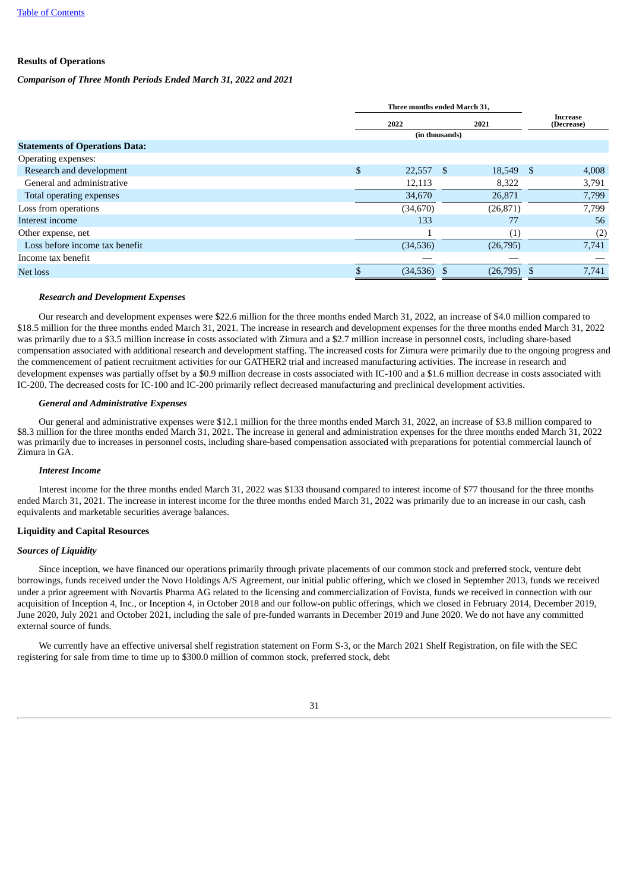### Results of Operations

***Comparison of Three Month Periods Ended March 31, 2022 and 2021***

| | Three months ended March 31, | | Increase (Decrease) |
|---|---|---|---|
| | 2022 | 2021 | |
| | (in thousands) | | |
| **Statements of Operations Data:** | | | |
| Operating expenses: | | | |
| Research and development | $ 22,557 | $ 18,549 | $ 4,008 |
| General and administrative | 12,113 | 8,322 | 3,791 |
| Total operating expenses | 34,670 | 26,871 | 7,799 |
| Loss from operations | (34,670) | (26,871) | 7,799 |
| Interest income | 133 | 77 | 56 |
| Other expense, net | 1 | (1) | (2) |
| Loss before income tax benefit | (34,536) | (26,795) | 7,741 |
| Income tax benefit | — | — | — |
| Net loss | $ (34,536) | $ (26,795) | $ 7,741 |

***Research and Development Expenses***

Our research and development expenses were $22.6 million for the three months ended March 31, 2022, an increase of $4.0 million compared to $18.5 million for the three months ended March 31, 2021. The increase in research and development expenses for the three months ended March 31, 2022 was primarily due to a $3.5 million increase in costs associated with Zimura and a $2.7 million increase in personnel costs, including share-based compensation associated with additional research and development staffing. The increased costs for Zimura were primarily due to the ongoing progress and the commencement of patient recruitment activities for our GATHER2 trial and increased manufacturing activities. The increase in research and development expenses was partially offset by a $0.9 million decrease in costs associated with IC-100 and a $1.6 million decrease in costs associated with IC-200. The decreased costs for IC-100 and IC-200 primarily reflect decreased manufacturing and preclinical development activities.

***General and Administrative Expenses***

Our general and administrative expenses were $12.1 million for the three months ended March 31, 2022, an increase of $3.8 million compared to $8.3 million for the three months ended March 31, 2021. The increase in general and administration expenses for the three months ended March 31, 2022 was primarily due to increases in personnel costs, including share-based compensation associated with preparations for potential commercial launch of Zimura in GA.

***Interest Income***

Interest income for the three months ended March 31, 2022 was $133 thousand compared to interest income of $77 thousand for the three months ended March 31, 2021. The increase in interest income for the three months ended March 31, 2022 was primarily due to an increase in our cash, cash equivalents and marketable securities average balances.

### Liquidity and Capital Resources

***Sources of Liquidity***

Since inception, we have financed our operations primarily through private placements of our common stock and preferred stock, venture debt borrowings, funds received under the Novo Holdings A/S Agreement, our initial public offering, which we closed in September 2013, funds we received under a prior agreement with Novartis Pharma AG related to the licensing and commercialization of Fovista, funds we received in connection with our acquisition of Inception 4, Inc., or Inception 4, in October 2018 and our follow-on public offerings, which we closed in February 2014, December 2019, June 2020, July 2021 and October 2021, including the sale of pre-funded warrants in December 2019 and June 2020. We do not have any committed external source of funds.

We currently have an effective universal shelf registration statement on Form S-3, or the March 2021 Shelf Registration, on file with the SEC registering for sale from time to time up to $300.0 million of common stock, preferred stock, debt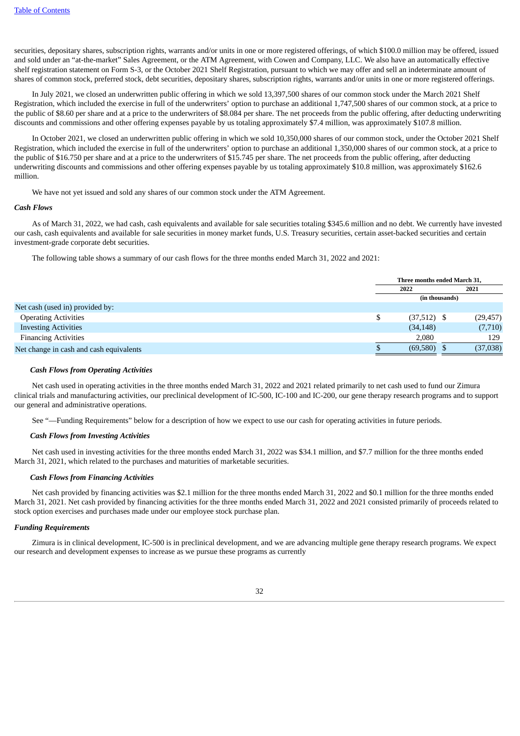securities, depositary shares, subscription rights, warrants and/or units in one or more registered offerings, of which $100.0 million may be offered, issued and sold under an "at-the-market" Sales Agreement, or the ATM Agreement, with Cowen and Company, LLC. We also have an automatically effective shelf registration statement on Form S-3, or the October 2021 Shelf Registration, pursuant to which we may offer and sell an indeterminate amount of shares of common stock, preferred stock, debt securities, depositary shares, subscription rights, warrants and/or units in one or more registered offerings.

In July 2021, we closed an underwritten public offering in which we sold 13,397,500 shares of our common stock under the March 2021 Shelf Registration, which included the exercise in full of the underwriters' option to purchase an additional 1,747,500 shares of our common stock, at a price to the public of $8.60 per share and at a price to the underwriters of $8.084 per share. The net proceeds from the public offering, after deducting underwriting discounts and commissions and other offering expenses payable by us totaling approximately $7.4 million, was approximately $107.8 million.

In October 2021, we closed an underwritten public offering in which we sold 10,350,000 shares of our common stock, under the October 2021 Shelf Registration, which included the exercise in full of the underwriters' option to purchase an additional 1,350,000 shares of our common stock, at a price to the public of $16.750 per share and at a price to the underwriters of $15.745 per share. The net proceeds from the public offering, after deducting underwriting discounts and commissions and other offering expenses payable by us totaling approximately $10.8 million, was approximately $162.6 million.

We have not yet issued and sold any shares of our common stock under the ATM Agreement.

***Cash Flows***

As of March 31, 2022, we had cash, cash equivalents and available for sale securities totaling $345.6 million and no debt. We currently have invested our cash, cash equivalents and available for sale securities in money market funds, U.S. Treasury securities, certain asset-backed securities and certain investment-grade corporate debt securities.

The following table shows a summary of our cash flows for the three months ended March 31, 2022 and 2021:

| | Three months ended March 31, | |
|---|---|---|
| | 2022 | 2021 |
| | (in thousands) | |
| Net cash (used in) provided by: | | |
| Operating Activities | $ (37,512) | $ (29,457) |
| Investing Activities | (34,148) | (7,710) |
| Financing Activities | 2,080 | 129 |
| Net change in cash and cash equivalents | $ (69,580) | $ (37,038) |

***Cash Flows from Operating Activities***

Net cash used in operating activities in the three months ended March 31, 2022 and 2021 related primarily to net cash used to fund our Zimura clinical trials and manufacturing activities, our preclinical development of IC-500, IC-100 and IC-200, our gene therapy research programs and to support our general and administrative operations.

See "—Funding Requirements" below for a description of how we expect to use our cash for operating activities in future periods.

***Cash Flows from Investing Activities***

Net cash used in investing activities for the three months ended March 31, 2022 was $34.1 million, and $7.7 million for the three months ended March 31, 2021, which related to the purchases and maturities of marketable securities.

***Cash Flows from Financing Activities***

Net cash provided by financing activities was $2.1 million for the three months ended March 31, 2022 and $0.1 million for the three months ended March 31, 2021. Net cash provided by financing activities for the three months ended March 31, 2022 and 2021 consisted primarily of proceeds related to stock option exercises and purchases made under our employee stock purchase plan.

***Funding Requirements***

Zimura is in clinical development, IC-500 is in preclinical development, and we are advancing multiple gene therapy research programs. We expect our research and development expenses to increase as we pursue these programs as currently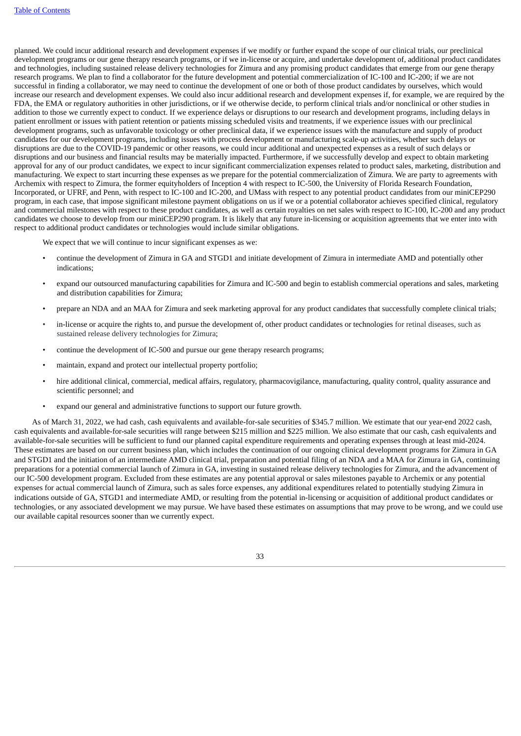planned. We could incur additional research and development expenses if we modify or further expand the scope of our clinical trials, our preclinical development programs or our gene therapy research programs, or if we in-license or acquire, and undertake development of, additional product candidates and technologies, including sustained release delivery technologies for Zimura and any promising product candidates that emerge from our gene therapy research programs. We plan to find a collaborator for the future development and potential commercialization of IC-100 and IC-200; if we are not successful in finding a collaborator, we may need to continue the development of one or both of those product candidates by ourselves, which would increase our research and development expenses. We could also incur additional research and development expenses if, for example, we are required by the FDA, the EMA or regulatory authorities in other jurisdictions, or if we otherwise decide, to perform clinical trials and/or nonclinical or other studies in addition to those we currently expect to conduct. If we experience delays or disruptions to our research and development programs, including delays in patient enrollment or issues with patient retention or patients missing scheduled visits and treatments, if we experience issues with our preclinical development programs, such as unfavorable toxicology or other preclinical data, if we experience issues with the manufacture and supply of product candidates for our development programs, including issues with process development or manufacturing scale-up activities, whether such delays or disruptions are due to the COVID-19 pandemic or other reasons, we could incur additional and unexpected expenses as a result of such delays or disruptions and our business and financial results may be materially impacted. Furthermore, if we successfully develop and expect to obtain marketing approval for any of our product candidates, we expect to incur significant commercialization expenses related to product sales, marketing, distribution and manufacturing. We expect to start incurring these expenses as we prepare for the potential commercialization of Zimura. We are party to agreements with Archemix with respect to Zimura, the former equityholders of Inception 4 with respect to IC-500, the University of Florida Research Foundation, Incorporated, or UFRF, and Penn, with respect to IC-100 and IC-200, and UMass with respect to any potential product candidates from our miniCEP290 program, in each case, that impose significant milestone payment obligations on us if we or a potential collaborator achieves specified clinical, regulatory and commercial milestones with respect to these product candidates, as well as certain royalties on net sales with respect to IC-100, IC-200 and any product candidates we choose to develop from our miniCEP290 program. It is likely that any future in-licensing or acquisition agreements that we enter into with respect to additional product candidates or technologies would include similar obligations.

We expect that we will continue to incur significant expenses as we:

- continue the development of Zimura in GA and STGD1 and initiate development of Zimura in intermediate AMD and potentially other indications;
- expand our outsourced manufacturing capabilities for Zimura and IC-500 and begin to establish commercial operations and sales, marketing and distribution capabilities for Zimura;
- prepare an NDA and an MAA for Zimura and seek marketing approval for any product candidates that successfully complete clinical trials;
- in-license or acquire the rights to, and pursue the development of, other product candidates or technologies for retinal diseases, such as sustained release delivery technologies for Zimura;
- continue the development of IC-500 and pursue our gene therapy research programs;
- maintain, expand and protect our intellectual property portfolio;
- hire additional clinical, commercial, medical affairs, regulatory, pharmacovigilance, manufacturing, quality control, quality assurance and scientific personnel; and
- expand our general and administrative functions to support our future growth.

As of March 31, 2022, we had cash, cash equivalents and available-for-sale securities of $345.7 million. We estimate that our year-end 2022 cash, cash equivalents and available-for-sale securities will range between $215 million and $225 million. We also estimate that our cash, cash equivalents and available-for-sale securities will be sufficient to fund our planned capital expenditure requirements and operating expenses through at least mid-2024. These estimates are based on our current business plan, which includes the continuation of our ongoing clinical development programs for Zimura in GA and STGD1 and the initiation of an intermediate AMD clinical trial, preparation and potential filing of an NDA and a MAA for Zimura in GA, continuing preparations for a potential commercial launch of Zimura in GA, investing in sustained release delivery technologies for Zimura, and the advancement of our IC-500 development program. Excluded from these estimates are any potential approval or sales milestones payable to Archemix or any potential expenses for actual commercial launch of Zimura, such as sales force expenses, any additional expenditures related to potentially studying Zimura in indications outside of GA, STGD1 and intermediate AMD, or resulting from the potential in-licensing or acquisition of additional product candidates or technologies, or any associated development we may pursue. We have based these estimates on assumptions that may prove to be wrong, and we could use our available capital resources sooner than we currently expect.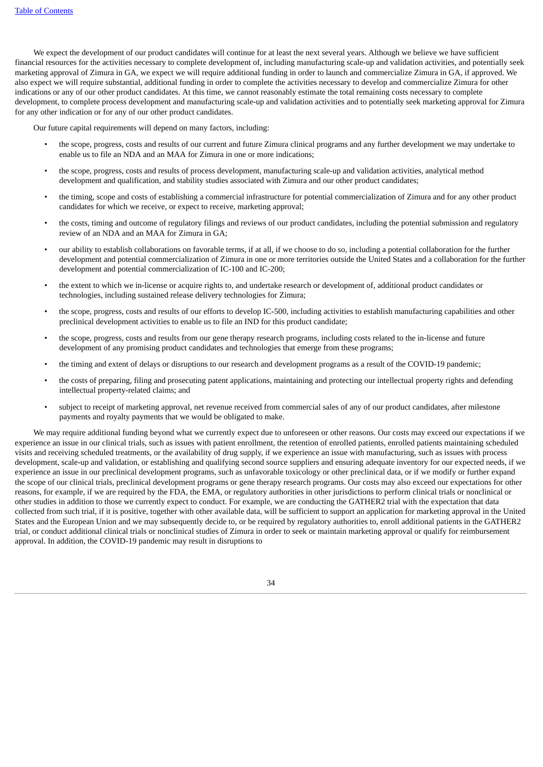We expect the development of our product candidates will continue for at least the next several years. Although we believe we have sufficient financial resources for the activities necessary to complete development of, including manufacturing scale-up and validation activities, and potentially seek marketing approval of Zimura in GA, we expect we will require additional funding in order to launch and commercialize Zimura in GA, if approved. We also expect we will require substantial, additional funding in order to complete the activities necessary to develop and commercialize Zimura for other indications or any of our other product candidates. At this time, we cannot reasonably estimate the total remaining costs necessary to complete development, to complete process development and manufacturing scale-up and validation activities and to potentially seek marketing approval for Zimura for any other indication or for any of our other product candidates.

Our future capital requirements will depend on many factors, including:

- the scope, progress, costs and results of our current and future Zimura clinical programs and any further development we may undertake to enable us to file an NDA and an MAA for Zimura in one or more indications;
- the scope, progress, costs and results of process development, manufacturing scale-up and validation activities, analytical method development and qualification, and stability studies associated with Zimura and our other product candidates;
- the timing, scope and costs of establishing a commercial infrastructure for potential commercialization of Zimura and for any other product candidates for which we receive, or expect to receive, marketing approval;
- the costs, timing and outcome of regulatory filings and reviews of our product candidates, including the potential submission and regulatory review of an NDA and an MAA for Zimura in GA;
- our ability to establish collaborations on favorable terms, if at all, if we choose to do so, including a potential collaboration for the further development and potential commercialization of Zimura in one or more territories outside the United States and a collaboration for the further development and potential commercialization of IC-100 and IC-200;
- the extent to which we in-license or acquire rights to, and undertake research or development of, additional product candidates or technologies, including sustained release delivery technologies for Zimura;
- the scope, progress, costs and results of our efforts to develop IC-500, including activities to establish manufacturing capabilities and other preclinical development activities to enable us to file an IND for this product candidate;
- the scope, progress, costs and results from our gene therapy research programs, including costs related to the in-license and future development of any promising product candidates and technologies that emerge from these programs;
- the timing and extent of delays or disruptions to our research and development programs as a result of the COVID-19 pandemic;
- the costs of preparing, filing and prosecuting patent applications, maintaining and protecting our intellectual property rights and defending intellectual property-related claims; and
- subject to receipt of marketing approval, net revenue received from commercial sales of any of our product candidates, after milestone payments and royalty payments that we would be obligated to make.

We may require additional funding beyond what we currently expect due to unforeseen or other reasons. Our costs may exceed our expectations if we experience an issue in our clinical trials, such as issues with patient enrollment, the retention of enrolled patients, enrolled patients maintaining scheduled visits and receiving scheduled treatments, or the availability of drug supply, if we experience an issue with manufacturing, such as issues with process development, scale-up and validation, or establishing and qualifying second source suppliers and ensuring adequate inventory for our expected needs, if we experience an issue in our preclinical development programs, such as unfavorable toxicology or other preclinical data, or if we modify or further expand the scope of our clinical trials, preclinical development programs or gene therapy research programs. Our costs may also exceed our expectations for other reasons, for example, if we are required by the FDA, the EMA, or regulatory authorities in other jurisdictions to perform clinical trials or nonclinical or other studies in addition to those we currently expect to conduct. For example, we are conducting the GATHER2 trial with the expectation that data collected from such trial, if it is positive, together with other available data, will be sufficient to support an application for marketing approval in the United States and the European Union and we may subsequently decide to, or be required by regulatory authorities to, enroll additional patients in the GATHER2 trial, or conduct additional clinical trials or nonclinical studies of Zimura in order to seek or maintain marketing approval or qualify for reimbursement approval. In addition, the COVID-19 pandemic may result in disruptions to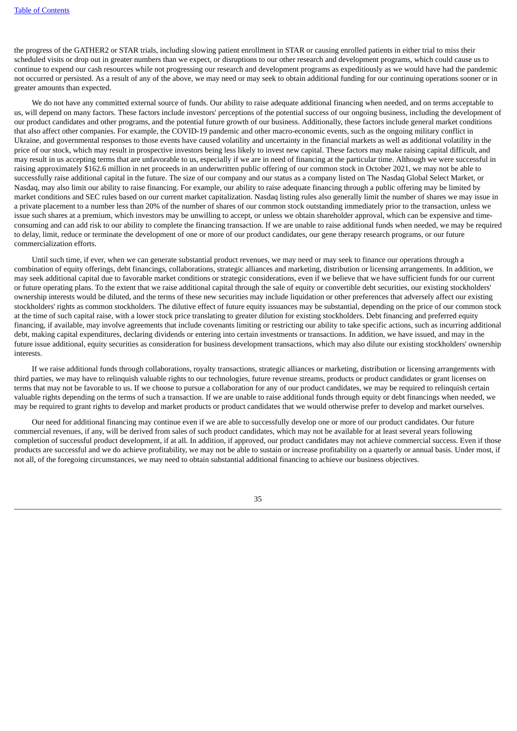the progress of the GATHER2 or STAR trials, including slowing patient enrollment in STAR or causing enrolled patients in either trial to miss their scheduled visits or drop out in greater numbers than we expect, or disruptions to our other research and development programs, which could cause us to continue to expend our cash resources while not progressing our research and development programs as expeditiously as we would have had the pandemic not occurred or persisted. As a result of any of the above, we may need or may seek to obtain additional funding for our continuing operations sooner or in greater amounts than expected.

We do not have any committed external source of funds. Our ability to raise adequate additional financing when needed, and on terms acceptable to us, will depend on many factors. These factors include investors' perceptions of the potential success of our ongoing business, including the development of our product candidates and other programs, and the potential future growth of our business. Additionally, these factors include general market conditions that also affect other companies. For example, the COVID-19 pandemic and other macro-economic events, such as the ongoing military conflict in Ukraine, and governmental responses to those events have caused volatility and uncertainty in the financial markets as well as additional volatility in the price of our stock, which may result in prospective investors being less likely to invest new capital. These factors may make raising capital difficult, and may result in us accepting terms that are unfavorable to us, especially if we are in need of financing at the particular time. Although we were successful in raising approximately $162.6 million in net proceeds in an underwritten public offering of our common stock in October 2021, we may not be able to successfully raise additional capital in the future. The size of our company and our status as a company listed on The Nasdaq Global Select Market, or Nasdaq, may also limit our ability to raise financing. For example, our ability to raise adequate financing through a public offering may be limited by market conditions and SEC rules based on our current market capitalization. Nasdaq listing rules also generally limit the number of shares we may issue in a private placement to a number less than 20% of the number of shares of our common stock outstanding immediately prior to the transaction, unless we issue such shares at a premium, which investors may be unwilling to accept, or unless we obtain shareholder approval, which can be expensive and time-consuming and can add risk to our ability to complete the financing transaction. If we are unable to raise additional funds when needed, we may be required to delay, limit, reduce or terminate the development of one or more of our product candidates, our gene therapy research programs, or our future commercialization efforts.

Until such time, if ever, when we can generate substantial product revenues, we may need or may seek to finance our operations through a combination of equity offerings, debt financings, collaborations, strategic alliances and marketing, distribution or licensing arrangements. In addition, we may seek additional capital due to favorable market conditions or strategic considerations, even if we believe that we have sufficient funds for our current or future operating plans. To the extent that we raise additional capital through the sale of equity or convertible debt securities, our existing stockholders' ownership interests would be diluted, and the terms of these new securities may include liquidation or other preferences that adversely affect our existing stockholders' rights as common stockholders. The dilutive effect of future equity issuances may be substantial, depending on the price of our common stock at the time of such capital raise, with a lower stock price translating to greater dilution for existing stockholders. Debt financing and preferred equity financing, if available, may involve agreements that include covenants limiting or restricting our ability to take specific actions, such as incurring additional debt, making capital expenditures, declaring dividends or entering into certain investments or transactions. In addition, we have issued, and may in the future issue additional, equity securities as consideration for business development transactions, which may also dilute our existing stockholders' ownership interests.

If we raise additional funds through collaborations, royalty transactions, strategic alliances or marketing, distribution or licensing arrangements with third parties, we may have to relinquish valuable rights to our technologies, future revenue streams, products or product candidates or grant licenses on terms that may not be favorable to us. If we choose to pursue a collaboration for any of our product candidates, we may be required to relinquish certain valuable rights depending on the terms of such a transaction. If we are unable to raise additional funds through equity or debt financings when needed, we may be required to grant rights to develop and market products or product candidates that we would otherwise prefer to develop and market ourselves.

Our need for additional financing may continue even if we are able to successfully develop one or more of our product candidates. Our future commercial revenues, if any, will be derived from sales of such product candidates, which may not be available for at least several years following completion of successful product development, if at all. In addition, if approved, our product candidates may not achieve commercial success. Even if those products are successful and we do achieve profitability, we may not be able to sustain or increase profitability on a quarterly or annual basis. Under most, if not all, of the foregoing circumstances, we may need to obtain substantial additional financing to achieve our business objectives.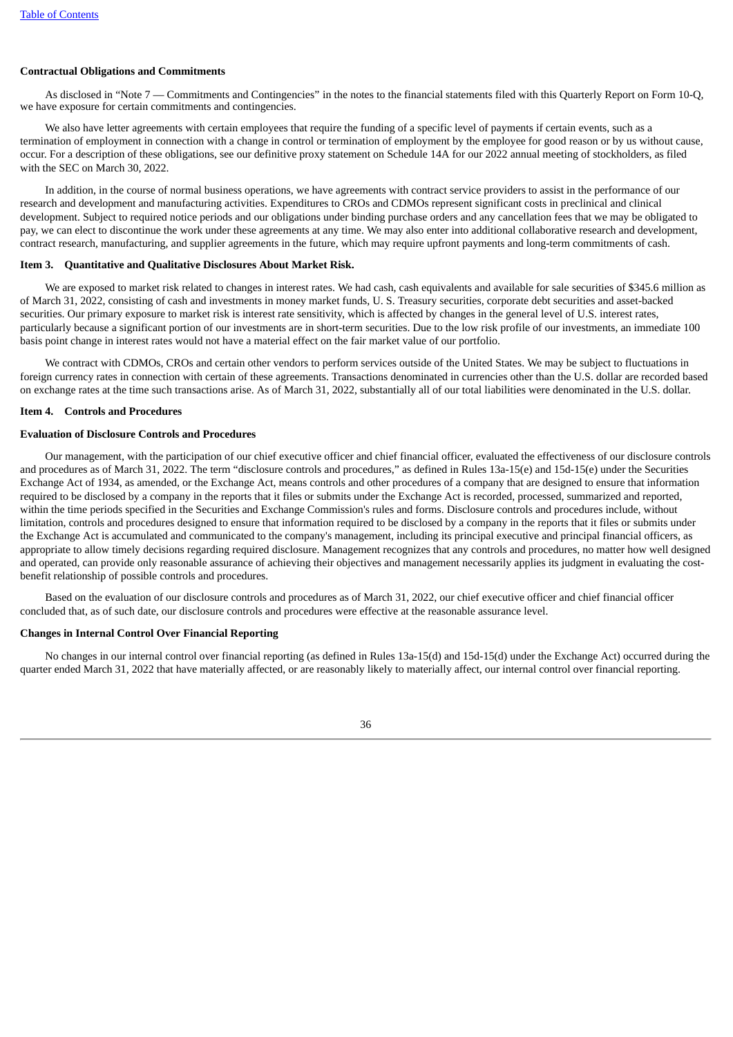**Contractual Obligations and Commitments**

As disclosed in “Note 7 — Commitments and Contingencies” in the notes to the financial statements filed with this Quarterly Report on Form 10-Q, we have exposure for certain commitments and contingencies.

We also have letter agreements with certain employees that require the funding of a specific level of payments if certain events, such as a termination of employment in connection with a change in control or termination of employment by the employee for good reason or by us without cause, occur. For a description of these obligations, see our definitive proxy statement on Schedule 14A for our 2022 annual meeting of stockholders, as filed with the SEC on March 30, 2022.

In addition, in the course of normal business operations, we have agreements with contract service providers to assist in the performance of our research and development and manufacturing activities. Expenditures to CROs and CDMOs represent significant costs in preclinical and clinical development. Subject to required notice periods and our obligations under binding purchase orders and any cancellation fees that we may be obligated to pay, we can elect to discontinue the work under these agreements at any time. We may also enter into additional collaborative research and development, contract research, manufacturing, and supplier agreements in the future, which may require upfront payments and long-term commitments of cash.

## Item 3. Quantitative and Qualitative Disclosures About Market Risk.

We are exposed to market risk related to changes in interest rates. We had cash, cash equivalents and available for sale securities of $345.6 million as of March 31, 2022, consisting of cash and investments in money market funds, U. S. Treasury securities, corporate debt securities and asset-backed securities. Our primary exposure to market risk is interest rate sensitivity, which is affected by changes in the general level of U.S. interest rates, particularly because a significant portion of our investments are in short-term securities. Due to the low risk profile of our investments, an immediate 100 basis point change in interest rates would not have a material effect on the fair market value of our portfolio.

We contract with CDMOs, CROs and certain other vendors to perform services outside of the United States. We may be subject to fluctuations in foreign currency rates in connection with certain of these agreements. Transactions denominated in currencies other than the U.S. dollar are recorded based on exchange rates at the time such transactions arise. As of March 31, 2022, substantially all of our total liabilities were denominated in the U.S. dollar.

## Item 4. Controls and Procedures

**Evaluation of Disclosure Controls and Procedures**

Our management, with the participation of our chief executive officer and chief financial officer, evaluated the effectiveness of our disclosure controls and procedures as of March 31, 2022. The term “disclosure controls and procedures,” as defined in Rules 13a-15(e) and 15d-15(e) under the Securities Exchange Act of 1934, as amended, or the Exchange Act, means controls and other procedures of a company that are designed to ensure that information required to be disclosed by a company in the reports that it files or submits under the Exchange Act is recorded, processed, summarized and reported, within the time periods specified in the Securities and Exchange Commission's rules and forms. Disclosure controls and procedures include, without limitation, controls and procedures designed to ensure that information required to be disclosed by a company in the reports that it files or submits under the Exchange Act is accumulated and communicated to the company's management, including its principal executive and principal financial officers, as appropriate to allow timely decisions regarding required disclosure. Management recognizes that any controls and procedures, no matter how well designed and operated, can provide only reasonable assurance of achieving their objectives and management necessarily applies its judgment in evaluating the cost-benefit relationship of possible controls and procedures.

Based on the evaluation of our disclosure controls and procedures as of March 31, 2022, our chief executive officer and chief financial officer concluded that, as of such date, our disclosure controls and procedures were effective at the reasonable assurance level.

**Changes in Internal Control Over Financial Reporting**

No changes in our internal control over financial reporting (as defined in Rules 13a-15(d) and 15d-15(d) under the Exchange Act) occurred during the quarter ended March 31, 2022 that have materially affected, or are reasonably likely to materially affect, our internal control over financial reporting.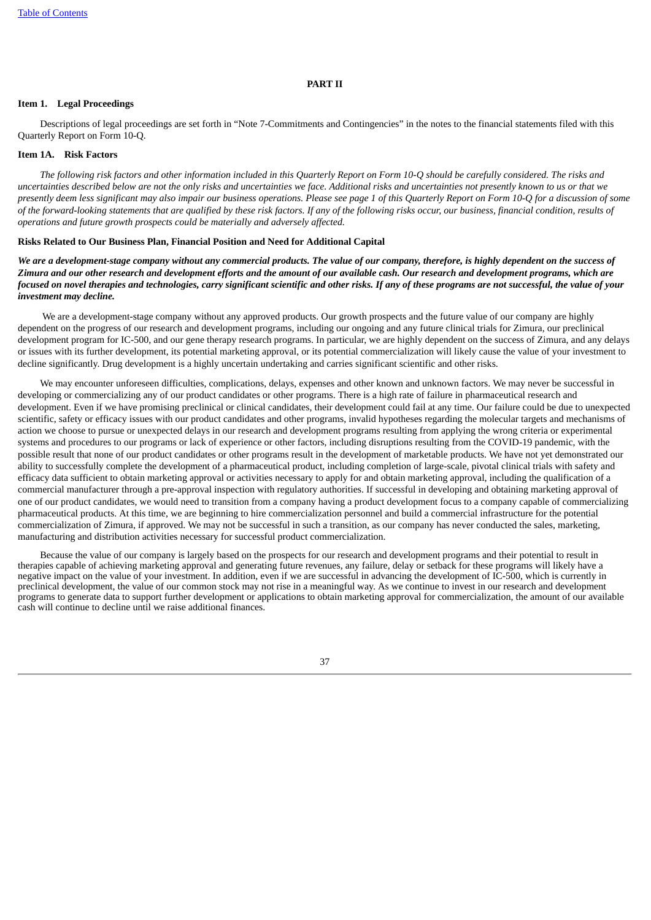**PART II**

**Item 1. Legal Proceedings**

Descriptions of legal proceedings are set forth in "Note 7-Commitments and Contingencies" in the notes to the financial statements filed with this Quarterly Report on Form 10-Q.

**Item 1A. Risk Factors**

*The following risk factors and other information included in this Quarterly Report on Form 10-Q should be carefully considered. The risks and uncertainties described below are not the only risks and uncertainties we face. Additional risks and uncertainties not presently known to us or that we presently deem less significant may also impair our business operations. Please see page 1 of this Quarterly Report on Form 10-Q for a discussion of some of the forward-looking statements that are qualified by these risk factors. If any of the following risks occur, our business, financial condition, results of operations and future growth prospects could be materially and adversely affected.*

**Risks Related to Our Business Plan, Financial Position and Need for Additional Capital**

***We are a development-stage company without any commercial products. The value of our company, therefore, is highly dependent on the success of Zimura and our other research and development efforts and the amount of our available cash. Our research and development programs, which are focused on novel therapies and technologies, carry significant scientific and other risks. If any of these programs are not successful, the value of your investment may decline.***

We are a development-stage company without any approved products. Our growth prospects and the future value of our company are highly dependent on the progress of our research and development programs, including our ongoing and any future clinical trials for Zimura, our preclinical development program for IC-500, and our gene therapy research programs. In particular, we are highly dependent on the success of Zimura, and any delays or issues with its further development, its potential marketing approval, or its potential commercialization will likely cause the value of your investment to decline significantly. Drug development is a highly uncertain undertaking and carries significant scientific and other risks.

We may encounter unforeseen difficulties, complications, delays, expenses and other known and unknown factors. We may never be successful in developing or commercializing any of our product candidates or other programs. There is a high rate of failure in pharmaceutical research and development. Even if we have promising preclinical or clinical candidates, their development could fail at any time. Our failure could be due to unexpected scientific, safety or efficacy issues with our product candidates and other programs, invalid hypotheses regarding the molecular targets and mechanisms of action we choose to pursue or unexpected delays in our research and development programs resulting from applying the wrong criteria or experimental systems and procedures to our programs or lack of experience or other factors, including disruptions resulting from the COVID-19 pandemic, with the possible result that none of our product candidates or other programs result in the development of marketable products. We have not yet demonstrated our ability to successfully complete the development of a pharmaceutical product, including completion of large-scale, pivotal clinical trials with safety and efficacy data sufficient to obtain marketing approval or activities necessary to apply for and obtain marketing approval, including the qualification of a commercial manufacturer through a pre-approval inspection with regulatory authorities. If successful in developing and obtaining marketing approval of one of our product candidates, we would need to transition from a company having a product development focus to a company capable of commercializing pharmaceutical products. At this time, we are beginning to hire commercialization personnel and build a commercial infrastructure for the potential commercialization of Zimura, if approved. We may not be successful in such a transition, as our company has never conducted the sales, marketing, manufacturing and distribution activities necessary for successful product commercialization.

Because the value of our company is largely based on the prospects for our research and development programs and their potential to result in therapies capable of achieving marketing approval and generating future revenues, any failure, delay or setback for these programs will likely have a negative impact on the value of your investment. In addition, even if we are successful in advancing the development of IC-500, which is currently in preclinical development, the value of our common stock may not rise in a meaningful way. As we continue to invest in our research and development programs to generate data to support further development or applications to obtain marketing approval for commercialization, the amount of our available cash will continue to decline until we raise additional finances.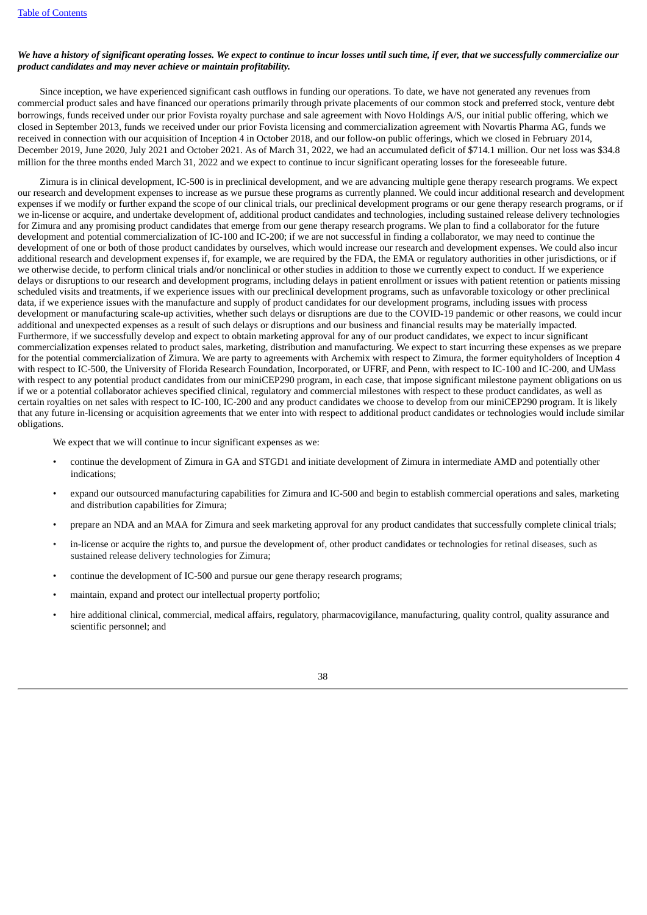***We have a history of significant operating losses. We expect to continue to incur losses until such time, if ever, that we successfully commercialize our product candidates and may never achieve or maintain profitability.***

Since inception, we have experienced significant cash outflows in funding our operations. To date, we have not generated any revenues from commercial product sales and have financed our operations primarily through private placements of our common stock and preferred stock, venture debt borrowings, funds received under our prior Fovista royalty purchase and sale agreement with Novo Holdings A/S, our initial public offering, which we closed in September 2013, funds we received under our prior Fovista licensing and commercialization agreement with Novartis Pharma AG, funds we received in connection with our acquisition of Inception 4 in October 2018, and our follow-on public offerings, which we closed in February 2014, December 2019, June 2020, July 2021 and October 2021. As of March 31, 2022, we had an accumulated deficit of $714.1 million. Our net loss was $34.8 million for the three months ended March 31, 2022 and we expect to continue to incur significant operating losses for the foreseeable future.

Zimura is in clinical development, IC-500 is in preclinical development, and we are advancing multiple gene therapy research programs. We expect our research and development expenses to increase as we pursue these programs as currently planned. We could incur additional research and development expenses if we modify or further expand the scope of our clinical trials, our preclinical development programs or our gene therapy research programs, or if we in-license or acquire, and undertake development of, additional product candidates and technologies, including sustained release delivery technologies for Zimura and any promising product candidates that emerge from our gene therapy research programs. We plan to find a collaborator for the future development and potential commercialization of IC-100 and IC-200; if we are not successful in finding a collaborator, we may need to continue the development of one or both of those product candidates by ourselves, which would increase our research and development expenses. We could also incur additional research and development expenses if, for example, we are required by the FDA, the EMA or regulatory authorities in other jurisdictions, or if we otherwise decide, to perform clinical trials and/or nonclinical or other studies in addition to those we currently expect to conduct. If we experience delays or disruptions to our research and development programs, including delays in patient enrollment or issues with patient retention or patients missing scheduled visits and treatments, if we experience issues with our preclinical development programs, such as unfavorable toxicology or other preclinical data, if we experience issues with the manufacture and supply of product candidates for our development programs, including issues with process development or manufacturing scale-up activities, whether such delays or disruptions are due to the COVID-19 pandemic or other reasons, we could incur additional and unexpected expenses as a result of such delays or disruptions and our business and financial results may be materially impacted. Furthermore, if we successfully develop and expect to obtain marketing approval for any of our product candidates, we expect to incur significant commercialization expenses related to product sales, marketing, distribution and manufacturing. We expect to start incurring these expenses as we prepare for the potential commercialization of Zimura. We are party to agreements with Archemix with respect to Zimura, the former equityholders of Inception 4 with respect to IC-500, the University of Florida Research Foundation, Incorporated, or UFRF, and Penn, with respect to IC-100 and IC-200, and UMass with respect to any potential product candidates from our miniCEP290 program, in each case, that impose significant milestone payment obligations on us if we or a potential collaborator achieves specified clinical, regulatory and commercial milestones with respect to these product candidates, as well as certain royalties on net sales with respect to IC-100, IC-200 and any product candidates we choose to develop from our miniCEP290 program. It is likely that any future in-licensing or acquisition agreements that we enter into with respect to additional product candidates or technologies would include similar obligations.

We expect that we will continue to incur significant expenses as we:

- continue the development of Zimura in GA and STGD1 and initiate development of Zimura in intermediate AMD and potentially other indications;
- expand our outsourced manufacturing capabilities for Zimura and IC-500 and begin to establish commercial operations and sales, marketing and distribution capabilities for Zimura;
- prepare an NDA and an MAA for Zimura and seek marketing approval for any product candidates that successfully complete clinical trials;
- in-license or acquire the rights to, and pursue the development of, other product candidates or technologies for retinal diseases, such as sustained release delivery technologies for Zimura;
- continue the development of IC-500 and pursue our gene therapy research programs;
- maintain, expand and protect our intellectual property portfolio;
- hire additional clinical, commercial, medical affairs, regulatory, pharmacovigilance, manufacturing, quality control, quality assurance and scientific personnel; and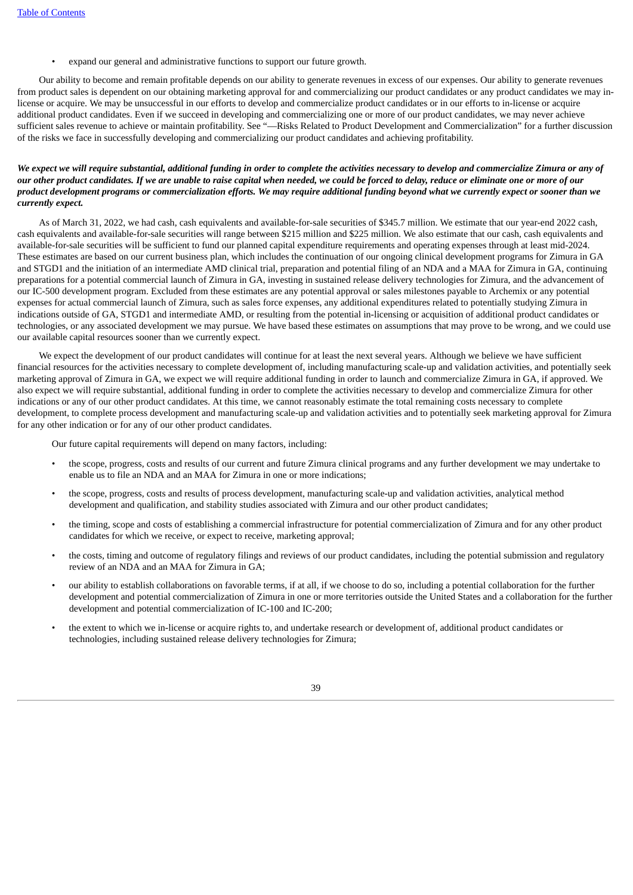- expand our general and administrative functions to support our future growth.

Our ability to become and remain profitable depends on our ability to generate revenues in excess of our expenses. Our ability to generate revenues from product sales is dependent on our obtaining marketing approval for and commercializing our product candidates or any product candidates we may in-license or acquire. We may be unsuccessful in our efforts to develop and commercialize product candidates or in our efforts to in-license or acquire additional product candidates. Even if we succeed in developing and commercializing one or more of our product candidates, we may never achieve sufficient sales revenue to achieve or maintain profitability. See "—Risks Related to Product Development and Commercialization" for a further discussion of the risks we face in successfully developing and commercializing our product candidates and achieving profitability.

***We expect we will require substantial, additional funding in order to complete the activities necessary to develop and commercialize Zimura or any of our other product candidates. If we are unable to raise capital when needed, we could be forced to delay, reduce or eliminate one or more of our product development programs or commercialization efforts. We may require additional funding beyond what we currently expect or sooner than we currently expect.***

As of March 31, 2022, we had cash, cash equivalents and available-for-sale securities of $345.7 million. We estimate that our year-end 2022 cash, cash equivalents and available-for-sale securities will range between $215 million and $225 million. We also estimate that our cash, cash equivalents and available-for-sale securities will be sufficient to fund our planned capital expenditure requirements and operating expenses through at least mid-2024. These estimates are based on our current business plan, which includes the continuation of our ongoing clinical development programs for Zimura in GA and STGD1 and the initiation of an intermediate AMD clinical trial, preparation and potential filing of an NDA and a MAA for Zimura in GA, continuing preparations for a potential commercial launch of Zimura in GA, investing in sustained release delivery technologies for Zimura, and the advancement of our IC-500 development program. Excluded from these estimates are any potential approval or sales milestones payable to Archemix or any potential expenses for actual commercial launch of Zimura, such as sales force expenses, any additional expenditures related to potentially studying Zimura in indications outside of GA, STGD1 and intermediate AMD, or resulting from the potential in-licensing or acquisition of additional product candidates or technologies, or any associated development we may pursue. We have based these estimates on assumptions that may prove to be wrong, and we could use our available capital resources sooner than we currently expect.

We expect the development of our product candidates will continue for at least the next several years. Although we believe we have sufficient financial resources for the activities necessary to complete development of, including manufacturing scale-up and validation activities, and potentially seek marketing approval of Zimura in GA, we expect we will require additional funding in order to launch and commercialize Zimura in GA, if approved. We also expect we will require substantial, additional funding in order to complete the activities necessary to develop and commercialize Zimura for other indications or any of our other product candidates. At this time, we cannot reasonably estimate the total remaining costs necessary to complete development, to complete process development and manufacturing scale-up and validation activities and to potentially seek marketing approval for Zimura for any other indication or for any of our other product candidates.

Our future capital requirements will depend on many factors, including:

- the scope, progress, costs and results of our current and future Zimura clinical programs and any further development we may undertake to enable us to file an NDA and an MAA for Zimura in one or more indications;
- the scope, progress, costs and results of process development, manufacturing scale-up and validation activities, analytical method development and qualification, and stability studies associated with Zimura and our other product candidates;
- the timing, scope and costs of establishing a commercial infrastructure for potential commercialization of Zimura and for any other product candidates for which we receive, or expect to receive, marketing approval;
- the costs, timing and outcome of regulatory filings and reviews of our product candidates, including the potential submission and regulatory review of an NDA and an MAA for Zimura in GA;
- our ability to establish collaborations on favorable terms, if at all, if we choose to do so, including a potential collaboration for the further development and potential commercialization of Zimura in one or more territories outside the United States and a collaboration for the further development and potential commercialization of IC-100 and IC-200;
- the extent to which we in-license or acquire rights to, and undertake research or development of, additional product candidates or technologies, including sustained release delivery technologies for Zimura;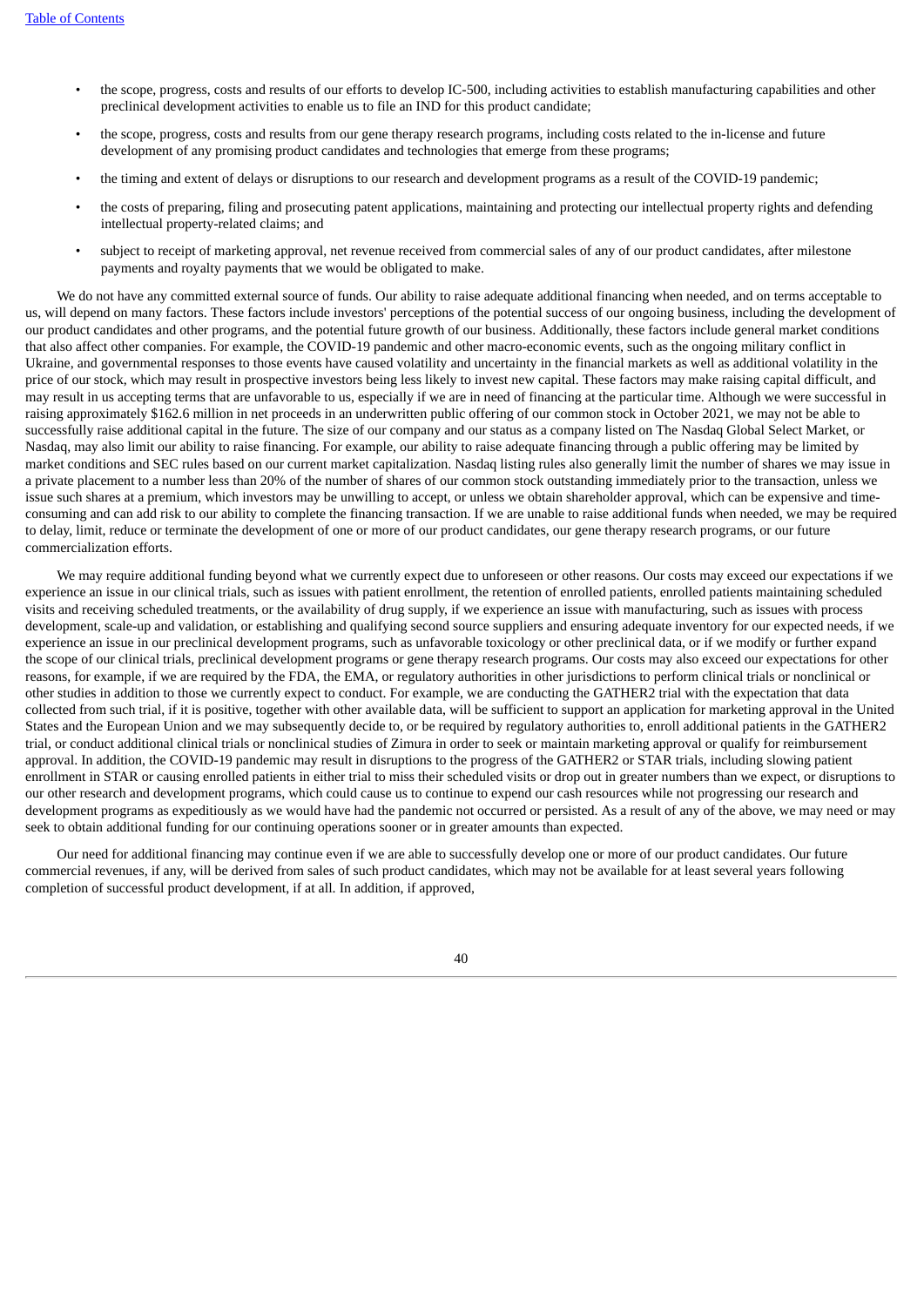- the scope, progress, costs and results of our efforts to develop IC-500, including activities to establish manufacturing capabilities and other preclinical development activities to enable us to file an IND for this product candidate;
- the scope, progress, costs and results from our gene therapy research programs, including costs related to the in-license and future development of any promising product candidates and technologies that emerge from these programs;
- the timing and extent of delays or disruptions to our research and development programs as a result of the COVID-19 pandemic;
- the costs of preparing, filing and prosecuting patent applications, maintaining and protecting our intellectual property rights and defending intellectual property-related claims; and
- subject to receipt of marketing approval, net revenue received from commercial sales of any of our product candidates, after milestone payments and royalty payments that we would be obligated to make.

We do not have any committed external source of funds. Our ability to raise adequate additional financing when needed, and on terms acceptable to us, will depend on many factors. These factors include investors' perceptions of the potential success of our ongoing business, including the development of our product candidates and other programs, and the potential future growth of our business. Additionally, these factors include general market conditions that also affect other companies. For example, the COVID-19 pandemic and other macro-economic events, such as the ongoing military conflict in Ukraine, and governmental responses to those events have caused volatility and uncertainty in the financial markets as well as additional volatility in the price of our stock, which may result in prospective investors being less likely to invest new capital. These factors may make raising capital difficult, and may result in us accepting terms that are unfavorable to us, especially if we are in need of financing at the particular time. Although we were successful in raising approximately $162.6 million in net proceeds in an underwritten public offering of our common stock in October 2021, we may not be able to successfully raise additional capital in the future. The size of our company and our status as a company listed on The Nasdaq Global Select Market, or Nasdaq, may also limit our ability to raise financing. For example, our ability to raise adequate financing through a public offering may be limited by market conditions and SEC rules based on our current market capitalization. Nasdaq listing rules also generally limit the number of shares we may issue in a private placement to a number less than 20% of the number of shares of our common stock outstanding immediately prior to the transaction, unless we issue such shares at a premium, which investors may be unwilling to accept, or unless we obtain shareholder approval, which can be expensive and time-consuming and can add risk to our ability to complete the financing transaction. If we are unable to raise additional funds when needed, we may be required to delay, limit, reduce or terminate the development of one or more of our product candidates, our gene therapy research programs, or our future commercialization efforts.

We may require additional funding beyond what we currently expect due to unforeseen or other reasons. Our costs may exceed our expectations if we experience an issue in our clinical trials, such as issues with patient enrollment, the retention of enrolled patients, enrolled patients maintaining scheduled visits and receiving scheduled treatments, or the availability of drug supply, if we experience an issue with manufacturing, such as issues with process development, scale-up and validation, or establishing and qualifying second source suppliers and ensuring adequate inventory for our expected needs, if we experience an issue in our preclinical development programs, such as unfavorable toxicology or other preclinical data, or if we modify or further expand the scope of our clinical trials, preclinical development programs or gene therapy research programs. Our costs may also exceed our expectations for other reasons, for example, if we are required by the FDA, the EMA, or regulatory authorities in other jurisdictions to perform clinical trials or nonclinical or other studies in addition to those we currently expect to conduct. For example, we are conducting the GATHER2 trial with the expectation that data collected from such trial, if it is positive, together with other available data, will be sufficient to support an application for marketing approval in the United States and the European Union and we may subsequently decide to, or be required by regulatory authorities to, enroll additional patients in the GATHER2 trial, or conduct additional clinical trials or nonclinical studies of Zimura in order to seek or maintain marketing approval or qualify for reimbursement approval. In addition, the COVID-19 pandemic may result in disruptions to the progress of the GATHER2 or STAR trials, including slowing patient enrollment in STAR or causing enrolled patients in either trial to miss their scheduled visits or drop out in greater numbers than we expect, or disruptions to our other research and development programs, which could cause us to continue to expend our cash resources while not progressing our research and development programs as expeditiously as we would have had the pandemic not occurred or persisted. As a result of any of the above, we may need or may seek to obtain additional funding for our continuing operations sooner or in greater amounts than expected.

Our need for additional financing may continue even if we are able to successfully develop one or more of our product candidates. Our future commercial revenues, if any, will be derived from sales of such product candidates, which may not be available for at least several years following completion of successful product development, if at all. In addition, if approved,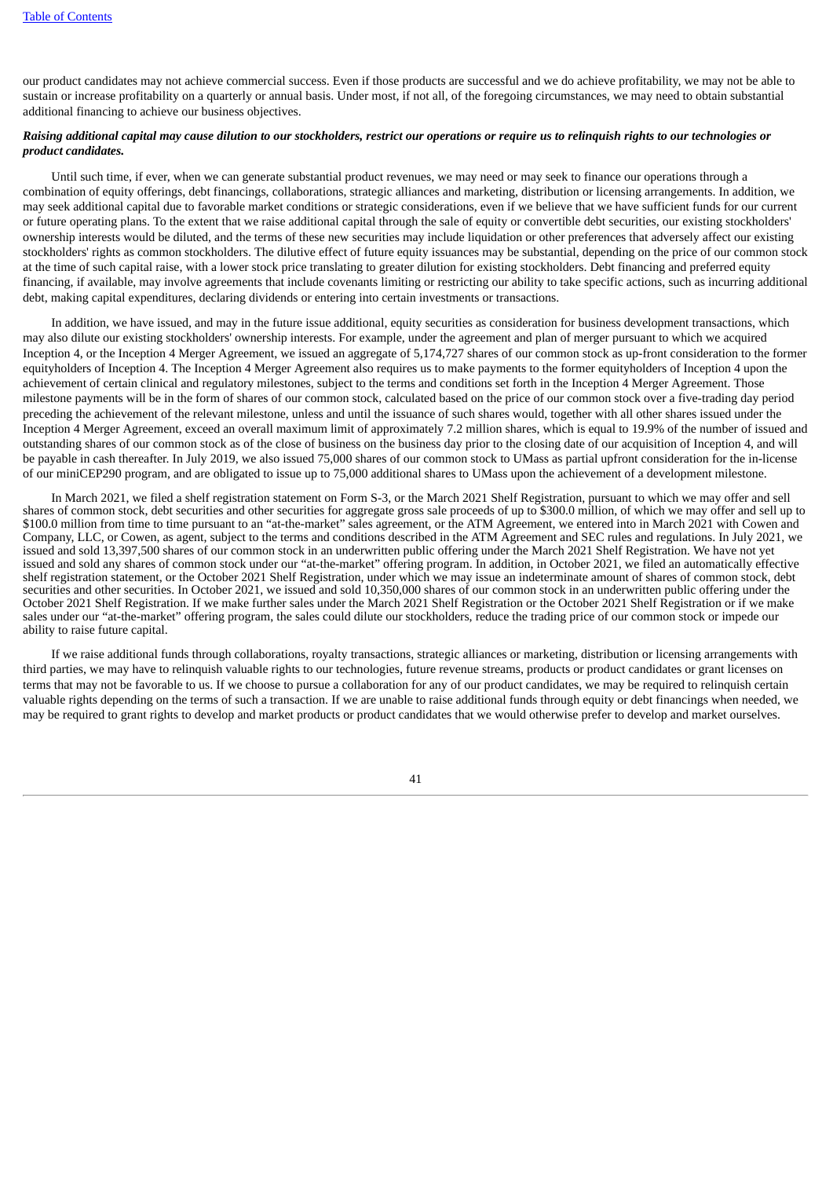our product candidates may not achieve commercial success. Even if those products are successful and we do achieve profitability, we may not be able to sustain or increase profitability on a quarterly or annual basis. Under most, if not all, of the foregoing circumstances, we may need to obtain substantial additional financing to achieve our business objectives.

***Raising additional capital may cause dilution to our stockholders, restrict our operations or require us to relinquish rights to our technologies or product candidates.***

Until such time, if ever, when we can generate substantial product revenues, we may need or may seek to finance our operations through a combination of equity offerings, debt financings, collaborations, strategic alliances and marketing, distribution or licensing arrangements. In addition, we may seek additional capital due to favorable market conditions or strategic considerations, even if we believe that we have sufficient funds for our current or future operating plans. To the extent that we raise additional capital through the sale of equity or convertible debt securities, our existing stockholders' ownership interests would be diluted, and the terms of these new securities may include liquidation or other preferences that adversely affect our existing stockholders' rights as common stockholders. The dilutive effect of future equity issuances may be substantial, depending on the price of our common stock at the time of such capital raise, with a lower stock price translating to greater dilution for existing stockholders. Debt financing and preferred equity financing, if available, may involve agreements that include covenants limiting or restricting our ability to take specific actions, such as incurring additional debt, making capital expenditures, declaring dividends or entering into certain investments or transactions.

In addition, we have issued, and may in the future issue additional, equity securities as consideration for business development transactions, which may also dilute our existing stockholders' ownership interests. For example, under the agreement and plan of merger pursuant to which we acquired Inception 4, or the Inception 4 Merger Agreement, we issued an aggregate of 5,174,727 shares of our common stock as up-front consideration to the former equityholders of Inception 4. The Inception 4 Merger Agreement also requires us to make payments to the former equityholders of Inception 4 upon the achievement of certain clinical and regulatory milestones, subject to the terms and conditions set forth in the Inception 4 Merger Agreement. Those milestone payments will be in the form of shares of our common stock, calculated based on the price of our common stock over a five-trading day period preceding the achievement of the relevant milestone, unless and until the issuance of such shares would, together with all other shares issued under the Inception 4 Merger Agreement, exceed an overall maximum limit of approximately 7.2 million shares, which is equal to 19.9% of the number of issued and outstanding shares of our common stock as of the close of business on the business day prior to the closing date of our acquisition of Inception 4, and will be payable in cash thereafter. In July 2019, we also issued 75,000 shares of our common stock to UMass as partial upfront consideration for the in-license of our miniCEP290 program, and are obligated to issue up to 75,000 additional shares to UMass upon the achievement of a development milestone.

In March 2021, we filed a shelf registration statement on Form S-3, or the March 2021 Shelf Registration, pursuant to which we may offer and sell shares of common stock, debt securities and other securities for aggregate gross sale proceeds of up to $300.0 million, of which we may offer and sell up to $100.0 million from time to time pursuant to an "at-the-market" sales agreement, or the ATM Agreement, we entered into in March 2021 with Cowen and Company, LLC, or Cowen, as agent, subject to the terms and conditions described in the ATM Agreement and SEC rules and regulations. In July 2021, we issued and sold 13,397,500 shares of our common stock in an underwritten public offering under the March 2021 Shelf Registration. We have not yet issued and sold any shares of common stock under our "at-the-market" offering program. In addition, in October 2021, we filed an automatically effective shelf registration statement, or the October 2021 Shelf Registration, under which we may issue an indeterminate amount of shares of common stock, debt securities and other securities. In October 2021, we issued and sold 10,350,000 shares of our common stock in an underwritten public offering under the October 2021 Shelf Registration. If we make further sales under the March 2021 Shelf Registration or the October 2021 Shelf Registration or if we make sales under our "at-the-market" offering program, the sales could dilute our stockholders, reduce the trading price of our common stock or impede our ability to raise future capital.

If we raise additional funds through collaborations, royalty transactions, strategic alliances or marketing, distribution or licensing arrangements with third parties, we may have to relinquish valuable rights to our technologies, future revenue streams, products or product candidates or grant licenses on terms that may not be favorable to us. If we choose to pursue a collaboration for any of our product candidates, we may be required to relinquish certain valuable rights depending on the terms of such a transaction. If we are unable to raise additional funds through equity or debt financings when needed, we may be required to grant rights to develop and market products or product candidates that we would otherwise prefer to develop and market ourselves.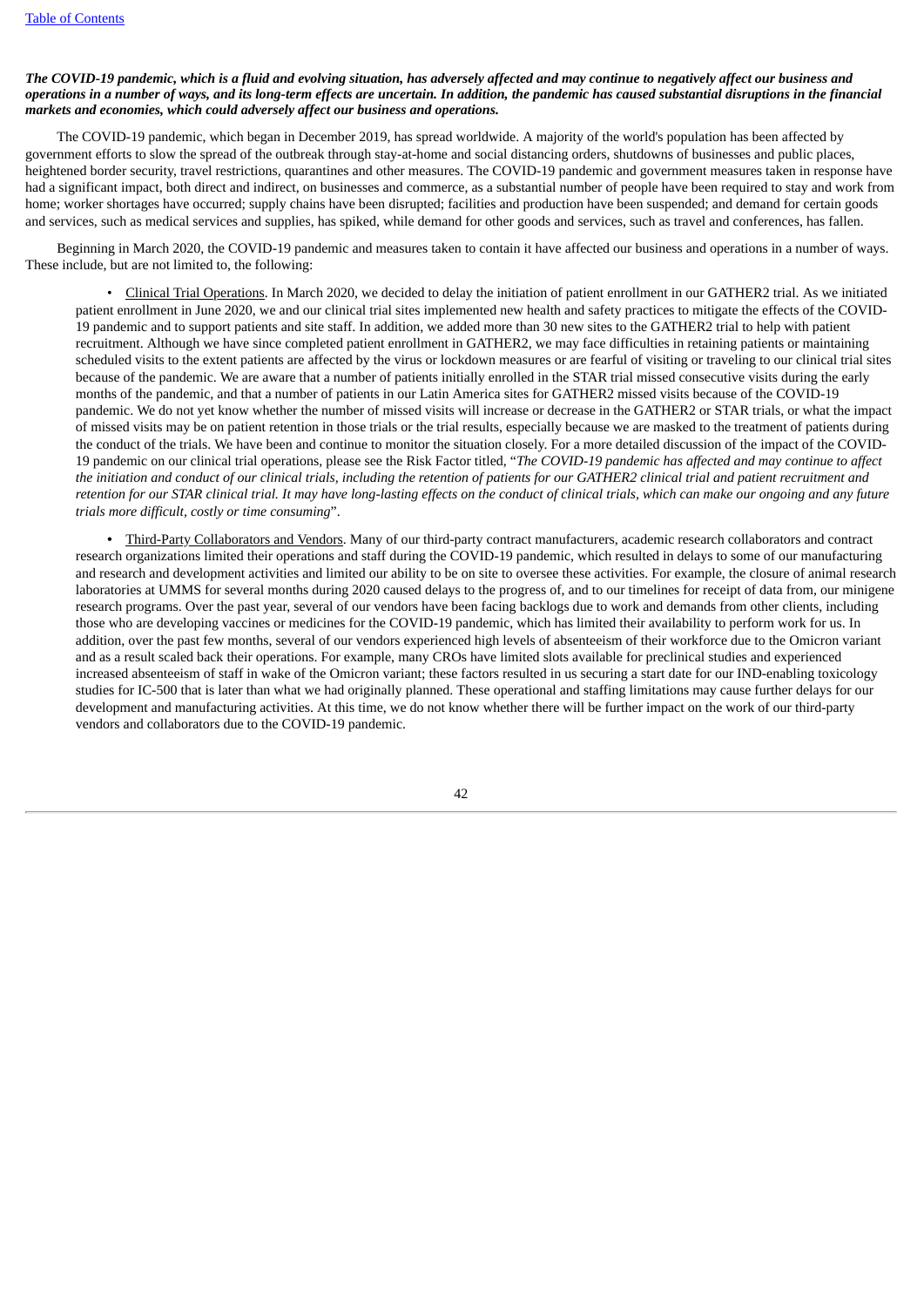***The COVID-19 pandemic, which is a fluid and evolving situation, has adversely affected and may continue to negatively affect our business and operations in a number of ways, and its long-term effects are uncertain. In addition, the pandemic has caused substantial disruptions in the financial markets and economies, which could adversely affect our business and operations.***

The COVID-19 pandemic, which began in December 2019, has spread worldwide. A majority of the world's population has been affected by government efforts to slow the spread of the outbreak through stay-at-home and social distancing orders, shutdowns of businesses and public places, heightened border security, travel restrictions, quarantines and other measures. The COVID-19 pandemic and government measures taken in response have had a significant impact, both direct and indirect, on businesses and commerce, as a substantial number of people have been required to stay and work from home; worker shortages have occurred; supply chains have been disrupted; facilities and production have been suspended; and demand for certain goods and services, such as medical services and supplies, has spiked, while demand for other goods and services, such as travel and conferences, has fallen.

Beginning in March 2020, the COVID-19 pandemic and measures taken to contain it have affected our business and operations in a number of ways. These include, but are not limited to, the following:

- <u>Clinical Trial Operations</u>. In March 2020, we decided to delay the initiation of patient enrollment in our GATHER2 trial. As we initiated patient enrollment in June 2020, we and our clinical trial sites implemented new health and safety practices to mitigate the effects of the COVID-19 pandemic and to support patients and site staff. In addition, we added more than 30 new sites to the GATHER2 trial to help with patient recruitment. Although we have since completed patient enrollment in GATHER2, we may face difficulties in retaining patients or maintaining scheduled visits to the extent patients are affected by the virus or lockdown measures or are fearful of visiting or traveling to our clinical trial sites because of the pandemic. We are aware that a number of patients initially enrolled in the STAR trial missed consecutive visits during the early months of the pandemic, and that a number of patients in our Latin America sites for GATHER2 missed visits because of the COVID-19 pandemic. We do not yet know whether the number of missed visits will increase or decrease in the GATHER2 or STAR trials, or what the impact of missed visits may be on patient retention in those trials or the trial results, especially because we are masked to the treatment of patients during the conduct of the trials. We have been and continue to monitor the situation closely. For a more detailed discussion of the impact of the COVID-19 pandemic on our clinical trial operations, please see the Risk Factor titled, "*The COVID-19 pandemic has affected and may continue to affect the initiation and conduct of our clinical trials, including the retention of patients for our GATHER2 clinical trial and patient recruitment and retention for our STAR clinical trial. It may have long-lasting effects on the conduct of clinical trials, which can make our ongoing and any future trials more difficult, costly or time consuming*".

- <u>Third-Party Collaborators and Vendors</u>. Many of our third-party contract manufacturers, academic research collaborators and contract research organizations limited their operations and staff during the COVID-19 pandemic, which resulted in delays to some of our manufacturing and research and development activities and limited our ability to be on site to oversee these activities. For example, the closure of animal research laboratories at UMMS for several months during 2020 caused delays to the progress of, and to our timelines for receipt of data from, our minigene research programs. Over the past year, several of our vendors have been facing backlogs due to work and demands from other clients, including those who are developing vaccines or medicines for the COVID-19 pandemic, which has limited their availability to perform work for us. In addition, over the past few months, several of our vendors experienced high levels of absenteeism of their workforce due to the Omicron variant and as a result scaled back their operations. For example, many CROs have limited slots available for preclinical studies and experienced increased absenteeism of staff in wake of the Omicron variant; these factors resulted in us securing a start date for our IND-enabling toxicology studies for IC-500 that is later than what we had originally planned. These operational and staffing limitations may cause further delays for our development and manufacturing activities. At this time, we do not know whether there will be further impact on the work of our third-party vendors and collaborators due to the COVID-19 pandemic.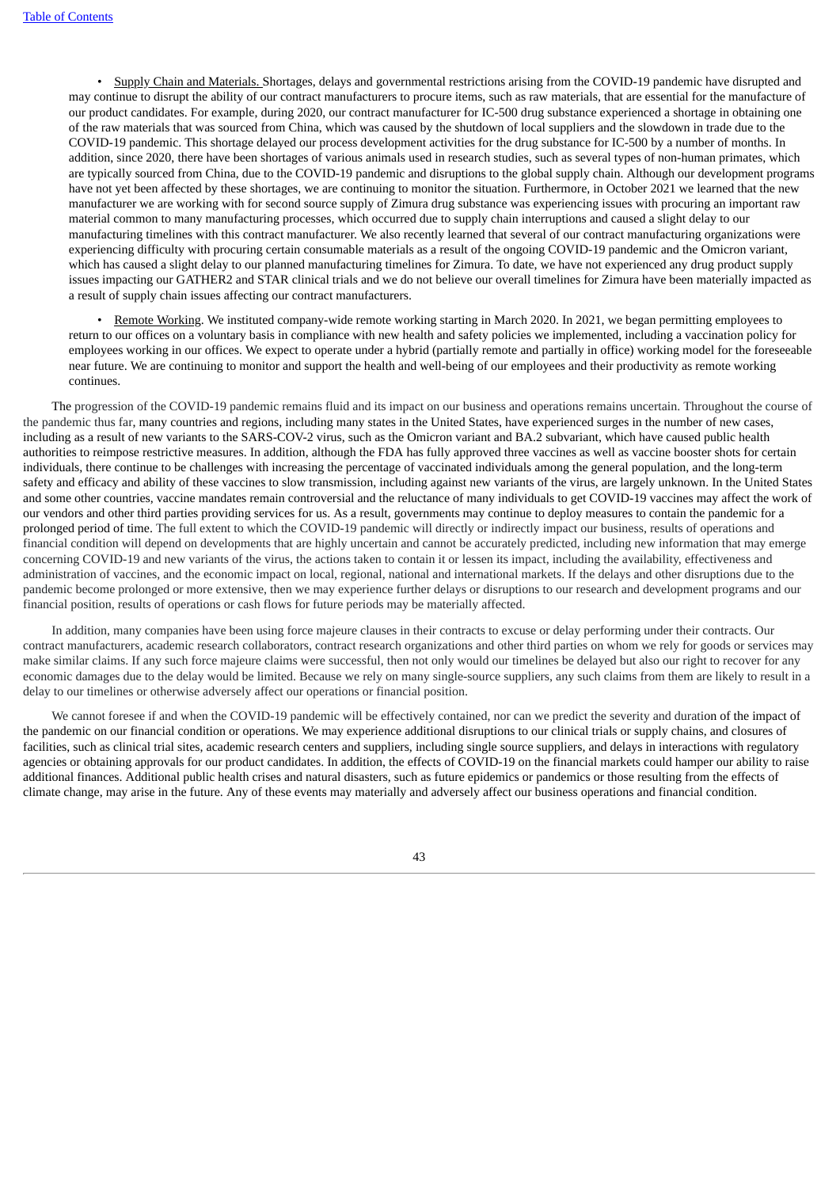- Supply Chain and Materials. Shortages, delays and governmental restrictions arising from the COVID-19 pandemic have disrupted and may continue to disrupt the ability of our contract manufacturers to procure items, such as raw materials, that are essential for the manufacture of our product candidates. For example, during 2020, our contract manufacturer for IC-500 drug substance experienced a shortage in obtaining one of the raw materials that was sourced from China, which was caused by the shutdown of local suppliers and the slowdown in trade due to the COVID-19 pandemic. This shortage delayed our process development activities for the drug substance for IC-500 by a number of months. In addition, since 2020, there have been shortages of various animals used in research studies, such as several types of non-human primates, which are typically sourced from China, due to the COVID-19 pandemic and disruptions to the global supply chain. Although our development programs have not yet been affected by these shortages, we are continuing to monitor the situation. Furthermore, in October 2021 we learned that the new manufacturer we are working with for second source supply of Zimura drug substance was experiencing issues with procuring an important raw material common to many manufacturing processes, which occurred due to supply chain interruptions and caused a slight delay to our manufacturing timelines with this contract manufacturer. We also recently learned that several of our contract manufacturing organizations were experiencing difficulty with procuring certain consumable materials as a result of the ongoing COVID-19 pandemic and the Omicron variant, which has caused a slight delay to our planned manufacturing timelines for Zimura. To date, we have not experienced any drug product supply issues impacting our GATHER2 and STAR clinical trials and we do not believe our overall timelines for Zimura have been materially impacted as a result of supply chain issues affecting our contract manufacturers.

- Remote Working. We instituted company-wide remote working starting in March 2020. In 2021, we began permitting employees to return to our offices on a voluntary basis in compliance with new health and safety policies we implemented, including a vaccination policy for employees working in our offices. We expect to operate under a hybrid (partially remote and partially in office) working model for the foreseeable near future. We are continuing to monitor and support the health and well-being of our employees and their productivity as remote working continues.

The progression of the COVID-19 pandemic remains fluid and its impact on our business and operations remains uncertain. Throughout the course of the pandemic thus far, many countries and regions, including many states in the United States, have experienced surges in the number of new cases, including as a result of new variants to the SARS-COV-2 virus, such as the Omicron variant and BA.2 subvariant, which have caused public health authorities to reimpose restrictive measures. In addition, although the FDA has fully approved three vaccines as well as vaccine booster shots for certain individuals, there continue to be challenges with increasing the percentage of vaccinated individuals among the general population, and the long-term safety and efficacy and ability of these vaccines to slow transmission, including against new variants of the virus, are largely unknown. In the United States and some other countries, vaccine mandates remain controversial and the reluctance of many individuals to get COVID-19 vaccines may affect the work of our vendors and other third parties providing services for us. As a result, governments may continue to deploy measures to contain the pandemic for a prolonged period of time. The full extent to which the COVID-19 pandemic will directly or indirectly impact our business, results of operations and financial condition will depend on developments that are highly uncertain and cannot be accurately predicted, including new information that may emerge concerning COVID-19 and new variants of the virus, the actions taken to contain it or lessen its impact, including the availability, effectiveness and administration of vaccines, and the economic impact on local, regional, national and international markets. If the delays and other disruptions due to the pandemic become prolonged or more extensive, then we may experience further delays or disruptions to our research and development programs and our financial position, results of operations or cash flows for future periods may be materially affected.

In addition, many companies have been using force majeure clauses in their contracts to excuse or delay performing under their contracts. Our contract manufacturers, academic research collaborators, contract research organizations and other third parties on whom we rely for goods or services may make similar claims. If any such force majeure claims were successful, then not only would our timelines be delayed but also our right to recover for any economic damages due to the delay would be limited. Because we rely on many single-source suppliers, any such claims from them are likely to result in a delay to our timelines or otherwise adversely affect our operations or financial position.

We cannot foresee if and when the COVID-19 pandemic will be effectively contained, nor can we predict the severity and duration of the impact of the pandemic on our financial condition or operations. We may experience additional disruptions to our clinical trials or supply chains, and closures of facilities, such as clinical trial sites, academic research centers and suppliers, including single source suppliers, and delays in interactions with regulatory agencies or obtaining approvals for our product candidates. In addition, the effects of COVID-19 on the financial markets could hamper our ability to raise additional finances. Additional public health crises and natural disasters, such as future epidemics or pandemics or those resulting from the effects of climate change, may arise in the future. Any of these events may materially and adversely affect our business operations and financial condition.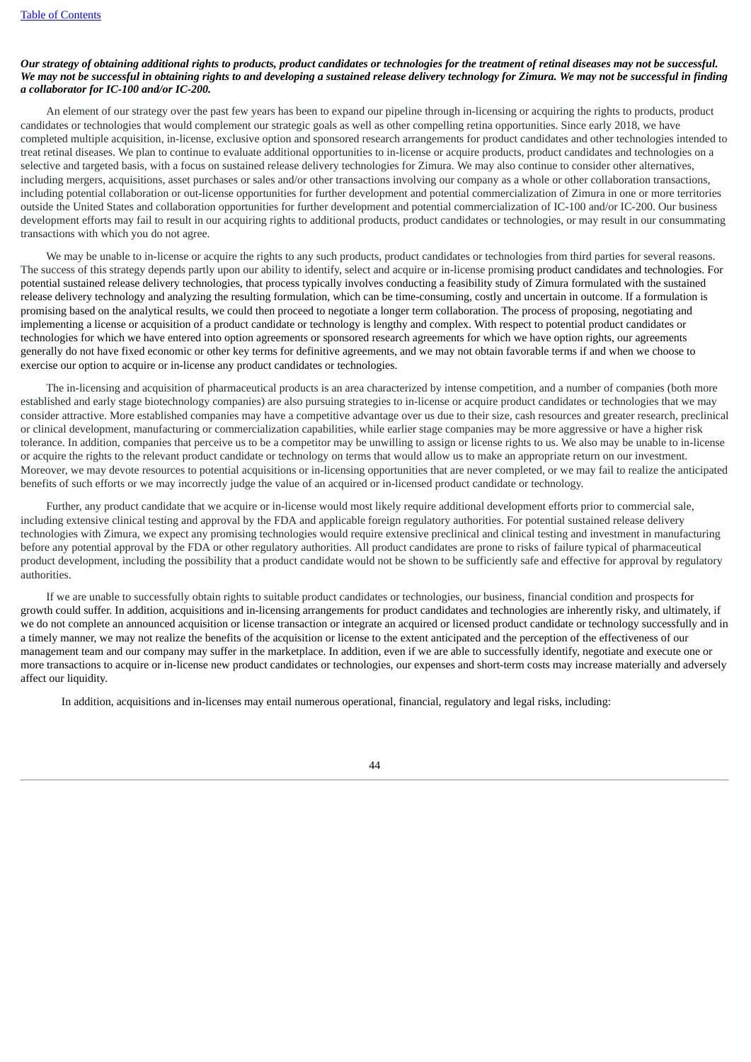***Our strategy of obtaining additional rights to products, product candidates or technologies for the treatment of retinal diseases may not be successful. We may not be successful in obtaining rights to and developing a sustained release delivery technology for Zimura. We may not be successful in finding a collaborator for IC-100 and/or IC-200.***

An element of our strategy over the past few years has been to expand our pipeline through in-licensing or acquiring the rights to products, product candidates or technologies that would complement our strategic goals as well as other compelling retina opportunities. Since early 2018, we have completed multiple acquisition, in-license, exclusive option and sponsored research arrangements for product candidates and other technologies intended to treat retinal diseases. We plan to continue to evaluate additional opportunities to in-license or acquire products, product candidates and technologies on a selective and targeted basis, with a focus on sustained release delivery technologies for Zimura. We may also continue to consider other alternatives, including mergers, acquisitions, asset purchases or sales and/or other transactions involving our company as a whole or other collaboration transactions, including potential collaboration or out-license opportunities for further development and potential commercialization of Zimura in one or more territories outside the United States and collaboration opportunities for further development and potential commercialization of IC-100 and/or IC-200. Our business development efforts may fail to result in our acquiring rights to additional products, product candidates or technologies, or may result in our consummating transactions with which you do not agree.

We may be unable to in-license or acquire the rights to any such products, product candidates or technologies from third parties for several reasons. The success of this strategy depends partly upon our ability to identify, select and acquire or in-license promising product candidates and technologies. For potential sustained release delivery technologies, that process typically involves conducting a feasibility study of Zimura formulated with the sustained release delivery technology and analyzing the resulting formulation, which can be time-consuming, costly and uncertain in outcome. If a formulation is promising based on the analytical results, we could then proceed to negotiate a longer term collaboration. The process of proposing, negotiating and implementing a license or acquisition of a product candidate or technology is lengthy and complex. With respect to potential product candidates or technologies for which we have entered into option agreements or sponsored research agreements for which we have option rights, our agreements generally do not have fixed economic or other key terms for definitive agreements, and we may not obtain favorable terms if and when we choose to exercise our option to acquire or in-license any product candidates or technologies.

The in-licensing and acquisition of pharmaceutical products is an area characterized by intense competition, and a number of companies (both more established and early stage biotechnology companies) are also pursuing strategies to in-license or acquire product candidates or technologies that we may consider attractive. More established companies may have a competitive advantage over us due to their size, cash resources and greater research, preclinical or clinical development, manufacturing or commercialization capabilities, while earlier stage companies may be more aggressive or have a higher risk tolerance. In addition, companies that perceive us to be a competitor may be unwilling to assign or license rights to us. We also may be unable to in-license or acquire the rights to the relevant product candidate or technology on terms that would allow us to make an appropriate return on our investment. Moreover, we may devote resources to potential acquisitions or in-licensing opportunities that are never completed, or we may fail to realize the anticipated benefits of such efforts or we may incorrectly judge the value of an acquired or in-licensed product candidate or technology.

Further, any product candidate that we acquire or in-license would most likely require additional development efforts prior to commercial sale, including extensive clinical testing and approval by the FDA and applicable foreign regulatory authorities. For potential sustained release delivery technologies with Zimura, we expect any promising technologies would require extensive preclinical and clinical testing and investment in manufacturing before any potential approval by the FDA or other regulatory authorities. All product candidates are prone to risks of failure typical of pharmaceutical product development, including the possibility that a product candidate would not be shown to be sufficiently safe and effective for approval by regulatory authorities.

If we are unable to successfully obtain rights to suitable product candidates or technologies, our business, financial condition and prospects for growth could suffer. In addition, acquisitions and in-licensing arrangements for product candidates and technologies are inherently risky, and ultimately, if we do not complete an announced acquisition or license transaction or integrate an acquired or licensed product candidate or technology successfully and in a timely manner, we may not realize the benefits of the acquisition or license to the extent anticipated and the perception of the effectiveness of our management team and our company may suffer in the marketplace. In addition, even if we are able to successfully identify, negotiate and execute one or more transactions to acquire or in-license new product candidates or technologies, our expenses and short-term costs may increase materially and adversely affect our liquidity.

In addition, acquisitions and in-licenses may entail numerous operational, financial, regulatory and legal risks, including: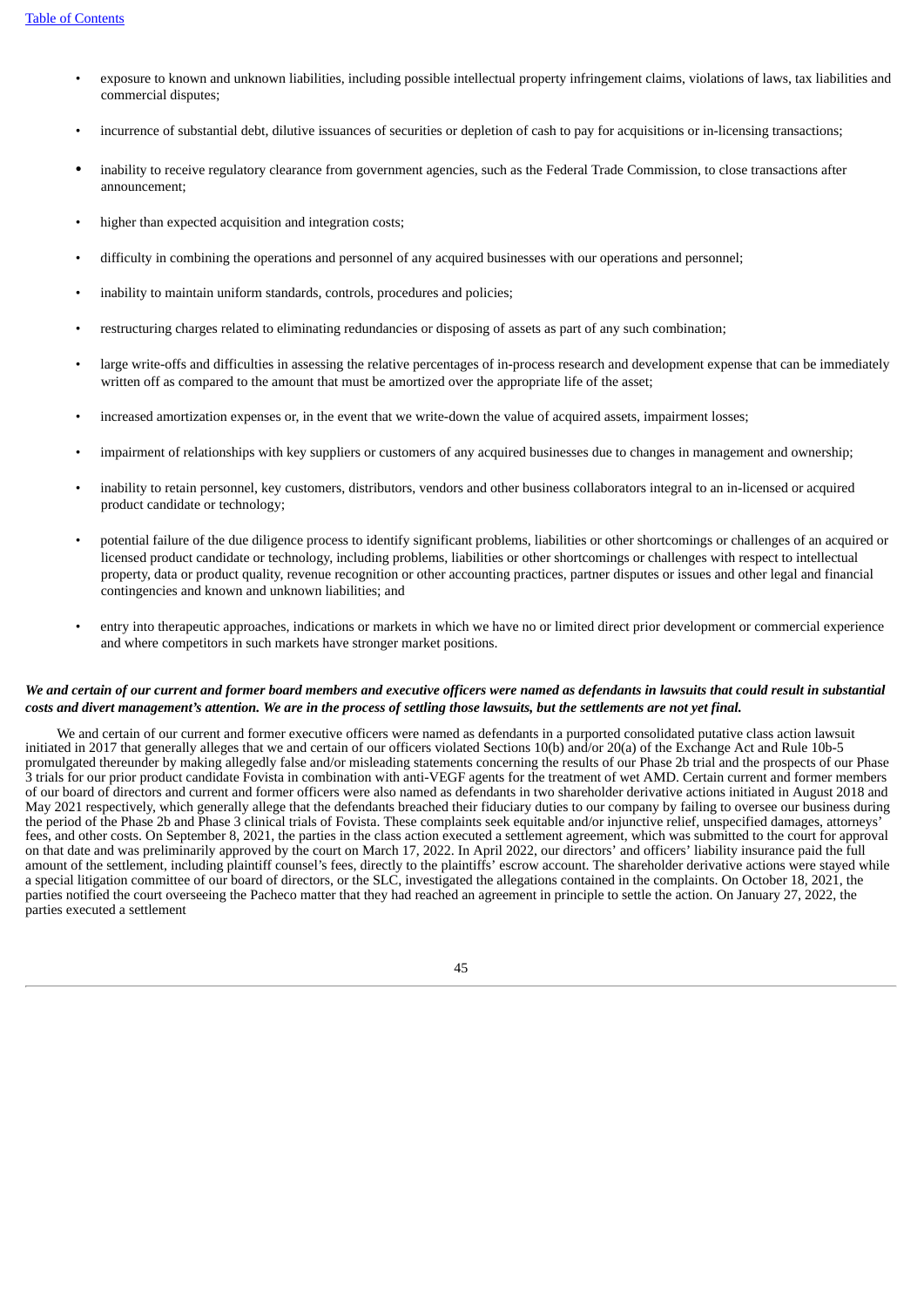- exposure to known and unknown liabilities, including possible intellectual property infringement claims, violations of laws, tax liabilities and commercial disputes;
- incurrence of substantial debt, dilutive issuances of securities or depletion of cash to pay for acquisitions or in-licensing transactions;
- inability to receive regulatory clearance from government agencies, such as the Federal Trade Commission, to close transactions after announcement;
- higher than expected acquisition and integration costs;
- difficulty in combining the operations and personnel of any acquired businesses with our operations and personnel;
- inability to maintain uniform standards, controls, procedures and policies;
- restructuring charges related to eliminating redundancies or disposing of assets as part of any such combination;
- large write-offs and difficulties in assessing the relative percentages of in-process research and development expense that can be immediately written off as compared to the amount that must be amortized over the appropriate life of the asset;
- increased amortization expenses or, in the event that we write-down the value of acquired assets, impairment losses;
- impairment of relationships with key suppliers or customers of any acquired businesses due to changes in management and ownership;
- inability to retain personnel, key customers, distributors, vendors and other business collaborators integral to an in-licensed or acquired product candidate or technology;
- potential failure of the due diligence process to identify significant problems, liabilities or other shortcomings or challenges of an acquired or licensed product candidate or technology, including problems, liabilities or other shortcomings or challenges with respect to intellectual property, data or product quality, revenue recognition or other accounting practices, partner disputes or issues and other legal and financial contingencies and known and unknown liabilities; and
- entry into therapeutic approaches, indications or markets in which we have no or limited direct prior development or commercial experience and where competitors in such markets have stronger market positions.

***We and certain of our current and former board members and executive officers were named as defendants in lawsuits that could result in substantial costs and divert management's attention. We are in the process of settling those lawsuits, but the settlements are not yet final.***

We and certain of our current and former executive officers were named as defendants in a purported consolidated putative class action lawsuit initiated in 2017 that generally alleges that we and certain of our officers violated Sections 10(b) and/or 20(a) of the Exchange Act and Rule 10b-5 promulgated thereunder by making allegedly false and/or misleading statements concerning the results of our Phase 2b trial and the prospects of our Phase 3 trials for our prior product candidate Fovista in combination with anti-VEGF agents for the treatment of wet AMD. Certain current and former members of our board of directors and current and former officers were also named as defendants in two shareholder derivative actions initiated in August 2018 and May 2021 respectively, which generally allege that the defendants breached their fiduciary duties to our company by failing to oversee our business during the period of the Phase 2b and Phase 3 clinical trials of Fovista. These complaints seek equitable and/or injunctive relief, unspecified damages, attorneys' fees, and other costs. On September 8, 2021, the parties in the class action executed a settlement agreement, which was submitted to the court for approval on that date and was preliminarily approved by the court on March 17, 2022. In April 2022, our directors' and officers' liability insurance paid the full amount of the settlement, including plaintiff counsel's fees, directly to the plaintiffs' escrow account. The shareholder derivative actions were stayed while a special litigation committee of our board of directors, or the SLC, investigated the allegations contained in the complaints. On October 18, 2021, the parties notified the court overseeing the Pacheco matter that they had reached an agreement in principle to settle the action. On January 27, 2022, the parties executed a settlement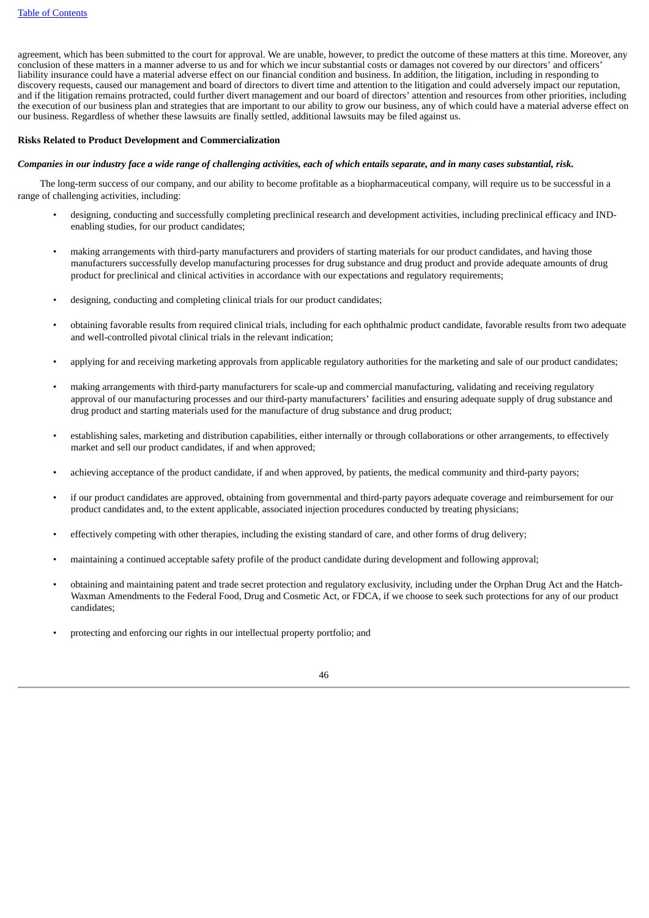agreement, which has been submitted to the court for approval. We are unable, however, to predict the outcome of these matters at this time. Moreover, any conclusion of these matters in a manner adverse to us and for which we incur substantial costs or damages not covered by our directors' and officers' liability insurance could have a material adverse effect on our financial condition and business. In addition, the litigation, including in responding to discovery requests, caused our management and board of directors to divert time and attention to the litigation and could adversely impact our reputation, and if the litigation remains protracted, could further divert management and our board of directors' attention and resources from other priorities, including the execution of our business plan and strategies that are important to our ability to grow our business, any of which could have a material adverse effect on our business. Regardless of whether these lawsuits are finally settled, additional lawsuits may be filed against us.

**Risks Related to Product Development and Commercialization**

***Companies in our industry face a wide range of challenging activities, each of which entails separate, and in many cases substantial, risk.***

The long-term success of our company, and our ability to become profitable as a biopharmaceutical company, will require us to be successful in a range of challenging activities, including:

- designing, conducting and successfully completing preclinical research and development activities, including preclinical efficacy and IND-enabling studies, for our product candidates;
- making arrangements with third-party manufacturers and providers of starting materials for our product candidates, and having those manufacturers successfully develop manufacturing processes for drug substance and drug product and provide adequate amounts of drug product for preclinical and clinical activities in accordance with our expectations and regulatory requirements;
- designing, conducting and completing clinical trials for our product candidates;
- obtaining favorable results from required clinical trials, including for each ophthalmic product candidate, favorable results from two adequate and well-controlled pivotal clinical trials in the relevant indication;
- applying for and receiving marketing approvals from applicable regulatory authorities for the marketing and sale of our product candidates;
- making arrangements with third-party manufacturers for scale-up and commercial manufacturing, validating and receiving regulatory approval of our manufacturing processes and our third-party manufacturers' facilities and ensuring adequate supply of drug substance and drug product and starting materials used for the manufacture of drug substance and drug product;
- establishing sales, marketing and distribution capabilities, either internally or through collaborations or other arrangements, to effectively market and sell our product candidates, if and when approved;
- achieving acceptance of the product candidate, if and when approved, by patients, the medical community and third-party payors;
- if our product candidates are approved, obtaining from governmental and third-party payors adequate coverage and reimbursement for our product candidates and, to the extent applicable, associated injection procedures conducted by treating physicians;
- effectively competing with other therapies, including the existing standard of care, and other forms of drug delivery;
- maintaining a continued acceptable safety profile of the product candidate during development and following approval;
- obtaining and maintaining patent and trade secret protection and regulatory exclusivity, including under the Orphan Drug Act and the Hatch-Waxman Amendments to the Federal Food, Drug and Cosmetic Act, or FDCA, if we choose to seek such protections for any of our product candidates;
- protecting and enforcing our rights in our intellectual property portfolio; and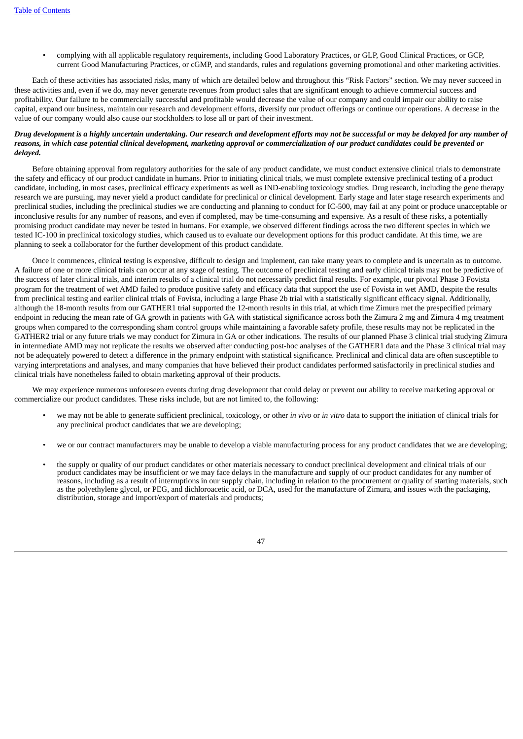- complying with all applicable regulatory requirements, including Good Laboratory Practices, or GLP, Good Clinical Practices, or GCP, current Good Manufacturing Practices, or cGMP, and standards, rules and regulations governing promotional and other marketing activities.

Each of these activities has associated risks, many of which are detailed below and throughout this "Risk Factors" section. We may never succeed in these activities and, even if we do, may never generate revenues from product sales that are significant enough to achieve commercial success and profitability. Our failure to be commercially successful and profitable would decrease the value of our company and could impair our ability to raise capital, expand our business, maintain our research and development efforts, diversify our product offerings or continue our operations. A decrease in the value of our company would also cause our stockholders to lose all or part of their investment.

***Drug development is a highly uncertain undertaking. Our research and development efforts may not be successful or may be delayed for any number of reasons, in which case potential clinical development, marketing approval or commercialization of our product candidates could be prevented or delayed.***

Before obtaining approval from regulatory authorities for the sale of any product candidate, we must conduct extensive clinical trials to demonstrate the safety and efficacy of our product candidate in humans. Prior to initiating clinical trials, we must complete extensive preclinical testing of a product candidate, including, in most cases, preclinical efficacy experiments as well as IND-enabling toxicology studies. Drug research, including the gene therapy research we are pursuing, may never yield a product candidate for preclinical or clinical development. Early stage and later stage research experiments and preclinical studies, including the preclinical studies we are conducting and planning to conduct for IC-500, may fail at any point or produce unacceptable or inconclusive results for any number of reasons, and even if completed, may be time-consuming and expensive. As a result of these risks, a potentially promising product candidate may never be tested in humans. For example, we observed different findings across the two different species in which we tested IC-100 in preclinical toxicology studies, which caused us to evaluate our development options for this product candidate. At this time, we are planning to seek a collaborator for the further development of this product candidate.

Once it commences, clinical testing is expensive, difficult to design and implement, can take many years to complete and is uncertain as to outcome. A failure of one or more clinical trials can occur at any stage of testing. The outcome of preclinical testing and early clinical trials may not be predictive of the success of later clinical trials, and interim results of a clinical trial do not necessarily predict final results. For example, our pivotal Phase 3 Fovista program for the treatment of wet AMD failed to produce positive safety and efficacy data that support the use of Fovista in wet AMD, despite the results from preclinical testing and earlier clinical trials of Fovista, including a large Phase 2b trial with a statistically significant efficacy signal. Additionally, although the 18-month results from our GATHER1 trial supported the 12-month results in this trial, at which time Zimura met the prespecified primary endpoint in reducing the mean rate of GA growth in patients with GA with statistical significance across both the Zimura 2 mg and Zimura 4 mg treatment groups when compared to the corresponding sham control groups while maintaining a favorable safety profile, these results may not be replicated in the GATHER2 trial or any future trials we may conduct for Zimura in GA or other indications. The results of our planned Phase 3 clinical trial studying Zimura in intermediate AMD may not replicate the results we observed after conducting post-hoc analyses of the GATHER1 data and the Phase 3 clinical trial may not be adequately powered to detect a difference in the primary endpoint with statistical significance. Preclinical and clinical data are often susceptible to varying interpretations and analyses, and many companies that have believed their product candidates performed satisfactorily in preclinical studies and clinical trials have nonetheless failed to obtain marketing approval of their products.

We may experience numerous unforeseen events during drug development that could delay or prevent our ability to receive marketing approval or commercialize our product candidates. These risks include, but are not limited to, the following:

- we may not be able to generate sufficient preclinical, toxicology, or other *in vivo* or *in vitro* data to support the initiation of clinical trials for any preclinical product candidates that we are developing;
- we or our contract manufacturers may be unable to develop a viable manufacturing process for any product candidates that we are developing;
- the supply or quality of our product candidates or other materials necessary to conduct preclinical development and clinical trials of our product candidates may be insufficient or we may face delays in the manufacture and supply of our product candidates for any number of reasons, including as a result of interruptions in our supply chain, including in relation to the procurement or quality of starting materials, such as the polyethylene glycol, or PEG, and dichloroacetic acid, or DCA, used for the manufacture of Zimura, and issues with the packaging, distribution, storage and import/export of materials and products;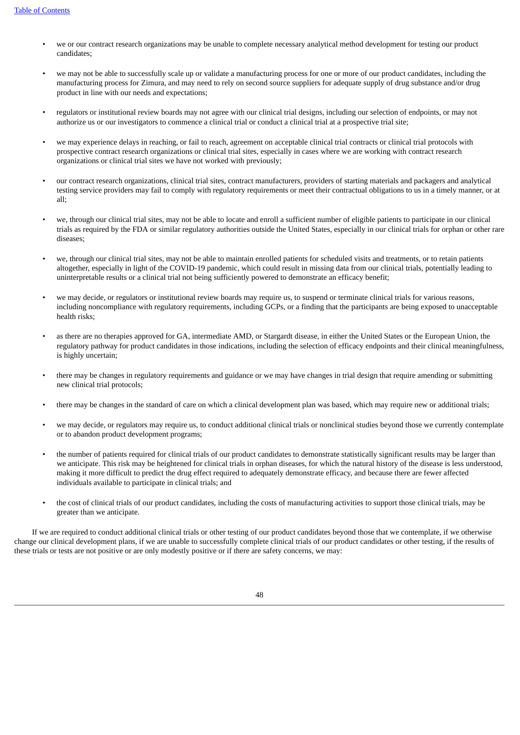- we or our contract research organizations may be unable to complete necessary analytical method development for testing our product candidates;

- we may not be able to successfully scale up or validate a manufacturing process for one or more of our product candidates, including the manufacturing process for Zimura, and may need to rely on second source suppliers for adequate supply of drug substance and/or drug product in line with our needs and expectations;

- regulators or institutional review boards may not agree with our clinical trial designs, including our selection of endpoints, or may not authorize us or our investigators to commence a clinical trial or conduct a clinical trial at a prospective trial site;

- we may experience delays in reaching, or fail to reach, agreement on acceptable clinical trial contracts or clinical trial protocols with prospective contract research organizations or clinical trial sites, especially in cases where we are working with contract research organizations or clinical trial sites we have not worked with previously;

- our contract research organizations, clinical trial sites, contract manufacturers, providers of starting materials and packagers and analytical testing service providers may fail to comply with regulatory requirements or meet their contractual obligations to us in a timely manner, or at all;

- we, through our clinical trial sites, may not be able to locate and enroll a sufficient number of eligible patients to participate in our clinical trials as required by the FDA or similar regulatory authorities outside the United States, especially in our clinical trials for orphan or other rare diseases;

- we, through our clinical trial sites, may not be able to maintain enrolled patients for scheduled visits and treatments, or to retain patients altogether, especially in light of the COVID-19 pandemic, which could result in missing data from our clinical trials, potentially leading to uninterpretable results or a clinical trial not being sufficiently powered to demonstrate an efficacy benefit;

- we may decide, or regulators or institutional review boards may require us, to suspend or terminate clinical trials for various reasons, including noncompliance with regulatory requirements, including GCPs, or a finding that the participants are being exposed to unacceptable health risks;

- as there are no therapies approved for GA, intermediate AMD, or Stargardt disease, in either the United States or the European Union, the regulatory pathway for product candidates in those indications, including the selection of efficacy endpoints and their clinical meaningfulness, is highly uncertain;

- there may be changes in regulatory requirements and guidance or we may have changes in trial design that require amending or submitting new clinical trial protocols;

- there may be changes in the standard of care on which a clinical development plan was based, which may require new or additional trials;

- we may decide, or regulators may require us, to conduct additional clinical trials or nonclinical studies beyond those we currently contemplate or to abandon product development programs;

- the number of patients required for clinical trials of our product candidates to demonstrate statistically significant results may be larger than we anticipate. This risk may be heightened for clinical trials in orphan diseases, for which the natural history of the disease is less understood, making it more difficult to predict the drug effect required to adequately demonstrate efficacy, and because there are fewer affected individuals available to participate in clinical trials; and

- the cost of clinical trials of our product candidates, including the costs of manufacturing activities to support those clinical trials, may be greater than we anticipate.

If we are required to conduct additional clinical trials or other testing of our product candidates beyond those that we contemplate, if we otherwise change our clinical development plans, if we are unable to successfully complete clinical trials of our product candidates or other testing, if the results of these trials or tests are not positive or are only modestly positive or if there are safety concerns, we may: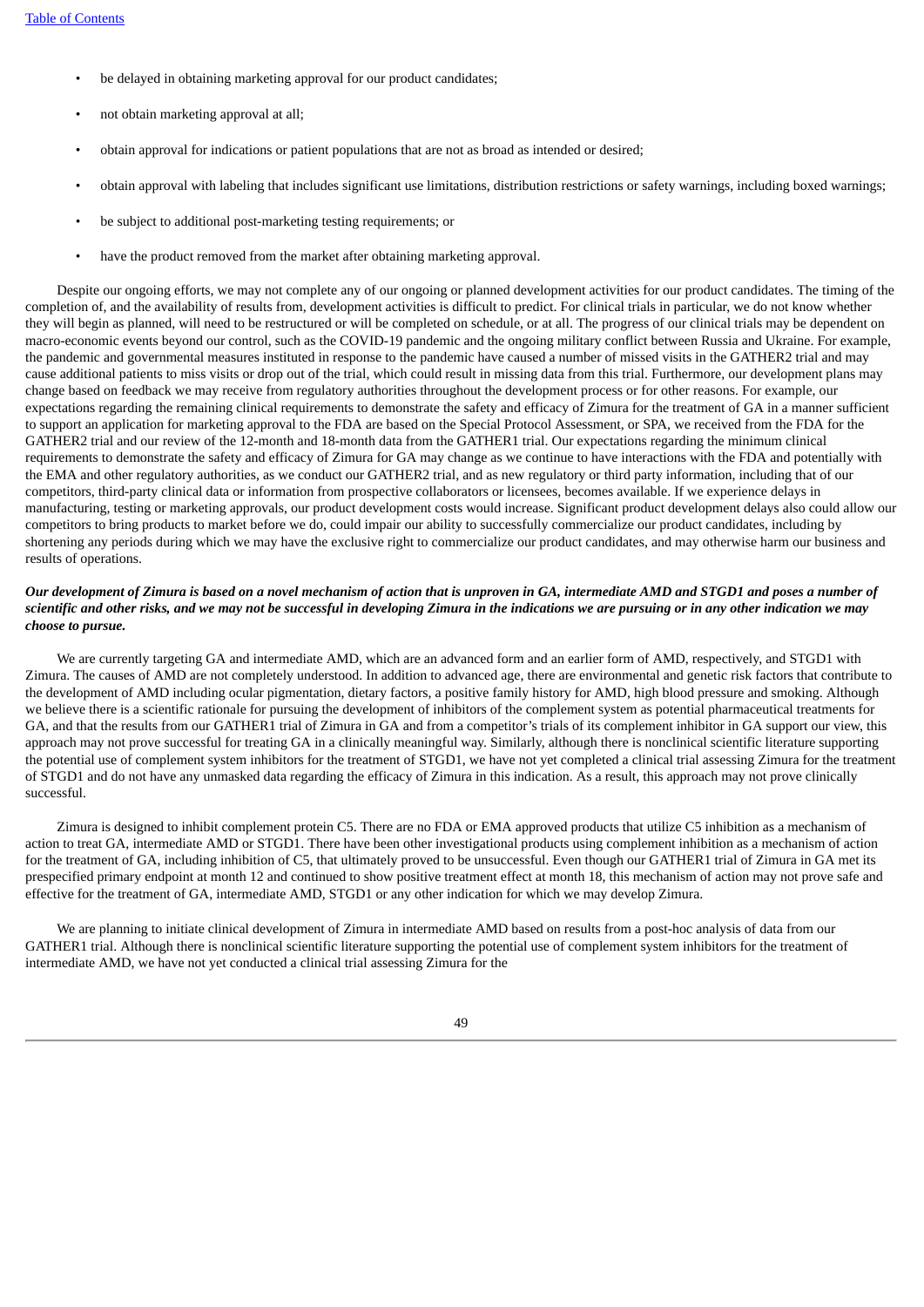- be delayed in obtaining marketing approval for our product candidates;
- not obtain marketing approval at all;
- obtain approval for indications or patient populations that are not as broad as intended or desired;
- obtain approval with labeling that includes significant use limitations, distribution restrictions or safety warnings, including boxed warnings;
- be subject to additional post-marketing testing requirements; or
- have the product removed from the market after obtaining marketing approval.

Despite our ongoing efforts, we may not complete any of our ongoing or planned development activities for our product candidates. The timing of the completion of, and the availability of results from, development activities is difficult to predict. For clinical trials in particular, we do not know whether they will begin as planned, will need to be restructured or will be completed on schedule, or at all. The progress of our clinical trials may be dependent on macro-economic events beyond our control, such as the COVID-19 pandemic and the ongoing military conflict between Russia and Ukraine. For example, the pandemic and governmental measures instituted in response to the pandemic have caused a number of missed visits in the GATHER2 trial and may cause additional patients to miss visits or drop out of the trial, which could result in missing data from this trial. Furthermore, our development plans may change based on feedback we may receive from regulatory authorities throughout the development process or for other reasons. For example, our expectations regarding the remaining clinical requirements to demonstrate the safety and efficacy of Zimura for the treatment of GA in a manner sufficient to support an application for marketing approval to the FDA are based on the Special Protocol Assessment, or SPA, we received from the FDA for the GATHER2 trial and our review of the 12-month and 18-month data from the GATHER1 trial. Our expectations regarding the minimum clinical requirements to demonstrate the safety and efficacy of Zimura for GA may change as we continue to have interactions with the FDA and potentially with the EMA and other regulatory authorities, as we conduct our GATHER2 trial, and as new regulatory or third party information, including that of our competitors, third-party clinical data or information from prospective collaborators or licensees, becomes available. If we experience delays in manufacturing, testing or marketing approvals, our product development costs would increase. Significant product development delays also could allow our competitors to bring products to market before we do, could impair our ability to successfully commercialize our product candidates, including by shortening any periods during which we may have the exclusive right to commercialize our product candidates, and may otherwise harm our business and results of operations.

***Our development of Zimura is based on a novel mechanism of action that is unproven in GA, intermediate AMD and STGD1 and poses a number of scientific and other risks, and we may not be successful in developing Zimura in the indications we are pursuing or in any other indication we may choose to pursue.***

We are currently targeting GA and intermediate AMD, which are an advanced form and an earlier form of AMD, respectively, and STGD1 with Zimura. The causes of AMD are not completely understood. In addition to advanced age, there are environmental and genetic risk factors that contribute to the development of AMD including ocular pigmentation, dietary factors, a positive family history for AMD, high blood pressure and smoking. Although we believe there is a scientific rationale for pursuing the development of inhibitors of the complement system as potential pharmaceutical treatments for GA, and that the results from our GATHER1 trial of Zimura in GA and from a competitor's trials of its complement inhibitor in GA support our view, this approach may not prove successful for treating GA in a clinically meaningful way. Similarly, although there is nonclinical scientific literature supporting the potential use of complement system inhibitors for the treatment of STGD1, we have not yet completed a clinical trial assessing Zimura for the treatment of STGD1 and do not have any unmasked data regarding the efficacy of Zimura in this indication. As a result, this approach may not prove clinically successful.

Zimura is designed to inhibit complement protein C5. There are no FDA or EMA approved products that utilize C5 inhibition as a mechanism of action to treat GA, intermediate AMD or STGD1. There have been other investigational products using complement inhibition as a mechanism of action for the treatment of GA, including inhibition of C5, that ultimately proved to be unsuccessful. Even though our GATHER1 trial of Zimura in GA met its prespecified primary endpoint at month 12 and continued to show positive treatment effect at month 18, this mechanism of action may not prove safe and effective for the treatment of GA, intermediate AMD, STGD1 or any other indication for which we may develop Zimura.

We are planning to initiate clinical development of Zimura in intermediate AMD based on results from a post-hoc analysis of data from our GATHER1 trial. Although there is nonclinical scientific literature supporting the potential use of complement system inhibitors for the treatment of intermediate AMD, we have not yet conducted a clinical trial assessing Zimura for the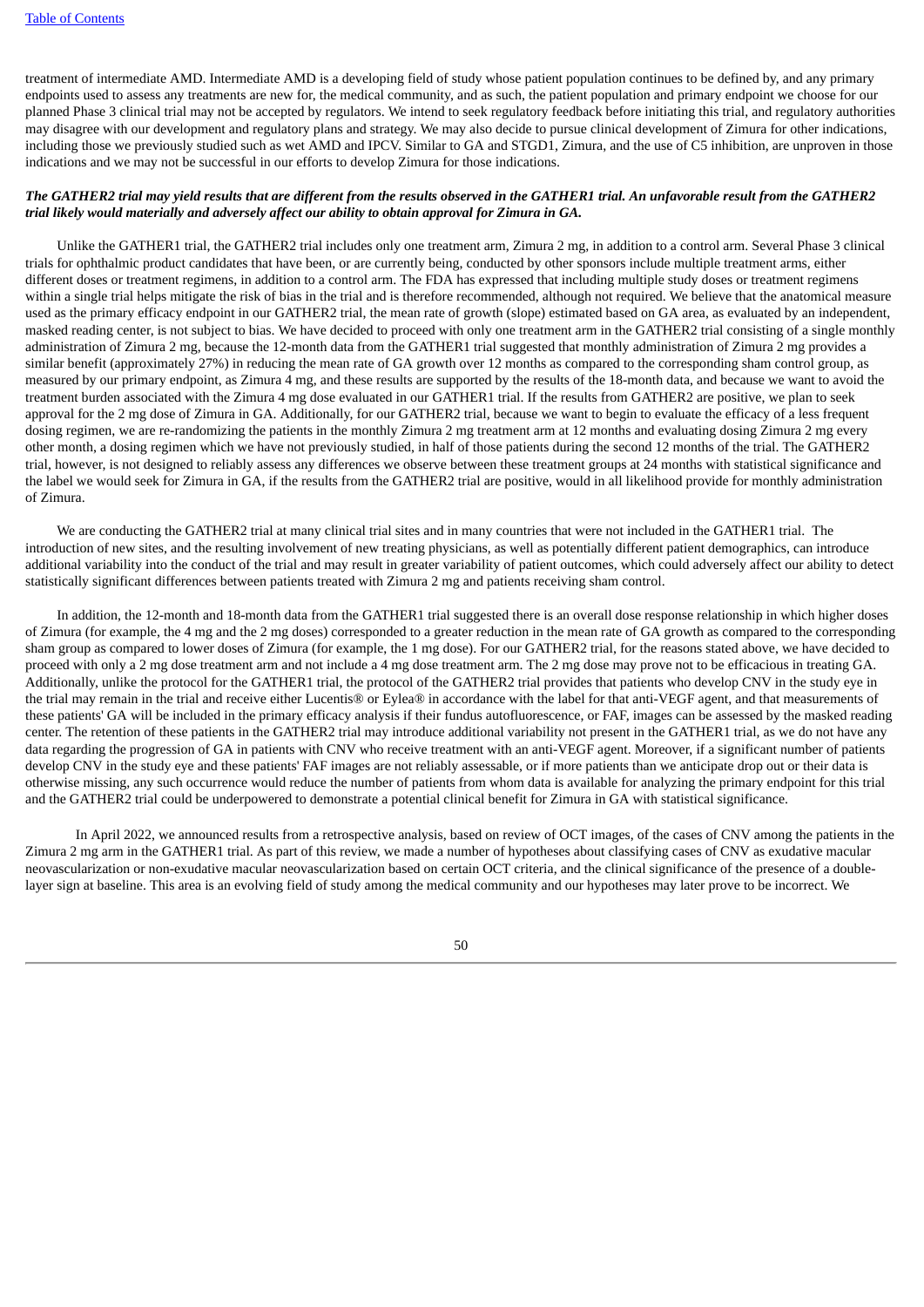treatment of intermediate AMD. Intermediate AMD is a developing field of study whose patient population continues to be defined by, and any primary endpoints used to assess any treatments are new for, the medical community, and as such, the patient population and primary endpoint we choose for our planned Phase 3 clinical trial may not be accepted by regulators. We intend to seek regulatory feedback before initiating this trial, and regulatory authorities may disagree with our development and regulatory plans and strategy. We may also decide to pursue clinical development of Zimura for other indications, including those we previously studied such as wet AMD and IPCV. Similar to GA and STGD1, Zimura, and the use of C5 inhibition, are unproven in those indications and we may not be successful in our efforts to develop Zimura for those indications.

***The GATHER2 trial may yield results that are different from the results observed in the GATHER1 trial. An unfavorable result from the GATHER2 trial likely would materially and adversely affect our ability to obtain approval for Zimura in GA.***

Unlike the GATHER1 trial, the GATHER2 trial includes only one treatment arm, Zimura 2 mg, in addition to a control arm. Several Phase 3 clinical trials for ophthalmic product candidates that have been, or are currently being, conducted by other sponsors include multiple treatment arms, either different doses or treatment regimens, in addition to a control arm. The FDA has expressed that including multiple study doses or treatment regimens within a single trial helps mitigate the risk of bias in the trial and is therefore recommended, although not required. We believe that the anatomical measure used as the primary efficacy endpoint in our GATHER2 trial, the mean rate of growth (slope) estimated based on GA area, as evaluated by an independent, masked reading center, is not subject to bias. We have decided to proceed with only one treatment arm in the GATHER2 trial consisting of a single monthly administration of Zimura 2 mg, because the 12-month data from the GATHER1 trial suggested that monthly administration of Zimura 2 mg provides a similar benefit (approximately 27%) in reducing the mean rate of GA growth over 12 months as compared to the corresponding sham control group, as measured by our primary endpoint, as Zimura 4 mg, and these results are supported by the results of the 18-month data, and because we want to avoid the treatment burden associated with the Zimura 4 mg dose evaluated in our GATHER1 trial. If the results from GATHER2 are positive, we plan to seek approval for the 2 mg dose of Zimura in GA. Additionally, for our GATHER2 trial, because we want to begin to evaluate the efficacy of a less frequent dosing regimen, we are re-randomizing the patients in the monthly Zimura 2 mg treatment arm at 12 months and evaluating dosing Zimura 2 mg every other month, a dosing regimen which we have not previously studied, in half of those patients during the second 12 months of the trial. The GATHER2 trial, however, is not designed to reliably assess any differences we observe between these treatment groups at 24 months with statistical significance and the label we would seek for Zimura in GA, if the results from the GATHER2 trial are positive, would in all likelihood provide for monthly administration of Zimura.

We are conducting the GATHER2 trial at many clinical trial sites and in many countries that were not included in the GATHER1 trial. The introduction of new sites, and the resulting involvement of new treating physicians, as well as potentially different patient demographics, can introduce additional variability into the conduct of the trial and may result in greater variability of patient outcomes, which could adversely affect our ability to detect statistically significant differences between patients treated with Zimura 2 mg and patients receiving sham control.

In addition, the 12-month and 18-month data from the GATHER1 trial suggested there is an overall dose response relationship in which higher doses of Zimura (for example, the 4 mg and the 2 mg doses) corresponded to a greater reduction in the mean rate of GA growth as compared to the corresponding sham group as compared to lower doses of Zimura (for example, the 1 mg dose). For our GATHER2 trial, for the reasons stated above, we have decided to proceed with only a 2 mg dose treatment arm and not include a 4 mg dose treatment arm. The 2 mg dose may prove not to be efficacious in treating GA. Additionally, unlike the protocol for the GATHER1 trial, the protocol of the GATHER2 trial provides that patients who develop CNV in the study eye in the trial may remain in the trial and receive either Lucentis® or Eylea® in accordance with the label for that anti-VEGF agent, and that measurements of these patients' GA will be included in the primary efficacy analysis if their fundus autofluorescence, or FAF, images can be assessed by the masked reading center. The retention of these patients in the GATHER2 trial may introduce additional variability not present in the GATHER1 trial, as we do not have any data regarding the progression of GA in patients with CNV who receive treatment with an anti-VEGF agent. Moreover, if a significant number of patients develop CNV in the study eye and these patients' FAF images are not reliably assessable, or if more patients than we anticipate drop out or their data is otherwise missing, any such occurrence would reduce the number of patients from whom data is available for analyzing the primary endpoint for this trial and the GATHER2 trial could be underpowered to demonstrate a potential clinical benefit for Zimura in GA with statistical significance.

In April 2022, we announced results from a retrospective analysis, based on review of OCT images, of the cases of CNV among the patients in the Zimura 2 mg arm in the GATHER1 trial. As part of this review, we made a number of hypotheses about classifying cases of CNV as exudative macular neovascularization or non-exudative macular neovascularization based on certain OCT criteria, and the clinical significance of the presence of a double-layer sign at baseline. This area is an evolving field of study among the medical community and our hypotheses may later prove to be incorrect. We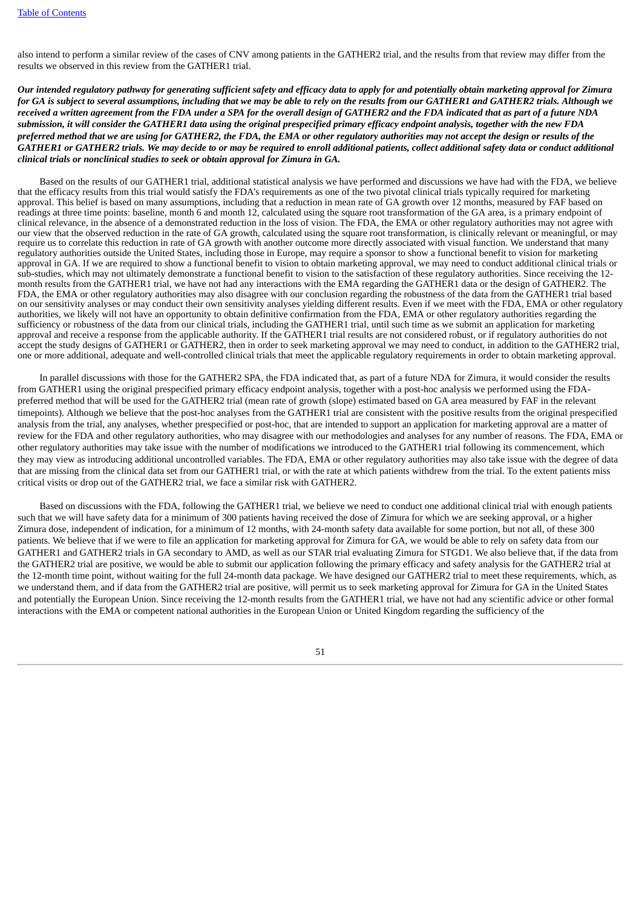also intend to perform a similar review of the cases of CNV among patients in the GATHER2 trial, and the results from that review may differ from the results we observed in this review from the GATHER1 trial.

***Our intended regulatory pathway for generating sufficient safety and efficacy data to apply for and potentially obtain marketing approval for Zimura for GA is subject to several assumptions, including that we may be able to rely on the results from our GATHER1 and GATHER2 trials. Although we received a written agreement from the FDA under a SPA for the overall design of GATHER2 and the FDA indicated that as part of a future NDA submission, it will consider the GATHER1 data using the original prespecified primary efficacy endpoint analysis, together with the new FDA preferred method that we are using for GATHER2, the FDA, the EMA or other regulatory authorities may not accept the design or results of the GATHER1 or GATHER2 trials. We may decide to or may be required to enroll additional patients, collect additional safety data or conduct additional clinical trials or nonclinical studies to seek or obtain approval for Zimura in GA.***

Based on the results of our GATHER1 trial, additional statistical analysis we have performed and discussions we have had with the FDA, we believe that the efficacy results from this trial would satisfy the FDA's requirements as one of the two pivotal clinical trials typically required for marketing approval. This belief is based on many assumptions, including that a reduction in mean rate of GA growth over 12 months, measured by FAF based on readings at three time points: baseline, month 6 and month 12, calculated using the square root transformation of the GA area, is a primary endpoint of clinical relevance, in the absence of a demonstrated reduction in the loss of vision. The FDA, the EMA or other regulatory authorities may not agree with our view that the observed reduction in the rate of GA growth, calculated using the square root transformation, is clinically relevant or meaningful, or may require us to correlate this reduction in rate of GA growth with another outcome more directly associated with visual function. We understand that many regulatory authorities outside the United States, including those in Europe, may require a sponsor to show a functional benefit to vision for marketing approval in GA. If we are required to show a functional benefit to vision to obtain marketing approval, we may need to conduct additional clinical trials or sub-studies, which may not ultimately demonstrate a functional benefit to vision to the satisfaction of these regulatory authorities. Since receiving the 12-month results from the GATHER1 trial, we have not had any interactions with the EMA regarding the GATHER1 data or the design of GATHER2. The FDA, the EMA or other regulatory authorities may also disagree with our conclusion regarding the robustness of the data from the GATHER1 trial based on our sensitivity analyses or may conduct their own sensitivity analyses yielding different results. Even if we meet with the FDA, EMA or other regulatory authorities, we likely will not have an opportunity to obtain definitive confirmation from the FDA, EMA or other regulatory authorities regarding the sufficiency or robustness of the data from our clinical trials, including the GATHER1 trial, until such time as we submit an application for marketing approval and receive a response from the applicable authority. If the GATHER1 trial results are not considered robust, or if regulatory authorities do not accept the study designs of GATHER1 or GATHER2, then in order to seek marketing approval we may need to conduct, in addition to the GATHER2 trial, one or more additional, adequate and well-controlled clinical trials that meet the applicable regulatory requirements in order to obtain marketing approval.

In parallel discussions with those for the GATHER2 SPA, the FDA indicated that, as part of a future NDA for Zimura, it would consider the results from GATHER1 using the original prespecified primary efficacy endpoint analysis, together with a post-hoc analysis we performed using the FDA-preferred method that will be used for the GATHER2 trial (mean rate of growth (slope) estimated based on GA area measured by FAF in the relevant timepoints). Although we believe that the post-hoc analyses from the GATHER1 trial are consistent with the positive results from the original prespecified analysis from the trial, any analyses, whether prespecified or post-hoc, that are intended to support an application for marketing approval are a matter of review for the FDA and other regulatory authorities, who may disagree with our methodologies and analyses for any number of reasons. The FDA, EMA or other regulatory authorities may take issue with the number of modifications we introduced to the GATHER1 trial following its commencement, which they may view as introducing additional uncontrolled variables. The FDA, EMA or other regulatory authorities may also take issue with the degree of data that are missing from the clinical data set from our GATHER1 trial, or with the rate at which patients withdrew from the trial. To the extent patients miss critical visits or drop out of the GATHER2 trial, we face a similar risk with GATHER2.

Based on discussions with the FDA, following the GATHER1 trial, we believe we need to conduct one additional clinical trial with enough patients such that we will have safety data for a minimum of 300 patients having received the dose of Zimura for which we are seeking approval, or a higher Zimura dose, independent of indication, for a minimum of 12 months, with 24-month safety data available for some portion, but not all, of these 300 patients. We believe that if we were to file an application for marketing approval for Zimura for GA, we would be able to rely on safety data from our GATHER1 and GATHER2 trials in GA secondary to AMD, as well as our STAR trial evaluating Zimura for STGD1. We also believe that, if the data from the GATHER2 trial are positive, we would be able to submit our application following the primary efficacy and safety analysis for the GATHER2 trial at the 12-month time point, without waiting for the full 24-month data package. We have designed our GATHER2 trial to meet these requirements, which, as we understand them, and if data from the GATHER2 trial are positive, will permit us to seek marketing approval for Zimura for GA in the United States and potentially the European Union. Since receiving the 12-month results from the GATHER1 trial, we have not had any scientific advice or other formal interactions with the EMA or competent national authorities in the European Union or United Kingdom regarding the sufficiency of the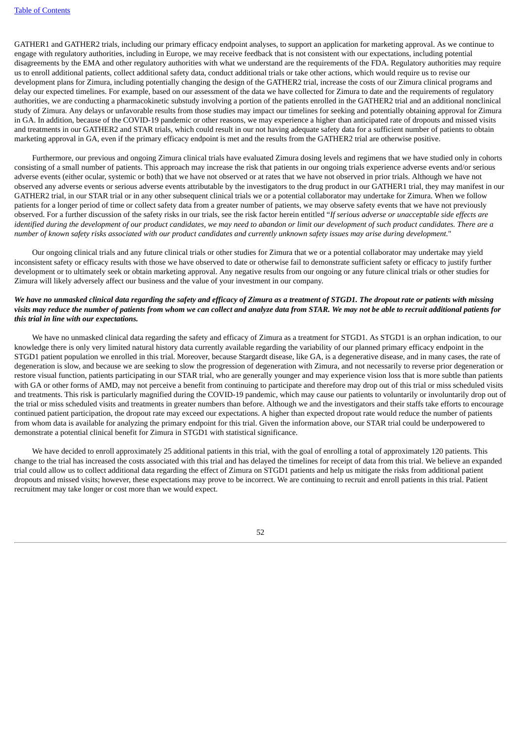GATHER1 and GATHER2 trials, including our primary efficacy endpoint analyses, to support an application for marketing approval. As we continue to engage with regulatory authorities, including in Europe, we may receive feedback that is not consistent with our expectations, including potential disagreements by the EMA and other regulatory authorities with what we understand are the requirements of the FDA. Regulatory authorities may require us to enroll additional patients, collect additional safety data, conduct additional trials or take other actions, which would require us to revise our development plans for Zimura, including potentially changing the design of the GATHER2 trial, increase the costs of our Zimura clinical programs and delay our expected timelines. For example, based on our assessment of the data we have collected for Zimura to date and the requirements of regulatory authorities, we are conducting a pharmacokinetic substudy involving a portion of the patients enrolled in the GATHER2 trial and an additional nonclinical study of Zimura. Any delays or unfavorable results from those studies may impact our timelines for seeking and potentially obtaining approval for Zimura in GA. In addition, because of the COVID-19 pandemic or other reasons, we may experience a higher than anticipated rate of dropouts and missed visits and treatments in our GATHER2 and STAR trials, which could result in our not having adequate safety data for a sufficient number of patients to obtain marketing approval in GA, even if the primary efficacy endpoint is met and the results from the GATHER2 trial are otherwise positive.

Furthermore, our previous and ongoing Zimura clinical trials have evaluated Zimura dosing levels and regimens that we have studied only in cohorts consisting of a small number of patients. This approach may increase the risk that patients in our ongoing trials experience adverse events and/or serious adverse events (either ocular, systemic or both) that we have not observed or at rates that we have not observed in prior trials. Although we have not observed any adverse events or serious adverse events attributable by the investigators to the drug product in our GATHER1 trial, they may manifest in our GATHER2 trial, in our STAR trial or in any other subsequent clinical trials we or a potential collaborator may undertake for Zimura. When we follow patients for a longer period of time or collect safety data from a greater number of patients, we may observe safety events that we have not previously observed. For a further discussion of the safety risks in our trials, see the risk factor herein entitled "*If serious adverse or unacceptable side effects are identified during the development of our product candidates, we may need to abandon or limit our development of such product candidates. There are a number of known safety risks associated with our product candidates and currently unknown safety issues may arise during development.*"

Our ongoing clinical trials and any future clinical trials or other studies for Zimura that we or a potential collaborator may undertake may yield inconsistent safety or efficacy results with those we have observed to date or otherwise fail to demonstrate sufficient safety or efficacy to justify further development or to ultimately seek or obtain marketing approval. Any negative results from our ongoing or any future clinical trials or other studies for Zimura will likely adversely affect our business and the value of your investment in our company.

***We have no unmasked clinical data regarding the safety and efficacy of Zimura as a treatment of STGD1. The dropout rate or patients with missing visits may reduce the number of patients from whom we can collect and analyze data from STAR. We may not be able to recruit additional patients for this trial in line with our expectations.***

We have no unmasked clinical data regarding the safety and efficacy of Zimura as a treatment for STGD1. As STGD1 is an orphan indication, to our knowledge there is only very limited natural history data currently available regarding the variability of our planned primary efficacy endpoint in the STGD1 patient population we enrolled in this trial. Moreover, because Stargardt disease, like GA, is a degenerative disease, and in many cases, the rate of degeneration is slow, and because we are seeking to slow the progression of degeneration with Zimura, and not necessarily to reverse prior degeneration or restore visual function, patients participating in our STAR trial, who are generally younger and may experience vision loss that is more subtle than patients with GA or other forms of AMD, may not perceive a benefit from continuing to participate and therefore may drop out of this trial or miss scheduled visits and treatments. This risk is particularly magnified during the COVID-19 pandemic, which may cause our patients to voluntarily or involuntarily drop out of the trial or miss scheduled visits and treatments in greater numbers than before. Although we and the investigators and their staffs take efforts to encourage continued patient participation, the dropout rate may exceed our expectations. A higher than expected dropout rate would reduce the number of patients from whom data is available for analyzing the primary endpoint for this trial. Given the information above, our STAR trial could be underpowered to demonstrate a potential clinical benefit for Zimura in STGD1 with statistical significance.

We have decided to enroll approximately 25 additional patients in this trial, with the goal of enrolling a total of approximately 120 patients. This change to the trial has increased the costs associated with this trial and has delayed the timelines for receipt of data from this trial. We believe an expanded trial could allow us to collect additional data regarding the effect of Zimura on STGD1 patients and help us mitigate the risks from additional patient dropouts and missed visits; however, these expectations may prove to be incorrect. We are continuing to recruit and enroll patients in this trial. Patient recruitment may take longer or cost more than we would expect.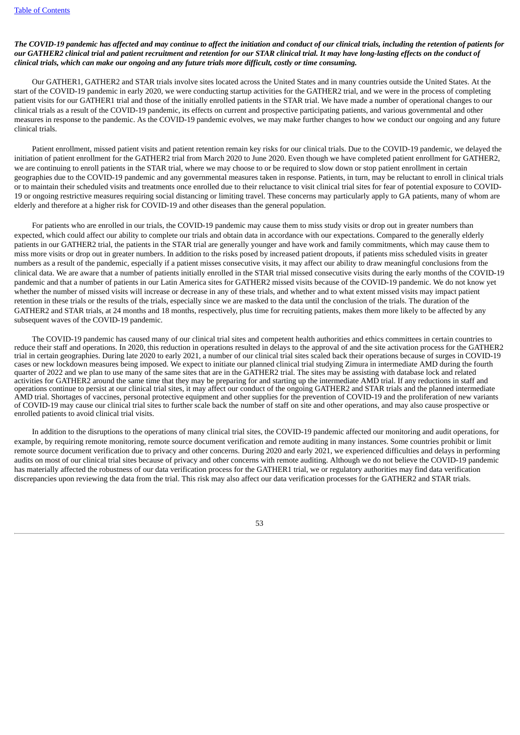***The COVID-19 pandemic has affected and may continue to affect the initiation and conduct of our clinical trials, including the retention of patients for our GATHER2 clinical trial and patient recruitment and retention for our STAR clinical trial. It may have long-lasting effects on the conduct of clinical trials, which can make our ongoing and any future trials more difficult, costly or time consuming.***

Our GATHER1, GATHER2 and STAR trials involve sites located across the United States and in many countries outside the United States. At the start of the COVID-19 pandemic in early 2020, we were conducting startup activities for the GATHER2 trial, and we were in the process of completing patient visits for our GATHER1 trial and those of the initially enrolled patients in the STAR trial. We have made a number of operational changes to our clinical trials as a result of the COVID-19 pandemic, its effects on current and prospective participating patients, and various governmental and other measures in response to the pandemic. As the COVID-19 pandemic evolves, we may make further changes to how we conduct our ongoing and any future clinical trials.

Patient enrollment, missed patient visits and patient retention remain key risks for our clinical trials. Due to the COVID-19 pandemic, we delayed the initiation of patient enrollment for the GATHER2 trial from March 2020 to June 2020. Even though we have completed patient enrollment for GATHER2, we are continuing to enroll patients in the STAR trial, where we may choose to or be required to slow down or stop patient enrollment in certain geographies due to the COVID-19 pandemic and any governmental measures taken in response. Patients, in turn, may be reluctant to enroll in clinical trials or to maintain their scheduled visits and treatments once enrolled due to their reluctance to visit clinical trial sites for fear of potential exposure to COVID-19 or ongoing restrictive measures requiring social distancing or limiting travel. These concerns may particularly apply to GA patients, many of whom are elderly and therefore at a higher risk for COVID-19 and other diseases than the general population.

For patients who are enrolled in our trials, the COVID-19 pandemic may cause them to miss study visits or drop out in greater numbers than expected, which could affect our ability to complete our trials and obtain data in accordance with our expectations. Compared to the generally elderly patients in our GATHER2 trial, the patients in the STAR trial are generally younger and have work and family commitments, which may cause them to miss more visits or drop out in greater numbers. In addition to the risks posed by increased patient dropouts, if patients miss scheduled visits in greater numbers as a result of the pandemic, especially if a patient misses consecutive visits, it may affect our ability to draw meaningful conclusions from the clinical data. We are aware that a number of patients initially enrolled in the STAR trial missed consecutive visits during the early months of the COVID-19 pandemic and that a number of patients in our Latin America sites for GATHER2 missed visits because of the COVID-19 pandemic. We do not know yet whether the number of missed visits will increase or decrease in any of these trials, and whether and to what extent missed visits may impact patient retention in these trials or the results of the trials, especially since we are masked to the data until the conclusion of the trials. The duration of the GATHER2 and STAR trials, at 24 months and 18 months, respectively, plus time for recruiting patients, makes them more likely to be affected by any subsequent waves of the COVID-19 pandemic.

The COVID-19 pandemic has caused many of our clinical trial sites and competent health authorities and ethics committees in certain countries to reduce their staff and operations. In 2020, this reduction in operations resulted in delays to the approval of and the site activation process for the GATHER2 trial in certain geographies. During late 2020 to early 2021, a number of our clinical trial sites scaled back their operations because of surges in COVID-19 cases or new lockdown measures being imposed. We expect to initiate our planned clinical trial studying Zimura in intermediate AMD during the fourth quarter of 2022 and we plan to use many of the same sites that are in the GATHER2 trial. The sites may be assisting with database lock and related activities for GATHER2 around the same time that they may be preparing for and starting up the intermediate AMD trial. If any reductions in staff and operations continue to persist at our clinical trial sites, it may affect our conduct of the ongoing GATHER2 and STAR trials and the planned intermediate AMD trial. Shortages of vaccines, personal protective equipment and other supplies for the prevention of COVID-19 and the proliferation of new variants of COVID-19 may cause our clinical trial sites to further scale back the number of staff on site and other operations, and may also cause prospective or enrolled patients to avoid clinical trial visits.

In addition to the disruptions to the operations of many clinical trial sites, the COVID-19 pandemic affected our monitoring and audit operations, for example, by requiring remote monitoring, remote source document verification and remote auditing in many instances. Some countries prohibit or limit remote source document verification due to privacy and other concerns. During 2020 and early 2021, we experienced difficulties and delays in performing audits on most of our clinical trial sites because of privacy and other concerns with remote auditing. Although we do not believe the COVID-19 pandemic has materially affected the robustness of our data verification process for the GATHER1 trial, we or regulatory authorities may find data verification discrepancies upon reviewing the data from the trial. This risk may also affect our data verification processes for the GATHER2 and STAR trials.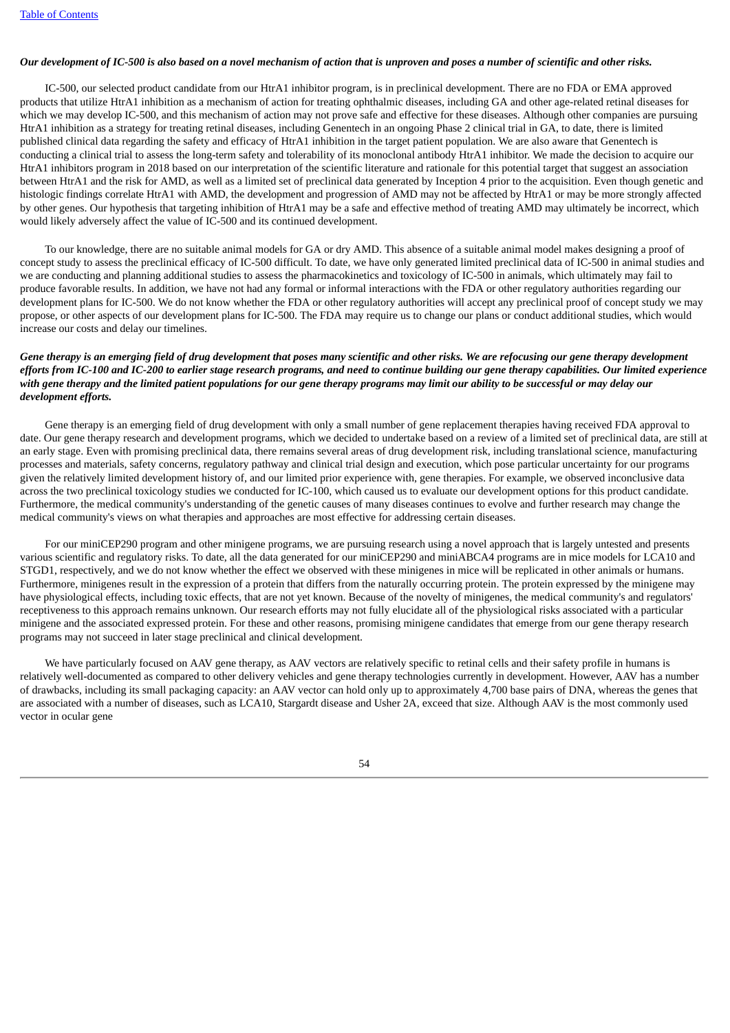***Our development of IC-500 is also based on a novel mechanism of action that is unproven and poses a number of scientific and other risks.***

IC-500, our selected product candidate from our HtrA1 inhibitor program, is in preclinical development. There are no FDA or EMA approved products that utilize HtrA1 inhibition as a mechanism of action for treating ophthalmic diseases, including GA and other age-related retinal diseases for which we may develop IC-500, and this mechanism of action may not prove safe and effective for these diseases. Although other companies are pursuing HtrA1 inhibition as a strategy for treating retinal diseases, including Genentech in an ongoing Phase 2 clinical trial in GA, to date, there is limited published clinical data regarding the safety and efficacy of HtrA1 inhibition in the target patient population. We are also aware that Genentech is conducting a clinical trial to assess the long-term safety and tolerability of its monoclonal antibody HtrA1 inhibitor. We made the decision to acquire our HtrA1 inhibitors program in 2018 based on our interpretation of the scientific literature and rationale for this potential target that suggest an association between HtrA1 and the risk for AMD, as well as a limited set of preclinical data generated by Inception 4 prior to the acquisition. Even though genetic and histologic findings correlate HtrA1 with AMD, the development and progression of AMD may not be affected by HtrA1 or may be more strongly affected by other genes. Our hypothesis that targeting inhibition of HtrA1 may be a safe and effective method of treating AMD may ultimately be incorrect, which would likely adversely affect the value of IC-500 and its continued development.

To our knowledge, there are no suitable animal models for GA or dry AMD. This absence of a suitable animal model makes designing a proof of concept study to assess the preclinical efficacy of IC-500 difficult. To date, we have only generated limited preclinical data of IC-500 in animal studies and we are conducting and planning additional studies to assess the pharmacokinetics and toxicology of IC-500 in animals, which ultimately may fail to produce favorable results. In addition, we have not had any formal or informal interactions with the FDA or other regulatory authorities regarding our development plans for IC-500. We do not know whether the FDA or other regulatory authorities will accept any preclinical proof of concept study we may propose, or other aspects of our development plans for IC-500. The FDA may require us to change our plans or conduct additional studies, which would increase our costs and delay our timelines.

***Gene therapy is an emerging field of drug development that poses many scientific and other risks. We are refocusing our gene therapy development efforts from IC-100 and IC-200 to earlier stage research programs, and need to continue building our gene therapy capabilities. Our limited experience with gene therapy and the limited patient populations for our gene therapy programs may limit our ability to be successful or may delay our development efforts.***

Gene therapy is an emerging field of drug development with only a small number of gene replacement therapies having received FDA approval to date. Our gene therapy research and development programs, which we decided to undertake based on a review of a limited set of preclinical data, are still at an early stage. Even with promising preclinical data, there remains several areas of drug development risk, including translational science, manufacturing processes and materials, safety concerns, regulatory pathway and clinical trial design and execution, which pose particular uncertainty for our programs given the relatively limited development history of, and our limited prior experience with, gene therapies. For example, we observed inconclusive data across the two preclinical toxicology studies we conducted for IC-100, which caused us to evaluate our development options for this product candidate. Furthermore, the medical community's understanding of the genetic causes of many diseases continues to evolve and further research may change the medical community's views on what therapies and approaches are most effective for addressing certain diseases.

For our miniCEP290 program and other minigene programs, we are pursuing research using a novel approach that is largely untested and presents various scientific and regulatory risks. To date, all the data generated for our miniCEP290 and miniABCA4 programs are in mice models for LCA10 and STGD1, respectively, and we do not know whether the effect we observed with these minigenes in mice will be replicated in other animals or humans. Furthermore, minigenes result in the expression of a protein that differs from the naturally occurring protein. The protein expressed by the minigene may have physiological effects, including toxic effects, that are not yet known. Because of the novelty of minigenes, the medical community's and regulators' receptiveness to this approach remains unknown. Our research efforts may not fully elucidate all of the physiological risks associated with a particular minigene and the associated expressed protein. For these and other reasons, promising minigene candidates that emerge from our gene therapy research programs may not succeed in later stage preclinical and clinical development.

We have particularly focused on AAV gene therapy, as AAV vectors are relatively specific to retinal cells and their safety profile in humans is relatively well-documented as compared to other delivery vehicles and gene therapy technologies currently in development. However, AAV has a number of drawbacks, including its small packaging capacity: an AAV vector can hold only up to approximately 4,700 base pairs of DNA, whereas the genes that are associated with a number of diseases, such as LCA10, Stargardt disease and Usher 2A, exceed that size. Although AAV is the most commonly used vector in ocular gene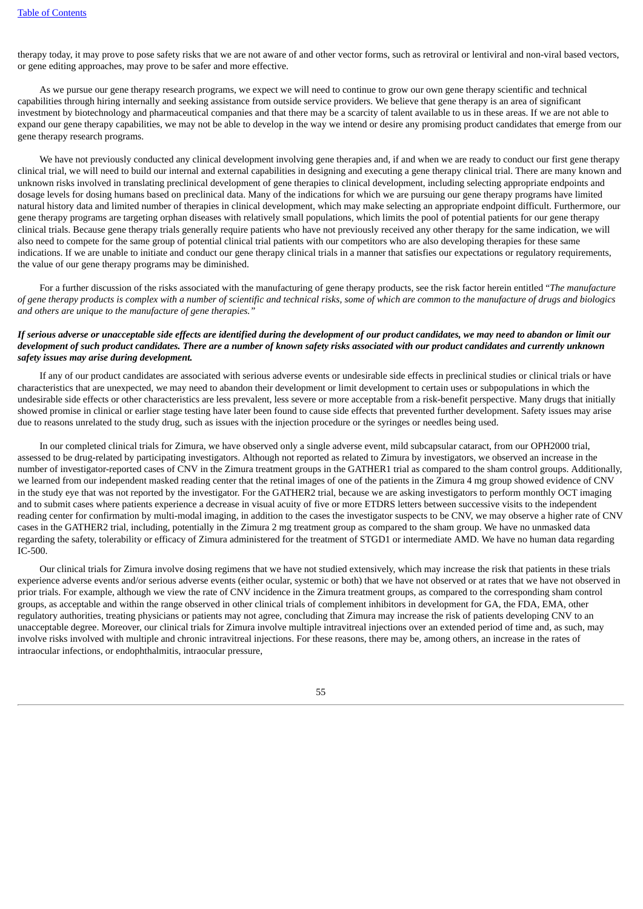therapy today, it may prove to pose safety risks that we are not aware of and other vector forms, such as retroviral or lentiviral and non-viral based vectors, or gene editing approaches, may prove to be safer and more effective.

As we pursue our gene therapy research programs, we expect we will need to continue to grow our own gene therapy scientific and technical capabilities through hiring internally and seeking assistance from outside service providers. We believe that gene therapy is an area of significant investment by biotechnology and pharmaceutical companies and that there may be a scarcity of talent available to us in these areas. If we are not able to expand our gene therapy capabilities, we may not be able to develop in the way we intend or desire any promising product candidates that emerge from our gene therapy research programs.

We have not previously conducted any clinical development involving gene therapies and, if and when we are ready to conduct our first gene therapy clinical trial, we will need to build our internal and external capabilities in designing and executing a gene therapy clinical trial. There are many known and unknown risks involved in translating preclinical development of gene therapies to clinical development, including selecting appropriate endpoints and dosage levels for dosing humans based on preclinical data. Many of the indications for which we are pursuing our gene therapy programs have limited natural history data and limited number of therapies in clinical development, which may make selecting an appropriate endpoint difficult. Furthermore, our gene therapy programs are targeting orphan diseases with relatively small populations, which limits the pool of potential patients for our gene therapy clinical trials. Because gene therapy trials generally require patients who have not previously received any other therapy for the same indication, we will also need to compete for the same group of potential clinical trial patients with our competitors who are also developing therapies for these same indications. If we are unable to initiate and conduct our gene therapy clinical trials in a manner that satisfies our expectations or regulatory requirements, the value of our gene therapy programs may be diminished.

For a further discussion of the risks associated with the manufacturing of gene therapy products, see the risk factor herein entitled "*The manufacture of gene therapy products is complex with a number of scientific and technical risks, some of which are common to the manufacture of drugs and biologics and others are unique to the manufacture of gene therapies.*"

***If serious adverse or unacceptable side effects are identified during the development of our product candidates, we may need to abandon or limit our development of such product candidates. There are a number of known safety risks associated with our product candidates and currently unknown safety issues may arise during development.***

If any of our product candidates are associated with serious adverse events or undesirable side effects in preclinical studies or clinical trials or have characteristics that are unexpected, we may need to abandon their development or limit development to certain uses or subpopulations in which the undesirable side effects or other characteristics are less prevalent, less severe or more acceptable from a risk-benefit perspective. Many drugs that initially showed promise in clinical or earlier stage testing have later been found to cause side effects that prevented further development. Safety issues may arise due to reasons unrelated to the study drug, such as issues with the injection procedure or the syringes or needles being used.

In our completed clinical trials for Zimura, we have observed only a single adverse event, mild subcapsular cataract, from our OPH2000 trial, assessed to be drug-related by participating investigators. Although not reported as related to Zimura by investigators, we observed an increase in the number of investigator-reported cases of CNV in the Zimura treatment groups in the GATHER1 trial as compared to the sham control groups. Additionally, we learned from our independent masked reading center that the retinal images of one of the patients in the Zimura 4 mg group showed evidence of CNV in the study eye that was not reported by the investigator. For the GATHER2 trial, because we are asking investigators to perform monthly OCT imaging and to submit cases where patients experience a decrease in visual acuity of five or more ETDRS letters between successive visits to the independent reading center for confirmation by multi-modal imaging, in addition to the cases the investigator suspects to be CNV, we may observe a higher rate of CNV cases in the GATHER2 trial, including, potentially in the Zimura 2 mg treatment group as compared to the sham group. We have no unmasked data regarding the safety, tolerability or efficacy of Zimura administered for the treatment of STGD1 or intermediate AMD. We have no human data regarding IC-500.

Our clinical trials for Zimura involve dosing regimens that we have not studied extensively, which may increase the risk that patients in these trials experience adverse events and/or serious adverse events (either ocular, systemic or both) that we have not observed or at rates that we have not observed in prior trials. For example, although we view the rate of CNV incidence in the Zimura treatment groups, as compared to the corresponding sham control groups, as acceptable and within the range observed in other clinical trials of complement inhibitors in development for GA, the FDA, EMA, other regulatory authorities, treating physicians or patients may not agree, concluding that Zimura may increase the risk of patients developing CNV to an unacceptable degree. Moreover, our clinical trials for Zimura involve multiple intravitreal injections over an extended period of time and, as such, may involve risks involved with multiple and chronic intravitreal injections. For these reasons, there may be, among others, an increase in the rates of intraocular infections, or endophthalmitis, intraocular pressure,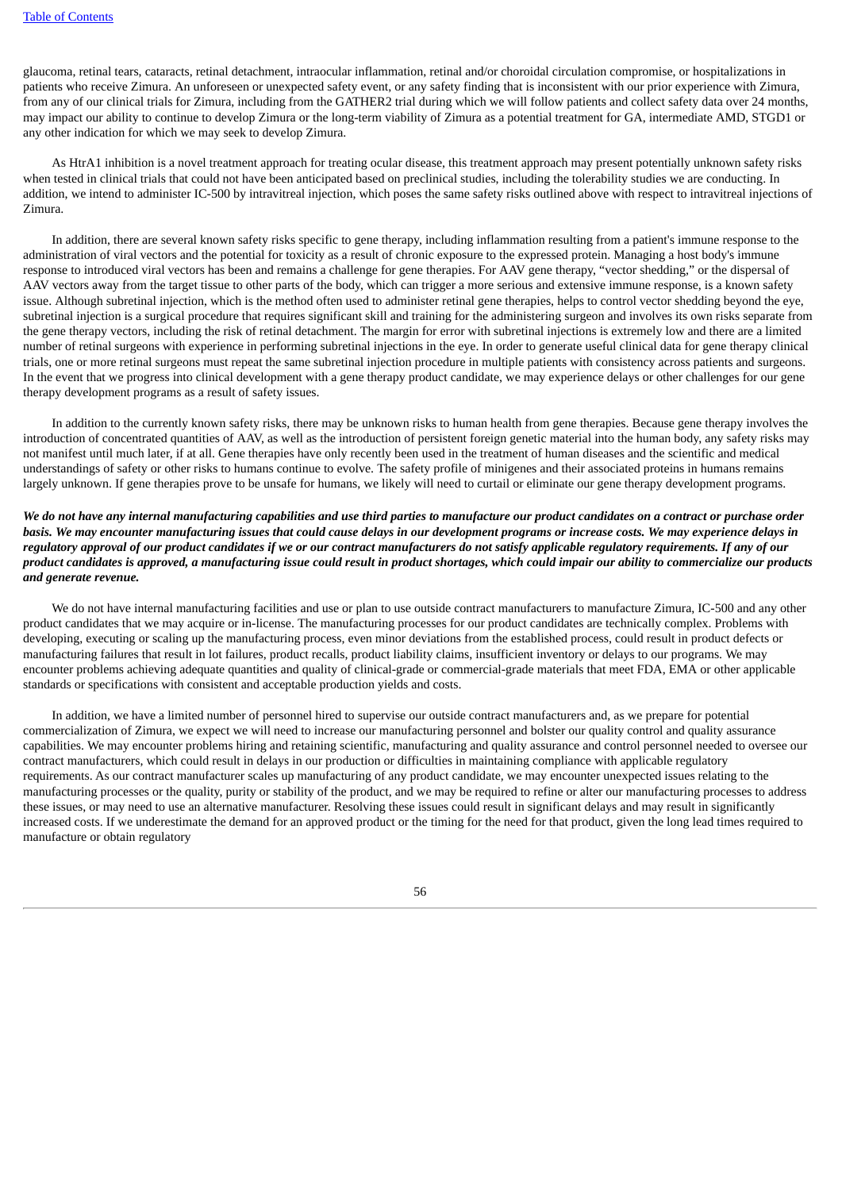glaucoma, retinal tears, cataracts, retinal detachment, intraocular inflammation, retinal and/or choroidal circulation compromise, or hospitalizations in patients who receive Zimura. An unforeseen or unexpected safety event, or any safety finding that is inconsistent with our prior experience with Zimura, from any of our clinical trials for Zimura, including from the GATHER2 trial during which we will follow patients and collect safety data over 24 months, may impact our ability to continue to develop Zimura or the long-term viability of Zimura as a potential treatment for GA, intermediate AMD, STGD1 or any other indication for which we may seek to develop Zimura.

As HtrA1 inhibition is a novel treatment approach for treating ocular disease, this treatment approach may present potentially unknown safety risks when tested in clinical trials that could not have been anticipated based on preclinical studies, including the tolerability studies we are conducting. In addition, we intend to administer IC-500 by intravitreal injection, which poses the same safety risks outlined above with respect to intravitreal injections of Zimura.

In addition, there are several known safety risks specific to gene therapy, including inflammation resulting from a patient's immune response to the administration of viral vectors and the potential for toxicity as a result of chronic exposure to the expressed protein. Managing a host body's immune response to introduced viral vectors has been and remains a challenge for gene therapies. For AAV gene therapy, "vector shedding," or the dispersal of AAV vectors away from the target tissue to other parts of the body, which can trigger a more serious and extensive immune response, is a known safety issue. Although subretinal injection, which is the method often used to administer retinal gene therapies, helps to control vector shedding beyond the eye, subretinal injection is a surgical procedure that requires significant skill and training for the administering surgeon and involves its own risks separate from the gene therapy vectors, including the risk of retinal detachment. The margin for error with subretinal injections is extremely low and there are a limited number of retinal surgeons with experience in performing subretinal injections in the eye. In order to generate useful clinical data for gene therapy clinical trials, one or more retinal surgeons must repeat the same subretinal injection procedure in multiple patients with consistency across patients and surgeons. In the event that we progress into clinical development with a gene therapy product candidate, we may experience delays or other challenges for our gene therapy development programs as a result of safety issues.

In addition to the currently known safety risks, there may be unknown risks to human health from gene therapies. Because gene therapy involves the introduction of concentrated quantities of AAV, as well as the introduction of persistent foreign genetic material into the human body, any safety risks may not manifest until much later, if at all. Gene therapies have only recently been used in the treatment of human diseases and the scientific and medical understandings of safety or other risks to humans continue to evolve. The safety profile of minigenes and their associated proteins in humans remains largely unknown. If gene therapies prove to be unsafe for humans, we likely will need to curtail or eliminate our gene therapy development programs.

***We do not have any internal manufacturing capabilities and use third parties to manufacture our product candidates on a contract or purchase order basis. We may encounter manufacturing issues that could cause delays in our development programs or increase costs. We may experience delays in regulatory approval of our product candidates if we or our contract manufacturers do not satisfy applicable regulatory requirements. If any of our product candidates is approved, a manufacturing issue could result in product shortages, which could impair our ability to commercialize our products and generate revenue.***

We do not have internal manufacturing facilities and use or plan to use outside contract manufacturers to manufacture Zimura, IC-500 and any other product candidates that we may acquire or in-license. The manufacturing processes for our product candidates are technically complex. Problems with developing, executing or scaling up the manufacturing process, even minor deviations from the established process, could result in product defects or manufacturing failures that result in lot failures, product recalls, product liability claims, insufficient inventory or delays to our programs. We may encounter problems achieving adequate quantities and quality of clinical-grade or commercial-grade materials that meet FDA, EMA or other applicable standards or specifications with consistent and acceptable production yields and costs.

In addition, we have a limited number of personnel hired to supervise our outside contract manufacturers and, as we prepare for potential commercialization of Zimura, we expect we will need to increase our manufacturing personnel and bolster our quality control and quality assurance capabilities. We may encounter problems hiring and retaining scientific, manufacturing and quality assurance and control personnel needed to oversee our contract manufacturers, which could result in delays in our production or difficulties in maintaining compliance with applicable regulatory requirements. As our contract manufacturer scales up manufacturing of any product candidate, we may encounter unexpected issues relating to the manufacturing processes or the quality, purity or stability of the product, and we may be required to refine or alter our manufacturing processes to address these issues, or may need to use an alternative manufacturer. Resolving these issues could result in significant delays and may result in significantly increased costs. If we underestimate the demand for an approved product or the timing for the need for that product, given the long lead times required to manufacture or obtain regulatory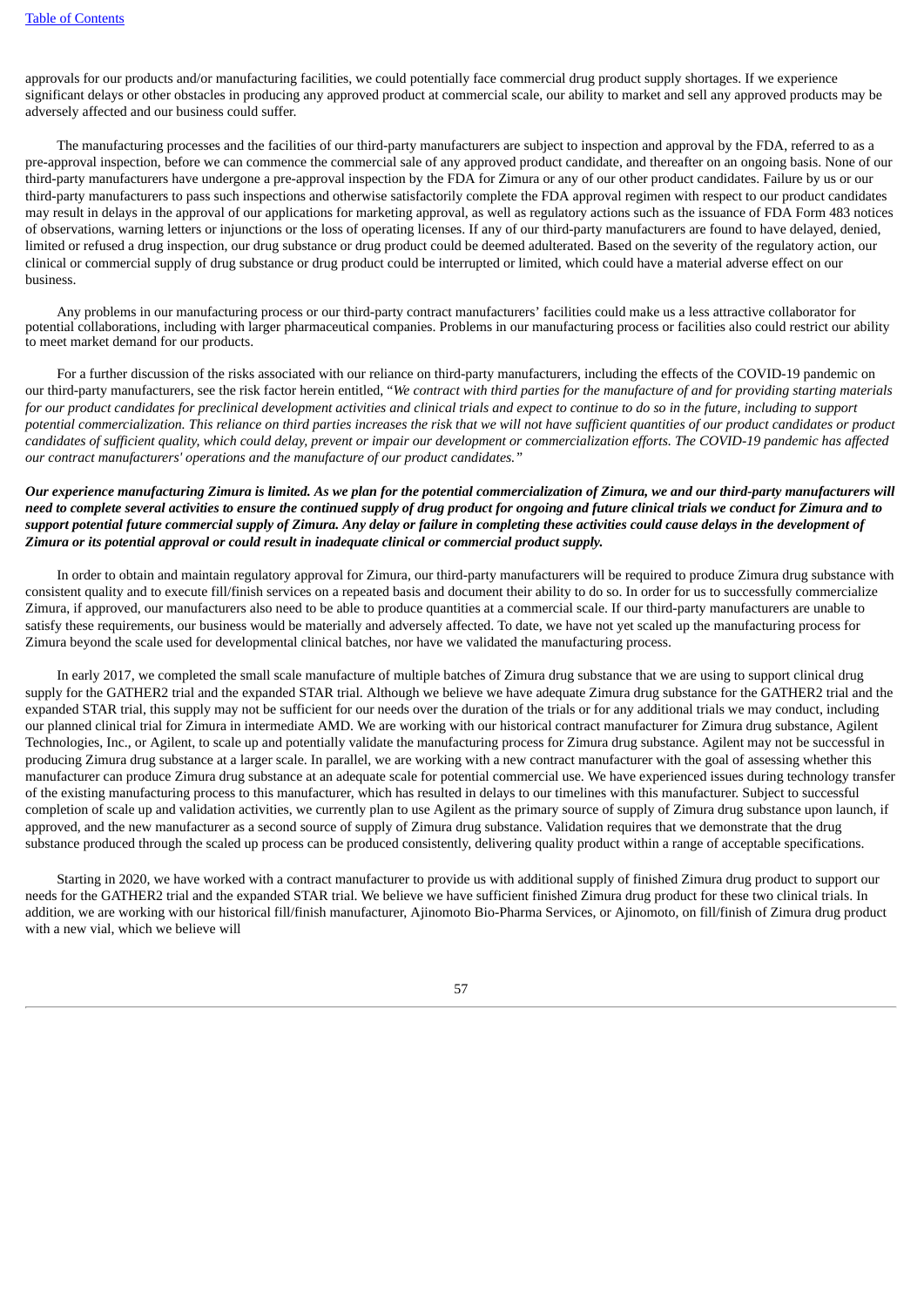approvals for our products and/or manufacturing facilities, we could potentially face commercial drug product supply shortages. If we experience significant delays or other obstacles in producing any approved product at commercial scale, our ability to market and sell any approved products may be adversely affected and our business could suffer.

The manufacturing processes and the facilities of our third-party manufacturers are subject to inspection and approval by the FDA, referred to as a pre-approval inspection, before we can commence the commercial sale of any approved product candidate, and thereafter on an ongoing basis. None of our third-party manufacturers have undergone a pre-approval inspection by the FDA for Zimura or any of our other product candidates. Failure by us or our third-party manufacturers to pass such inspections and otherwise satisfactorily complete the FDA approval regimen with respect to our product candidates may result in delays in the approval of our applications for marketing approval, as well as regulatory actions such as the issuance of FDA Form 483 notices of observations, warning letters or injunctions or the loss of operating licenses. If any of our third-party manufacturers are found to have delayed, denied, limited or refused a drug inspection, our drug substance or drug product could be deemed adulterated. Based on the severity of the regulatory action, our clinical or commercial supply of drug substance or drug product could be interrupted or limited, which could have a material adverse effect on our business.

Any problems in our manufacturing process or our third-party contract manufacturers' facilities could make us a less attractive collaborator for potential collaborations, including with larger pharmaceutical companies. Problems in our manufacturing process or facilities also could restrict our ability to meet market demand for our products.

For a further discussion of the risks associated with our reliance on third-party manufacturers, including the effects of the COVID-19 pandemic on our third-party manufacturers, see the risk factor herein entitled, "*We contract with third parties for the manufacture of and for providing starting materials for our product candidates for preclinical development activities and clinical trials and expect to continue to do so in the future, including to support potential commercialization. This reliance on third parties increases the risk that we will not have sufficient quantities of our product candidates or product candidates of sufficient quality, which could delay, prevent or impair our development or commercialization efforts. The COVID-19 pandemic has affected our contract manufacturers' operations and the manufacture of our product candidates.*"

***Our experience manufacturing Zimura is limited. As we plan for the potential commercialization of Zimura, we and our third-party manufacturers will need to complete several activities to ensure the continued supply of drug product for ongoing and future clinical trials we conduct for Zimura and to support potential future commercial supply of Zimura. Any delay or failure in completing these activities could cause delays in the development of Zimura or its potential approval or could result in inadequate clinical or commercial product supply.***

In order to obtain and maintain regulatory approval for Zimura, our third-party manufacturers will be required to produce Zimura drug substance with consistent quality and to execute fill/finish services on a repeated basis and document their ability to do so. In order for us to successfully commercialize Zimura, if approved, our manufacturers also need to be able to produce quantities at a commercial scale. If our third-party manufacturers are unable to satisfy these requirements, our business would be materially and adversely affected. To date, we have not yet scaled up the manufacturing process for Zimura beyond the scale used for developmental clinical batches, nor have we validated the manufacturing process.

In early 2017, we completed the small scale manufacture of multiple batches of Zimura drug substance that we are using to support clinical drug supply for the GATHER2 trial and the expanded STAR trial. Although we believe we have adequate Zimura drug substance for the GATHER2 trial and the expanded STAR trial, this supply may not be sufficient for our needs over the duration of the trials or for any additional trials we may conduct, including our planned clinical trial for Zimura in intermediate AMD. We are working with our historical contract manufacturer for Zimura drug substance, Agilent Technologies, Inc., or Agilent, to scale up and potentially validate the manufacturing process for Zimura drug substance. Agilent may not be successful in producing Zimura drug substance at a larger scale. In parallel, we are working with a new contract manufacturer with the goal of assessing whether this manufacturer can produce Zimura drug substance at an adequate scale for potential commercial use. We have experienced issues during technology transfer of the existing manufacturing process to this manufacturer, which has resulted in delays to our timelines with this manufacturer. Subject to successful completion of scale up and validation activities, we currently plan to use Agilent as the primary source of supply of Zimura drug substance upon launch, if approved, and the new manufacturer as a second source of supply of Zimura drug substance. Validation requires that we demonstrate that the drug substance produced through the scaled up process can be produced consistently, delivering quality product within a range of acceptable specifications.

Starting in 2020, we have worked with a contract manufacturer to provide us with additional supply of finished Zimura drug product to support our needs for the GATHER2 trial and the expanded STAR trial. We believe we have sufficient finished Zimura drug product for these two clinical trials. In addition, we are working with our historical fill/finish manufacturer, Ajinomoto Bio-Pharma Services, or Ajinomoto, on fill/finish of Zimura drug product with a new vial, which we believe will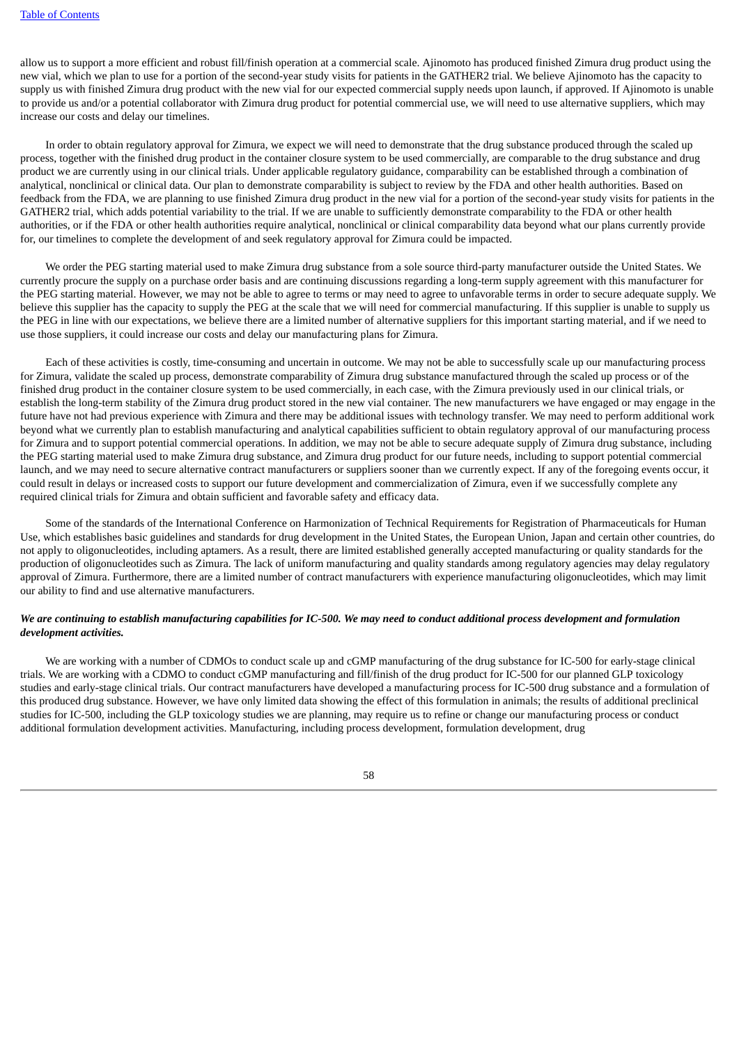allow us to support a more efficient and robust fill/finish operation at a commercial scale. Ajinomoto has produced finished Zimura drug product using the new vial, which we plan to use for a portion of the second-year study visits for patients in the GATHER2 trial. We believe Ajinomoto has the capacity to supply us with finished Zimura drug product with the new vial for our expected commercial supply needs upon launch, if approved. If Ajinomoto is unable to provide us and/or a potential collaborator with Zimura drug product for potential commercial use, we will need to use alternative suppliers, which may increase our costs and delay our timelines.

In order to obtain regulatory approval for Zimura, we expect we will need to demonstrate that the drug substance produced through the scaled up process, together with the finished drug product in the container closure system to be used commercially, are comparable to the drug substance and drug product we are currently using in our clinical trials. Under applicable regulatory guidance, comparability can be established through a combination of analytical, nonclinical or clinical data. Our plan to demonstrate comparability is subject to review by the FDA and other health authorities. Based on feedback from the FDA, we are planning to use finished Zimura drug product in the new vial for a portion of the second-year study visits for patients in the GATHER2 trial, which adds potential variability to the trial. If we are unable to sufficiently demonstrate comparability to the FDA or other health authorities, or if the FDA or other health authorities require analytical, nonclinical or clinical comparability data beyond what our plans currently provide for, our timelines to complete the development of and seek regulatory approval for Zimura could be impacted.

We order the PEG starting material used to make Zimura drug substance from a sole source third-party manufacturer outside the United States. We currently procure the supply on a purchase order basis and are continuing discussions regarding a long-term supply agreement with this manufacturer for the PEG starting material. However, we may not be able to agree to terms or may need to agree to unfavorable terms in order to secure adequate supply. We believe this supplier has the capacity to supply the PEG at the scale that we will need for commercial manufacturing. If this supplier is unable to supply us the PEG in line with our expectations, we believe there are a limited number of alternative suppliers for this important starting material, and if we need to use those suppliers, it could increase our costs and delay our manufacturing plans for Zimura.

Each of these activities is costly, time-consuming and uncertain in outcome. We may not be able to successfully scale up our manufacturing process for Zimura, validate the scaled up process, demonstrate comparability of Zimura drug substance manufactured through the scaled up process or of the finished drug product in the container closure system to be used commercially, in each case, with the Zimura previously used in our clinical trials, or establish the long-term stability of the Zimura drug product stored in the new vial container. The new manufacturers we have engaged or may engage in the future have not had previous experience with Zimura and there may be additional issues with technology transfer. We may need to perform additional work beyond what we currently plan to establish manufacturing and analytical capabilities sufficient to obtain regulatory approval of our manufacturing process for Zimura and to support potential commercial operations. In addition, we may not be able to secure adequate supply of Zimura drug substance, including the PEG starting material used to make Zimura drug substance, and Zimura drug product for our future needs, including to support potential commercial launch, and we may need to secure alternative contract manufacturers or suppliers sooner than we currently expect. If any of the foregoing events occur, it could result in delays or increased costs to support our future development and commercialization of Zimura, even if we successfully complete any required clinical trials for Zimura and obtain sufficient and favorable safety and efficacy data.

Some of the standards of the International Conference on Harmonization of Technical Requirements for Registration of Pharmaceuticals for Human Use, which establishes basic guidelines and standards for drug development in the United States, the European Union, Japan and certain other countries, do not apply to oligonucleotides, including aptamers. As a result, there are limited established generally accepted manufacturing or quality standards for the production of oligonucleotides such as Zimura. The lack of uniform manufacturing and quality standards among regulatory agencies may delay regulatory approval of Zimura. Furthermore, there are a limited number of contract manufacturers with experience manufacturing oligonucleotides, which may limit our ability to find and use alternative manufacturers.

***We are continuing to establish manufacturing capabilities for IC-500. We may need to conduct additional process development and formulation development activities.***

We are working with a number of CDMOs to conduct scale up and cGMP manufacturing of the drug substance for IC-500 for early-stage clinical trials. We are working with a CDMO to conduct cGMP manufacturing and fill/finish of the drug product for IC-500 for our planned GLP toxicology studies and early-stage clinical trials. Our contract manufacturers have developed a manufacturing process for IC-500 drug substance and a formulation of this produced drug substance. However, we have only limited data showing the effect of this formulation in animals; the results of additional preclinical studies for IC-500, including the GLP toxicology studies we are planning, may require us to refine or change our manufacturing process or conduct additional formulation development activities. Manufacturing, including process development, formulation development, drug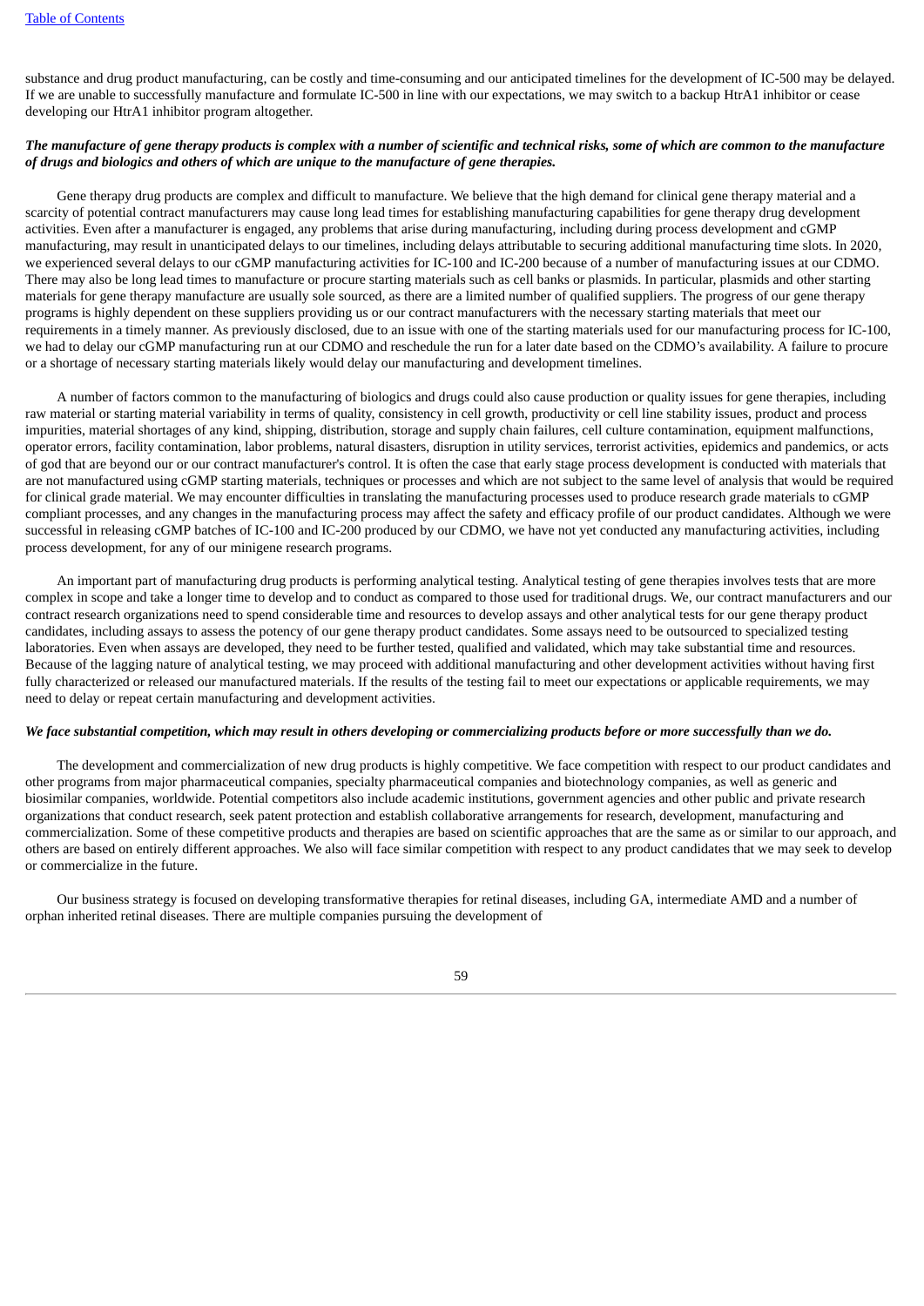substance and drug product manufacturing, can be costly and time-consuming and our anticipated timelines for the development of IC-500 may be delayed. If we are unable to successfully manufacture and formulate IC-500 in line with our expectations, we may switch to a backup HtrA1 inhibitor or cease developing our HtrA1 inhibitor program altogether.

***The manufacture of gene therapy products is complex with a number of scientific and technical risks, some of which are common to the manufacture of drugs and biologics and others of which are unique to the manufacture of gene therapies.***

Gene therapy drug products are complex and difficult to manufacture. We believe that the high demand for clinical gene therapy material and a scarcity of potential contract manufacturers may cause long lead times for establishing manufacturing capabilities for gene therapy drug development activities. Even after a manufacturer is engaged, any problems that arise during manufacturing, including during process development and cGMP manufacturing, may result in unanticipated delays to our timelines, including delays attributable to securing additional manufacturing time slots. In 2020, we experienced several delays to our cGMP manufacturing activities for IC-100 and IC-200 because of a number of manufacturing issues at our CDMO. There may also be long lead times to manufacture or procure starting materials such as cell banks or plasmids. In particular, plasmids and other starting materials for gene therapy manufacture are usually sole sourced, as there are a limited number of qualified suppliers. The progress of our gene therapy programs is highly dependent on these suppliers providing us or our contract manufacturers with the necessary starting materials that meet our requirements in a timely manner. As previously disclosed, due to an issue with one of the starting materials used for our manufacturing process for IC-100, we had to delay our cGMP manufacturing run at our CDMO and reschedule the run for a later date based on the CDMO's availability. A failure to procure or a shortage of necessary starting materials likely would delay our manufacturing and development timelines.

A number of factors common to the manufacturing of biologics and drugs could also cause production or quality issues for gene therapies, including raw material or starting material variability in terms of quality, consistency in cell growth, productivity or cell line stability issues, product and process impurities, material shortages of any kind, shipping, distribution, storage and supply chain failures, cell culture contamination, equipment malfunctions, operator errors, facility contamination, labor problems, natural disasters, disruption in utility services, terrorist activities, epidemics and pandemics, or acts of god that are beyond our or our contract manufacturer's control. It is often the case that early stage process development is conducted with materials that are not manufactured using cGMP starting materials, techniques or processes and which are not subject to the same level of analysis that would be required for clinical grade material. We may encounter difficulties in translating the manufacturing processes used to produce research grade materials to cGMP compliant processes, and any changes in the manufacturing process may affect the safety and efficacy profile of our product candidates. Although we were successful in releasing cGMP batches of IC-100 and IC-200 produced by our CDMO, we have not yet conducted any manufacturing activities, including process development, for any of our minigene research programs.

An important part of manufacturing drug products is performing analytical testing. Analytical testing of gene therapies involves tests that are more complex in scope and take a longer time to develop and to conduct as compared to those used for traditional drugs. We, our contract manufacturers and our contract research organizations need to spend considerable time and resources to develop assays and other analytical tests for our gene therapy product candidates, including assays to assess the potency of our gene therapy product candidates. Some assays need to be outsourced to specialized testing laboratories. Even when assays are developed, they need to be further tested, qualified and validated, which may take substantial time and resources. Because of the lagging nature of analytical testing, we may proceed with additional manufacturing and other development activities without having first fully characterized or released our manufactured materials. If the results of the testing fail to meet our expectations or applicable requirements, we may need to delay or repeat certain manufacturing and development activities.

***We face substantial competition, which may result in others developing or commercializing products before or more successfully than we do.***

The development and commercialization of new drug products is highly competitive. We face competition with respect to our product candidates and other programs from major pharmaceutical companies, specialty pharmaceutical companies and biotechnology companies, as well as generic and biosimilar companies, worldwide. Potential competitors also include academic institutions, government agencies and other public and private research organizations that conduct research, seek patent protection and establish collaborative arrangements for research, development, manufacturing and commercialization. Some of these competitive products and therapies are based on scientific approaches that are the same as or similar to our approach, and others are based on entirely different approaches. We also will face similar competition with respect to any product candidates that we may seek to develop or commercialize in the future.

Our business strategy is focused on developing transformative therapies for retinal diseases, including GA, intermediate AMD and a number of orphan inherited retinal diseases. There are multiple companies pursuing the development of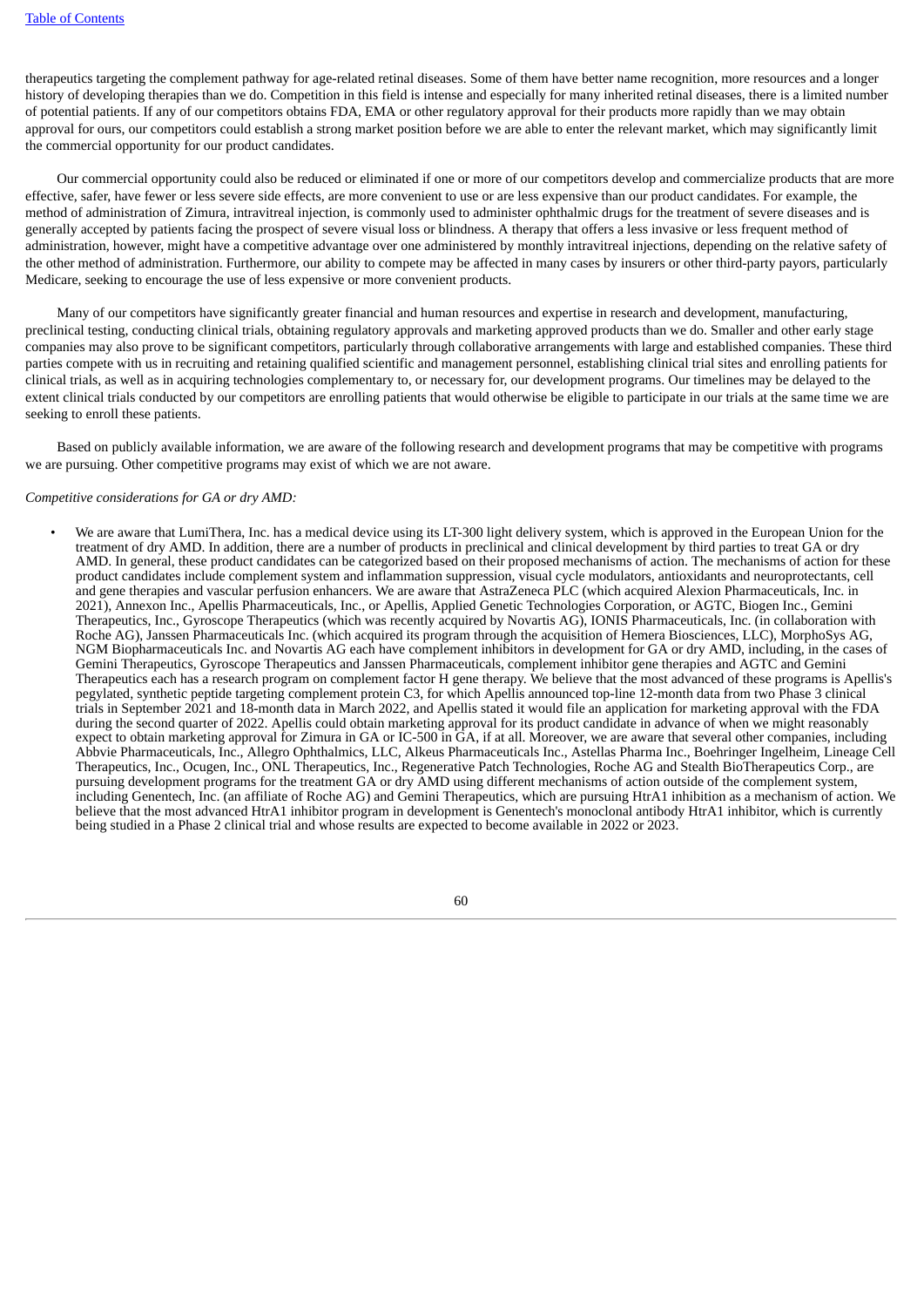therapeutics targeting the complement pathway for age-related retinal diseases. Some of them have better name recognition, more resources and a longer history of developing therapies than we do. Competition in this field is intense and especially for many inherited retinal diseases, there is a limited number of potential patients. If any of our competitors obtains FDA, EMA or other regulatory approval for their products more rapidly than we may obtain approval for ours, our competitors could establish a strong market position before we are able to enter the relevant market, which may significantly limit the commercial opportunity for our product candidates.

Our commercial opportunity could also be reduced or eliminated if one or more of our competitors develop and commercialize products that are more effective, safer, have fewer or less severe side effects, are more convenient to use or are less expensive than our product candidates. For example, the method of administration of Zimura, intravitreal injection, is commonly used to administer ophthalmic drugs for the treatment of severe diseases and is generally accepted by patients facing the prospect of severe visual loss or blindness. A therapy that offers a less invasive or less frequent method of administration, however, might have a competitive advantage over one administered by monthly intravitreal injections, depending on the relative safety of the other method of administration. Furthermore, our ability to compete may be affected in many cases by insurers or other third-party payors, particularly Medicare, seeking to encourage the use of less expensive or more convenient products.

Many of our competitors have significantly greater financial and human resources and expertise in research and development, manufacturing, preclinical testing, conducting clinical trials, obtaining regulatory approvals and marketing approved products than we do. Smaller and other early stage companies may also prove to be significant competitors, particularly through collaborative arrangements with large and established companies. These third parties compete with us in recruiting and retaining qualified scientific and management personnel, establishing clinical trial sites and enrolling patients for clinical trials, as well as in acquiring technologies complementary to, or necessary for, our development programs. Our timelines may be delayed to the extent clinical trials conducted by our competitors are enrolling patients that would otherwise be eligible to participate in our trials at the same time we are seeking to enroll these patients.

Based on publicly available information, we are aware of the following research and development programs that may be competitive with programs we are pursuing. Other competitive programs may exist of which we are not aware.

*Competitive considerations for GA or dry AMD:*

- We are aware that LumiThera, Inc. has a medical device using its LT-300 light delivery system, which is approved in the European Union for the treatment of dry AMD. In addition, there are a number of products in preclinical and clinical development by third parties to treat GA or dry AMD. In general, these product candidates can be categorized based on their proposed mechanisms of action. The mechanisms of action for these product candidates include complement system and inflammation suppression, visual cycle modulators, antioxidants and neuroprotectants, cell and gene therapies and vascular perfusion enhancers. We are aware that AstraZeneca PLC (which acquired Alexion Pharmaceuticals, Inc. in 2021), Annexon Inc., Apellis Pharmaceuticals, Inc., or Apellis, Applied Genetic Technologies Corporation, or AGTC, Biogen Inc., Gemini Therapeutics, Inc., Gyroscope Therapeutics (which was recently acquired by Novartis AG), IONIS Pharmaceuticals, Inc. (in collaboration with Roche AG), Janssen Pharmaceuticals Inc. (which acquired its program through the acquisition of Hemera Biosciences, LLC), MorphoSys AG, NGM Biopharmaceuticals Inc. and Novartis AG each have complement inhibitors in development for GA or dry AMD, including, in the cases of Gemini Therapeutics, Gyroscope Therapeutics and Janssen Pharmaceuticals, complement inhibitor gene therapies and AGTC and Gemini Therapeutics each has a research program on complement factor H gene therapy. We believe that the most advanced of these programs is Apellis's pegylated, synthetic peptide targeting complement protein C3, for which Apellis announced top-line 12-month data from two Phase 3 clinical trials in September 2021 and 18-month data in March 2022, and Apellis stated it would file an application for marketing approval with the FDA during the second quarter of 2022. Apellis could obtain marketing approval for its product candidate in advance of when we might reasonably expect to obtain marketing approval for Zimura in GA or IC-500 in GA, if at all. Moreover, we are aware that several other companies, including Abbvie Pharmaceuticals, Inc., Allegro Ophthalmics, LLC, Alkeus Pharmaceuticals Inc., Astellas Pharma Inc., Boehringer Ingelheim, Lineage Cell Therapeutics, Inc., Ocugen, Inc., ONL Therapeutics, Inc., Regenerative Patch Technologies, Roche AG and Stealth BioTherapeutics Corp., are pursuing development programs for the treatment GA or dry AMD using different mechanisms of action outside of the complement system, including Genentech, Inc. (an affiliate of Roche AG) and Gemini Therapeutics, which are pursuing HtrA1 inhibition as a mechanism of action. We believe that the most advanced HtrA1 inhibitor program in development is Genentech's monoclonal antibody HtrA1 inhibitor, which is currently being studied in a Phase 2 clinical trial and whose results are expected to become available in 2022 or 2023.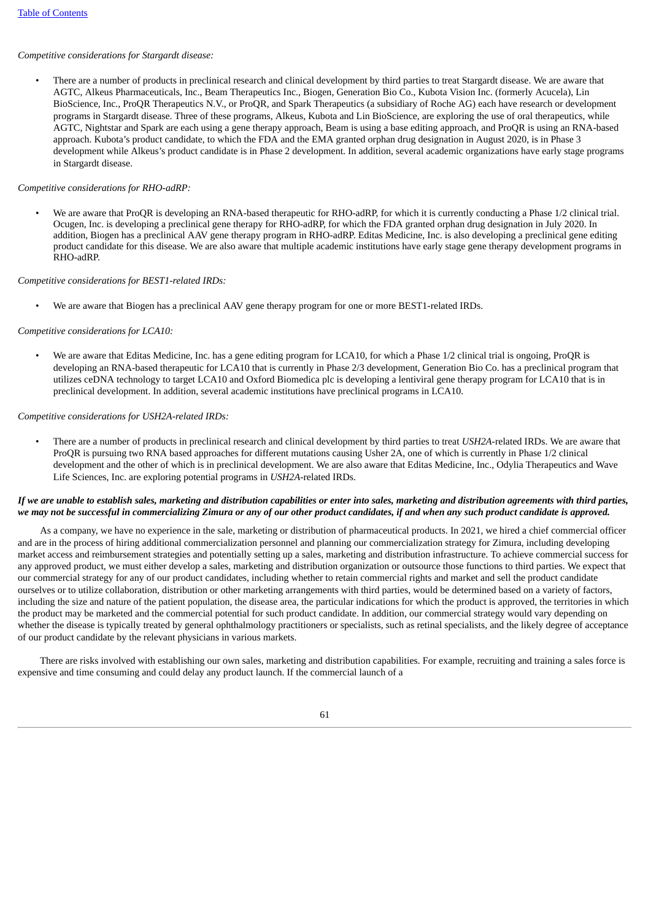*Competitive considerations for Stargardt disease:*

- There are a number of products in preclinical research and clinical development by third parties to treat Stargardt disease. We are aware that AGTC, Alkeus Pharmaceuticals, Inc., Beam Therapeutics Inc., Biogen, Generation Bio Co., Kubota Vision Inc. (formerly Acucela), Lin BioScience, Inc., ProQR Therapeutics N.V., or ProQR, and Spark Therapeutics (a subsidiary of Roche AG) each have research or development programs in Stargardt disease. Three of these programs, Alkeus, Kubota and Lin BioScience, are exploring the use of oral therapeutics, while AGTC, Nightstar and Spark are each using a gene therapy approach, Beam is using a base editing approach, and ProQR is using an RNA-based approach. Kubota's product candidate, to which the FDA and the EMA granted orphan drug designation in August 2020, is in Phase 3 development while Alkeus's product candidate is in Phase 2 development. In addition, several academic organizations have early stage programs in Stargardt disease.

*Competitive considerations for RHO-adRP:*

- We are aware that ProQR is developing an RNA-based therapeutic for RHO-adRP, for which it is currently conducting a Phase 1/2 clinical trial. Ocugen, Inc. is developing a preclinical gene therapy for RHO-adRP, for which the FDA granted orphan drug designation in July 2020. In addition, Biogen has a preclinical AAV gene therapy program in RHO-adRP. Editas Medicine, Inc. is also developing a preclinical gene editing product candidate for this disease. We are also aware that multiple academic institutions have early stage gene therapy development programs in RHO-adRP.

*Competitive considerations for BEST1-related IRDs:*

- We are aware that Biogen has a preclinical AAV gene therapy program for one or more BEST1-related IRDs.

*Competitive considerations for LCA10:*

- We are aware that Editas Medicine, Inc. has a gene editing program for LCA10, for which a Phase 1/2 clinical trial is ongoing, ProQR is developing an RNA-based therapeutic for LCA10 that is currently in Phase 2/3 development, Generation Bio Co. has a preclinical program that utilizes ceDNA technology to target LCA10 and Oxford Biomedica plc is developing a lentiviral gene therapy program for LCA10 that is in preclinical development. In addition, several academic institutions have preclinical programs in LCA10.

*Competitive considerations for USH2A-related IRDs:*

- There are a number of products in preclinical research and clinical development by third parties to treat *USH2A*-related IRDs. We are aware that ProQR is pursuing two RNA based approaches for different mutations causing Usher 2A, one of which is currently in Phase 1/2 clinical development and the other of which is in preclinical development. We are also aware that Editas Medicine, Inc., Odylia Therapeutics and Wave Life Sciences, Inc. are exploring potential programs in *USH2A*-related IRDs.

***If we are unable to establish sales, marketing and distribution capabilities or enter into sales, marketing and distribution agreements with third parties, we may not be successful in commercializing Zimura or any of our other product candidates, if and when any such product candidate is approved.***

As a company, we have no experience in the sale, marketing or distribution of pharmaceutical products. In 2021, we hired a chief commercial officer and are in the process of hiring additional commercialization personnel and planning our commercialization strategy for Zimura, including developing market access and reimbursement strategies and potentially setting up a sales, marketing and distribution infrastructure. To achieve commercial success for any approved product, we must either develop a sales, marketing and distribution organization or outsource those functions to third parties. We expect that our commercial strategy for any of our product candidates, including whether to retain commercial rights and market and sell the product candidate ourselves or to utilize collaboration, distribution or other marketing arrangements with third parties, would be determined based on a variety of factors, including the size and nature of the patient population, the disease area, the particular indications for which the product is approved, the territories in which the product may be marketed and the commercial potential for such product candidate. In addition, our commercial strategy would vary depending on whether the disease is typically treated by general ophthalmology practitioners or specialists, such as retinal specialists, and the likely degree of acceptance of our product candidate by the relevant physicians in various markets.

There are risks involved with establishing our own sales, marketing and distribution capabilities. For example, recruiting and training a sales force is expensive and time consuming and could delay any product launch. If the commercial launch of a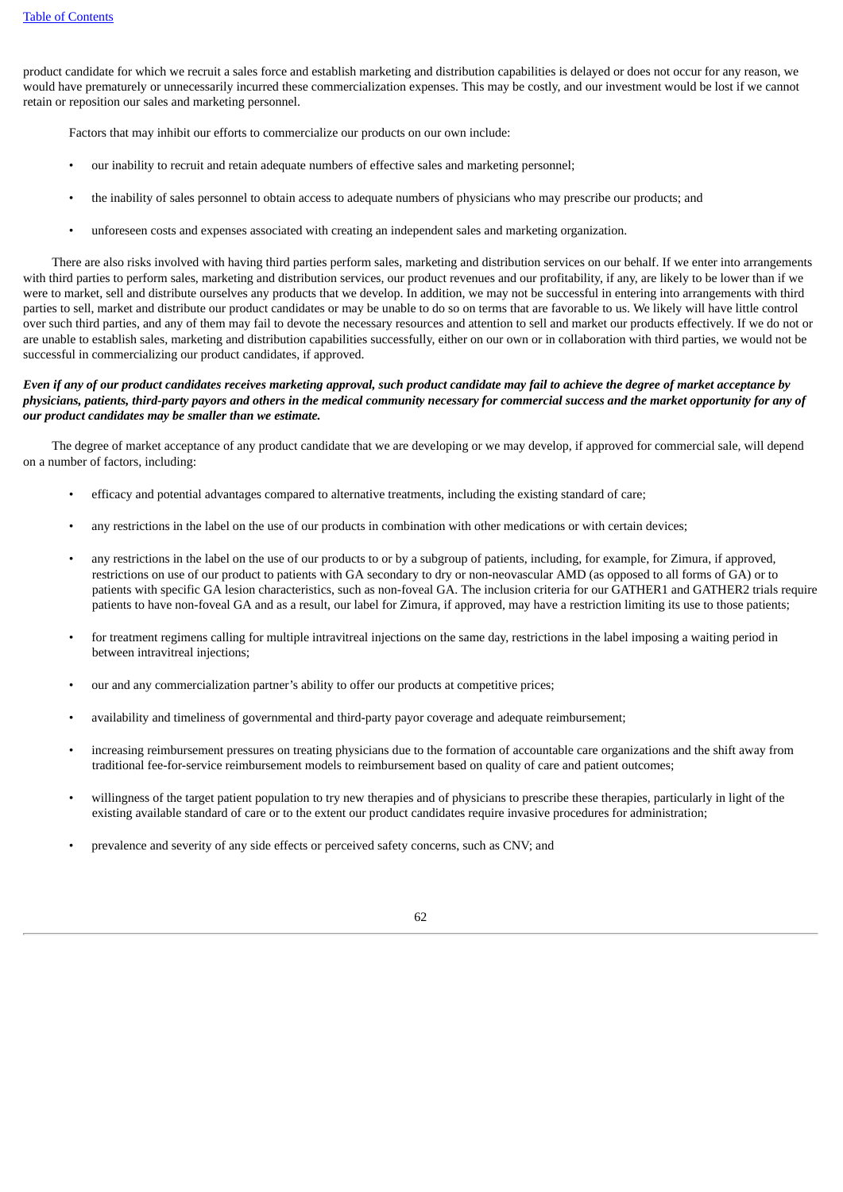product candidate for which we recruit a sales force and establish marketing and distribution capabilities is delayed or does not occur for any reason, we would have prematurely or unnecessarily incurred these commercialization expenses. This may be costly, and our investment would be lost if we cannot retain or reposition our sales and marketing personnel.

Factors that may inhibit our efforts to commercialize our products on our own include:

- our inability to recruit and retain adequate numbers of effective sales and marketing personnel;
- the inability of sales personnel to obtain access to adequate numbers of physicians who may prescribe our products; and
- unforeseen costs and expenses associated with creating an independent sales and marketing organization.

There are also risks involved with having third parties perform sales, marketing and distribution services on our behalf. If we enter into arrangements with third parties to perform sales, marketing and distribution services, our product revenues and our profitability, if any, are likely to be lower than if we were to market, sell and distribute ourselves any products that we develop. In addition, we may not be successful in entering into arrangements with third parties to sell, market and distribute our product candidates or may be unable to do so on terms that are favorable to us. We likely will have little control over such third parties, and any of them may fail to devote the necessary resources and attention to sell and market our products effectively. If we do not or are unable to establish sales, marketing and distribution capabilities successfully, either on our own or in collaboration with third parties, we would not be successful in commercializing our product candidates, if approved.

***Even if any of our product candidates receives marketing approval, such product candidate may fail to achieve the degree of market acceptance by physicians, patients, third-party payors and others in the medical community necessary for commercial success and the market opportunity for any of our product candidates may be smaller than we estimate.***

The degree of market acceptance of any product candidate that we are developing or we may develop, if approved for commercial sale, will depend on a number of factors, including:

- efficacy and potential advantages compared to alternative treatments, including the existing standard of care;
- any restrictions in the label on the use of our products in combination with other medications or with certain devices;
- any restrictions in the label on the use of our products to or by a subgroup of patients, including, for example, for Zimura, if approved, restrictions on use of our product to patients with GA secondary to dry or non-neovascular AMD (as opposed to all forms of GA) or to patients with specific GA lesion characteristics, such as non-foveal GA. The inclusion criteria for our GATHER1 and GATHER2 trials require patients to have non-foveal GA and as a result, our label for Zimura, if approved, may have a restriction limiting its use to those patients;
- for treatment regimens calling for multiple intravitreal injections on the same day, restrictions in the label imposing a waiting period in between intravitreal injections;
- our and any commercialization partner's ability to offer our products at competitive prices;
- availability and timeliness of governmental and third-party payor coverage and adequate reimbursement;
- increasing reimbursement pressures on treating physicians due to the formation of accountable care organizations and the shift away from traditional fee-for-service reimbursement models to reimbursement based on quality of care and patient outcomes;
- willingness of the target patient population to try new therapies and of physicians to prescribe these therapies, particularly in light of the existing available standard of care or to the extent our product candidates require invasive procedures for administration;
- prevalence and severity of any side effects or perceived safety concerns, such as CNV; and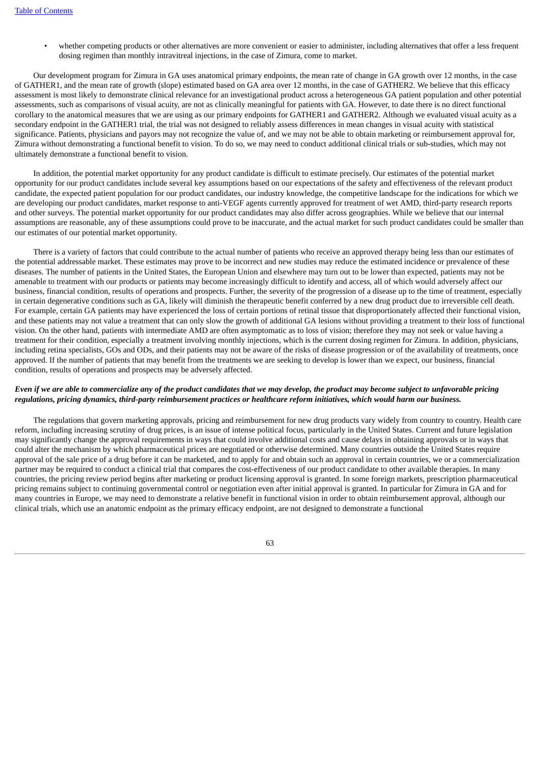- whether competing products or other alternatives are more convenient or easier to administer, including alternatives that offer a less frequent dosing regimen than monthly intravitreal injections, in the case of Zimura, come to market.

Our development program for Zimura in GA uses anatomical primary endpoints, the mean rate of change in GA growth over 12 months, in the case of GATHER1, and the mean rate of growth (slope) estimated based on GA area over 12 months, in the case of GATHER2. We believe that this efficacy assessment is most likely to demonstrate clinical relevance for an investigational product across a heterogeneous GA patient population and other potential assessments, such as comparisons of visual acuity, are not as clinically meaningful for patients with GA. However, to date there is no direct functional corollary to the anatomical measures that we are using as our primary endpoints for GATHER1 and GATHER2. Although we evaluated visual acuity as a secondary endpoint in the GATHER1 trial, the trial was not designed to reliably assess differences in mean changes in visual acuity with statistical significance. Patients, physicians and payors may not recognize the value of, and we may not be able to obtain marketing or reimbursement approval for, Zimura without demonstrating a functional benefit to vision. To do so, we may need to conduct additional clinical trials or sub-studies, which may not ultimately demonstrate a functional benefit to vision.

In addition, the potential market opportunity for any product candidate is difficult to estimate precisely. Our estimates of the potential market opportunity for our product candidates include several key assumptions based on our expectations of the safety and effectiveness of the relevant product candidate, the expected patient population for our product candidates, our industry knowledge, the competitive landscape for the indications for which we are developing our product candidates, market response to anti-VEGF agents currently approved for treatment of wet AMD, third-party research reports and other surveys. The potential market opportunity for our product candidates may also differ across geographies. While we believe that our internal assumptions are reasonable, any of these assumptions could prove to be inaccurate, and the actual market for such product candidates could be smaller than our estimates of our potential market opportunity.

There is a variety of factors that could contribute to the actual number of patients who receive an approved therapy being less than our estimates of the potential addressable market. These estimates may prove to be incorrect and new studies may reduce the estimated incidence or prevalence of these diseases. The number of patients in the United States, the European Union and elsewhere may turn out to be lower than expected, patients may not be amenable to treatment with our products or patients may become increasingly difficult to identify and access, all of which would adversely affect our business, financial condition, results of operations and prospects. Further, the severity of the progression of a disease up to the time of treatment, especially in certain degenerative conditions such as GA, likely will diminish the therapeutic benefit conferred by a new drug product due to irreversible cell death. For example, certain GA patients may have experienced the loss of certain portions of retinal tissue that disproportionately affected their functional vision, and these patients may not value a treatment that can only slow the growth of additional GA lesions without providing a treatment to their loss of functional vision. On the other hand, patients with intermediate AMD are often asymptomatic as to loss of vision; therefore they may not seek or value having a treatment for their condition, especially a treatment involving monthly injections, which is the current dosing regimen for Zimura. In addition, physicians, including retina specialists, GOs and ODs, and their patients may not be aware of the risks of disease progression or of the availability of treatments, once approved. If the number of patients that may benefit from the treatments we are seeking to develop is lower than we expect, our business, financial condition, results of operations and prospects may be adversely affected.

***Even if we are able to commercialize any of the product candidates that we may develop, the product may become subject to unfavorable pricing regulations, pricing dynamics, third-party reimbursement practices or healthcare reform initiatives, which would harm our business.***

The regulations that govern marketing approvals, pricing and reimbursement for new drug products vary widely from country to country. Health care reform, including increasing scrutiny of drug prices, is an issue of intense political focus, particularly in the United States. Current and future legislation may significantly change the approval requirements in ways that could involve additional costs and cause delays in obtaining approvals or in ways that could alter the mechanism by which pharmaceutical prices are negotiated or otherwise determined. Many countries outside the United States require approval of the sale price of a drug before it can be marketed, and to apply for and obtain such an approval in certain countries, we or a commercialization partner may be required to conduct a clinical trial that compares the cost-effectiveness of our product candidate to other available therapies. In many countries, the pricing review period begins after marketing or product licensing approval is granted. In some foreign markets, prescription pharmaceutical pricing remains subject to continuing governmental control or negotiation even after initial approval is granted. In particular for Zimura in GA and for many countries in Europe, we may need to demonstrate a relative benefit in functional vision in order to obtain reimbursement approval, although our clinical trials, which use an anatomic endpoint as the primary efficacy endpoint, are not designed to demonstrate a functional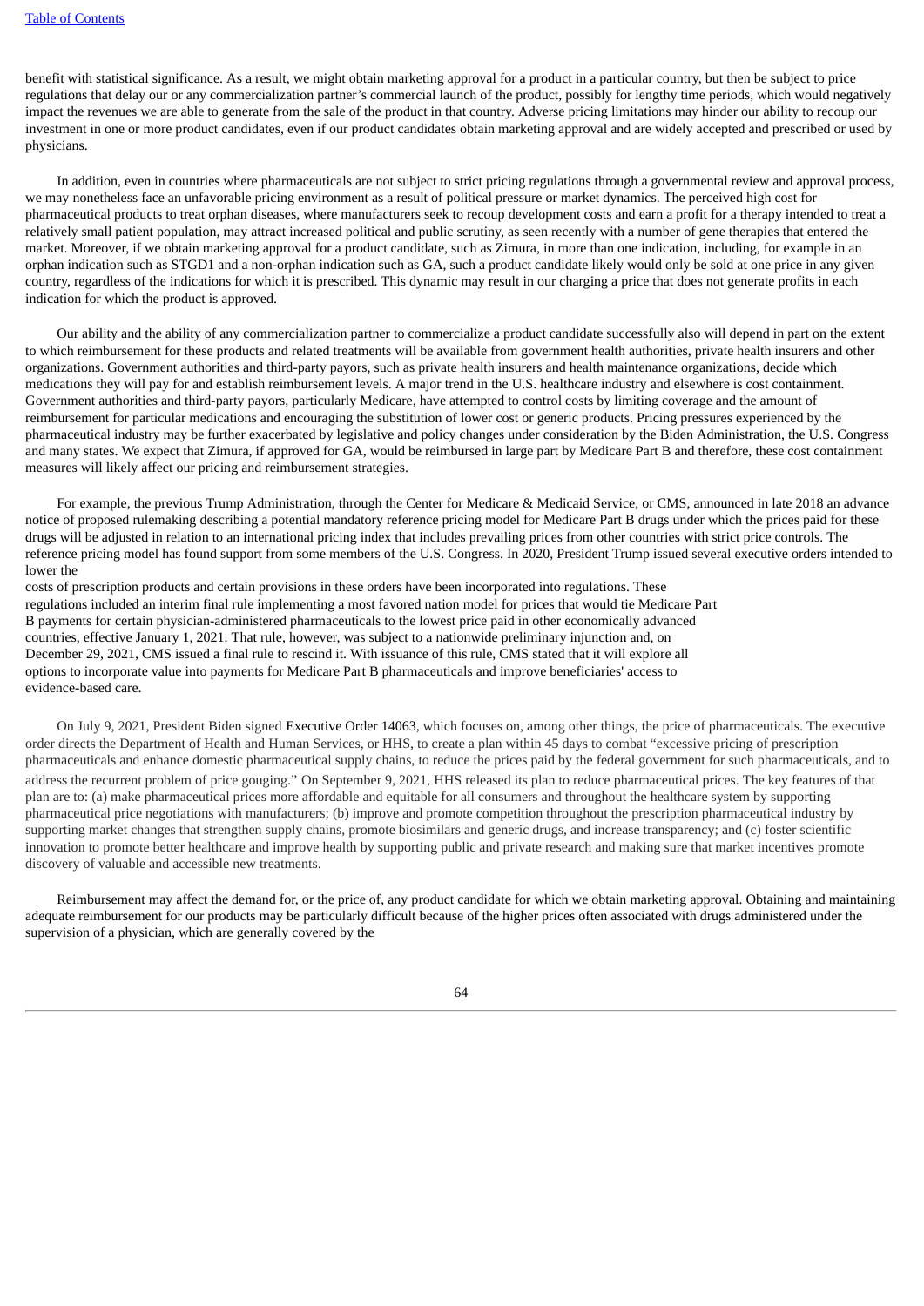benefit with statistical significance. As a result, we might obtain marketing approval for a product in a particular country, but then be subject to price regulations that delay our or any commercialization partner's commercial launch of the product, possibly for lengthy time periods, which would negatively impact the revenues we are able to generate from the sale of the product in that country. Adverse pricing limitations may hinder our ability to recoup our investment in one or more product candidates, even if our product candidates obtain marketing approval and are widely accepted and prescribed or used by physicians.

In addition, even in countries where pharmaceuticals are not subject to strict pricing regulations through a governmental review and approval process, we may nonetheless face an unfavorable pricing environment as a result of political pressure or market dynamics. The perceived high cost for pharmaceutical products to treat orphan diseases, where manufacturers seek to recoup development costs and earn a profit for a therapy intended to treat a relatively small patient population, may attract increased political and public scrutiny, as seen recently with a number of gene therapies that entered the market. Moreover, if we obtain marketing approval for a product candidate, such as Zimura, in more than one indication, including, for example in an orphan indication such as STGD1 and a non-orphan indication such as GA, such a product candidate likely would only be sold at one price in any given country, regardless of the indications for which it is prescribed. This dynamic may result in our charging a price that does not generate profits in each indication for which the product is approved.

Our ability and the ability of any commercialization partner to commercialize a product candidate successfully also will depend in part on the extent to which reimbursement for these products and related treatments will be available from government health authorities, private health insurers and other organizations. Government authorities and third-party payors, such as private health insurers and health maintenance organizations, decide which medications they will pay for and establish reimbursement levels. A major trend in the U.S. healthcare industry and elsewhere is cost containment. Government authorities and third-party payors, particularly Medicare, have attempted to control costs by limiting coverage and the amount of reimbursement for particular medications and encouraging the substitution of lower cost or generic products. Pricing pressures experienced by the pharmaceutical industry may be further exacerbated by legislative and policy changes under consideration by the Biden Administration, the U.S. Congress and many states. We expect that Zimura, if approved for GA, would be reimbursed in large part by Medicare Part B and therefore, these cost containment measures will likely affect our pricing and reimbursement strategies.

For example, the previous Trump Administration, through the Center for Medicare & Medicaid Service, or CMS, announced in late 2018 an advance notice of proposed rulemaking describing a potential mandatory reference pricing model for Medicare Part B drugs under which the prices paid for these drugs will be adjusted in relation to an international pricing index that includes prevailing prices from other countries with strict price controls. The reference pricing model has found support from some members of the U.S. Congress. In 2020, President Trump issued several executive orders intended to lower the costs of prescription products and certain provisions in these orders have been incorporated into regulations. These regulations included an interim final rule implementing a most favored nation model for prices that would tie Medicare Part B payments for certain physician-administered pharmaceuticals to the lowest price paid in other economically advanced countries, effective January 1, 2021. That rule, however, was subject to a nationwide preliminary injunction and, on December 29, 2021, CMS issued a final rule to rescind it. With issuance of this rule, CMS stated that it will explore all options to incorporate value into payments for Medicare Part B pharmaceuticals and improve beneficiaries' access to evidence-based care.

On July 9, 2021, President Biden signed Executive Order 14063, which focuses on, among other things, the price of pharmaceuticals. The executive order directs the Department of Health and Human Services, or HHS, to create a plan within 45 days to combat "excessive pricing of prescription pharmaceuticals and enhance domestic pharmaceutical supply chains, to reduce the prices paid by the federal government for such pharmaceuticals, and to address the recurrent problem of price gouging." On September 9, 2021, HHS released its plan to reduce pharmaceutical prices. The key features of that plan are to: (a) make pharmaceutical prices more affordable and equitable for all consumers and throughout the healthcare system by supporting pharmaceutical price negotiations with manufacturers; (b) improve and promote competition throughout the prescription pharmaceutical industry by supporting market changes that strengthen supply chains, promote biosimilars and generic drugs, and increase transparency; and (c) foster scientific innovation to promote better healthcare and improve health by supporting public and private research and making sure that market incentives promote discovery of valuable and accessible new treatments.

Reimbursement may affect the demand for, or the price of, any product candidate for which we obtain marketing approval. Obtaining and maintaining adequate reimbursement for our products may be particularly difficult because of the higher prices often associated with drugs administered under the supervision of a physician, which are generally covered by the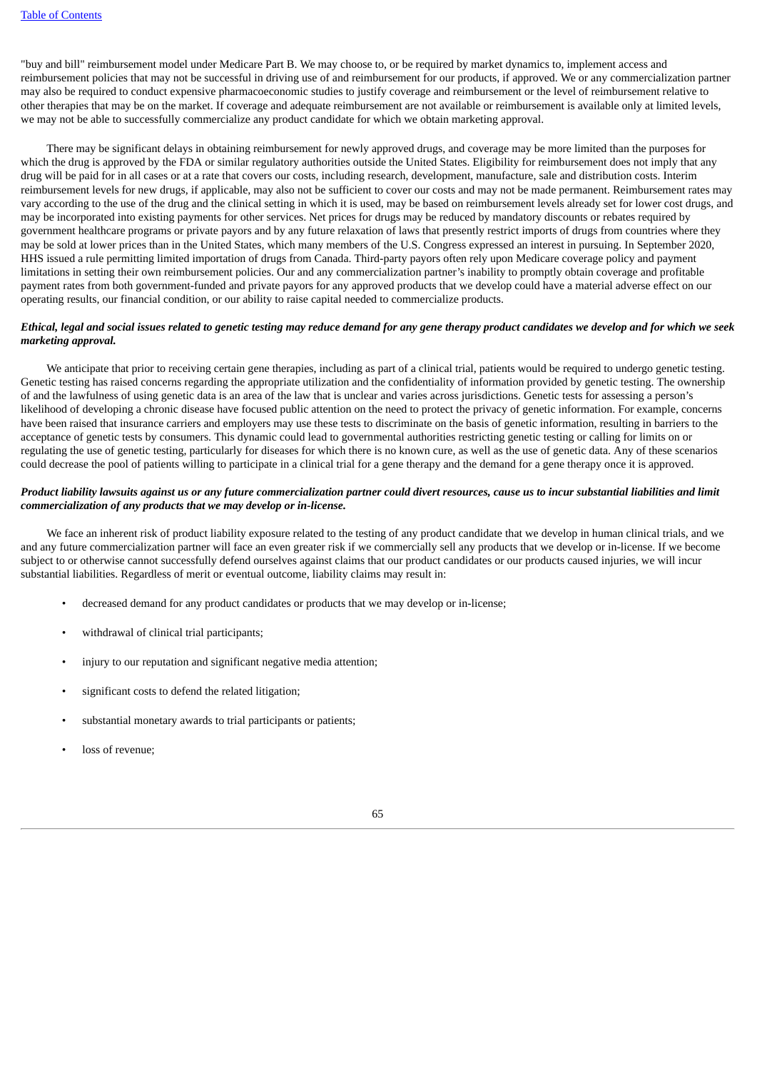"buy and bill" reimbursement model under Medicare Part B. We may choose to, or be required by market dynamics to, implement access and reimbursement policies that may not be successful in driving use of and reimbursement for our products, if approved. We or any commercialization partner may also be required to conduct expensive pharmacoeconomic studies to justify coverage and reimbursement or the level of reimbursement relative to other therapies that may be on the market. If coverage and adequate reimbursement are not available or reimbursement is available only at limited levels, we may not be able to successfully commercialize any product candidate for which we obtain marketing approval.

There may be significant delays in obtaining reimbursement for newly approved drugs, and coverage may be more limited than the purposes for which the drug is approved by the FDA or similar regulatory authorities outside the United States. Eligibility for reimbursement does not imply that any drug will be paid for in all cases or at a rate that covers our costs, including research, development, manufacture, sale and distribution costs. Interim reimbursement levels for new drugs, if applicable, may also not be sufficient to cover our costs and may not be made permanent. Reimbursement rates may vary according to the use of the drug and the clinical setting in which it is used, may be based on reimbursement levels already set for lower cost drugs, and may be incorporated into existing payments for other services. Net prices for drugs may be reduced by mandatory discounts or rebates required by government healthcare programs or private payors and by any future relaxation of laws that presently restrict imports of drugs from countries where they may be sold at lower prices than in the United States, which many members of the U.S. Congress expressed an interest in pursuing. In September 2020, HHS issued a rule permitting limited importation of drugs from Canada. Third-party payors often rely upon Medicare coverage policy and payment limitations in setting their own reimbursement policies. Our and any commercialization partner's inability to promptly obtain coverage and profitable payment rates from both government-funded and private payors for any approved products that we develop could have a material adverse effect on our operating results, our financial condition, or our ability to raise capital needed to commercialize products.

***Ethical, legal and social issues related to genetic testing may reduce demand for any gene therapy product candidates we develop and for which we seek marketing approval.***

We anticipate that prior to receiving certain gene therapies, including as part of a clinical trial, patients would be required to undergo genetic testing. Genetic testing has raised concerns regarding the appropriate utilization and the confidentiality of information provided by genetic testing. The ownership of and the lawfulness of using genetic data is an area of the law that is unclear and varies across jurisdictions. Genetic tests for assessing a person's likelihood of developing a chronic disease have focused public attention on the need to protect the privacy of genetic information. For example, concerns have been raised that insurance carriers and employers may use these tests to discriminate on the basis of genetic information, resulting in barriers to the acceptance of genetic tests by consumers. This dynamic could lead to governmental authorities restricting genetic testing or calling for limits on or regulating the use of genetic testing, particularly for diseases for which there is no known cure, as well as the use of genetic data. Any of these scenarios could decrease the pool of patients willing to participate in a clinical trial for a gene therapy and the demand for a gene therapy once it is approved.

***Product liability lawsuits against us or any future commercialization partner could divert resources, cause us to incur substantial liabilities and limit commercialization of any products that we may develop or in-license.***

We face an inherent risk of product liability exposure related to the testing of any product candidate that we develop in human clinical trials, and we and any future commercialization partner will face an even greater risk if we commercially sell any products that we develop or in-license. If we become subject to or otherwise cannot successfully defend ourselves against claims that our product candidates or our products caused injuries, we will incur substantial liabilities. Regardless of merit or eventual outcome, liability claims may result in:

- decreased demand for any product candidates or products that we may develop or in-license;
- withdrawal of clinical trial participants;
- injury to our reputation and significant negative media attention;
- significant costs to defend the related litigation;
- substantial monetary awards to trial participants or patients;
- loss of revenue;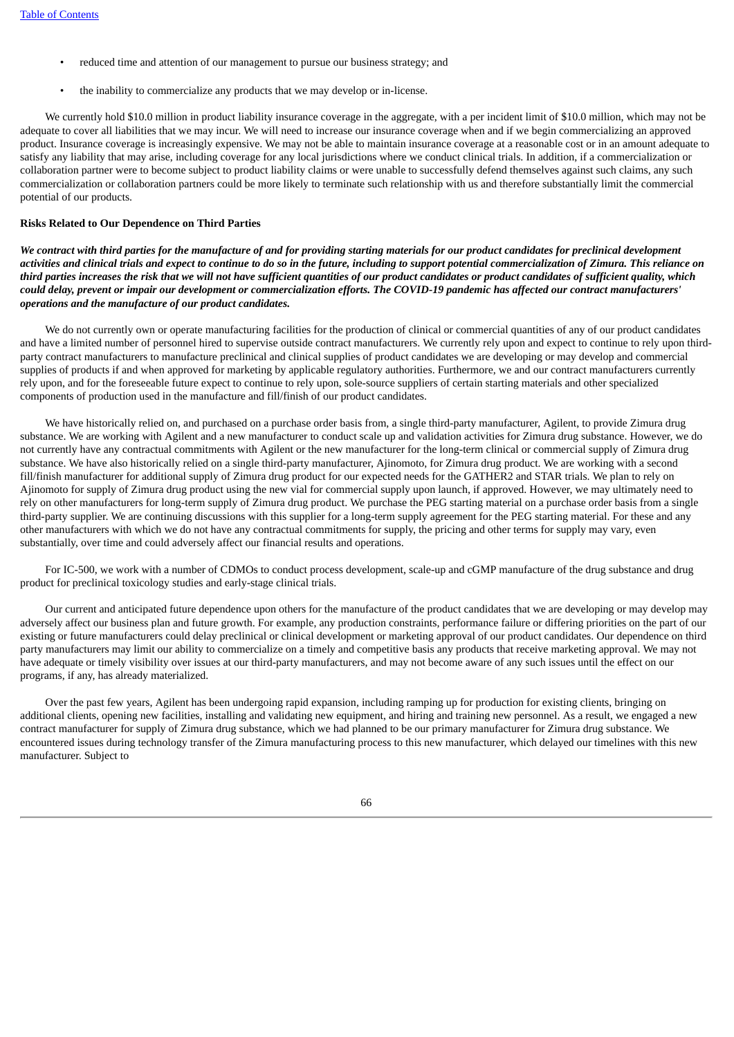- reduced time and attention of our management to pursue our business strategy; and
- the inability to commercialize any products that we may develop or in-license.

We currently hold $10.0 million in product liability insurance coverage in the aggregate, with a per incident limit of $10.0 million, which may not be adequate to cover all liabilities that we may incur. We will need to increase our insurance coverage when and if we begin commercializing an approved product. Insurance coverage is increasingly expensive. We may not be able to maintain insurance coverage at a reasonable cost or in an amount adequate to satisfy any liability that may arise, including coverage for any local jurisdictions where we conduct clinical trials. In addition, if a commercialization or collaboration partner were to become subject to product liability claims or were unable to successfully defend themselves against such claims, any such commercialization or collaboration partners could be more likely to terminate such relationship with us and therefore substantially limit the commercial potential of our products.

**Risks Related to Our Dependence on Third Parties**

***We contract with third parties for the manufacture of and for providing starting materials for our product candidates for preclinical development activities and clinical trials and expect to continue to do so in the future, including to support potential commercialization of Zimura. This reliance on third parties increases the risk that we will not have sufficient quantities of our product candidates or product candidates of sufficient quality, which could delay, prevent or impair our development or commercialization efforts. The COVID-19 pandemic has affected our contract manufacturers' operations and the manufacture of our product candidates.***

We do not currently own or operate manufacturing facilities for the production of clinical or commercial quantities of any of our product candidates and have a limited number of personnel hired to supervise outside contract manufacturers. We currently rely upon and expect to continue to rely upon third-party contract manufacturers to manufacture preclinical and clinical supplies of product candidates we are developing or may develop and commercial supplies of products if and when approved for marketing by applicable regulatory authorities. Furthermore, we and our contract manufacturers currently rely upon, and for the foreseeable future expect to continue to rely upon, sole-source suppliers of certain starting materials and other specialized components of production used in the manufacture and fill/finish of our product candidates.

We have historically relied on, and purchased on a purchase order basis from, a single third-party manufacturer, Agilent, to provide Zimura drug substance. We are working with Agilent and a new manufacturer to conduct scale up and validation activities for Zimura drug substance. However, we do not currently have any contractual commitments with Agilent or the new manufacturer for the long-term clinical or commercial supply of Zimura drug substance. We have also historically relied on a single third-party manufacturer, Ajinomoto, for Zimura drug product. We are working with a second fill/finish manufacturer for additional supply of Zimura drug product for our expected needs for the GATHER2 and STAR trials. We plan to rely on Ajinomoto for supply of Zimura drug product using the new vial for commercial supply upon launch, if approved. However, we may ultimately need to rely on other manufacturers for long-term supply of Zimura drug product. We purchase the PEG starting material on a purchase order basis from a single third-party supplier. We are continuing discussions with this supplier for a long-term supply agreement for the PEG starting material. For these and any other manufacturers with which we do not have any contractual commitments for supply, the pricing and other terms for supply may vary, even substantially, over time and could adversely affect our financial results and operations.

For IC-500, we work with a number of CDMOs to conduct process development, scale-up and cGMP manufacture of the drug substance and drug product for preclinical toxicology studies and early-stage clinical trials.

Our current and anticipated future dependence upon others for the manufacture of the product candidates that we are developing or may develop may adversely affect our business plan and future growth. For example, any production constraints, performance failure or differing priorities on the part of our existing or future manufacturers could delay preclinical or clinical development or marketing approval of our product candidates. Our dependence on third party manufacturers may limit our ability to commercialize on a timely and competitive basis any products that receive marketing approval. We may not have adequate or timely visibility over issues at our third-party manufacturers, and may not become aware of any such issues until the effect on our programs, if any, has already materialized.

Over the past few years, Agilent has been undergoing rapid expansion, including ramping up for production for existing clients, bringing on additional clients, opening new facilities, installing and validating new equipment, and hiring and training new personnel. As a result, we engaged a new contract manufacturer for supply of Zimura drug substance, which we had planned to be our primary manufacturer for Zimura drug substance. We encountered issues during technology transfer of the Zimura manufacturing process to this new manufacturer, which delayed our timelines with this new manufacturer. Subject to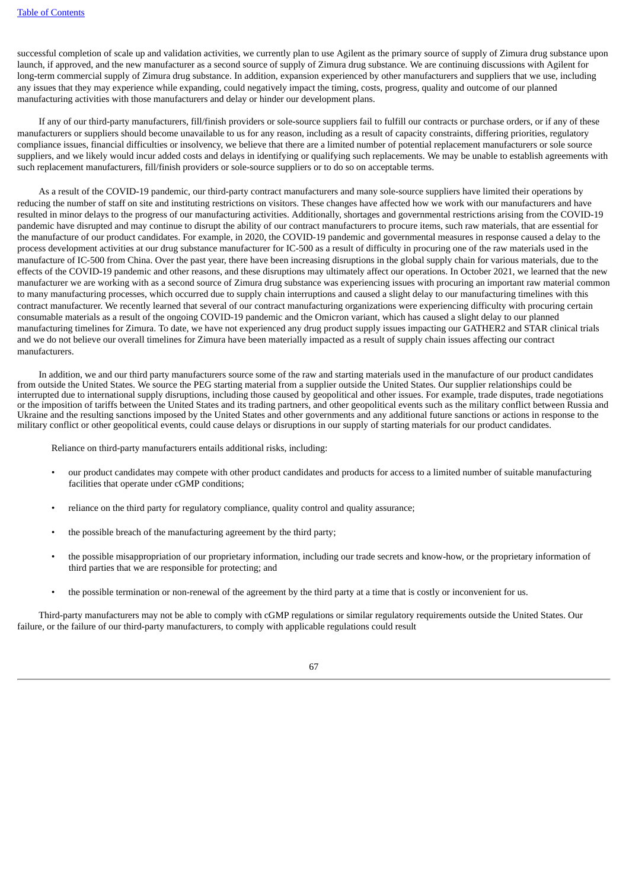successful completion of scale up and validation activities, we currently plan to use Agilent as the primary source of supply of Zimura drug substance upon launch, if approved, and the new manufacturer as a second source of supply of Zimura drug substance. We are continuing discussions with Agilent for long-term commercial supply of Zimura drug substance. In addition, expansion experienced by other manufacturers and suppliers that we use, including any issues that they may experience while expanding, could negatively impact the timing, costs, progress, quality and outcome of our planned manufacturing activities with those manufacturers and delay or hinder our development plans.

If any of our third-party manufacturers, fill/finish providers or sole-source suppliers fail to fulfill our contracts or purchase orders, or if any of these manufacturers or suppliers should become unavailable to us for any reason, including as a result of capacity constraints, differing priorities, regulatory compliance issues, financial difficulties or insolvency, we believe that there are a limited number of potential replacement manufacturers or sole source suppliers, and we likely would incur added costs and delays in identifying or qualifying such replacements. We may be unable to establish agreements with such replacement manufacturers, fill/finish providers or sole-source suppliers or to do so on acceptable terms.

As a result of the COVID-19 pandemic, our third-party contract manufacturers and many sole-source suppliers have limited their operations by reducing the number of staff on site and instituting restrictions on visitors. These changes have affected how we work with our manufacturers and have resulted in minor delays to the progress of our manufacturing activities. Additionally, shortages and governmental restrictions arising from the COVID-19 pandemic have disrupted and may continue to disrupt the ability of our contract manufacturers to procure items, such raw materials, that are essential for the manufacture of our product candidates. For example, in 2020, the COVID-19 pandemic and governmental measures in response caused a delay to the process development activities at our drug substance manufacturer for IC-500 as a result of difficulty in procuring one of the raw materials used in the manufacture of IC-500 from China. Over the past year, there have been increasing disruptions in the global supply chain for various materials, due to the effects of the COVID-19 pandemic and other reasons, and these disruptions may ultimately affect our operations. In October 2021, we learned that the new manufacturer we are working with as a second source of Zimura drug substance was experiencing issues with procuring an important raw material common to many manufacturing processes, which occurred due to supply chain interruptions and caused a slight delay to our manufacturing timelines with this contract manufacturer. We recently learned that several of our contract manufacturing organizations were experiencing difficulty with procuring certain consumable materials as a result of the ongoing COVID-19 pandemic and the Omicron variant, which has caused a slight delay to our planned manufacturing timelines for Zimura. To date, we have not experienced any drug product supply issues impacting our GATHER2 and STAR clinical trials and we do not believe our overall timelines for Zimura have been materially impacted as a result of supply chain issues affecting our contract manufacturers.

In addition, we and our third party manufacturers source some of the raw and starting materials used in the manufacture of our product candidates from outside the United States. We source the PEG starting material from a supplier outside the United States. Our supplier relationships could be interrupted due to international supply disruptions, including those caused by geopolitical and other issues. For example, trade disputes, trade negotiations or the imposition of tariffs between the United States and its trading partners, and other geopolitical events such as the military conflict between Russia and Ukraine and the resulting sanctions imposed by the United States and other governments and any additional future sanctions or actions in response to the military conflict or other geopolitical events, could cause delays or disruptions in our supply of starting materials for our product candidates.

Reliance on third-party manufacturers entails additional risks, including:

- our product candidates may compete with other product candidates and products for access to a limited number of suitable manufacturing facilities that operate under cGMP conditions;
- reliance on the third party for regulatory compliance, quality control and quality assurance;
- the possible breach of the manufacturing agreement by the third party;
- the possible misappropriation of our proprietary information, including our trade secrets and know-how, or the proprietary information of third parties that we are responsible for protecting; and
- the possible termination or non-renewal of the agreement by the third party at a time that is costly or inconvenient for us.

Third-party manufacturers may not be able to comply with cGMP regulations or similar regulatory requirements outside the United States. Our failure, or the failure of our third-party manufacturers, to comply with applicable regulations could result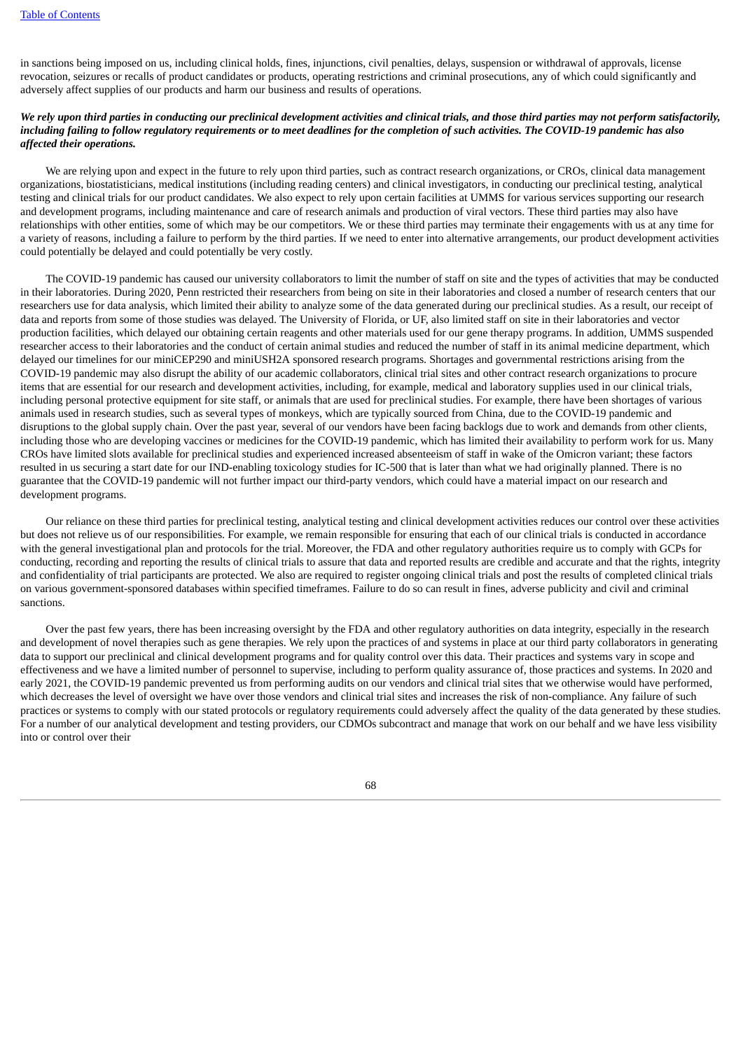in sanctions being imposed on us, including clinical holds, fines, injunctions, civil penalties, delays, suspension or withdrawal of approvals, license revocation, seizures or recalls of product candidates or products, operating restrictions and criminal prosecutions, any of which could significantly and adversely affect supplies of our products and harm our business and results of operations.

***We rely upon third parties in conducting our preclinical development activities and clinical trials, and those third parties may not perform satisfactorily, including failing to follow regulatory requirements or to meet deadlines for the completion of such activities. The COVID-19 pandemic has also affected their operations.***

We are relying upon and expect in the future to rely upon third parties, such as contract research organizations, or CROs, clinical data management organizations, biostatisticians, medical institutions (including reading centers) and clinical investigators, in conducting our preclinical testing, analytical testing and clinical trials for our product candidates. We also expect to rely upon certain facilities at UMMS for various services supporting our research and development programs, including maintenance and care of research animals and production of viral vectors. These third parties may also have relationships with other entities, some of which may be our competitors. We or these third parties may terminate their engagements with us at any time for a variety of reasons, including a failure to perform by the third parties. If we need to enter into alternative arrangements, our product development activities could potentially be delayed and could potentially be very costly.

The COVID-19 pandemic has caused our university collaborators to limit the number of staff on site and the types of activities that may be conducted in their laboratories. During 2020, Penn restricted their researchers from being on site in their laboratories and closed a number of research centers that our researchers use for data analysis, which limited their ability to analyze some of the data generated during our preclinical studies. As a result, our receipt of data and reports from some of those studies was delayed. The University of Florida, or UF, also limited staff on site in their laboratories and vector production facilities, which delayed our obtaining certain reagents and other materials used for our gene therapy programs. In addition, UMMS suspended researcher access to their laboratories and the conduct of certain animal studies and reduced the number of staff in its animal medicine department, which delayed our timelines for our miniCEP290 and miniUSH2A sponsored research programs. Shortages and governmental restrictions arising from the COVID-19 pandemic may also disrupt the ability of our academic collaborators, clinical trial sites and other contract research organizations to procure items that are essential for our research and development activities, including, for example, medical and laboratory supplies used in our clinical trials, including personal protective equipment for site staff, or animals that are used for preclinical studies. For example, there have been shortages of various animals used in research studies, such as several types of monkeys, which are typically sourced from China, due to the COVID-19 pandemic and disruptions to the global supply chain. Over the past year, several of our vendors have been facing backlogs due to work and demands from other clients, including those who are developing vaccines or medicines for the COVID-19 pandemic, which has limited their availability to perform work for us. Many CROs have limited slots available for preclinical studies and experienced increased absenteeism of staff in wake of the Omicron variant; these factors resulted in us securing a start date for our IND-enabling toxicology studies for IC-500 that is later than what we had originally planned. There is no guarantee that the COVID-19 pandemic will not further impact our third-party vendors, which could have a material impact on our research and development programs.

Our reliance on these third parties for preclinical testing, analytical testing and clinical development activities reduces our control over these activities but does not relieve us of our responsibilities. For example, we remain responsible for ensuring that each of our clinical trials is conducted in accordance with the general investigational plan and protocols for the trial. Moreover, the FDA and other regulatory authorities require us to comply with GCPs for conducting, recording and reporting the results of clinical trials to assure that data and reported results are credible and accurate and that the rights, integrity and confidentiality of trial participants are protected. We also are required to register ongoing clinical trials and post the results of completed clinical trials on various government-sponsored databases within specified timeframes. Failure to do so can result in fines, adverse publicity and civil and criminal sanctions.

Over the past few years, there has been increasing oversight by the FDA and other regulatory authorities on data integrity, especially in the research and development of novel therapies such as gene therapies. We rely upon the practices of and systems in place at our third party collaborators in generating data to support our preclinical and clinical development programs and for quality control over this data. Their practices and systems vary in scope and effectiveness and we have a limited number of personnel to supervise, including to perform quality assurance of, those practices and systems. In 2020 and early 2021, the COVID-19 pandemic prevented us from performing audits on our vendors and clinical trial sites that we otherwise would have performed, which decreases the level of oversight we have over those vendors and clinical trial sites and increases the risk of non-compliance. Any failure of such practices or systems to comply with our stated protocols or regulatory requirements could adversely affect the quality of the data generated by these studies. For a number of our analytical development and testing providers, our CDMOs subcontract and manage that work on our behalf and we have less visibility into or control over their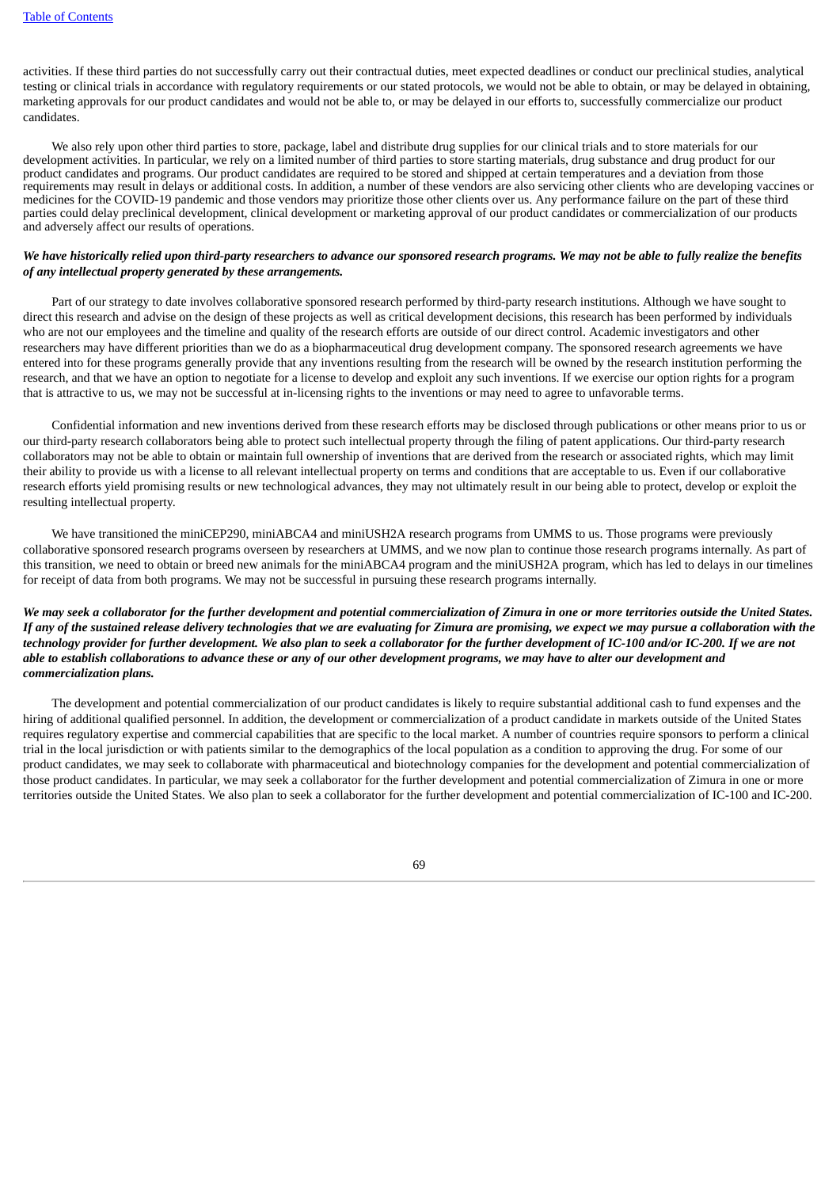activities. If these third parties do not successfully carry out their contractual duties, meet expected deadlines or conduct our preclinical studies, analytical testing or clinical trials in accordance with regulatory requirements or our stated protocols, we would not be able to obtain, or may be delayed in obtaining, marketing approvals for our product candidates and would not be able to, or may be delayed in our efforts to, successfully commercialize our product candidates.

We also rely upon other third parties to store, package, label and distribute drug supplies for our clinical trials and to store materials for our development activities. In particular, we rely on a limited number of third parties to store starting materials, drug substance and drug product for our product candidates and programs. Our product candidates are required to be stored and shipped at certain temperatures and a deviation from those requirements may result in delays or additional costs. In addition, a number of these vendors are also servicing other clients who are developing vaccines or medicines for the COVID-19 pandemic and those vendors may prioritize those other clients over us. Any performance failure on the part of these third parties could delay preclinical development, clinical development or marketing approval of our product candidates or commercialization of our products and adversely affect our results of operations.

***We have historically relied upon third-party researchers to advance our sponsored research programs. We may not be able to fully realize the benefits of any intellectual property generated by these arrangements.***

Part of our strategy to date involves collaborative sponsored research performed by third-party research institutions. Although we have sought to direct this research and advise on the design of these projects as well as critical development decisions, this research has been performed by individuals who are not our employees and the timeline and quality of the research efforts are outside of our direct control. Academic investigators and other researchers may have different priorities than we do as a biopharmaceutical drug development company. The sponsored research agreements we have entered into for these programs generally provide that any inventions resulting from the research will be owned by the research institution performing the research, and that we have an option to negotiate for a license to develop and exploit any such inventions. If we exercise our option rights for a program that is attractive to us, we may not be successful at in-licensing rights to the inventions or may need to agree to unfavorable terms.

Confidential information and new inventions derived from these research efforts may be disclosed through publications or other means prior to us or our third-party research collaborators being able to protect such intellectual property through the filing of patent applications. Our third-party research collaborators may not be able to obtain or maintain full ownership of inventions that are derived from the research or associated rights, which may limit their ability to provide us with a license to all relevant intellectual property on terms and conditions that are acceptable to us. Even if our collaborative research efforts yield promising results or new technological advances, they may not ultimately result in our being able to protect, develop or exploit the resulting intellectual property.

We have transitioned the miniCEP290, miniABCA4 and miniUSH2A research programs from UMMS to us. Those programs were previously collaborative sponsored research programs overseen by researchers at UMMS, and we now plan to continue those research programs internally. As part of this transition, we need to obtain or breed new animals for the miniABCA4 program and the miniUSH2A program, which has led to delays in our timelines for receipt of data from both programs. We may not be successful in pursuing these research programs internally.

***We may seek a collaborator for the further development and potential commercialization of Zimura in one or more territories outside the United States. If any of the sustained release delivery technologies that we are evaluating for Zimura are promising, we expect we may pursue a collaboration with the technology provider for further development. We also plan to seek a collaborator for the further development of IC-100 and/or IC-200. If we are not able to establish collaborations to advance these or any of our other development programs, we may have to alter our development and commercialization plans.***

The development and potential commercialization of our product candidates is likely to require substantial additional cash to fund expenses and the hiring of additional qualified personnel. In addition, the development or commercialization of a product candidate in markets outside of the United States requires regulatory expertise and commercial capabilities that are specific to the local market. A number of countries require sponsors to perform a clinical trial in the local jurisdiction or with patients similar to the demographics of the local population as a condition to approving the drug. For some of our product candidates, we may seek to collaborate with pharmaceutical and biotechnology companies for the development and potential commercialization of those product candidates. In particular, we may seek a collaborator for the further development and potential commercialization of Zimura in one or more territories outside the United States. We also plan to seek a collaborator for the further development and potential commercialization of IC-100 and IC-200.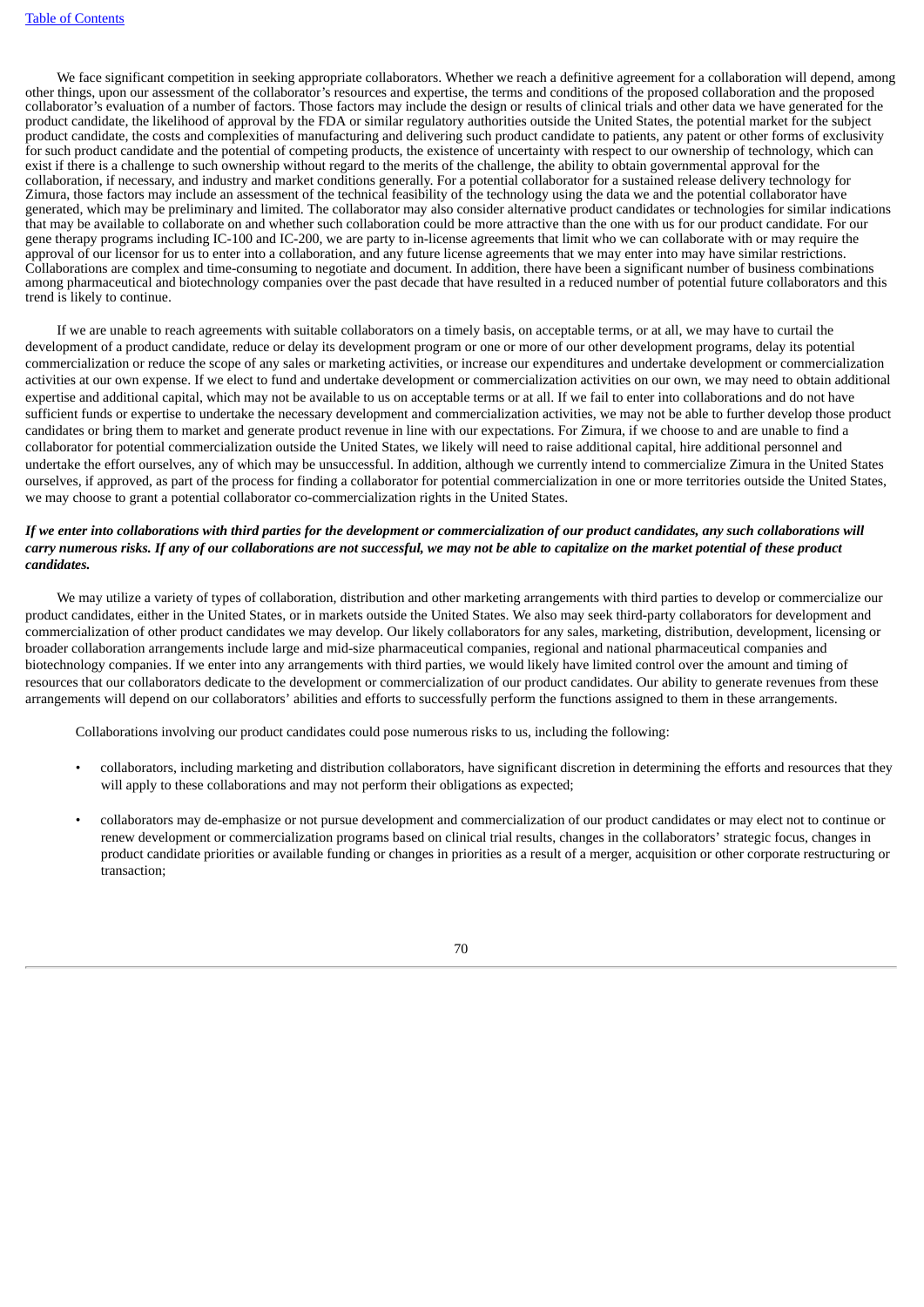We face significant competition in seeking appropriate collaborators. Whether we reach a definitive agreement for a collaboration will depend, among other things, upon our assessment of the collaborator's resources and expertise, the terms and conditions of the proposed collaboration and the proposed collaborator's evaluation of a number of factors. Those factors may include the design or results of clinical trials and other data we have generated for the product candidate, the likelihood of approval by the FDA or similar regulatory authorities outside the United States, the potential market for the subject product candidate, the costs and complexities of manufacturing and delivering such product candidate to patients, any patent or other forms of exclusivity for such product candidate and the potential of competing products, the existence of uncertainty with respect to our ownership of technology, which can exist if there is a challenge to such ownership without regard to the merits of the challenge, the ability to obtain governmental approval for the collaboration, if necessary, and industry and market conditions generally. For a potential collaborator for a sustained release delivery technology for Zimura, those factors may include an assessment of the technical feasibility of the technology using the data we and the potential collaborator have generated, which may be preliminary and limited. The collaborator may also consider alternative product candidates or technologies for similar indications that may be available to collaborate on and whether such collaboration could be more attractive than the one with us for our product candidate. For our gene therapy programs including IC-100 and IC-200, we are party to in-license agreements that limit who we can collaborate with or may require the approval of our licensor for us to enter into a collaboration, and any future license agreements that we may enter into may have similar restrictions. Collaborations are complex and time-consuming to negotiate and document. In addition, there have been a significant number of business combinations among pharmaceutical and biotechnology companies over the past decade that have resulted in a reduced number of potential future collaborators and this trend is likely to continue.

If we are unable to reach agreements with suitable collaborators on a timely basis, on acceptable terms, or at all, we may have to curtail the development of a product candidate, reduce or delay its development program or one or more of our other development programs, delay its potential commercialization or reduce the scope of any sales or marketing activities, or increase our expenditures and undertake development or commercialization activities at our own expense. If we elect to fund and undertake development or commercialization activities on our own, we may need to obtain additional expertise and additional capital, which may not be available to us on acceptable terms or at all. If we fail to enter into collaborations and do not have sufficient funds or expertise to undertake the necessary development and commercialization activities, we may not be able to further develop those product candidates or bring them to market and generate product revenue in line with our expectations. For Zimura, if we choose to and are unable to find a collaborator for potential commercialization outside the United States, we likely will need to raise additional capital, hire additional personnel and undertake the effort ourselves, any of which may be unsuccessful. In addition, although we currently intend to commercialize Zimura in the United States ourselves, if approved, as part of the process for finding a collaborator for potential commercialization in one or more territories outside the United States, we may choose to grant a potential collaborator co-commercialization rights in the United States.

***If we enter into collaborations with third parties for the development or commercialization of our product candidates, any such collaborations will carry numerous risks. If any of our collaborations are not successful, we may not be able to capitalize on the market potential of these product candidates.***

We may utilize a variety of types of collaboration, distribution and other marketing arrangements with third parties to develop or commercialize our product candidates, either in the United States, or in markets outside the United States. We also may seek third-party collaborators for development and commercialization of other product candidates we may develop. Our likely collaborators for any sales, marketing, distribution, development, licensing or broader collaboration arrangements include large and mid-size pharmaceutical companies, regional and national pharmaceutical companies and biotechnology companies. If we enter into any arrangements with third parties, we would likely have limited control over the amount and timing of resources that our collaborators dedicate to the development or commercialization of our product candidates. Our ability to generate revenues from these arrangements will depend on our collaborators' abilities and efforts to successfully perform the functions assigned to them in these arrangements.

Collaborations involving our product candidates could pose numerous risks to us, including the following:

- collaborators, including marketing and distribution collaborators, have significant discretion in determining the efforts and resources that they will apply to these collaborations and may not perform their obligations as expected;
- collaborators may de-emphasize or not pursue development and commercialization of our product candidates or may elect not to continue or renew development or commercialization programs based on clinical trial results, changes in the collaborators' strategic focus, changes in product candidate priorities or available funding or changes in priorities as a result of a merger, acquisition or other corporate restructuring or transaction;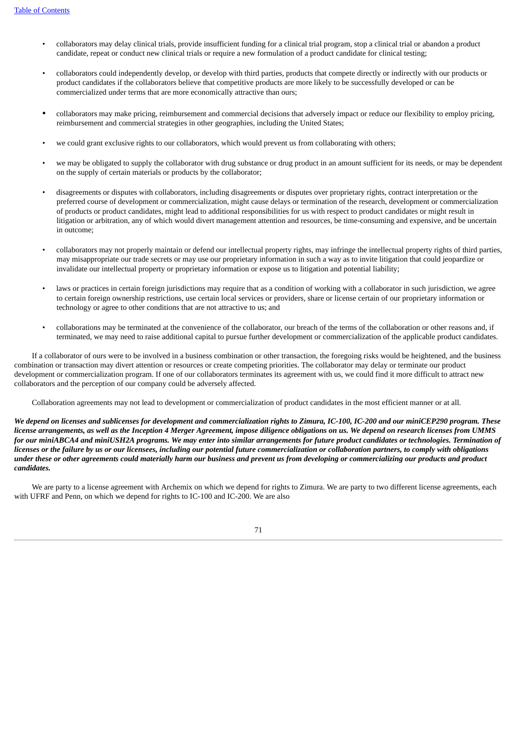- collaborators may delay clinical trials, provide insufficient funding for a clinical trial program, stop a clinical trial or abandon a product candidate, repeat or conduct new clinical trials or require a new formulation of a product candidate for clinical testing;
- collaborators could independently develop, or develop with third parties, products that compete directly or indirectly with our products or product candidates if the collaborators believe that competitive products are more likely to be successfully developed or can be commercialized under terms that are more economically attractive than ours;
- collaborators may make pricing, reimbursement and commercial decisions that adversely impact or reduce our flexibility to employ pricing, reimbursement and commercial strategies in other geographies, including the United States;
- we could grant exclusive rights to our collaborators, which would prevent us from collaborating with others;
- we may be obligated to supply the collaborator with drug substance or drug product in an amount sufficient for its needs, or may be dependent on the supply of certain materials or products by the collaborator;
- disagreements or disputes with collaborators, including disagreements or disputes over proprietary rights, contract interpretation or the preferred course of development or commercialization, might cause delays or termination of the research, development or commercialization of products or product candidates, might lead to additional responsibilities for us with respect to product candidates or might result in litigation or arbitration, any of which would divert management attention and resources, be time-consuming and expensive, and be uncertain in outcome;
- collaborators may not properly maintain or defend our intellectual property rights, may infringe the intellectual property rights of third parties, may misappropriate our trade secrets or may use our proprietary information in such a way as to invite litigation that could jeopardize or invalidate our intellectual property or proprietary information or expose us to litigation and potential liability;
- laws or practices in certain foreign jurisdictions may require that as a condition of working with a collaborator in such jurisdiction, we agree to certain foreign ownership restrictions, use certain local services or providers, share or license certain of our proprietary information or technology or agree to other conditions that are not attractive to us; and
- collaborations may be terminated at the convenience of the collaborator, our breach of the terms of the collaboration or other reasons and, if terminated, we may need to raise additional capital to pursue further development or commercialization of the applicable product candidates.

If a collaborator of ours were to be involved in a business combination or other transaction, the foregoing risks would be heightened, and the business combination or transaction may divert attention or resources or create competing priorities. The collaborator may delay or terminate our product development or commercialization program. If one of our collaborators terminates its agreement with us, we could find it more difficult to attract new collaborators and the perception of our company could be adversely affected.

Collaboration agreements may not lead to development or commercialization of product candidates in the most efficient manner or at all.

***We depend on licenses and sublicenses for development and commercialization rights to Zimura, IC-100, IC-200 and our miniCEP290 program. These license arrangements, as well as the Inception 4 Merger Agreement, impose diligence obligations on us. We depend on research licenses from UMMS for our miniABCA4 and miniUSH2A programs. We may enter into similar arrangements for future product candidates or technologies. Termination of licenses or the failure by us or our licensees, including our potential future commercialization or collaboration partners, to comply with obligations under these or other agreements could materially harm our business and prevent us from developing or commercializing our products and product candidates.***

We are party to a license agreement with Archemix on which we depend for rights to Zimura. We are party to two different license agreements, each with UFRF and Penn, on which we depend for rights to IC-100 and IC-200. We are also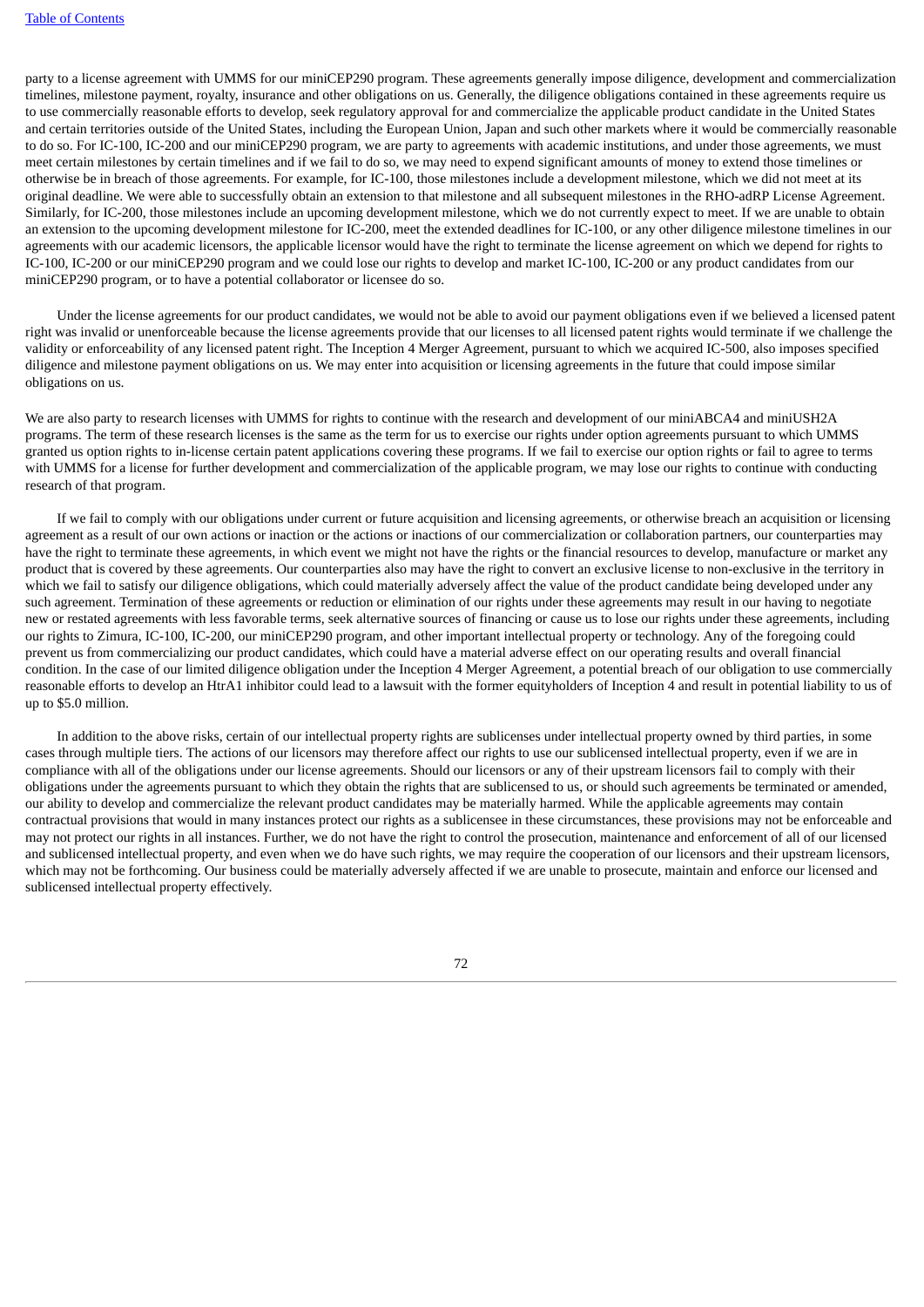party to a license agreement with UMMS for our miniCEP290 program. These agreements generally impose diligence, development and commercialization timelines, milestone payment, royalty, insurance and other obligations on us. Generally, the diligence obligations contained in these agreements require us to use commercially reasonable efforts to develop, seek regulatory approval for and commercialize the applicable product candidate in the United States and certain territories outside of the United States, including the European Union, Japan and such other markets where it would be commercially reasonable to do so. For IC-100, IC-200 and our miniCEP290 program, we are party to agreements with academic institutions, and under those agreements, we must meet certain milestones by certain timelines and if we fail to do so, we may need to expend significant amounts of money to extend those timelines or otherwise be in breach of those agreements. For example, for IC-100, those milestones include a development milestone, which we did not meet at its original deadline. We were able to successfully obtain an extension to that milestone and all subsequent milestones in the RHO-adRP License Agreement. Similarly, for IC-200, those milestones include an upcoming development milestone, which we do not currently expect to meet. If we are unable to obtain an extension to the upcoming development milestone for IC-200, meet the extended deadlines for IC-100, or any other diligence milestone timelines in our agreements with our academic licensors, the applicable licensor would have the right to terminate the license agreement on which we depend for rights to IC-100, IC-200 or our miniCEP290 program and we could lose our rights to develop and market IC-100, IC-200 or any product candidates from our miniCEP290 program, or to have a potential collaborator or licensee do so.

Under the license agreements for our product candidates, we would not be able to avoid our payment obligations even if we believed a licensed patent right was invalid or unenforceable because the license agreements provide that our licenses to all licensed patent rights would terminate if we challenge the validity or enforceability of any licensed patent right. The Inception 4 Merger Agreement, pursuant to which we acquired IC-500, also imposes specified diligence and milestone payment obligations on us. We may enter into acquisition or licensing agreements in the future that could impose similar obligations on us.

We are also party to research licenses with UMMS for rights to continue with the research and development of our miniABCA4 and miniUSH2A programs. The term of these research licenses is the same as the term for us to exercise our rights under option agreements pursuant to which UMMS granted us option rights to in-license certain patent applications covering these programs. If we fail to exercise our option rights or fail to agree to terms with UMMS for a license for further development and commercialization of the applicable program, we may lose our rights to continue with conducting research of that program.

If we fail to comply with our obligations under current or future acquisition and licensing agreements, or otherwise breach an acquisition or licensing agreement as a result of our own actions or inaction or the actions or inactions of our commercialization or collaboration partners, our counterparties may have the right to terminate these agreements, in which event we might not have the rights or the financial resources to develop, manufacture or market any product that is covered by these agreements. Our counterparties also may have the right to convert an exclusive license to non-exclusive in the territory in which we fail to satisfy our diligence obligations, which could materially adversely affect the value of the product candidate being developed under any such agreement. Termination of these agreements or reduction or elimination of our rights under these agreements may result in our having to negotiate new or restated agreements with less favorable terms, seek alternative sources of financing or cause us to lose our rights under these agreements, including our rights to Zimura, IC-100, IC-200, our miniCEP290 program, and other important intellectual property or technology. Any of the foregoing could prevent us from commercializing our product candidates, which could have a material adverse effect on our operating results and overall financial condition. In the case of our limited diligence obligation under the Inception 4 Merger Agreement, a potential breach of our obligation to use commercially reasonable efforts to develop an HtrA1 inhibitor could lead to a lawsuit with the former equityholders of Inception 4 and result in potential liability to us of up to $5.0 million.

In addition to the above risks, certain of our intellectual property rights are sublicenses under intellectual property owned by third parties, in some cases through multiple tiers. The actions of our licensors may therefore affect our rights to use our sublicensed intellectual property, even if we are in compliance with all of the obligations under our license agreements. Should our licensors or any of their upstream licensors fail to comply with their obligations under the agreements pursuant to which they obtain the rights that are sublicensed to us, or should such agreements be terminated or amended, our ability to develop and commercialize the relevant product candidates may be materially harmed. While the applicable agreements may contain contractual provisions that would in many instances protect our rights as a sublicensee in these circumstances, these provisions may not be enforceable and may not protect our rights in all instances. Further, we do not have the right to control the prosecution, maintenance and enforcement of all of our licensed and sublicensed intellectual property, and even when we do have such rights, we may require the cooperation of our licensors and their upstream licensors, which may not be forthcoming. Our business could be materially adversely affected if we are unable to prosecute, maintain and enforce our licensed and sublicensed intellectual property effectively.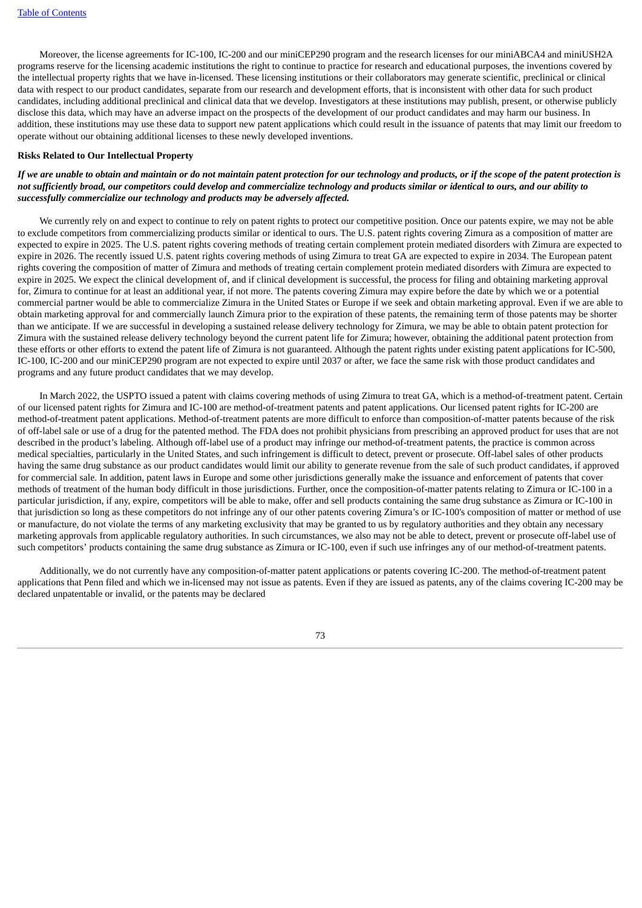Moreover, the license agreements for IC-100, IC-200 and our miniCEP290 program and the research licenses for our miniABCA4 and miniUSH2A programs reserve for the licensing academic institutions the right to continue to practice for research and educational purposes, the inventions covered by the intellectual property rights that we have in-licensed. These licensing institutions or their collaborators may generate scientific, preclinical or clinical data with respect to our product candidates, separate from our research and development efforts, that is inconsistent with other data for such product candidates, including additional preclinical and clinical data that we develop. Investigators at these institutions may publish, present, or otherwise publicly disclose this data, which may have an adverse impact on the prospects of the development of our product candidates and may harm our business. In addition, these institutions may use these data to support new patent applications which could result in the issuance of patents that may limit our freedom to operate without our obtaining additional licenses to these newly developed inventions.

**Risks Related to Our Intellectual Property**

***If we are unable to obtain and maintain or do not maintain patent protection for our technology and products, or if the scope of the patent protection is not sufficiently broad, our competitors could develop and commercialize technology and products similar or identical to ours, and our ability to successfully commercialize our technology and products may be adversely affected.***

We currently rely on and expect to continue to rely on patent rights to protect our competitive position. Once our patents expire, we may not be able to exclude competitors from commercializing products similar or identical to ours. The U.S. patent rights covering Zimura as a composition of matter are expected to expire in 2025. The U.S. patent rights covering methods of treating certain complement protein mediated disorders with Zimura are expected to expire in 2026. The recently issued U.S. patent rights covering methods of using Zimura to treat GA are expected to expire in 2034. The European patent rights covering the composition of matter of Zimura and methods of treating certain complement protein mediated disorders with Zimura are expected to expire in 2025. We expect the clinical development of, and if clinical development is successful, the process for filing and obtaining marketing approval for, Zimura to continue for at least an additional year, if not more. The patents covering Zimura may expire before the date by which we or a potential commercial partner would be able to commercialize Zimura in the United States or Europe if we seek and obtain marketing approval. Even if we are able to obtain marketing approval for and commercially launch Zimura prior to the expiration of these patents, the remaining term of those patents may be shorter than we anticipate. If we are successful in developing a sustained release delivery technology for Zimura, we may be able to obtain patent protection for Zimura with the sustained release delivery technology beyond the current patent life for Zimura; however, obtaining the additional patent protection from these efforts or other efforts to extend the patent life of Zimura is not guaranteed. Although the patent rights under existing patent applications for IC-500, IC-100, IC-200 and our miniCEP290 program are not expected to expire until 2037 or after, we face the same risk with those product candidates and programs and any future product candidates that we may develop.

In March 2022, the USPTO issued a patent with claims covering methods of using Zimura to treat GA, which is a method-of-treatment patent. Certain of our licensed patent rights for Zimura and IC-100 are method-of-treatment patents and patent applications. Our licensed patent rights for IC-200 are method-of-treatment patent applications. Method-of-treatment patents are more difficult to enforce than composition-of-matter patents because of the risk of off-label sale or use of a drug for the patented method. The FDA does not prohibit physicians from prescribing an approved product for uses that are not described in the product's labeling. Although off-label use of a product may infringe our method-of-treatment patents, the practice is common across medical specialties, particularly in the United States, and such infringement is difficult to detect, prevent or prosecute. Off-label sales of other products having the same drug substance as our product candidates would limit our ability to generate revenue from the sale of such product candidates, if approved for commercial sale. In addition, patent laws in Europe and some other jurisdictions generally make the issuance and enforcement of patents that cover methods of treatment of the human body difficult in those jurisdictions. Further, once the composition-of-matter patents relating to Zimura or IC-100 in a particular jurisdiction, if any, expire, competitors will be able to make, offer and sell products containing the same drug substance as Zimura or IC-100 in that jurisdiction so long as these competitors do not infringe any of our other patents covering Zimura's or IC-100's composition of matter or method of use or manufacture, do not violate the terms of any marketing exclusivity that may be granted to us by regulatory authorities and they obtain any necessary marketing approvals from applicable regulatory authorities. In such circumstances, we also may not be able to detect, prevent or prosecute off-label use of such competitors' products containing the same drug substance as Zimura or IC-100, even if such use infringes any of our method-of-treatment patents.

Additionally, we do not currently have any composition-of-matter patent applications or patents covering IC-200. The method-of-treatment patent applications that Penn filed and which we in-licensed may not issue as patents. Even if they are issued as patents, any of the claims covering IC-200 may be declared unpatentable or invalid, or the patents may be declared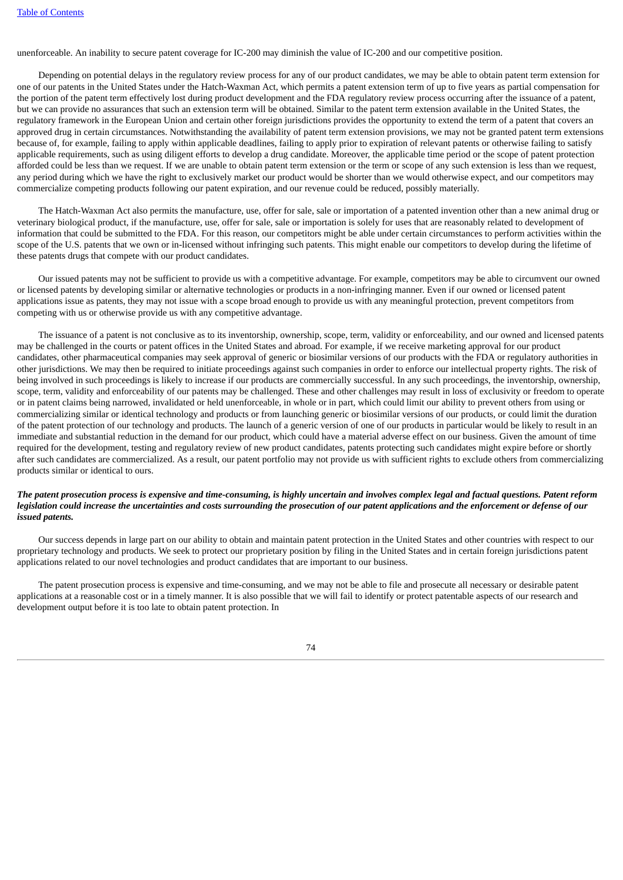unenforceable. An inability to secure patent coverage for IC-200 may diminish the value of IC-200 and our competitive position.

Depending on potential delays in the regulatory review process for any of our product candidates, we may be able to obtain patent term extension for one of our patents in the United States under the Hatch-Waxman Act, which permits a patent extension term of up to five years as partial compensation for the portion of the patent term effectively lost during product development and the FDA regulatory review process occurring after the issuance of a patent, but we can provide no assurances that such an extension term will be obtained. Similar to the patent term extension available in the United States, the regulatory framework in the European Union and certain other foreign jurisdictions provides the opportunity to extend the term of a patent that covers an approved drug in certain circumstances. Notwithstanding the availability of patent term extension provisions, we may not be granted patent term extensions because of, for example, failing to apply within applicable deadlines, failing to apply prior to expiration of relevant patents or otherwise failing to satisfy applicable requirements, such as using diligent efforts to develop a drug candidate. Moreover, the applicable time period or the scope of patent protection afforded could be less than we request. If we are unable to obtain patent term extension or the term or scope of any such extension is less than we request, any period during which we have the right to exclusively market our product would be shorter than we would otherwise expect, and our competitors may commercialize competing products following our patent expiration, and our revenue could be reduced, possibly materially.

The Hatch-Waxman Act also permits the manufacture, use, offer for sale, sale or importation of a patented invention other than a new animal drug or veterinary biological product, if the manufacture, use, offer for sale, sale or importation is solely for uses that are reasonably related to development of information that could be submitted to the FDA. For this reason, our competitors might be able under certain circumstances to perform activities within the scope of the U.S. patents that we own or in-licensed without infringing such patents. This might enable our competitors to develop during the lifetime of these patents drugs that compete with our product candidates.

Our issued patents may not be sufficient to provide us with a competitive advantage. For example, competitors may be able to circumvent our owned or licensed patents by developing similar or alternative technologies or products in a non-infringing manner. Even if our owned or licensed patent applications issue as patents, they may not issue with a scope broad enough to provide us with any meaningful protection, prevent competitors from competing with us or otherwise provide us with any competitive advantage.

The issuance of a patent is not conclusive as to its inventorship, ownership, scope, term, validity or enforceability, and our owned and licensed patents may be challenged in the courts or patent offices in the United States and abroad. For example, if we receive marketing approval for our product candidates, other pharmaceutical companies may seek approval of generic or biosimilar versions of our products with the FDA or regulatory authorities in other jurisdictions. We may then be required to initiate proceedings against such companies in order to enforce our intellectual property rights. The risk of being involved in such proceedings is likely to increase if our products are commercially successful. In any such proceedings, the inventorship, ownership, scope, term, validity and enforceability of our patents may be challenged. These and other challenges may result in loss of exclusivity or freedom to operate or in patent claims being narrowed, invalidated or held unenforceable, in whole or in part, which could limit our ability to prevent others from using or commercializing similar or identical technology and products or from launching generic or biosimilar versions of our products, or could limit the duration of the patent protection of our technology and products. The launch of a generic version of one of our products in particular would be likely to result in an immediate and substantial reduction in the demand for our product, which could have a material adverse effect on our business. Given the amount of time required for the development, testing and regulatory review of new product candidates, patents protecting such candidates might expire before or shortly after such candidates are commercialized. As a result, our patent portfolio may not provide us with sufficient rights to exclude others from commercializing products similar or identical to ours.

***The patent prosecution process is expensive and time-consuming, is highly uncertain and involves complex legal and factual questions. Patent reform legislation could increase the uncertainties and costs surrounding the prosecution of our patent applications and the enforcement or defense of our issued patents.***

Our success depends in large part on our ability to obtain and maintain patent protection in the United States and other countries with respect to our proprietary technology and products. We seek to protect our proprietary position by filing in the United States and in certain foreign jurisdictions patent applications related to our novel technologies and product candidates that are important to our business.

The patent prosecution process is expensive and time-consuming, and we may not be able to file and prosecute all necessary or desirable patent applications at a reasonable cost or in a timely manner. It is also possible that we will fail to identify or protect patentable aspects of our research and development output before it is too late to obtain patent protection. In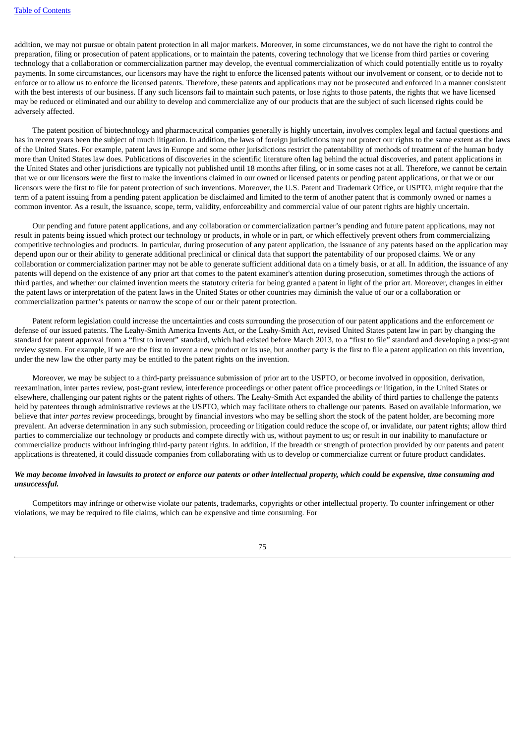addition, we may not pursue or obtain patent protection in all major markets. Moreover, in some circumstances, we do not have the right to control the preparation, filing or prosecution of patent applications, or to maintain the patents, covering technology that we license from third parties or covering technology that a collaboration or commercialization partner may develop, the eventual commercialization of which could potentially entitle us to royalty payments. In some circumstances, our licensors may have the right to enforce the licensed patents without our involvement or consent, or to decide not to enforce or to allow us to enforce the licensed patents. Therefore, these patents and applications may not be prosecuted and enforced in a manner consistent with the best interests of our business. If any such licensors fail to maintain such patents, or lose rights to those patents, the rights that we have licensed may be reduced or eliminated and our ability to develop and commercialize any of our products that are the subject of such licensed rights could be adversely affected.

The patent position of biotechnology and pharmaceutical companies generally is highly uncertain, involves complex legal and factual questions and has in recent years been the subject of much litigation. In addition, the laws of foreign jurisdictions may not protect our rights to the same extent as the laws of the United States. For example, patent laws in Europe and some other jurisdictions restrict the patentability of methods of treatment of the human body more than United States law does. Publications of discoveries in the scientific literature often lag behind the actual discoveries, and patent applications in the United States and other jurisdictions are typically not published until 18 months after filing, or in some cases not at all. Therefore, we cannot be certain that we or our licensors were the first to make the inventions claimed in our owned or licensed patents or pending patent applications, or that we or our licensors were the first to file for patent protection of such inventions. Moreover, the U.S. Patent and Trademark Office, or USPTO, might require that the term of a patent issuing from a pending patent application be disclaimed and limited to the term of another patent that is commonly owned or names a common inventor. As a result, the issuance, scope, term, validity, enforceability and commercial value of our patent rights are highly uncertain.

Our pending and future patent applications, and any collaboration or commercialization partner's pending and future patent applications, may not result in patents being issued which protect our technology or products, in whole or in part, or which effectively prevent others from commercializing competitive technologies and products. In particular, during prosecution of any patent application, the issuance of any patents based on the application may depend upon our or their ability to generate additional preclinical or clinical data that support the patentability of our proposed claims. We or any collaboration or commercialization partner may not be able to generate sufficient additional data on a timely basis, or at all. In addition, the issuance of any patents will depend on the existence of any prior art that comes to the patent examiner's attention during prosecution, sometimes through the actions of third parties, and whether our claimed invention meets the statutory criteria for being granted a patent in light of the prior art. Moreover, changes in either the patent laws or interpretation of the patent laws in the United States or other countries may diminish the value of our or a collaboration or commercialization partner's patents or narrow the scope of our or their patent protection.

Patent reform legislation could increase the uncertainties and costs surrounding the prosecution of our patent applications and the enforcement or defense of our issued patents. The Leahy-Smith America Invents Act, or the Leahy-Smith Act, revised United States patent law in part by changing the standard for patent approval from a "first to invent" standard, which had existed before March 2013, to a "first to file" standard and developing a post-grant review system. For example, if we are the first to invent a new product or its use, but another party is the first to file a patent application on this invention, under the new law the other party may be entitled to the patent rights on the invention.

Moreover, we may be subject to a third-party preissuance submission of prior art to the USPTO, or become involved in opposition, derivation, reexamination, inter partes review, post-grant review, interference proceedings or other patent office proceedings or litigation, in the United States or elsewhere, challenging our patent rights or the patent rights of others. The Leahy-Smith Act expanded the ability of third parties to challenge the patents held by patentees through administrative reviews at the USPTO, which may facilitate others to challenge our patents. Based on available information, we believe that *inter partes* review proceedings, brought by financial investors who may be selling short the stock of the patent holder, are becoming more prevalent. An adverse determination in any such submission, proceeding or litigation could reduce the scope of, or invalidate, our patent rights; allow third parties to commercialize our technology or products and compete directly with us, without payment to us; or result in our inability to manufacture or commercialize products without infringing third-party patent rights. In addition, if the breadth or strength of protection provided by our patents and patent applications is threatened, it could dissuade companies from collaborating with us to develop or commercialize current or future product candidates.

***We may become involved in lawsuits to protect or enforce our patents or other intellectual property, which could be expensive, time consuming and unsuccessful.***

Competitors may infringe or otherwise violate our patents, trademarks, copyrights or other intellectual property. To counter infringement or other violations, we may be required to file claims, which can be expensive and time consuming. For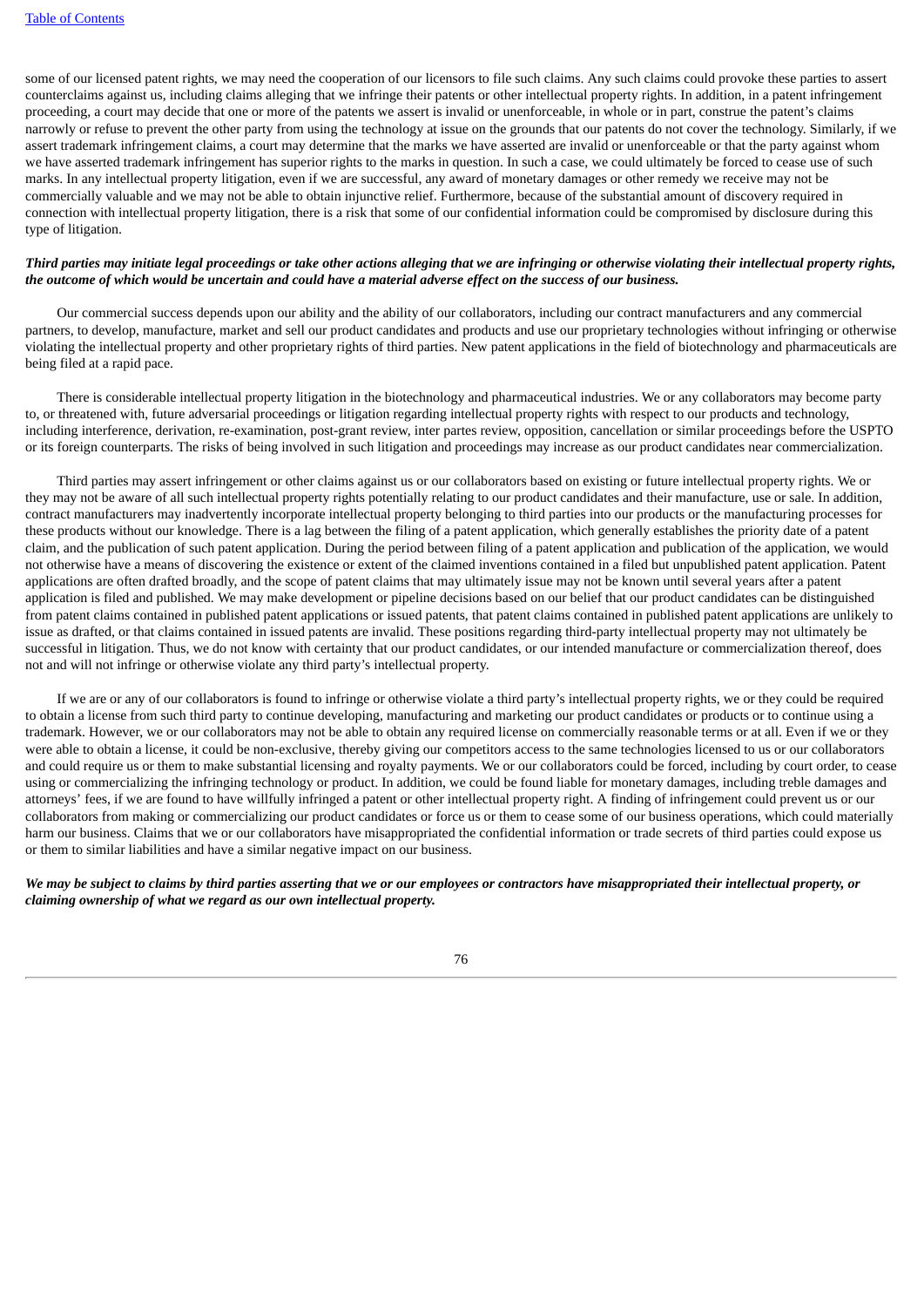some of our licensed patent rights, we may need the cooperation of our licensors to file such claims. Any such claims could provoke these parties to assert counterclaims against us, including claims alleging that we infringe their patents or other intellectual property rights. In addition, in a patent infringement proceeding, a court may decide that one or more of the patents we assert is invalid or unenforceable, in whole or in part, construe the patent's claims narrowly or refuse to prevent the other party from using the technology at issue on the grounds that our patents do not cover the technology. Similarly, if we assert trademark infringement claims, a court may determine that the marks we have asserted are invalid or unenforceable or that the party against whom we have asserted trademark infringement has superior rights to the marks in question. In such a case, we could ultimately be forced to cease use of such marks. In any intellectual property litigation, even if we are successful, any award of monetary damages or other remedy we receive may not be commercially valuable and we may not be able to obtain injunctive relief. Furthermore, because of the substantial amount of discovery required in connection with intellectual property litigation, there is a risk that some of our confidential information could be compromised by disclosure during this type of litigation.

***Third parties may initiate legal proceedings or take other actions alleging that we are infringing or otherwise violating their intellectual property rights, the outcome of which would be uncertain and could have a material adverse effect on the success of our business.***

Our commercial success depends upon our ability and the ability of our collaborators, including our contract manufacturers and any commercial partners, to develop, manufacture, market and sell our product candidates and products and use our proprietary technologies without infringing or otherwise violating the intellectual property and other proprietary rights of third parties. New patent applications in the field of biotechnology and pharmaceuticals are being filed at a rapid pace.

There is considerable intellectual property litigation in the biotechnology and pharmaceutical industries. We or any collaborators may become party to, or threatened with, future adversarial proceedings or litigation regarding intellectual property rights with respect to our products and technology, including interference, derivation, re-examination, post-grant review, inter partes review, opposition, cancellation or similar proceedings before the USPTO or its foreign counterparts. The risks of being involved in such litigation and proceedings may increase as our product candidates near commercialization.

Third parties may assert infringement or other claims against us or our collaborators based on existing or future intellectual property rights. We or they may not be aware of all such intellectual property rights potentially relating to our product candidates and their manufacture, use or sale. In addition, contract manufacturers may inadvertently incorporate intellectual property belonging to third parties into our products or the manufacturing processes for these products without our knowledge. There is a lag between the filing of a patent application, which generally establishes the priority date of a patent claim, and the publication of such patent application. During the period between filing of a patent application and publication of the application, we would not otherwise have a means of discovering the existence or extent of the claimed inventions contained in a filed but unpublished patent application. Patent applications are often drafted broadly, and the scope of patent claims that may ultimately issue may not be known until several years after a patent application is filed and published. We may make development or pipeline decisions based on our belief that our product candidates can be distinguished from patent claims contained in published patent applications or issued patents, that patent claims contained in published patent applications are unlikely to issue as drafted, or that claims contained in issued patents are invalid. These positions regarding third-party intellectual property may not ultimately be successful in litigation. Thus, we do not know with certainty that our product candidates, or our intended manufacture or commercialization thereof, does not and will not infringe or otherwise violate any third party's intellectual property.

If we are or any of our collaborators is found to infringe or otherwise violate a third party's intellectual property rights, we or they could be required to obtain a license from such third party to continue developing, manufacturing and marketing our product candidates or products or to continue using a trademark. However, we or our collaborators may not be able to obtain any required license on commercially reasonable terms or at all. Even if we or they were able to obtain a license, it could be non-exclusive, thereby giving our competitors access to the same technologies licensed to us or our collaborators and could require us or them to make substantial licensing and royalty payments. We or our collaborators could be forced, including by court order, to cease using or commercializing the infringing technology or product. In addition, we could be found liable for monetary damages, including treble damages and attorneys' fees, if we are found to have willfully infringed a patent or other intellectual property right. A finding of infringement could prevent us or our collaborators from making or commercializing our product candidates or force us or them to cease some of our business operations, which could materially harm our business. Claims that we or our collaborators have misappropriated the confidential information or trade secrets of third parties could expose us or them to similar liabilities and have a similar negative impact on our business.

***We may be subject to claims by third parties asserting that we or our employees or contractors have misappropriated their intellectual property, or claiming ownership of what we regard as our own intellectual property.***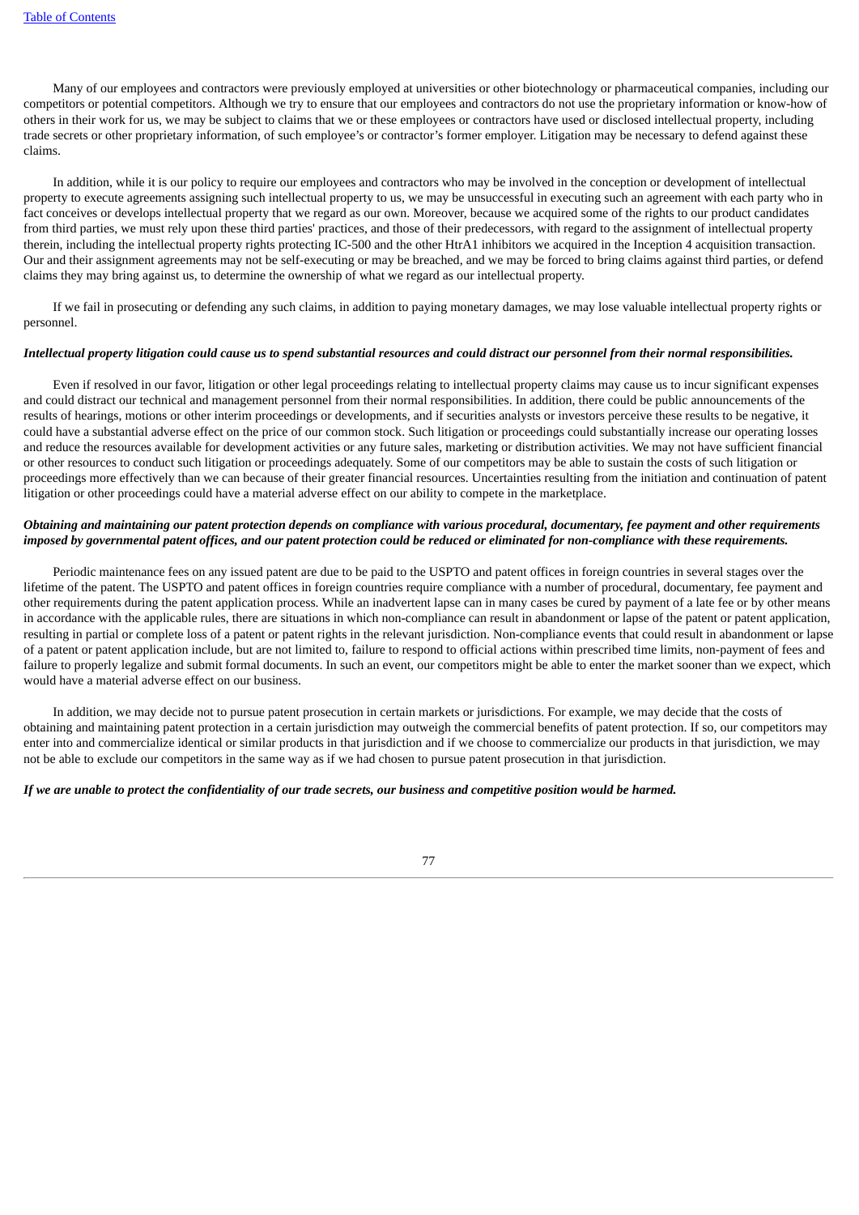Many of our employees and contractors were previously employed at universities or other biotechnology or pharmaceutical companies, including our competitors or potential competitors. Although we try to ensure that our employees and contractors do not use the proprietary information or know-how of others in their work for us, we may be subject to claims that we or these employees or contractors have used or disclosed intellectual property, including trade secrets or other proprietary information, of such employee's or contractor's former employer. Litigation may be necessary to defend against these claims.

In addition, while it is our policy to require our employees and contractors who may be involved in the conception or development of intellectual property to execute agreements assigning such intellectual property to us, we may be unsuccessful in executing such an agreement with each party who in fact conceives or develops intellectual property that we regard as our own. Moreover, because we acquired some of the rights to our product candidates from third parties, we must rely upon these third parties' practices, and those of their predecessors, with regard to the assignment of intellectual property therein, including the intellectual property rights protecting IC-500 and the other HtrA1 inhibitors we acquired in the Inception 4 acquisition transaction. Our and their assignment agreements may not be self-executing or may be breached, and we may be forced to bring claims against third parties, or defend claims they may bring against us, to determine the ownership of what we regard as our intellectual property.

If we fail in prosecuting or defending any such claims, in addition to paying monetary damages, we may lose valuable intellectual property rights or personnel.

***Intellectual property litigation could cause us to spend substantial resources and could distract our personnel from their normal responsibilities.***

Even if resolved in our favor, litigation or other legal proceedings relating to intellectual property claims may cause us to incur significant expenses and could distract our technical and management personnel from their normal responsibilities. In addition, there could be public announcements of the results of hearings, motions or other interim proceedings or developments, and if securities analysts or investors perceive these results to be negative, it could have a substantial adverse effect on the price of our common stock. Such litigation or proceedings could substantially increase our operating losses and reduce the resources available for development activities or any future sales, marketing or distribution activities. We may not have sufficient financial or other resources to conduct such litigation or proceedings adequately. Some of our competitors may be able to sustain the costs of such litigation or proceedings more effectively than we can because of their greater financial resources. Uncertainties resulting from the initiation and continuation of patent litigation or other proceedings could have a material adverse effect on our ability to compete in the marketplace.

***Obtaining and maintaining our patent protection depends on compliance with various procedural, documentary, fee payment and other requirements imposed by governmental patent offices, and our patent protection could be reduced or eliminated for non-compliance with these requirements.***

Periodic maintenance fees on any issued patent are due to be paid to the USPTO and patent offices in foreign countries in several stages over the lifetime of the patent. The USPTO and patent offices in foreign countries require compliance with a number of procedural, documentary, fee payment and other requirements during the patent application process. While an inadvertent lapse can in many cases be cured by payment of a late fee or by other means in accordance with the applicable rules, there are situations in which non-compliance can result in abandonment or lapse of the patent or patent application, resulting in partial or complete loss of a patent or patent rights in the relevant jurisdiction. Non-compliance events that could result in abandonment or lapse of a patent or patent application include, but are not limited to, failure to respond to official actions within prescribed time limits, non-payment of fees and failure to properly legalize and submit formal documents. In such an event, our competitors might be able to enter the market sooner than we expect, which would have a material adverse effect on our business.

In addition, we may decide not to pursue patent prosecution in certain markets or jurisdictions. For example, we may decide that the costs of obtaining and maintaining patent protection in a certain jurisdiction may outweigh the commercial benefits of patent protection. If so, our competitors may enter into and commercialize identical or similar products in that jurisdiction and if we choose to commercialize our products in that jurisdiction, we may not be able to exclude our competitors in the same way as if we had chosen to pursue patent prosecution in that jurisdiction.

***If we are unable to protect the confidentiality of our trade secrets, our business and competitive position would be harmed.***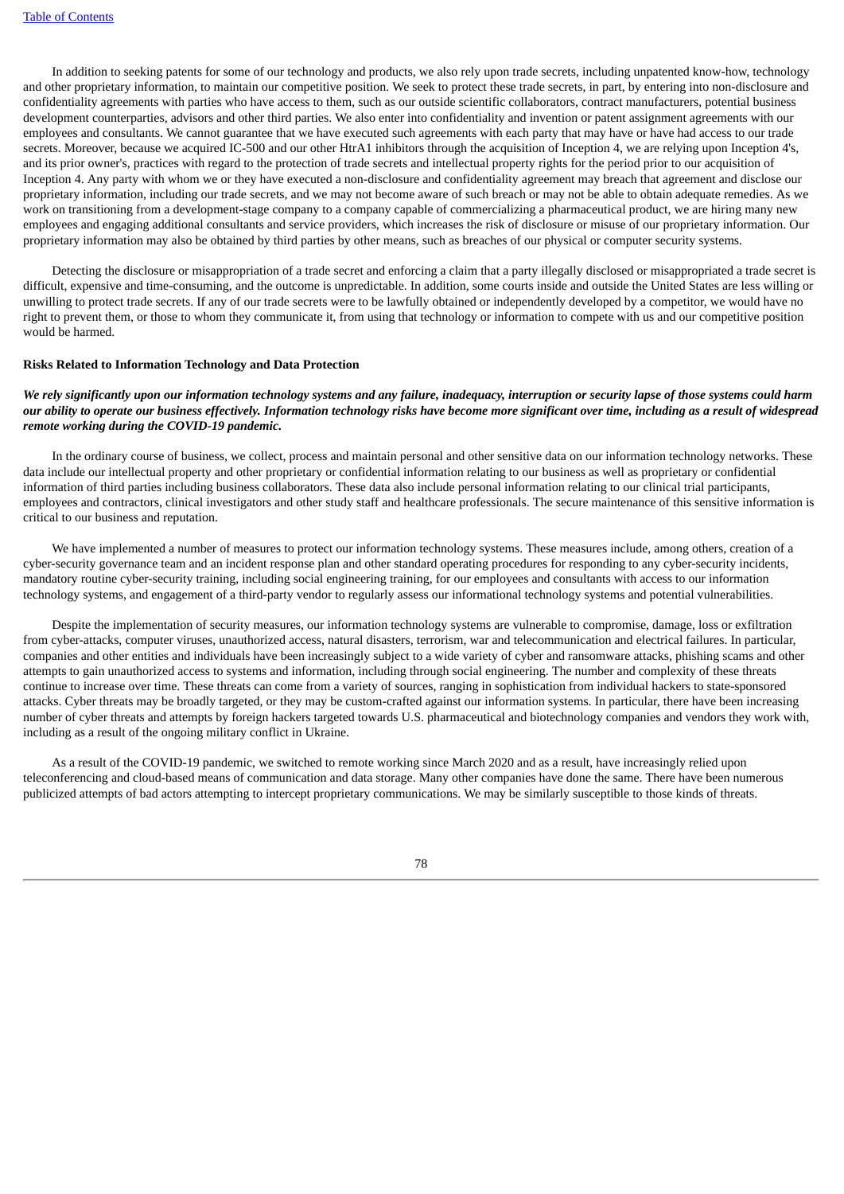In addition to seeking patents for some of our technology and products, we also rely upon trade secrets, including unpatented know-how, technology and other proprietary information, to maintain our competitive position. We seek to protect these trade secrets, in part, by entering into non-disclosure and confidentiality agreements with parties who have access to them, such as our outside scientific collaborators, contract manufacturers, potential business development counterparties, advisors and other third parties. We also enter into confidentiality and invention or patent assignment agreements with our employees and consultants. We cannot guarantee that we have executed such agreements with each party that may have or have had access to our trade secrets. Moreover, because we acquired IC-500 and our other HtrA1 inhibitors through the acquisition of Inception 4, we are relying upon Inception 4's, and its prior owner's, practices with regard to the protection of trade secrets and intellectual property rights for the period prior to our acquisition of Inception 4. Any party with whom we or they have executed a non-disclosure and confidentiality agreement may breach that agreement and disclose our proprietary information, including our trade secrets, and we may not become aware of such breach or may not be able to obtain adequate remedies. As we work on transitioning from a development-stage company to a company capable of commercializing a pharmaceutical product, we are hiring many new employees and engaging additional consultants and service providers, which increases the risk of disclosure or misuse of our proprietary information. Our proprietary information may also be obtained by third parties by other means, such as breaches of our physical or computer security systems.

Detecting the disclosure or misappropriation of a trade secret and enforcing a claim that a party illegally disclosed or misappropriated a trade secret is difficult, expensive and time-consuming, and the outcome is unpredictable. In addition, some courts inside and outside the United States are less willing or unwilling to protect trade secrets. If any of our trade secrets were to be lawfully obtained or independently developed by a competitor, we would have no right to prevent them, or those to whom they communicate it, from using that technology or information to compete with us and our competitive position would be harmed.

**Risks Related to Information Technology and Data Protection**

***We rely significantly upon our information technology systems and any failure, inadequacy, interruption or security lapse of those systems could harm our ability to operate our business effectively. Information technology risks have become more significant over time, including as a result of widespread remote working during the COVID-19 pandemic.***

In the ordinary course of business, we collect, process and maintain personal and other sensitive data on our information technology networks. These data include our intellectual property and other proprietary or confidential information relating to our business as well as proprietary or confidential information of third parties including business collaborators. These data also include personal information relating to our clinical trial participants, employees and contractors, clinical investigators and other study staff and healthcare professionals. The secure maintenance of this sensitive information is critical to our business and reputation.

We have implemented a number of measures to protect our information technology systems. These measures include, among others, creation of a cyber-security governance team and an incident response plan and other standard operating procedures for responding to any cyber-security incidents, mandatory routine cyber-security training, including social engineering training, for our employees and consultants with access to our information technology systems, and engagement of a third-party vendor to regularly assess our informational technology systems and potential vulnerabilities.

Despite the implementation of security measures, our information technology systems are vulnerable to compromise, damage, loss or exfiltration from cyber-attacks, computer viruses, unauthorized access, natural disasters, terrorism, war and telecommunication and electrical failures. In particular, companies and other entities and individuals have been increasingly subject to a wide variety of cyber and ransomware attacks, phishing scams and other attempts to gain unauthorized access to systems and information, including through social engineering. The number and complexity of these threats continue to increase over time. These threats can come from a variety of sources, ranging in sophistication from individual hackers to state-sponsored attacks. Cyber threats may be broadly targeted, or they may be custom-crafted against our information systems. In particular, there have been increasing number of cyber threats and attempts by foreign hackers targeted towards U.S. pharmaceutical and biotechnology companies and vendors they work with, including as a result of the ongoing military conflict in Ukraine.

As a result of the COVID-19 pandemic, we switched to remote working since March 2020 and as a result, have increasingly relied upon teleconferencing and cloud-based means of communication and data storage. Many other companies have done the same. There have been numerous publicized attempts of bad actors attempting to intercept proprietary communications. We may be similarly susceptible to those kinds of threats.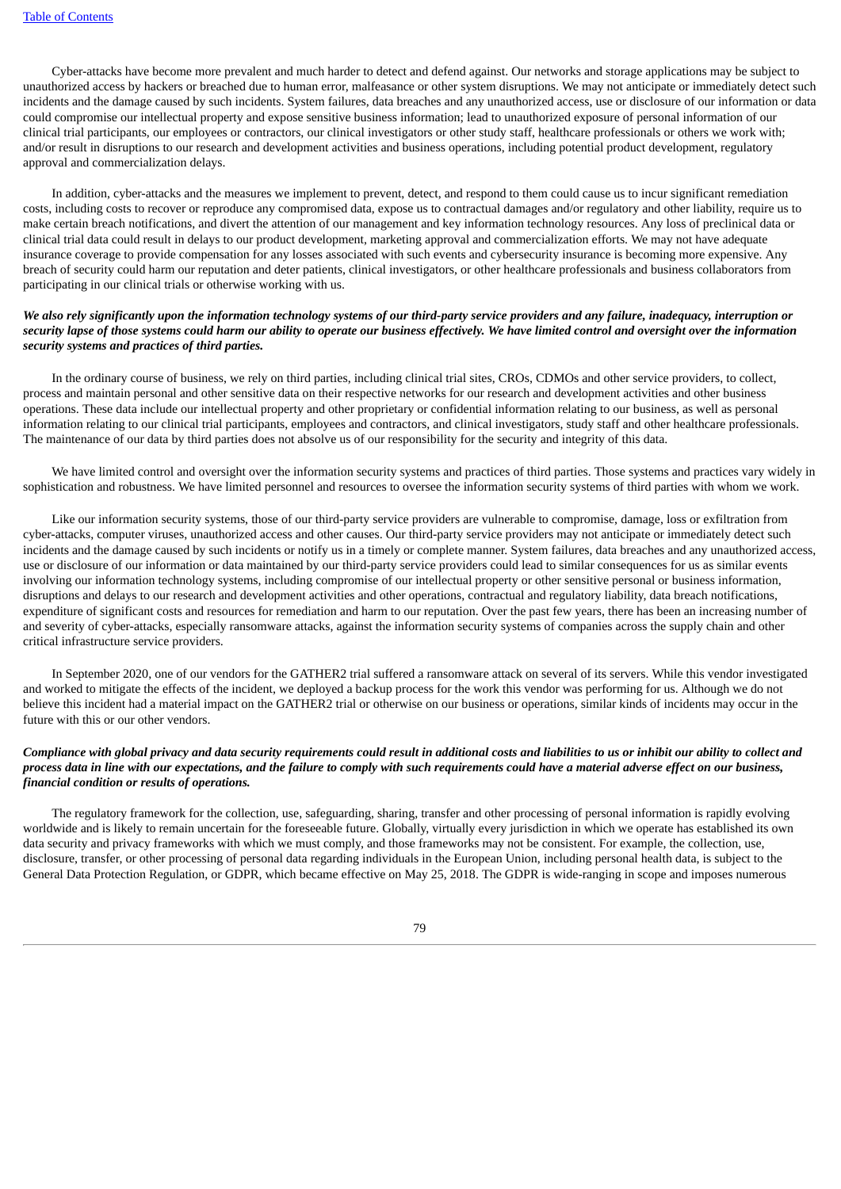Cyber-attacks have become more prevalent and much harder to detect and defend against. Our networks and storage applications may be subject to unauthorized access by hackers or breached due to human error, malfeasance or other system disruptions. We may not anticipate or immediately detect such incidents and the damage caused by such incidents. System failures, data breaches and any unauthorized access, use or disclosure of our information or data could compromise our intellectual property and expose sensitive business information; lead to unauthorized exposure of personal information of our clinical trial participants, our employees or contractors, our clinical investigators or other study staff, healthcare professionals or others we work with; and/or result in disruptions to our research and development activities and business operations, including potential product development, regulatory approval and commercialization delays.

In addition, cyber-attacks and the measures we implement to prevent, detect, and respond to them could cause us to incur significant remediation costs, including costs to recover or reproduce any compromised data, expose us to contractual damages and/or regulatory and other liability, require us to make certain breach notifications, and divert the attention of our management and key information technology resources. Any loss of preclinical data or clinical trial data could result in delays to our product development, marketing approval and commercialization efforts. We may not have adequate insurance coverage to provide compensation for any losses associated with such events and cybersecurity insurance is becoming more expensive. Any breach of security could harm our reputation and deter patients, clinical investigators, or other healthcare professionals and business collaborators from participating in our clinical trials or otherwise working with us.

***We also rely significantly upon the information technology systems of our third-party service providers and any failure, inadequacy, interruption or security lapse of those systems could harm our ability to operate our business effectively. We have limited control and oversight over the information security systems and practices of third parties.***

In the ordinary course of business, we rely on third parties, including clinical trial sites, CROs, CDMOs and other service providers, to collect, process and maintain personal and other sensitive data on their respective networks for our research and development activities and other business operations. These data include our intellectual property and other proprietary or confidential information relating to our business, as well as personal information relating to our clinical trial participants, employees and contractors, and clinical investigators, study staff and other healthcare professionals. The maintenance of our data by third parties does not absolve us of our responsibility for the security and integrity of this data.

We have limited control and oversight over the information security systems and practices of third parties. Those systems and practices vary widely in sophistication and robustness. We have limited personnel and resources to oversee the information security systems of third parties with whom we work.

Like our information security systems, those of our third-party service providers are vulnerable to compromise, damage, loss or exfiltration from cyber-attacks, computer viruses, unauthorized access and other causes. Our third-party service providers may not anticipate or immediately detect such incidents and the damage caused by such incidents or notify us in a timely or complete manner. System failures, data breaches and any unauthorized access, use or disclosure of our information or data maintained by our third-party service providers could lead to similar consequences for us as similar events involving our information technology systems, including compromise of our intellectual property or other sensitive personal or business information, disruptions and delays to our research and development activities and other operations, contractual and regulatory liability, data breach notifications, expenditure of significant costs and resources for remediation and harm to our reputation. Over the past few years, there has been an increasing number of and severity of cyber-attacks, especially ransomware attacks, against the information security systems of companies across the supply chain and other critical infrastructure service providers.

In September 2020, one of our vendors for the GATHER2 trial suffered a ransomware attack on several of its servers. While this vendor investigated and worked to mitigate the effects of the incident, we deployed a backup process for the work this vendor was performing for us. Although we do not believe this incident had a material impact on the GATHER2 trial or otherwise on our business or operations, similar kinds of incidents may occur in the future with this or our other vendors.

***Compliance with global privacy and data security requirements could result in additional costs and liabilities to us or inhibit our ability to collect and process data in line with our expectations, and the failure to comply with such requirements could have a material adverse effect on our business, financial condition or results of operations.***

The regulatory framework for the collection, use, safeguarding, sharing, transfer and other processing of personal information is rapidly evolving worldwide and is likely to remain uncertain for the foreseeable future. Globally, virtually every jurisdiction in which we operate has established its own data security and privacy frameworks with which we must comply, and those frameworks may not be consistent. For example, the collection, use, disclosure, transfer, or other processing of personal data regarding individuals in the European Union, including personal health data, is subject to the General Data Protection Regulation, or GDPR, which became effective on May 25, 2018. The GDPR is wide-ranging in scope and imposes numerous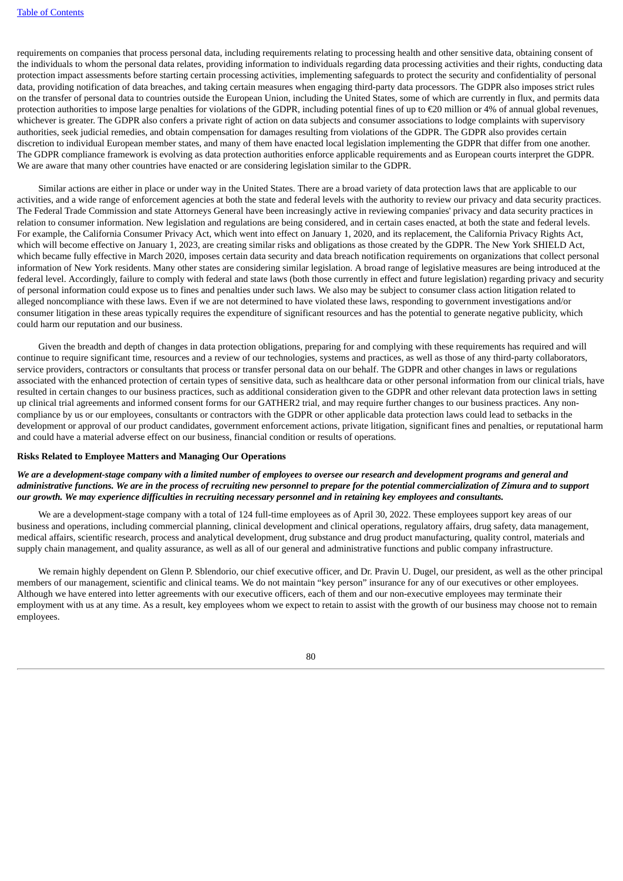requirements on companies that process personal data, including requirements relating to processing health and other sensitive data, obtaining consent of the individuals to whom the personal data relates, providing information to individuals regarding data processing activities and their rights, conducting data protection impact assessments before starting certain processing activities, implementing safeguards to protect the security and confidentiality of personal data, providing notification of data breaches, and taking certain measures when engaging third-party data processors. The GDPR also imposes strict rules on the transfer of personal data to countries outside the European Union, including the United States, some of which are currently in flux, and permits data protection authorities to impose large penalties for violations of the GDPR, including potential fines of up to €20 million or 4% of annual global revenues, whichever is greater. The GDPR also confers a private right of action on data subjects and consumer associations to lodge complaints with supervisory authorities, seek judicial remedies, and obtain compensation for damages resulting from violations of the GDPR. The GDPR also provides certain discretion to individual European member states, and many of them have enacted local legislation implementing the GDPR that differ from one another. The GDPR compliance framework is evolving as data protection authorities enforce applicable requirements and as European courts interpret the GDPR. We are aware that many other countries have enacted or are considering legislation similar to the GDPR.

Similar actions are either in place or under way in the United States. There are a broad variety of data protection laws that are applicable to our activities, and a wide range of enforcement agencies at both the state and federal levels with the authority to review our privacy and data security practices. The Federal Trade Commission and state Attorneys General have been increasingly active in reviewing companies' privacy and data security practices in relation to consumer information. New legislation and regulations are being considered, and in certain cases enacted, at both the state and federal levels. For example, the California Consumer Privacy Act, which went into effect on January 1, 2020, and its replacement, the California Privacy Rights Act, which will become effective on January 1, 2023, are creating similar risks and obligations as those created by the GDPR. The New York SHIELD Act, which became fully effective in March 2020, imposes certain data security and data breach notification requirements on organizations that collect personal information of New York residents. Many other states are considering similar legislation. A broad range of legislative measures are being introduced at the federal level. Accordingly, failure to comply with federal and state laws (both those currently in effect and future legislation) regarding privacy and security of personal information could expose us to fines and penalties under such laws. We also may be subject to consumer class action litigation related to alleged noncompliance with these laws. Even if we are not determined to have violated these laws, responding to government investigations and/or consumer litigation in these areas typically requires the expenditure of significant resources and has the potential to generate negative publicity, which could harm our reputation and our business.

Given the breadth and depth of changes in data protection obligations, preparing for and complying with these requirements has required and will continue to require significant time, resources and a review of our technologies, systems and practices, as well as those of any third-party collaborators, service providers, contractors or consultants that process or transfer personal data on our behalf. The GDPR and other changes in laws or regulations associated with the enhanced protection of certain types of sensitive data, such as healthcare data or other personal information from our clinical trials, have resulted in certain changes to our business practices, such as additional consideration given to the GDPR and other relevant data protection laws in setting up clinical trial agreements and informed consent forms for our GATHER2 trial, and may require further changes to our business practices. Any non-compliance by us or our employees, consultants or contractors with the GDPR or other applicable data protection laws could lead to setbacks in the development or approval of our product candidates, government enforcement actions, private litigation, significant fines and penalties, or reputational harm and could have a material adverse effect on our business, financial condition or results of operations.

**Risks Related to Employee Matters and Managing Our Operations**

***We are a development-stage company with a limited number of employees to oversee our research and development programs and general and administrative functions. We are in the process of recruiting new personnel to prepare for the potential commercialization of Zimura and to support our growth. We may experience difficulties in recruiting necessary personnel and in retaining key employees and consultants.***

We are a development-stage company with a total of 124 full-time employees as of April 30, 2022. These employees support key areas of our business and operations, including commercial planning, clinical development and clinical operations, regulatory affairs, drug safety, data management, medical affairs, scientific research, process and analytical development, drug substance and drug product manufacturing, quality control, materials and supply chain management, and quality assurance, as well as all of our general and administrative functions and public company infrastructure.

We remain highly dependent on Glenn P. Sblendorio, our chief executive officer, and Dr. Pravin U. Dugel, our president, as well as the other principal members of our management, scientific and clinical teams. We do not maintain "key person" insurance for any of our executives or other employees. Although we have entered into letter agreements with our executive officers, each of them and our non-executive employees may terminate their employment with us at any time. As a result, key employees whom we expect to retain to assist with the growth of our business may choose not to remain employees.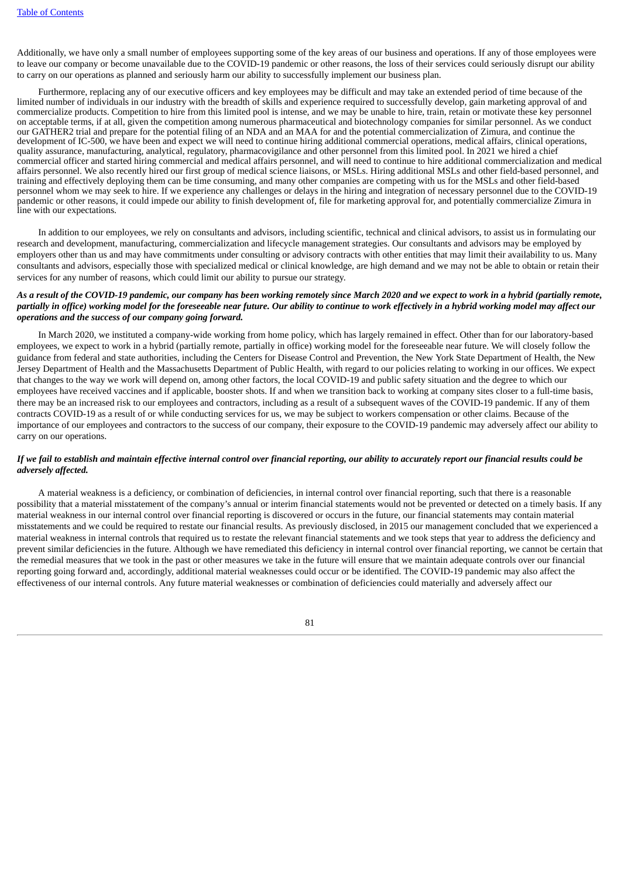Additionally, we have only a small number of employees supporting some of the key areas of our business and operations. If any of those employees were to leave our company or become unavailable due to the COVID-19 pandemic or other reasons, the loss of their services could seriously disrupt our ability to carry on our operations as planned and seriously harm our ability to successfully implement our business plan.

Furthermore, replacing any of our executive officers and key employees may be difficult and may take an extended period of time because of the limited number of individuals in our industry with the breadth of skills and experience required to successfully develop, gain marketing approval of and commercialize products. Competition to hire from this limited pool is intense, and we may be unable to hire, train, retain or motivate these key personnel on acceptable terms, if at all, given the competition among numerous pharmaceutical and biotechnology companies for similar personnel. As we conduct our GATHER2 trial and prepare for the potential filing of an NDA and an MAA for and the potential commercialization of Zimura, and continue the development of IC-500, we have been and expect we will need to continue hiring additional commercial operations, medical affairs, clinical operations, quality assurance, manufacturing, analytical, regulatory, pharmacovigilance and other personnel from this limited pool. In 2021 we hired a chief commercial officer and started hiring commercial and medical affairs personnel, and will need to continue to hire additional commercialization and medical affairs personnel. We also recently hired our first group of medical science liaisons, or MSLs. Hiring additional MSLs and other field-based personnel, and training and effectively deploying them can be time consuming, and many other companies are competing with us for the MSLs and other field-based personnel whom we may seek to hire. If we experience any challenges or delays in the hiring and integration of necessary personnel due to the COVID-19 pandemic or other reasons, it could impede our ability to finish development of, file for marketing approval for, and potentially commercialize Zimura in line with our expectations.

In addition to our employees, we rely on consultants and advisors, including scientific, technical and clinical advisors, to assist us in formulating our research and development, manufacturing, commercialization and lifecycle management strategies. Our consultants and advisors may be employed by employers other than us and may have commitments under consulting or advisory contracts with other entities that may limit their availability to us. Many consultants and advisors, especially those with specialized medical or clinical knowledge, are high demand and we may not be able to obtain or retain their services for any number of reasons, which could limit our ability to pursue our strategy.

***As a result of the COVID-19 pandemic, our company has been working remotely since March 2020 and we expect to work in a hybrid (partially remote, partially in office) working model for the foreseeable near future. Our ability to continue to work effectively in a hybrid working model may affect our operations and the success of our company going forward.***

In March 2020, we instituted a company-wide working from home policy, which has largely remained in effect. Other than for our laboratory-based employees, we expect to work in a hybrid (partially remote, partially in office) working model for the foreseeable near future. We will closely follow the guidance from federal and state authorities, including the Centers for Disease Control and Prevention, the New York State Department of Health, the New Jersey Department of Health and the Massachusetts Department of Public Health, with regard to our policies relating to working in our offices. We expect that changes to the way we work will depend on, among other factors, the local COVID-19 and public safety situation and the degree to which our employees have received vaccines and if applicable, booster shots. If and when we transition back to working at company sites closer to a full-time basis, there may be an increased risk to our employees and contractors, including as a result of a subsequent waves of the COVID-19 pandemic. If any of them contracts COVID-19 as a result of or while conducting services for us, we may be subject to workers compensation or other claims. Because of the importance of our employees and contractors to the success of our company, their exposure to the COVID-19 pandemic may adversely affect our ability to carry on our operations.

***If we fail to establish and maintain effective internal control over financial reporting, our ability to accurately report our financial results could be adversely affected.***

A material weakness is a deficiency, or combination of deficiencies, in internal control over financial reporting, such that there is a reasonable possibility that a material misstatement of the company's annual or interim financial statements would not be prevented or detected on a timely basis. If any material weakness in our internal control over financial reporting is discovered or occurs in the future, our financial statements may contain material misstatements and we could be required to restate our financial results. As previously disclosed, in 2015 our management concluded that we experienced a material weakness in internal controls that required us to restate the relevant financial statements and we took steps that year to address the deficiency and prevent similar deficiencies in the future. Although we have remediated this deficiency in internal control over financial reporting, we cannot be certain that the remedial measures that we took in the past or other measures we take in the future will ensure that we maintain adequate controls over our financial reporting going forward and, accordingly, additional material weaknesses could occur or be identified. The COVID-19 pandemic may also affect the effectiveness of our internal controls. Any future material weaknesses or combination of deficiencies could materially and adversely affect our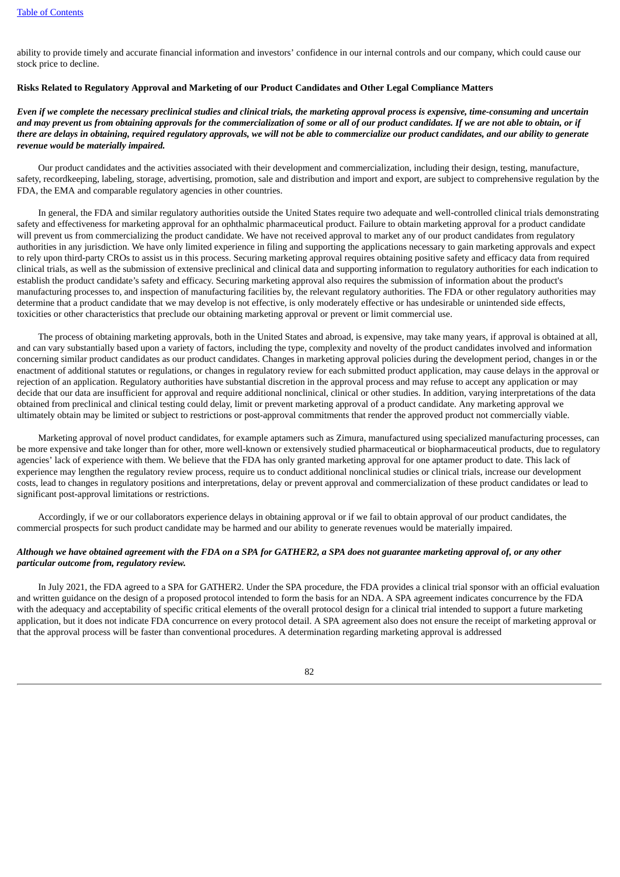ability to provide timely and accurate financial information and investors' confidence in our internal controls and our company, which could cause our stock price to decline.

**Risks Related to Regulatory Approval and Marketing of our Product Candidates and Other Legal Compliance Matters**

***Even if we complete the necessary preclinical studies and clinical trials, the marketing approval process is expensive, time-consuming and uncertain and may prevent us from obtaining approvals for the commercialization of some or all of our product candidates. If we are not able to obtain, or if there are delays in obtaining, required regulatory approvals, we will not be able to commercialize our product candidates, and our ability to generate revenue would be materially impaired.***

Our product candidates and the activities associated with their development and commercialization, including their design, testing, manufacture, safety, recordkeeping, labeling, storage, advertising, promotion, sale and distribution and import and export, are subject to comprehensive regulation by the FDA, the EMA and comparable regulatory agencies in other countries.

In general, the FDA and similar regulatory authorities outside the United States require two adequate and well-controlled clinical trials demonstrating safety and effectiveness for marketing approval for an ophthalmic pharmaceutical product. Failure to obtain marketing approval for a product candidate will prevent us from commercializing the product candidate. We have not received approval to market any of our product candidates from regulatory authorities in any jurisdiction. We have only limited experience in filing and supporting the applications necessary to gain marketing approvals and expect to rely upon third-party CROs to assist us in this process. Securing marketing approval requires obtaining positive safety and efficacy data from required clinical trials, as well as the submission of extensive preclinical and clinical data and supporting information to regulatory authorities for each indication to establish the product candidate's safety and efficacy. Securing marketing approval also requires the submission of information about the product's manufacturing processes to, and inspection of manufacturing facilities by, the relevant regulatory authorities. The FDA or other regulatory authorities may determine that a product candidate that we may develop is not effective, is only moderately effective or has undesirable or unintended side effects, toxicities or other characteristics that preclude our obtaining marketing approval or prevent or limit commercial use.

The process of obtaining marketing approvals, both in the United States and abroad, is expensive, may take many years, if approval is obtained at all, and can vary substantially based upon a variety of factors, including the type, complexity and novelty of the product candidates involved and information concerning similar product candidates as our product candidates. Changes in marketing approval policies during the development period, changes in or the enactment of additional statutes or regulations, or changes in regulatory review for each submitted product application, may cause delays in the approval or rejection of an application. Regulatory authorities have substantial discretion in the approval process and may refuse to accept any application or may decide that our data are insufficient for approval and require additional nonclinical, clinical or other studies. In addition, varying interpretations of the data obtained from preclinical and clinical testing could delay, limit or prevent marketing approval of a product candidate. Any marketing approval we ultimately obtain may be limited or subject to restrictions or post-approval commitments that render the approved product not commercially viable.

Marketing approval of novel product candidates, for example aptamers such as Zimura, manufactured using specialized manufacturing processes, can be more expensive and take longer than for other, more well-known or extensively studied pharmaceutical or biopharmaceutical products, due to regulatory agencies' lack of experience with them. We believe that the FDA has only granted marketing approval for one aptamer product to date. This lack of experience may lengthen the regulatory review process, require us to conduct additional nonclinical studies or clinical trials, increase our development costs, lead to changes in regulatory positions and interpretations, delay or prevent approval and commercialization of these product candidates or lead to significant post-approval limitations or restrictions.

Accordingly, if we or our collaborators experience delays in obtaining approval or if we fail to obtain approval of our product candidates, the commercial prospects for such product candidate may be harmed and our ability to generate revenues would be materially impaired.

***Although we have obtained agreement with the FDA on a SPA for GATHER2, a SPA does not guarantee marketing approval of, or any other particular outcome from, regulatory review.***

In July 2021, the FDA agreed to a SPA for GATHER2. Under the SPA procedure, the FDA provides a clinical trial sponsor with an official evaluation and written guidance on the design of a proposed protocol intended to form the basis for an NDA. A SPA agreement indicates concurrence by the FDA with the adequacy and acceptability of specific critical elements of the overall protocol design for a clinical trial intended to support a future marketing application, but it does not indicate FDA concurrence on every protocol detail. A SPA agreement also does not ensure the receipt of marketing approval or that the approval process will be faster than conventional procedures. A determination regarding marketing approval is addressed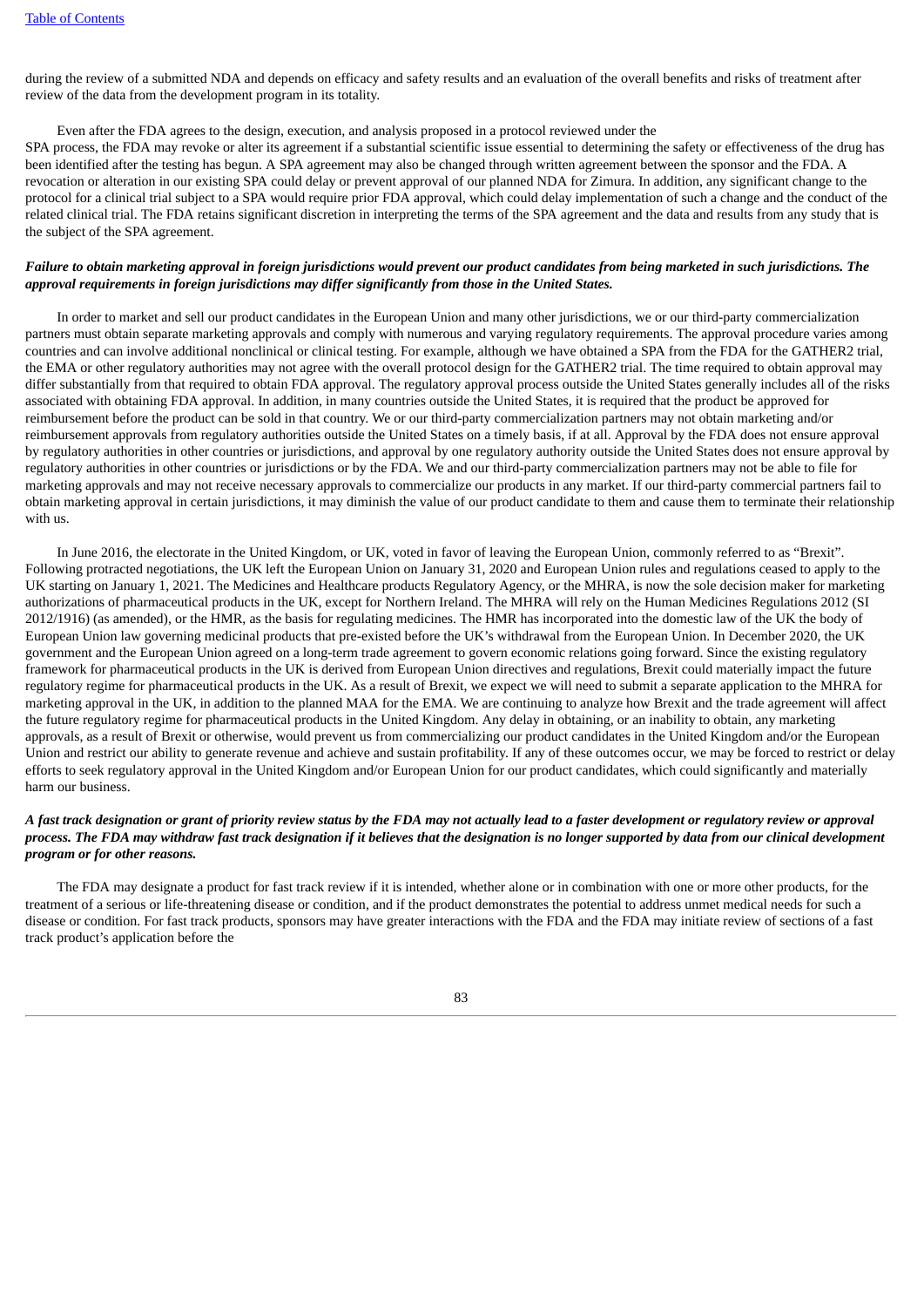during the review of a submitted NDA and depends on efficacy and safety results and an evaluation of the overall benefits and risks of treatment after review of the data from the development program in its totality.

Even after the FDA agrees to the design, execution, and analysis proposed in a protocol reviewed under the SPA process, the FDA may revoke or alter its agreement if a substantial scientific issue essential to determining the safety or effectiveness of the drug has been identified after the testing has begun. A SPA agreement may also be changed through written agreement between the sponsor and the FDA. A revocation or alteration in our existing SPA could delay or prevent approval of our planned NDA for Zimura. In addition, any significant change to the protocol for a clinical trial subject to a SPA would require prior FDA approval, which could delay implementation of such a change and the conduct of the related clinical trial. The FDA retains significant discretion in interpreting the terms of the SPA agreement and the data and results from any study that is the subject of the SPA agreement.

***Failure to obtain marketing approval in foreign jurisdictions would prevent our product candidates from being marketed in such jurisdictions. The approval requirements in foreign jurisdictions may differ significantly from those in the United States.***

In order to market and sell our product candidates in the European Union and many other jurisdictions, we or our third-party commercialization partners must obtain separate marketing approvals and comply with numerous and varying regulatory requirements. The approval procedure varies among countries and can involve additional nonclinical or clinical testing. For example, although we have obtained a SPA from the FDA for the GATHER2 trial, the EMA or other regulatory authorities may not agree with the overall protocol design for the GATHER2 trial. The time required to obtain approval may differ substantially from that required to obtain FDA approval. The regulatory approval process outside the United States generally includes all of the risks associated with obtaining FDA approval. In addition, in many countries outside the United States, it is required that the product be approved for reimbursement before the product can be sold in that country. We or our third-party commercialization partners may not obtain marketing and/or reimbursement approvals from regulatory authorities outside the United States on a timely basis, if at all. Approval by the FDA does not ensure approval by regulatory authorities in other countries or jurisdictions, and approval by one regulatory authority outside the United States does not ensure approval by regulatory authorities in other countries or jurisdictions or by the FDA. We and our third-party commercialization partners may not be able to file for marketing approvals and may not receive necessary approvals to commercialize our products in any market. If our third-party commercial partners fail to obtain marketing approval in certain jurisdictions, it may diminish the value of our product candidate to them and cause them to terminate their relationship with us.

In June 2016, the electorate in the United Kingdom, or UK, voted in favor of leaving the European Union, commonly referred to as "Brexit". Following protracted negotiations, the UK left the European Union on January 31, 2020 and European Union rules and regulations ceased to apply to the UK starting on January 1, 2021. The Medicines and Healthcare products Regulatory Agency, or the MHRA, is now the sole decision maker for marketing authorizations of pharmaceutical products in the UK, except for Northern Ireland. The MHRA will rely on the Human Medicines Regulations 2012 (SI 2012/1916) (as amended), or the HMR, as the basis for regulating medicines. The HMR has incorporated into the domestic law of the UK the body of European Union law governing medicinal products that pre-existed before the UK's withdrawal from the European Union. In December 2020, the UK government and the European Union agreed on a long-term trade agreement to govern economic relations going forward. Since the existing regulatory framework for pharmaceutical products in the UK is derived from European Union directives and regulations, Brexit could materially impact the future regulatory regime for pharmaceutical products in the UK. As a result of Brexit, we expect we will need to submit a separate application to the MHRA for marketing approval in the UK, in addition to the planned MAA for the EMA. We are continuing to analyze how Brexit and the trade agreement will affect the future regulatory regime for pharmaceutical products in the United Kingdom. Any delay in obtaining, or an inability to obtain, any marketing approvals, as a result of Brexit or otherwise, would prevent us from commercializing our product candidates in the United Kingdom and/or the European Union and restrict our ability to generate revenue and achieve and sustain profitability. If any of these outcomes occur, we may be forced to restrict or delay efforts to seek regulatory approval in the United Kingdom and/or European Union for our product candidates, which could significantly and materially harm our business.

***A fast track designation or grant of priority review status by the FDA may not actually lead to a faster development or regulatory review or approval process. The FDA may withdraw fast track designation if it believes that the designation is no longer supported by data from our clinical development program or for other reasons.***

The FDA may designate a product for fast track review if it is intended, whether alone or in combination with one or more other products, for the treatment of a serious or life-threatening disease or condition, and if the product demonstrates the potential to address unmet medical needs for such a disease or condition. For fast track products, sponsors may have greater interactions with the FDA and the FDA may initiate review of sections of a fast track product's application before the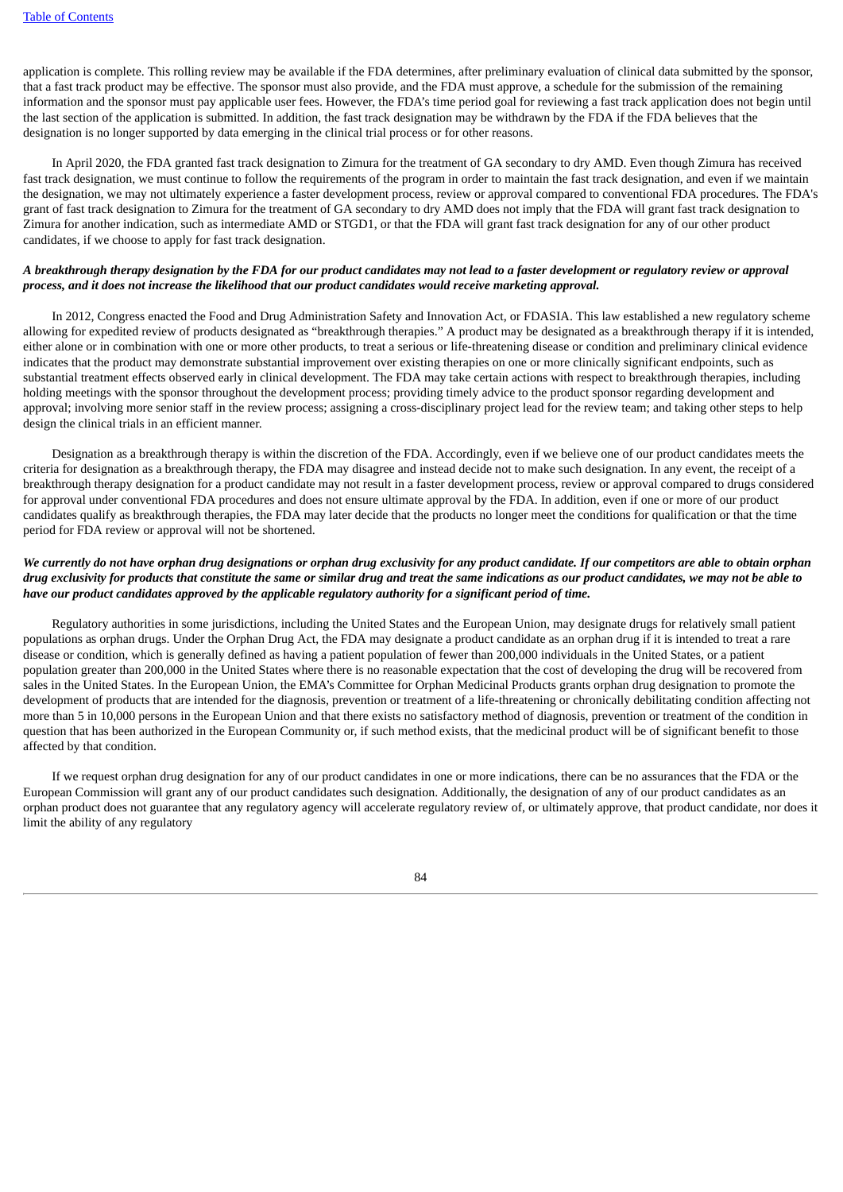application is complete. This rolling review may be available if the FDA determines, after preliminary evaluation of clinical data submitted by the sponsor, that a fast track product may be effective. The sponsor must also provide, and the FDA must approve, a schedule for the submission of the remaining information and the sponsor must pay applicable user fees. However, the FDA's time period goal for reviewing a fast track application does not begin until the last section of the application is submitted. In addition, the fast track designation may be withdrawn by the FDA if the FDA believes that the designation is no longer supported by data emerging in the clinical trial process or for other reasons.

In April 2020, the FDA granted fast track designation to Zimura for the treatment of GA secondary to dry AMD. Even though Zimura has received fast track designation, we must continue to follow the requirements of the program in order to maintain the fast track designation, and even if we maintain the designation, we may not ultimately experience a faster development process, review or approval compared to conventional FDA procedures. The FDA's grant of fast track designation to Zimura for the treatment of GA secondary to dry AMD does not imply that the FDA will grant fast track designation to Zimura for another indication, such as intermediate AMD or STGD1, or that the FDA will grant fast track designation for any of our other product candidates, if we choose to apply for fast track designation.

***A breakthrough therapy designation by the FDA for our product candidates may not lead to a faster development or regulatory review or approval process, and it does not increase the likelihood that our product candidates would receive marketing approval.***

In 2012, Congress enacted the Food and Drug Administration Safety and Innovation Act, or FDASIA. This law established a new regulatory scheme allowing for expedited review of products designated as "breakthrough therapies." A product may be designated as a breakthrough therapy if it is intended, either alone or in combination with one or more other products, to treat a serious or life-threatening disease or condition and preliminary clinical evidence indicates that the product may demonstrate substantial improvement over existing therapies on one or more clinically significant endpoints, such as substantial treatment effects observed early in clinical development. The FDA may take certain actions with respect to breakthrough therapies, including holding meetings with the sponsor throughout the development process; providing timely advice to the product sponsor regarding development and approval; involving more senior staff in the review process; assigning a cross-disciplinary project lead for the review team; and taking other steps to help design the clinical trials in an efficient manner.

Designation as a breakthrough therapy is within the discretion of the FDA. Accordingly, even if we believe one of our product candidates meets the criteria for designation as a breakthrough therapy, the FDA may disagree and instead decide not to make such designation. In any event, the receipt of a breakthrough therapy designation for a product candidate may not result in a faster development process, review or approval compared to drugs considered for approval under conventional FDA procedures and does not ensure ultimate approval by the FDA. In addition, even if one or more of our product candidates qualify as breakthrough therapies, the FDA may later decide that the products no longer meet the conditions for qualification or that the time period for FDA review or approval will not be shortened.

***We currently do not have orphan drug designations or orphan drug exclusivity for any product candidate. If our competitors are able to obtain orphan drug exclusivity for products that constitute the same or similar drug and treat the same indications as our product candidates, we may not be able to have our product candidates approved by the applicable regulatory authority for a significant period of time.***

Regulatory authorities in some jurisdictions, including the United States and the European Union, may designate drugs for relatively small patient populations as orphan drugs. Under the Orphan Drug Act, the FDA may designate a product candidate as an orphan drug if it is intended to treat a rare disease or condition, which is generally defined as having a patient population of fewer than 200,000 individuals in the United States, or a patient population greater than 200,000 in the United States where there is no reasonable expectation that the cost of developing the drug will be recovered from sales in the United States. In the European Union, the EMA's Committee for Orphan Medicinal Products grants orphan drug designation to promote the development of products that are intended for the diagnosis, prevention or treatment of a life-threatening or chronically debilitating condition affecting not more than 5 in 10,000 persons in the European Union and that there exists no satisfactory method of diagnosis, prevention or treatment of the condition in question that has been authorized in the European Community or, if such method exists, that the medicinal product will be of significant benefit to those affected by that condition.

If we request orphan drug designation for any of our product candidates in one or more indications, there can be no assurances that the FDA or the European Commission will grant any of our product candidates such designation. Additionally, the designation of any of our product candidates as an orphan product does not guarantee that any regulatory agency will accelerate regulatory review of, or ultimately approve, that product candidate, nor does it limit the ability of any regulatory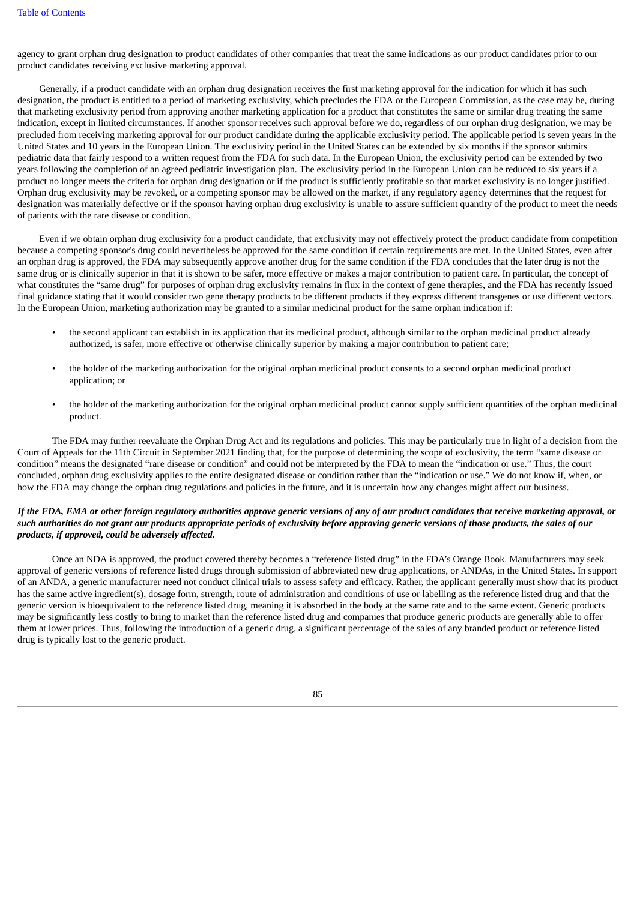agency to grant orphan drug designation to product candidates of other companies that treat the same indications as our product candidates prior to our product candidates receiving exclusive marketing approval.

Generally, if a product candidate with an orphan drug designation receives the first marketing approval for the indication for which it has such designation, the product is entitled to a period of marketing exclusivity, which precludes the FDA or the European Commission, as the case may be, during that marketing exclusivity period from approving another marketing application for a product that constitutes the same or similar drug treating the same indication, except in limited circumstances. If another sponsor receives such approval before we do, regardless of our orphan drug designation, we may be precluded from receiving marketing approval for our product candidate during the applicable exclusivity period. The applicable period is seven years in the United States and 10 years in the European Union. The exclusivity period in the United States can be extended by six months if the sponsor submits pediatric data that fairly respond to a written request from the FDA for such data. In the European Union, the exclusivity period can be extended by two years following the completion of an agreed pediatric investigation plan. The exclusivity period in the European Union can be reduced to six years if a product no longer meets the criteria for orphan drug designation or if the product is sufficiently profitable so that market exclusivity is no longer justified. Orphan drug exclusivity may be revoked, or a competing sponsor may be allowed on the market, if any regulatory agency determines that the request for designation was materially defective or if the sponsor having orphan drug exclusivity is unable to assure sufficient quantity of the product to meet the needs of patients with the rare disease or condition.

Even if we obtain orphan drug exclusivity for a product candidate, that exclusivity may not effectively protect the product candidate from competition because a competing sponsor's drug could nevertheless be approved for the same condition if certain requirements are met. In the United States, even after an orphan drug is approved, the FDA may subsequently approve another drug for the same condition if the FDA concludes that the later drug is not the same drug or is clinically superior in that it is shown to be safer, more effective or makes a major contribution to patient care. In particular, the concept of what constitutes the "same drug" for purposes of orphan drug exclusivity remains in flux in the context of gene therapies, and the FDA has recently issued final guidance stating that it would consider two gene therapy products to be different products if they express different transgenes or use different vectors. In the European Union, marketing authorization may be granted to a similar medicinal product for the same orphan indication if:

- the second applicant can establish in its application that its medicinal product, although similar to the orphan medicinal product already authorized, is safer, more effective or otherwise clinically superior by making a major contribution to patient care;
- the holder of the marketing authorization for the original orphan medicinal product consents to a second orphan medicinal product application; or
- the holder of the marketing authorization for the original orphan medicinal product cannot supply sufficient quantities of the orphan medicinal product.

The FDA may further reevaluate the Orphan Drug Act and its regulations and policies. This may be particularly true in light of a decision from the Court of Appeals for the 11th Circuit in September 2021 finding that, for the purpose of determining the scope of exclusivity, the term "same disease or condition" means the designated "rare disease or condition" and could not be interpreted by the FDA to mean the "indication or use." Thus, the court concluded, orphan drug exclusivity applies to the entire designated disease or condition rather than the "indication or use." We do not know if, when, or how the FDA may change the orphan drug regulations and policies in the future, and it is uncertain how any changes might affect our business.

***If the FDA, EMA or other foreign regulatory authorities approve generic versions of any of our product candidates that receive marketing approval, or such authorities do not grant our products appropriate periods of exclusivity before approving generic versions of those products, the sales of our products, if approved, could be adversely affected.***

Once an NDA is approved, the product covered thereby becomes a "reference listed drug" in the FDA's Orange Book. Manufacturers may seek approval of generic versions of reference listed drugs through submission of abbreviated new drug applications, or ANDAs, in the United States. In support of an ANDA, a generic manufacturer need not conduct clinical trials to assess safety and efficacy. Rather, the applicant generally must show that its product has the same active ingredient(s), dosage form, strength, route of administration and conditions of use or labelling as the reference listed drug and that the generic version is bioequivalent to the reference listed drug, meaning it is absorbed in the body at the same rate and to the same extent. Generic products may be significantly less costly to bring to market than the reference listed drug and companies that produce generic products are generally able to offer them at lower prices. Thus, following the introduction of a generic drug, a significant percentage of the sales of any branded product or reference listed drug is typically lost to the generic product.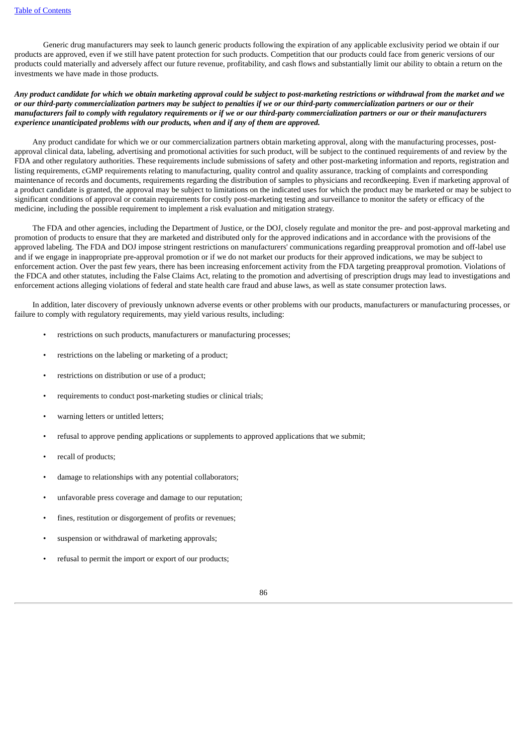Generic drug manufacturers may seek to launch generic products following the expiration of any applicable exclusivity period we obtain if our products are approved, even if we still have patent protection for such products. Competition that our products could face from generic versions of our products could materially and adversely affect our future revenue, profitability, and cash flows and substantially limit our ability to obtain a return on the investments we have made in those products.

***Any product candidate for which we obtain marketing approval could be subject to post-marketing restrictions or withdrawal from the market and we or our third-party commercialization partners may be subject to penalties if we or our third-party commercialization partners or our or their manufacturers fail to comply with regulatory requirements or if we or our third-party commercialization partners or our or their manufacturers experience unanticipated problems with our products, when and if any of them are approved.***

Any product candidate for which we or our commercialization partners obtain marketing approval, along with the manufacturing processes, post-approval clinical data, labeling, advertising and promotional activities for such product, will be subject to the continued requirements of and review by the FDA and other regulatory authorities. These requirements include submissions of safety and other post-marketing information and reports, registration and listing requirements, cGMP requirements relating to manufacturing, quality control and quality assurance, tracking of complaints and corresponding maintenance of records and documents, requirements regarding the distribution of samples to physicians and recordkeeping. Even if marketing approval of a product candidate is granted, the approval may be subject to limitations on the indicated uses for which the product may be marketed or may be subject to significant conditions of approval or contain requirements for costly post-marketing testing and surveillance to monitor the safety or efficacy of the medicine, including the possible requirement to implement a risk evaluation and mitigation strategy.

The FDA and other agencies, including the Department of Justice, or the DOJ, closely regulate and monitor the pre- and post-approval marketing and promotion of products to ensure that they are marketed and distributed only for the approved indications and in accordance with the provisions of the approved labeling. The FDA and DOJ impose stringent restrictions on manufacturers' communications regarding preapproval promotion and off-label use and if we engage in inappropriate pre-approval promotion or if we do not market our products for their approved indications, we may be subject to enforcement action. Over the past few years, there has been increasing enforcement activity from the FDA targeting preapproval promotion. Violations of the FDCA and other statutes, including the False Claims Act, relating to the promotion and advertising of prescription drugs may lead to investigations and enforcement actions alleging violations of federal and state health care fraud and abuse laws, as well as state consumer protection laws.

In addition, later discovery of previously unknown adverse events or other problems with our products, manufacturers or manufacturing processes, or failure to comply with regulatory requirements, may yield various results, including:

- restrictions on such products, manufacturers or manufacturing processes;
- restrictions on the labeling or marketing of a product;
- restrictions on distribution or use of a product;
- requirements to conduct post-marketing studies or clinical trials;
- warning letters or untitled letters;
- refusal to approve pending applications or supplements to approved applications that we submit;
- recall of products;
- damage to relationships with any potential collaborators;
- unfavorable press coverage and damage to our reputation;
- fines, restitution or disgorgement of profits or revenues;
- suspension or withdrawal of marketing approvals;
- refusal to permit the import or export of our products;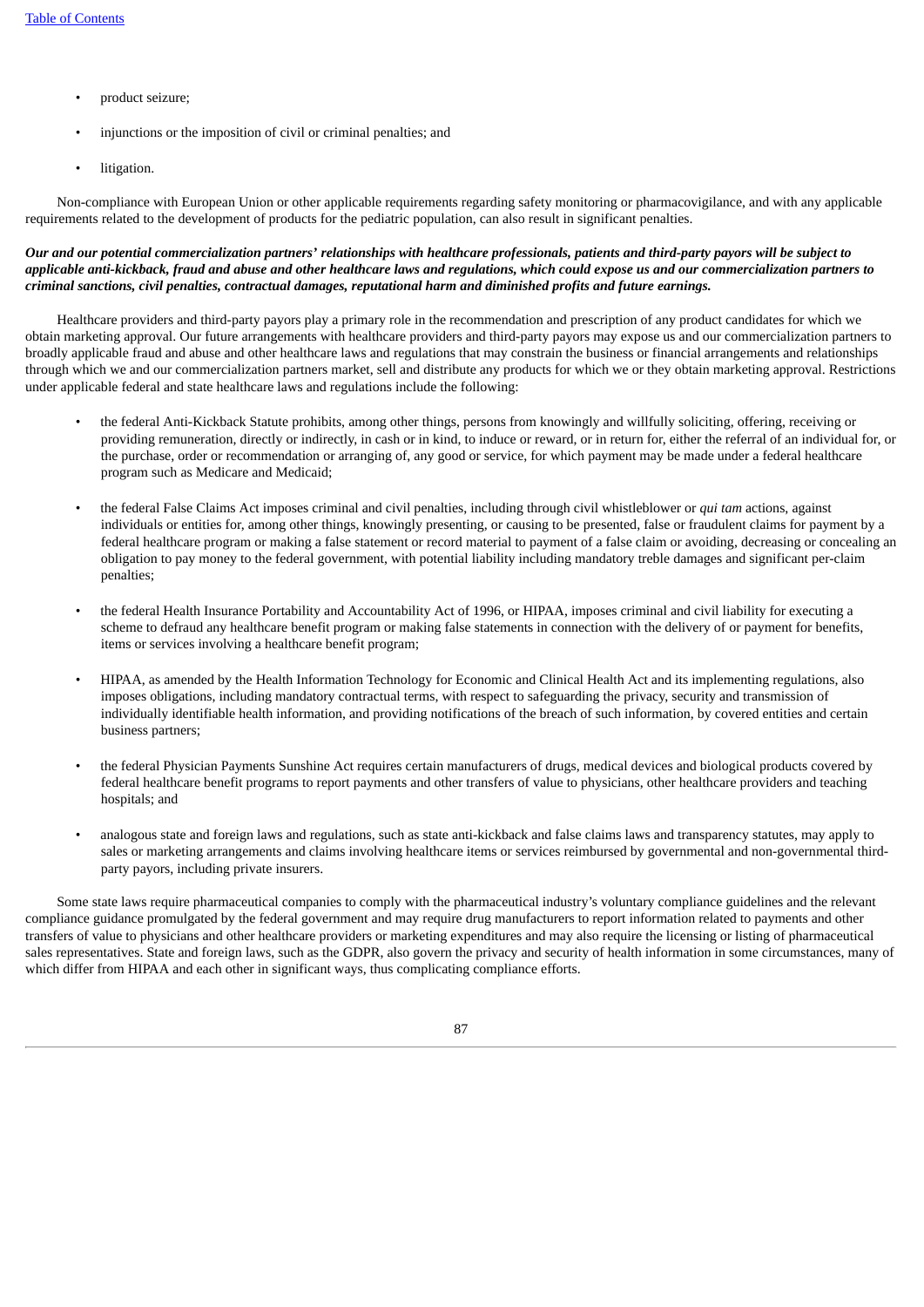- product seizure;
- injunctions or the imposition of civil or criminal penalties; and
- litigation.

Non-compliance with European Union or other applicable requirements regarding safety monitoring or pharmacovigilance, and with any applicable requirements related to the development of products for the pediatric population, can also result in significant penalties.

***Our and our potential commercialization partners' relationships with healthcare professionals, patients and third-party payors will be subject to applicable anti-kickback, fraud and abuse and other healthcare laws and regulations, which could expose us and our commercialization partners to criminal sanctions, civil penalties, contractual damages, reputational harm and diminished profits and future earnings.***

Healthcare providers and third-party payors play a primary role in the recommendation and prescription of any product candidates for which we obtain marketing approval. Our future arrangements with healthcare providers and third-party payors may expose us and our commercialization partners to broadly applicable fraud and abuse and other healthcare laws and regulations that may constrain the business or financial arrangements and relationships through which we and our commercialization partners market, sell and distribute any products for which we or they obtain marketing approval. Restrictions under applicable federal and state healthcare laws and regulations include the following:

- the federal Anti-Kickback Statute prohibits, among other things, persons from knowingly and willfully soliciting, offering, receiving or providing remuneration, directly or indirectly, in cash or in kind, to induce or reward, or in return for, either the referral of an individual for, or the purchase, order or recommendation or arranging of, any good or service, for which payment may be made under a federal healthcare program such as Medicare and Medicaid;
- the federal False Claims Act imposes criminal and civil penalties, including through civil whistleblower or *qui tam* actions, against individuals or entities for, among other things, knowingly presenting, or causing to be presented, false or fraudulent claims for payment by a federal healthcare program or making a false statement or record material to payment of a false claim or avoiding, decreasing or concealing an obligation to pay money to the federal government, with potential liability including mandatory treble damages and significant per-claim penalties;
- the federal Health Insurance Portability and Accountability Act of 1996, or HIPAA, imposes criminal and civil liability for executing a scheme to defraud any healthcare benefit program or making false statements in connection with the delivery of or payment for benefits, items or services involving a healthcare benefit program;
- HIPAA, as amended by the Health Information Technology for Economic and Clinical Health Act and its implementing regulations, also imposes obligations, including mandatory contractual terms, with respect to safeguarding the privacy, security and transmission of individually identifiable health information, and providing notifications of the breach of such information, by covered entities and certain business partners;
- the federal Physician Payments Sunshine Act requires certain manufacturers of drugs, medical devices and biological products covered by federal healthcare benefit programs to report payments and other transfers of value to physicians, other healthcare providers and teaching hospitals; and
- analogous state and foreign laws and regulations, such as state anti-kickback and false claims laws and transparency statutes, may apply to sales or marketing arrangements and claims involving healthcare items or services reimbursed by governmental and non-governmental third-party payors, including private insurers.

Some state laws require pharmaceutical companies to comply with the pharmaceutical industry's voluntary compliance guidelines and the relevant compliance guidance promulgated by the federal government and may require drug manufacturers to report information related to payments and other transfers of value to physicians and other healthcare providers or marketing expenditures and may also require the licensing or listing of pharmaceutical sales representatives. State and foreign laws, such as the GDPR, also govern the privacy and security of health information in some circumstances, many of which differ from HIPAA and each other in significant ways, thus complicating compliance efforts.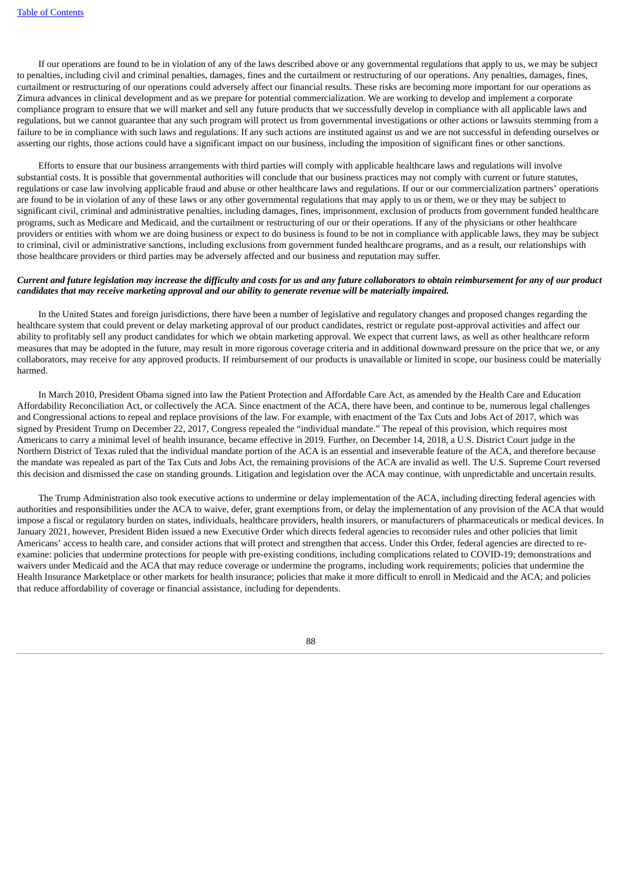If our operations are found to be in violation of any of the laws described above or any governmental regulations that apply to us, we may be subject to penalties, including civil and criminal penalties, damages, fines and the curtailment or restructuring of our operations. Any penalties, damages, fines, curtailment or restructuring of our operations could adversely affect our financial results. These risks are becoming more important for our operations as Zimura advances in clinical development and as we prepare for potential commercialization. We are working to develop and implement a corporate compliance program to ensure that we will market and sell any future products that we successfully develop in compliance with all applicable laws and regulations, but we cannot guarantee that any such program will protect us from governmental investigations or other actions or lawsuits stemming from a failure to be in compliance with such laws and regulations. If any such actions are instituted against us and we are not successful in defending ourselves or asserting our rights, those actions could have a significant impact on our business, including the imposition of significant fines or other sanctions.

Efforts to ensure that our business arrangements with third parties will comply with applicable healthcare laws and regulations will involve substantial costs. It is possible that governmental authorities will conclude that our business practices may not comply with current or future statutes, regulations or case law involving applicable fraud and abuse or other healthcare laws and regulations. If our or our commercialization partners' operations are found to be in violation of any of these laws or any other governmental regulations that may apply to us or them, we or they may be subject to significant civil, criminal and administrative penalties, including damages, fines, imprisonment, exclusion of products from government funded healthcare programs, such as Medicare and Medicaid, and the curtailment or restructuring of our or their operations. If any of the physicians or other healthcare providers or entities with whom we are doing business or expect to do business is found to be not in compliance with applicable laws, they may be subject to criminal, civil or administrative sanctions, including exclusions from government funded healthcare programs, and as a result, our relationships with those healthcare providers or third parties may be adversely affected and our business and reputation may suffer.

***Current and future legislation may increase the difficulty and costs for us and any future collaborators to obtain reimbursement for any of our product candidates that may receive marketing approval and our ability to generate revenue will be materially impaired.***

In the United States and foreign jurisdictions, there have been a number of legislative and regulatory changes and proposed changes regarding the healthcare system that could prevent or delay marketing approval of our product candidates, restrict or regulate post-approval activities and affect our ability to profitably sell any product candidates for which we obtain marketing approval. We expect that current laws, as well as other healthcare reform measures that may be adopted in the future, may result in more rigorous coverage criteria and in additional downward pressure on the price that we, or any collaborators, may receive for any approved products. If reimbursement of our products is unavailable or limited in scope, our business could be materially harmed.

In March 2010, President Obama signed into law the Patient Protection and Affordable Care Act, as amended by the Health Care and Education Affordability Reconciliation Act, or collectively the ACA. Since enactment of the ACA, there have been, and continue to be, numerous legal challenges and Congressional actions to repeal and replace provisions of the law. For example, with enactment of the Tax Cuts and Jobs Act of 2017, which was signed by President Trump on December 22, 2017, Congress repealed the "individual mandate." The repeal of this provision, which requires most Americans to carry a minimal level of health insurance, became effective in 2019. Further, on December 14, 2018, a U.S. District Court judge in the Northern District of Texas ruled that the individual mandate portion of the ACA is an essential and inseverable feature of the ACA, and therefore because the mandate was repealed as part of the Tax Cuts and Jobs Act, the remaining provisions of the ACA are invalid as well. The U.S. Supreme Court reversed this decision and dismissed the case on standing grounds. Litigation and legislation over the ACA may continue, with unpredictable and uncertain results.

The Trump Administration also took executive actions to undermine or delay implementation of the ACA, including directing federal agencies with authorities and responsibilities under the ACA to waive, defer, grant exemptions from, or delay the implementation of any provision of the ACA that would impose a fiscal or regulatory burden on states, individuals, healthcare providers, health insurers, or manufacturers of pharmaceuticals or medical devices. In January 2021, however, President Biden issued a new Executive Order which directs federal agencies to reconsider rules and other policies that limit Americans' access to health care, and consider actions that will protect and strengthen that access. Under this Order, federal agencies are directed to re-examine: policies that undermine protections for people with pre-existing conditions, including complications related to COVID-19; demonstrations and waivers under Medicaid and the ACA that may reduce coverage or undermine the programs, including work requirements; policies that undermine the Health Insurance Marketplace or other markets for health insurance; policies that make it more difficult to enroll in Medicaid and the ACA; and policies that reduce affordability of coverage or financial assistance, including for dependents.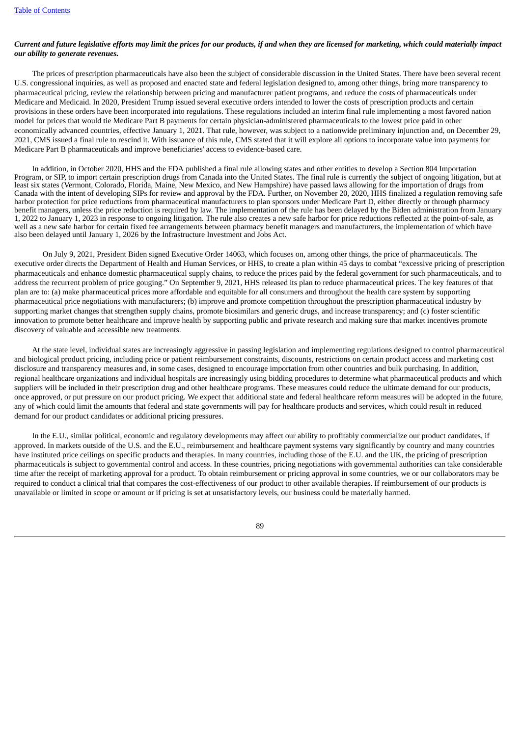***Current and future legislative efforts may limit the prices for our products, if and when they are licensed for marketing, which could materially impact our ability to generate revenues.***

The prices of prescription pharmaceuticals have also been the subject of considerable discussion in the United States. There have been several recent U.S. congressional inquiries, as well as proposed and enacted state and federal legislation designed to, among other things, bring more transparency to pharmaceutical pricing, review the relationship between pricing and manufacturer patient programs, and reduce the costs of pharmaceuticals under Medicare and Medicaid. In 2020, President Trump issued several executive orders intended to lower the costs of prescription products and certain provisions in these orders have been incorporated into regulations. These regulations included an interim final rule implementing a most favored nation model for prices that would tie Medicare Part B payments for certain physician-administered pharmaceuticals to the lowest price paid in other economically advanced countries, effective January 1, 2021. That rule, however, was subject to a nationwide preliminary injunction and, on December 29, 2021, CMS issued a final rule to rescind it. With issuance of this rule, CMS stated that it will explore all options to incorporate value into payments for Medicare Part B pharmaceuticals and improve beneficiaries' access to evidence-based care.

In addition, in October 2020, HHS and the FDA published a final rule allowing states and other entities to develop a Section 804 Importation Program, or SIP, to import certain prescription drugs from Canada into the United States. The final rule is currently the subject of ongoing litigation, but at least six states (Vermont, Colorado, Florida, Maine, New Mexico, and New Hampshire) have passed laws allowing for the importation of drugs from Canada with the intent of developing SIPs for review and approval by the FDA. Further, on November 20, 2020, HHS finalized a regulation removing safe harbor protection for price reductions from pharmaceutical manufacturers to plan sponsors under Medicare Part D, either directly or through pharmacy benefit managers, unless the price reduction is required by law. The implementation of the rule has been delayed by the Biden administration from January 1, 2022 to January 1, 2023 in response to ongoing litigation. The rule also creates a new safe harbor for price reductions reflected at the point-of-sale, as well as a new safe harbor for certain fixed fee arrangements between pharmacy benefit managers and manufacturers, the implementation of which have also been delayed until January 1, 2026 by the Infrastructure Investment and Jobs Act.

On July 9, 2021, President Biden signed Executive Order 14063, which focuses on, among other things, the price of pharmaceuticals. The executive order directs the Department of Health and Human Services, or HHS, to create a plan within 45 days to combat "excessive pricing of prescription pharmaceuticals and enhance domestic pharmaceutical supply chains, to reduce the prices paid by the federal government for such pharmaceuticals, and to address the recurrent problem of price gouging." On September 9, 2021, HHS released its plan to reduce pharmaceutical prices. The key features of that plan are to: (a) make pharmaceutical prices more affordable and equitable for all consumers and throughout the health care system by supporting pharmaceutical price negotiations with manufacturers; (b) improve and promote competition throughout the prescription pharmaceutical industry by supporting market changes that strengthen supply chains, promote biosimilars and generic drugs, and increase transparency; and (c) foster scientific innovation to promote better healthcare and improve health by supporting public and private research and making sure that market incentives promote discovery of valuable and accessible new treatments.

At the state level, individual states are increasingly aggressive in passing legislation and implementing regulations designed to control pharmaceutical and biological product pricing, including price or patient reimbursement constraints, discounts, restrictions on certain product access and marketing cost disclosure and transparency measures and, in some cases, designed to encourage importation from other countries and bulk purchasing. In addition, regional healthcare organizations and individual hospitals are increasingly using bidding procedures to determine what pharmaceutical products and which suppliers will be included in their prescription drug and other healthcare programs. These measures could reduce the ultimate demand for our products, once approved, or put pressure on our product pricing. We expect that additional state and federal healthcare reform measures will be adopted in the future, any of which could limit the amounts that federal and state governments will pay for healthcare products and services, which could result in reduced demand for our product candidates or additional pricing pressures.

In the E.U., similar political, economic and regulatory developments may affect our ability to profitably commercialize our product candidates, if approved. In markets outside of the U.S. and the E.U., reimbursement and healthcare payment systems vary significantly by country and many countries have instituted price ceilings on specific products and therapies. In many countries, including those of the E.U. and the UK, the pricing of prescription pharmaceuticals is subject to governmental control and access. In these countries, pricing negotiations with governmental authorities can take considerable time after the receipt of marketing approval for a product. To obtain reimbursement or pricing approval in some countries, we or our collaborators may be required to conduct a clinical trial that compares the cost-effectiveness of our product to other available therapies. If reimbursement of our products is unavailable or limited in scope or amount or if pricing is set at unsatisfactory levels, our business could be materially harmed.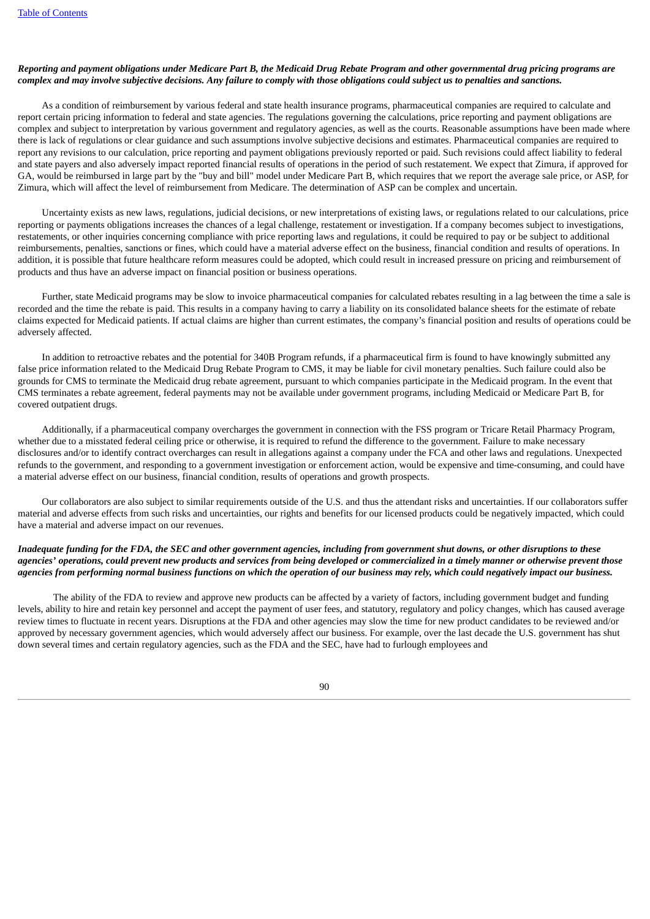***Reporting and payment obligations under Medicare Part B, the Medicaid Drug Rebate Program and other governmental drug pricing programs are complex and may involve subjective decisions. Any failure to comply with those obligations could subject us to penalties and sanctions.***

As a condition of reimbursement by various federal and state health insurance programs, pharmaceutical companies are required to calculate and report certain pricing information to federal and state agencies. The regulations governing the calculations, price reporting and payment obligations are complex and subject to interpretation by various government and regulatory agencies, as well as the courts. Reasonable assumptions have been made where there is lack of regulations or clear guidance and such assumptions involve subjective decisions and estimates. Pharmaceutical companies are required to report any revisions to our calculation, price reporting and payment obligations previously reported or paid. Such revisions could affect liability to federal and state payers and also adversely impact reported financial results of operations in the period of such restatement. We expect that Zimura, if approved for GA, would be reimbursed in large part by the "buy and bill" model under Medicare Part B, which requires that we report the average sale price, or ASP, for Zimura, which will affect the level of reimbursement from Medicare. The determination of ASP can be complex and uncertain.

Uncertainty exists as new laws, regulations, judicial decisions, or new interpretations of existing laws, or regulations related to our calculations, price reporting or payments obligations increases the chances of a legal challenge, restatement or investigation. If a company becomes subject to investigations, restatements, or other inquiries concerning compliance with price reporting laws and regulations, it could be required to pay or be subject to additional reimbursements, penalties, sanctions or fines, which could have a material adverse effect on the business, financial condition and results of operations. In addition, it is possible that future healthcare reform measures could be adopted, which could result in increased pressure on pricing and reimbursement of products and thus have an adverse impact on financial position or business operations.

Further, state Medicaid programs may be slow to invoice pharmaceutical companies for calculated rebates resulting in a lag between the time a sale is recorded and the time the rebate is paid. This results in a company having to carry a liability on its consolidated balance sheets for the estimate of rebate claims expected for Medicaid patients. If actual claims are higher than current estimates, the company's financial position and results of operations could be adversely affected.

In addition to retroactive rebates and the potential for 340B Program refunds, if a pharmaceutical firm is found to have knowingly submitted any false price information related to the Medicaid Drug Rebate Program to CMS, it may be liable for civil monetary penalties. Such failure could also be grounds for CMS to terminate the Medicaid drug rebate agreement, pursuant to which companies participate in the Medicaid program. In the event that CMS terminates a rebate agreement, federal payments may not be available under government programs, including Medicaid or Medicare Part B, for covered outpatient drugs.

Additionally, if a pharmaceutical company overcharges the government in connection with the FSS program or Tricare Retail Pharmacy Program, whether due to a misstated federal ceiling price or otherwise, it is required to refund the difference to the government. Failure to make necessary disclosures and/or to identify contract overcharges can result in allegations against a company under the FCA and other laws and regulations. Unexpected refunds to the government, and responding to a government investigation or enforcement action, would be expensive and time-consuming, and could have a material adverse effect on our business, financial condition, results of operations and growth prospects.

Our collaborators are also subject to similar requirements outside of the U.S. and thus the attendant risks and uncertainties. If our collaborators suffer material and adverse effects from such risks and uncertainties, our rights and benefits for our licensed products could be negatively impacted, which could have a material and adverse impact on our revenues.

***Inadequate funding for the FDA, the SEC and other government agencies, including from government shut downs, or other disruptions to these agencies' operations, could prevent new products and services from being developed or commercialized in a timely manner or otherwise prevent those agencies from performing normal business functions on which the operation of our business may rely, which could negatively impact our business.***

The ability of the FDA to review and approve new products can be affected by a variety of factors, including government budget and funding levels, ability to hire and retain key personnel and accept the payment of user fees, and statutory, regulatory and policy changes, which has caused average review times to fluctuate in recent years. Disruptions at the FDA and other agencies may slow the time for new product candidates to be reviewed and/or approved by necessary government agencies, which would adversely affect our business. For example, over the last decade the U.S. government has shut down several times and certain regulatory agencies, such as the FDA and the SEC, have had to furlough employees and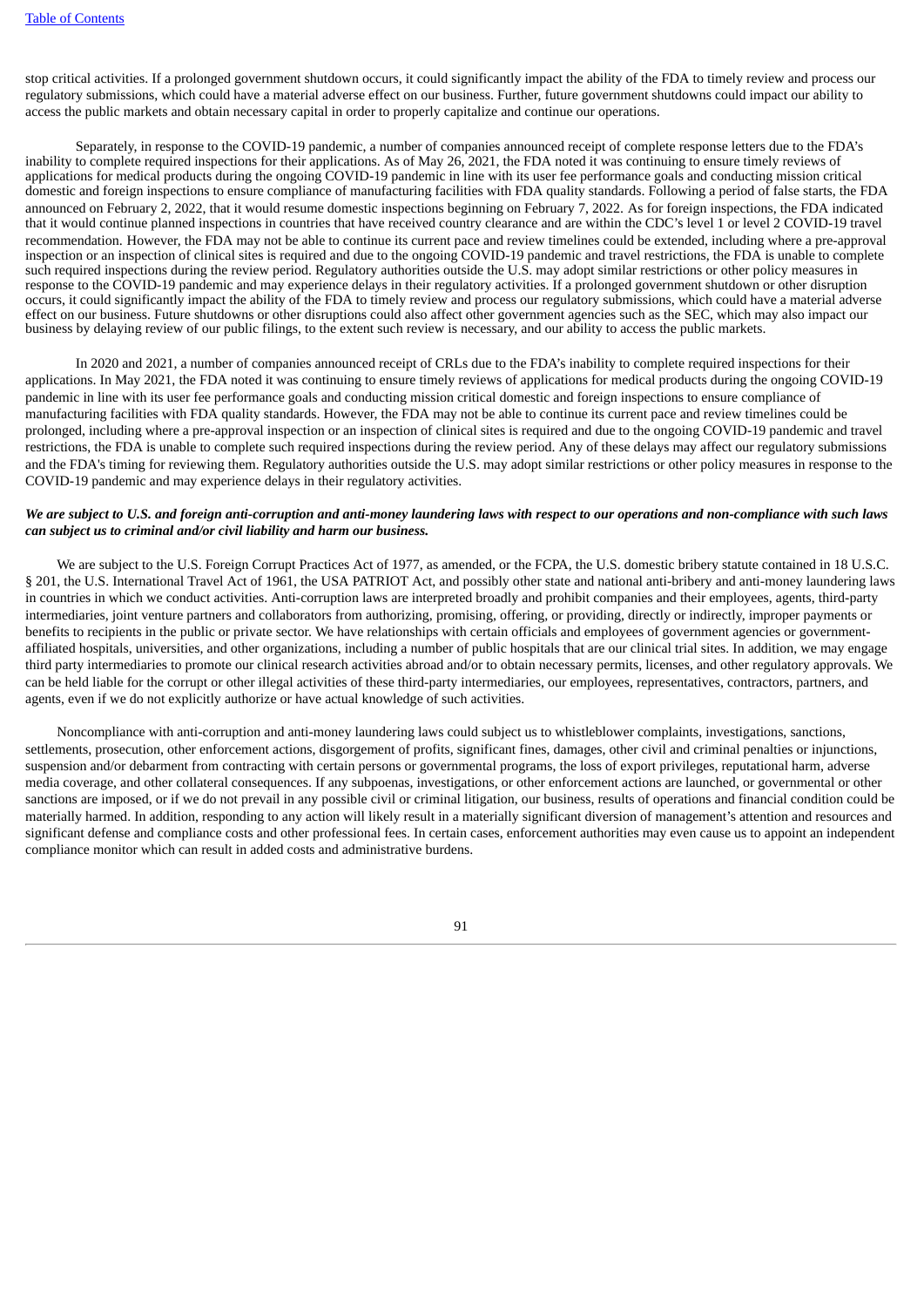stop critical activities. If a prolonged government shutdown occurs, it could significantly impact the ability of the FDA to timely review and process our regulatory submissions, which could have a material adverse effect on our business. Further, future government shutdowns could impact our ability to access the public markets and obtain necessary capital in order to properly capitalize and continue our operations.

Separately, in response to the COVID-19 pandemic, a number of companies announced receipt of complete response letters due to the FDA's inability to complete required inspections for their applications. As of May 26, 2021, the FDA noted it was continuing to ensure timely reviews of applications for medical products during the ongoing COVID-19 pandemic in line with its user fee performance goals and conducting mission critical domestic and foreign inspections to ensure compliance of manufacturing facilities with FDA quality standards. Following a period of false starts, the FDA announced on February 2, 2022, that it would resume domestic inspections beginning on February 7, 2022. As for foreign inspections, the FDA indicated that it would continue planned inspections in countries that have received country clearance and are within the CDC's level 1 or level 2 COVID-19 travel recommendation. However, the FDA may not be able to continue its current pace and review timelines could be extended, including where a pre-approval inspection or an inspection of clinical sites is required and due to the ongoing COVID-19 pandemic and travel restrictions, the FDA is unable to complete such required inspections during the review period. Regulatory authorities outside the U.S. may adopt similar restrictions or other policy measures in response to the COVID-19 pandemic and may experience delays in their regulatory activities. If a prolonged government shutdown or other disruption occurs, it could significantly impact the ability of the FDA to timely review and process our regulatory submissions, which could have a material adverse effect on our business. Future shutdowns or other disruptions could also affect other government agencies such as the SEC, which may also impact our business by delaying review of our public filings, to the extent such review is necessary, and our ability to access the public markets.

In 2020 and 2021, a number of companies announced receipt of CRLs due to the FDA's inability to complete required inspections for their applications. In May 2021, the FDA noted it was continuing to ensure timely reviews of applications for medical products during the ongoing COVID-19 pandemic in line with its user fee performance goals and conducting mission critical domestic and foreign inspections to ensure compliance of manufacturing facilities with FDA quality standards. However, the FDA may not be able to continue its current pace and review timelines could be prolonged, including where a pre-approval inspection or an inspection of clinical sites is required and due to the ongoing COVID-19 pandemic and travel restrictions, the FDA is unable to complete such required inspections during the review period. Any of these delays may affect our regulatory submissions and the FDA's timing for reviewing them. Regulatory authorities outside the U.S. may adopt similar restrictions or other policy measures in response to the COVID-19 pandemic and may experience delays in their regulatory activities.

***We are subject to U.S. and foreign anti-corruption and anti-money laundering laws with respect to our operations and non-compliance with such laws can subject us to criminal and/or civil liability and harm our business.***

We are subject to the U.S. Foreign Corrupt Practices Act of 1977, as amended, or the FCPA, the U.S. domestic bribery statute contained in 18 U.S.C. § 201, the U.S. International Travel Act of 1961, the USA PATRIOT Act, and possibly other state and national anti-bribery and anti-money laundering laws in countries in which we conduct activities. Anti-corruption laws are interpreted broadly and prohibit companies and their employees, agents, third-party intermediaries, joint venture partners and collaborators from authorizing, promising, offering, or providing, directly or indirectly, improper payments or benefits to recipients in the public or private sector. We have relationships with certain officials and employees of government agencies or government-affiliated hospitals, universities, and other organizations, including a number of public hospitals that are our clinical trial sites. In addition, we may engage third party intermediaries to promote our clinical research activities abroad and/or to obtain necessary permits, licenses, and other regulatory approvals. We can be held liable for the corrupt or other illegal activities of these third-party intermediaries, our employees, representatives, contractors, partners, and agents, even if we do not explicitly authorize or have actual knowledge of such activities.

Noncompliance with anti-corruption and anti-money laundering laws could subject us to whistleblower complaints, investigations, sanctions, settlements, prosecution, other enforcement actions, disgorgement of profits, significant fines, damages, other civil and criminal penalties or injunctions, suspension and/or debarment from contracting with certain persons or governmental programs, the loss of export privileges, reputational harm, adverse media coverage, and other collateral consequences. If any subpoenas, investigations, or other enforcement actions are launched, or governmental or other sanctions are imposed, or if we do not prevail in any possible civil or criminal litigation, our business, results of operations and financial condition could be materially harmed. In addition, responding to any action will likely result in a materially significant diversion of management's attention and resources and significant defense and compliance costs and other professional fees. In certain cases, enforcement authorities may even cause us to appoint an independent compliance monitor which can result in added costs and administrative burdens.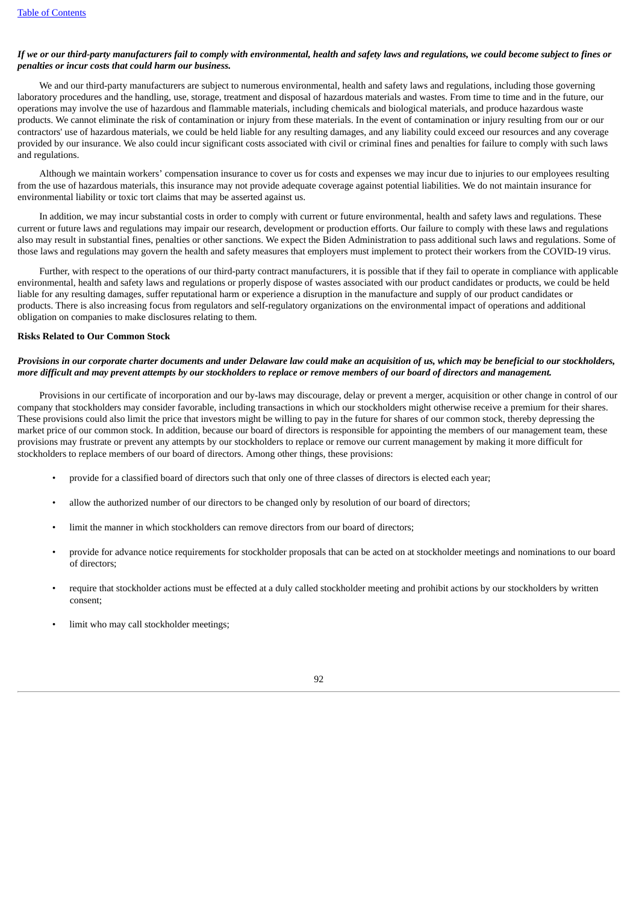***If we or our third-party manufacturers fail to comply with environmental, health and safety laws and regulations, we could become subject to fines or penalties or incur costs that could harm our business.***

We and our third-party manufacturers are subject to numerous environmental, health and safety laws and regulations, including those governing laboratory procedures and the handling, use, storage, treatment and disposal of hazardous materials and wastes. From time to time and in the future, our operations may involve the use of hazardous and flammable materials, including chemicals and biological materials, and produce hazardous waste products. We cannot eliminate the risk of contamination or injury from these materials. In the event of contamination or injury resulting from our or our contractors' use of hazardous materials, we could be held liable for any resulting damages, and any liability could exceed our resources and any coverage provided by our insurance. We also could incur significant costs associated with civil or criminal fines and penalties for failure to comply with such laws and regulations.

Although we maintain workers' compensation insurance to cover us for costs and expenses we may incur due to injuries to our employees resulting from the use of hazardous materials, this insurance may not provide adequate coverage against potential liabilities. We do not maintain insurance for environmental liability or toxic tort claims that may be asserted against us.

In addition, we may incur substantial costs in order to comply with current or future environmental, health and safety laws and regulations. These current or future laws and regulations may impair our research, development or production efforts. Our failure to comply with these laws and regulations also may result in substantial fines, penalties or other sanctions. We expect the Biden Administration to pass additional such laws and regulations. Some of those laws and regulations may govern the health and safety measures that employers must implement to protect their workers from the COVID-19 virus.

Further, with respect to the operations of our third-party contract manufacturers, it is possible that if they fail to operate in compliance with applicable environmental, health and safety laws and regulations or properly dispose of wastes associated with our product candidates or products, we could be held liable for any resulting damages, suffer reputational harm or experience a disruption in the manufacture and supply of our product candidates or products. There is also increasing focus from regulators and self-regulatory organizations on the environmental impact of operations and additional obligation on companies to make disclosures relating to them.

**Risks Related to Our Common Stock**

***Provisions in our corporate charter documents and under Delaware law could make an acquisition of us, which may be beneficial to our stockholders, more difficult and may prevent attempts by our stockholders to replace or remove members of our board of directors and management.***

Provisions in our certificate of incorporation and our by-laws may discourage, delay or prevent a merger, acquisition or other change in control of our company that stockholders may consider favorable, including transactions in which our stockholders might otherwise receive a premium for their shares. These provisions could also limit the price that investors might be willing to pay in the future for shares of our common stock, thereby depressing the market price of our common stock. In addition, because our board of directors is responsible for appointing the members of our management team, these provisions may frustrate or prevent any attempts by our stockholders to replace or remove our current management by making it more difficult for stockholders to replace members of our board of directors. Among other things, these provisions:

- provide for a classified board of directors such that only one of three classes of directors is elected each year;
- allow the authorized number of our directors to be changed only by resolution of our board of directors;
- limit the manner in which stockholders can remove directors from our board of directors;
- provide for advance notice requirements for stockholder proposals that can be acted on at stockholder meetings and nominations to our board of directors;
- require that stockholder actions must be effected at a duly called stockholder meeting and prohibit actions by our stockholders by written consent;
- limit who may call stockholder meetings;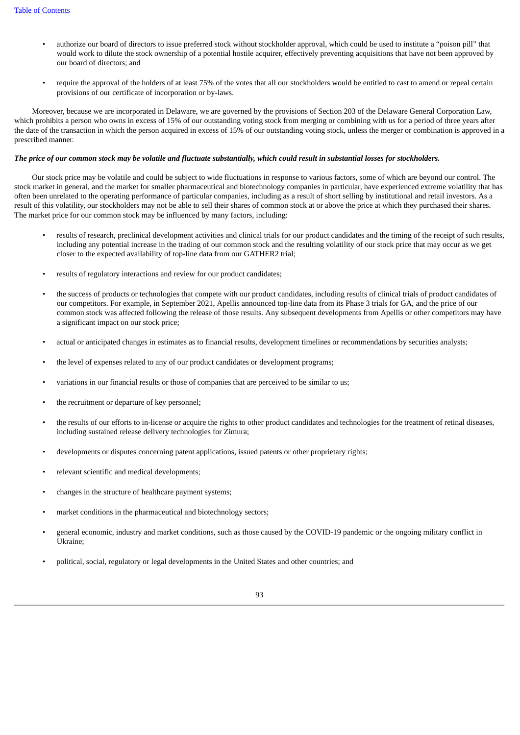- authorize our board of directors to issue preferred stock without stockholder approval, which could be used to institute a "poison pill" that would work to dilute the stock ownership of a potential hostile acquirer, effectively preventing acquisitions that have not been approved by our board of directors; and
- require the approval of the holders of at least 75% of the votes that all our stockholders would be entitled to cast to amend or repeal certain provisions of our certificate of incorporation or by-laws.

Moreover, because we are incorporated in Delaware, we are governed by the provisions of Section 203 of the Delaware General Corporation Law, which prohibits a person who owns in excess of 15% of our outstanding voting stock from merging or combining with us for a period of three years after the date of the transaction in which the person acquired in excess of 15% of our outstanding voting stock, unless the merger or combination is approved in a prescribed manner.

***The price of our common stock may be volatile and fluctuate substantially, which could result in substantial losses for stockholders.***

Our stock price may be volatile and could be subject to wide fluctuations in response to various factors, some of which are beyond our control. The stock market in general, and the market for smaller pharmaceutical and biotechnology companies in particular, have experienced extreme volatility that has often been unrelated to the operating performance of particular companies, including as a result of short selling by institutional and retail investors. As a result of this volatility, our stockholders may not be able to sell their shares of common stock at or above the price at which they purchased their shares. The market price for our common stock may be influenced by many factors, including:

- results of research, preclinical development activities and clinical trials for our product candidates and the timing of the receipt of such results, including any potential increase in the trading of our common stock and the resulting volatility of our stock price that may occur as we get closer to the expected availability of top-line data from our GATHER2 trial;
- results of regulatory interactions and review for our product candidates;
- the success of products or technologies that compete with our product candidates, including results of clinical trials of product candidates of our competitors. For example, in September 2021, Apellis announced top-line data from its Phase 3 trials for GA, and the price of our common stock was affected following the release of those results. Any subsequent developments from Apellis or other competitors may have a significant impact on our stock price;
- actual or anticipated changes in estimates as to financial results, development timelines or recommendations by securities analysts;
- the level of expenses related to any of our product candidates or development programs;
- variations in our financial results or those of companies that are perceived to be similar to us;
- the recruitment or departure of key personnel;
- the results of our efforts to in-license or acquire the rights to other product candidates and technologies for the treatment of retinal diseases, including sustained release delivery technologies for Zimura;
- developments or disputes concerning patent applications, issued patents or other proprietary rights;
- relevant scientific and medical developments;
- changes in the structure of healthcare payment systems;
- market conditions in the pharmaceutical and biotechnology sectors;
- general economic, industry and market conditions, such as those caused by the COVID-19 pandemic or the ongoing military conflict in Ukraine;
- political, social, regulatory or legal developments in the United States and other countries; and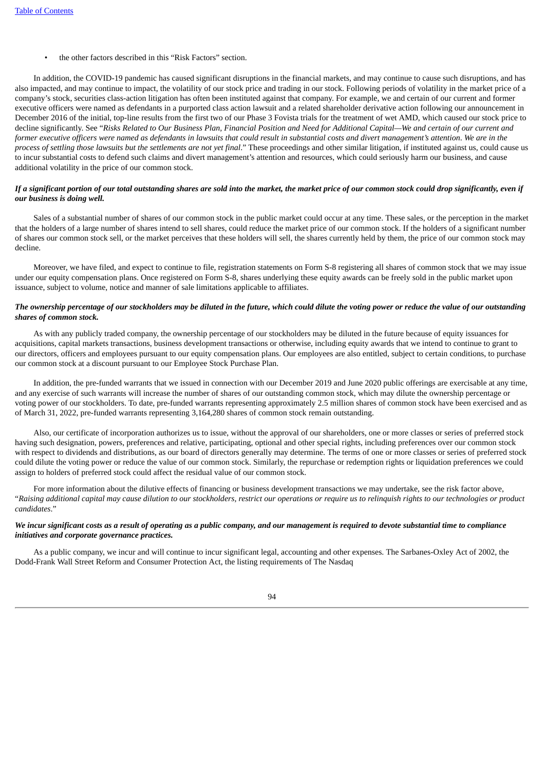- the other factors described in this "Risk Factors" section.

In addition, the COVID-19 pandemic has caused significant disruptions in the financial markets, and may continue to cause such disruptions, and has also impacted, and may continue to impact, the volatility of our stock price and trading in our stock. Following periods of volatility in the market price of a company's stock, securities class-action litigation has often been instituted against that company. For example, we and certain of our current and former executive officers were named as defendants in a purported class action lawsuit and a related shareholder derivative action following our announcement in December 2016 of the initial, top-line results from the first two of our Phase 3 Fovista trials for the treatment of wet AMD, which caused our stock price to decline significantly. See "*Risks Related to Our Business Plan, Financial Position and Need for Additional Capital—We and certain of our current and former executive officers were named as defendants in lawsuits that could result in substantial costs and divert management's attention. We are in the process of settling those lawsuits but the settlements are not yet final*." These proceedings and other similar litigation, if instituted against us, could cause us to incur substantial costs to defend such claims and divert management's attention and resources, which could seriously harm our business, and cause additional volatility in the price of our common stock.

***If a significant portion of our total outstanding shares are sold into the market, the market price of our common stock could drop significantly, even if our business is doing well.***

Sales of a substantial number of shares of our common stock in the public market could occur at any time. These sales, or the perception in the market that the holders of a large number of shares intend to sell shares, could reduce the market price of our common stock. If the holders of a significant number of shares our common stock sell, or the market perceives that these holders will sell, the shares currently held by them, the price of our common stock may decline.

Moreover, we have filed, and expect to continue to file, registration statements on Form S-8 registering all shares of common stock that we may issue under our equity compensation plans. Once registered on Form S-8, shares underlying these equity awards can be freely sold in the public market upon issuance, subject to volume, notice and manner of sale limitations applicable to affiliates.

***The ownership percentage of our stockholders may be diluted in the future, which could dilute the voting power or reduce the value of our outstanding shares of common stock.***

As with any publicly traded company, the ownership percentage of our stockholders may be diluted in the future because of equity issuances for acquisitions, capital markets transactions, business development transactions or otherwise, including equity awards that we intend to continue to grant to our directors, officers and employees pursuant to our equity compensation plans. Our employees are also entitled, subject to certain conditions, to purchase our common stock at a discount pursuant to our Employee Stock Purchase Plan.

In addition, the pre-funded warrants that we issued in connection with our December 2019 and June 2020 public offerings are exercisable at any time, and any exercise of such warrants will increase the number of shares of our outstanding common stock, which may dilute the ownership percentage or voting power of our stockholders. To date, pre-funded warrants representing approximately 2.5 million shares of common stock have been exercised and as of March 31, 2022, pre-funded warrants representing 3,164,280 shares of common stock remain outstanding.

Also, our certificate of incorporation authorizes us to issue, without the approval of our shareholders, one or more classes or series of preferred stock having such designation, powers, preferences and relative, participating, optional and other special rights, including preferences over our common stock with respect to dividends and distributions, as our board of directors generally may determine. The terms of one or more classes or series of preferred stock could dilute the voting power or reduce the value of our common stock. Similarly, the repurchase or redemption rights or liquidation preferences we could assign to holders of preferred stock could affect the residual value of our common stock.

For more information about the dilutive effects of financing or business development transactions we may undertake, see the risk factor above, "*Raising additional capital may cause dilution to our stockholders, restrict our operations or require us to relinquish rights to our technologies or product candidates*."

***We incur significant costs as a result of operating as a public company, and our management is required to devote substantial time to compliance initiatives and corporate governance practices.***

As a public company, we incur and will continue to incur significant legal, accounting and other expenses. The Sarbanes-Oxley Act of 2002, the Dodd-Frank Wall Street Reform and Consumer Protection Act, the listing requirements of The Nasdaq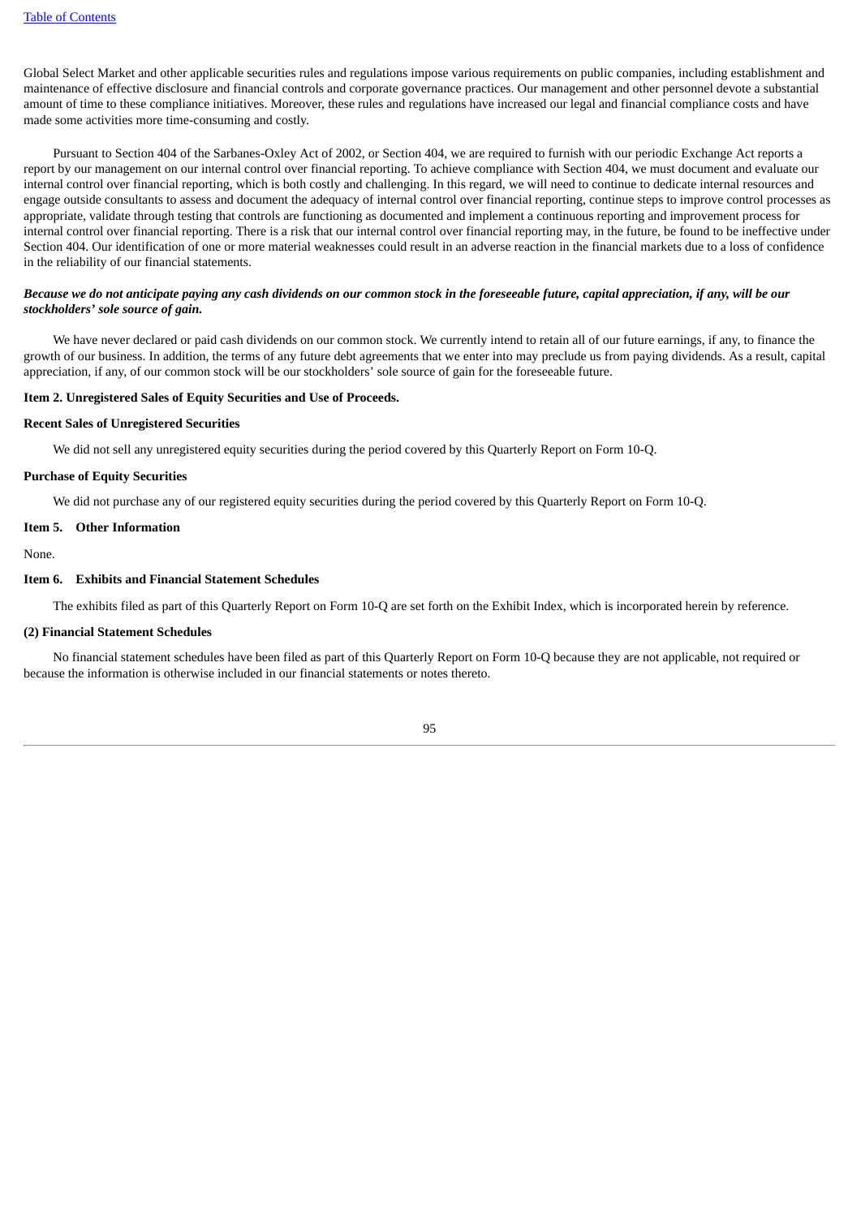Global Select Market and other applicable securities rules and regulations impose various requirements on public companies, including establishment and maintenance of effective disclosure and financial controls and corporate governance practices. Our management and other personnel devote a substantial amount of time to these compliance initiatives. Moreover, these rules and regulations have increased our legal and financial compliance costs and have made some activities more time-consuming and costly.

Pursuant to Section 404 of the Sarbanes-Oxley Act of 2002, or Section 404, we are required to furnish with our periodic Exchange Act reports a report by our management on our internal control over financial reporting. To achieve compliance with Section 404, we must document and evaluate our internal control over financial reporting, which is both costly and challenging. In this regard, we will need to continue to dedicate internal resources and engage outside consultants to assess and document the adequacy of internal control over financial reporting, continue steps to improve control processes as appropriate, validate through testing that controls are functioning as documented and implement a continuous reporting and improvement process for internal control over financial reporting. There is a risk that our internal control over financial reporting may, in the future, be found to be ineffective under Section 404. Our identification of one or more material weaknesses could result in an adverse reaction in the financial markets due to a loss of confidence in the reliability of our financial statements.

***Because we do not anticipate paying any cash dividends on our common stock in the foreseeable future, capital appreciation, if any, will be our stockholders' sole source of gain.***

We have never declared or paid cash dividends on our common stock. We currently intend to retain all of our future earnings, if any, to finance the growth of our business. In addition, the terms of any future debt agreements that we enter into may preclude us from paying dividends. As a result, capital appreciation, if any, of our common stock will be our stockholders' sole source of gain for the foreseeable future.

**Item 2. Unregistered Sales of Equity Securities and Use of Proceeds.**

**Recent Sales of Unregistered Securities**

We did not sell any unregistered equity securities during the period covered by this Quarterly Report on Form 10-Q.

**Purchase of Equity Securities**

We did not purchase any of our registered equity securities during the period covered by this Quarterly Report on Form 10-Q.

**Item 5. Other Information**

None.

**Item 6. Exhibits and Financial Statement Schedules**

The exhibits filed as part of this Quarterly Report on Form 10-Q are set forth on the Exhibit Index, which is incorporated herein by reference.

**(2) Financial Statement Schedules**

No financial statement schedules have been filed as part of this Quarterly Report on Form 10-Q because they are not applicable, not required or because the information is otherwise included in our financial statements or notes thereto.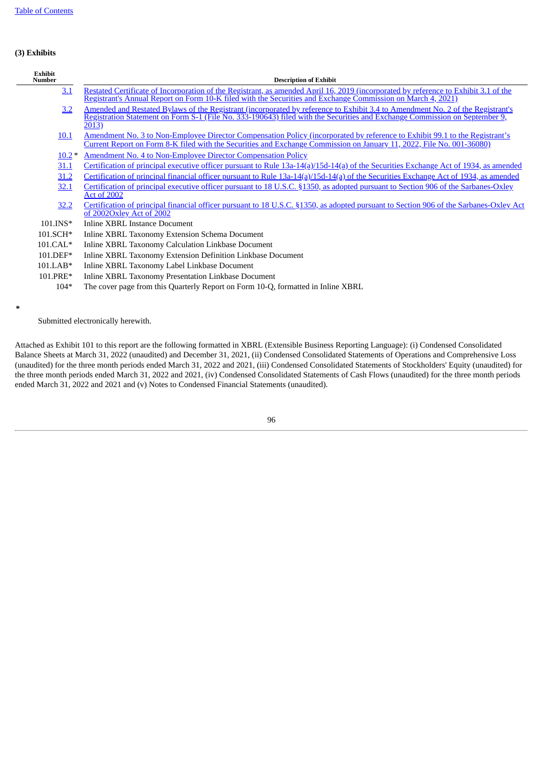**(3) Exhibits**

| Exhibit Number | Description of Exhibit |
|---|---|
| 3.1 | Restated Certificate of Incorporation of the Registrant, as amended April 16, 2019 (incorporated by reference to Exhibit 3.1 of the Registrant's Annual Report on Form 10-K filed with the Securities and Exchange Commission on March 4, 2021) |
| 3.2 | Amended and Restated Bylaws of the Registrant (incorporated by reference to Exhibit 3.4 to Amendment No. 2 of the Registrant's Registration Statement on Form S-1 (File No. 333-190643) filed with the Securities and Exchange Commission on September 9, 2013) |
| 10.1 | Amendment No. 3 to Non-Employee Director Compensation Policy (incorporated by reference to Exhibit 99.1 to the Registrant's Current Report on Form 8-K filed with the Securities and Exchange Commission on January 11, 2022, File No. 001-36080) |
| 10.2 * | Amendment No. 4 to Non-Employee Director Compensation Policy |
| 31.1 | Certification of principal executive officer pursuant to Rule 13a-14(a)/15d-14(a) of the Securities Exchange Act of 1934, as amended |
| 31.2 | Certification of principal financial officer pursuant to Rule 13a-14(a)/15d-14(a) of the Securities Exchange Act of 1934, as amended |
| 32.1 | Certification of principal executive officer pursuant to 18 U.S.C. §1350, as adopted pursuant to Section 906 of the Sarbanes-Oxley Act of 2002 |
| 32.2 | Certification of principal financial officer pursuant to 18 U.S.C. §1350, as adopted pursuant to Section 906 of the Sarbanes-Oxley Act of 2002Oxley Act of 2002 |
| 101.INS* | Inline XBRL Instance Document |
| 101.SCH* | Inline XBRL Taxonomy Extension Schema Document |
| 101.CAL* | Inline XBRL Taxonomy Calculation Linkbase Document |
| 101.DEF* | Inline XBRL Taxonomy Extension Definition Linkbase Document |
| 101.LAB* | Inline XBRL Taxonomy Label Linkbase Document |
| 101.PRE* | Inline XBRL Taxonomy Presentation Linkbase Document |
| 104* | The cover page from this Quarterly Report on Form 10-Q, formatted in Inline XBRL |

\* Submitted electronically herewith.

Attached as Exhibit 101 to this report are the following formatted in XBRL (Extensible Business Reporting Language): (i) Condensed Consolidated Balance Sheets at March 31, 2022 (unaudited) and December 31, 2021, (ii) Condensed Consolidated Statements of Operations and Comprehensive Loss (unaudited) for the three month periods ended March 31, 2022 and 2021, (iii) Condensed Consolidated Statements of Stockholders' Equity (unaudited) for the three month periods ended March 31, 2022 and 2021, (iv) Condensed Consolidated Statements of Cash Flows (unaudited) for the three month periods ended March 31, 2022 and 2021 and (v) Notes to Condensed Financial Statements (unaudited).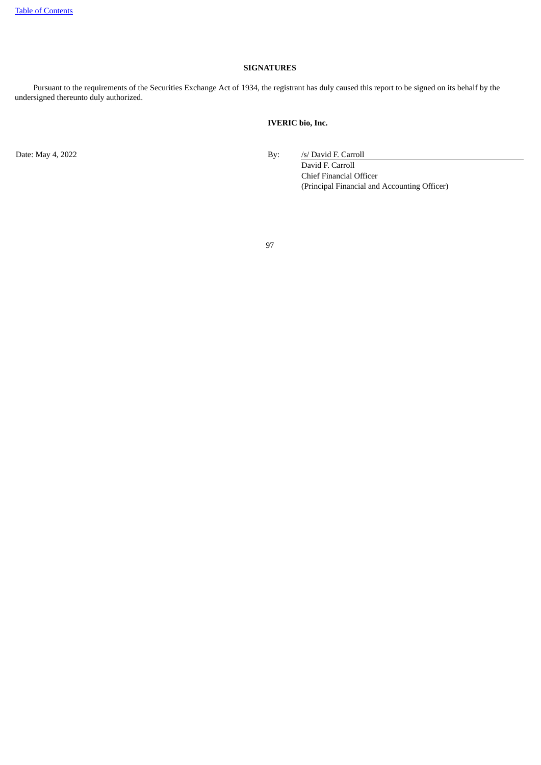## SIGNATURES

Pursuant to the requirements of the Securities Exchange Act of 1934, the registrant has duly caused this report to be signed on its behalf by the undersigned thereunto duly authorized.

**IVERIC bio, Inc.**

Date: May 4, 2022

By: /s/ David F. Carroll

David F. Carroll
Chief Financial Officer
(Principal Financial and Accounting Officer)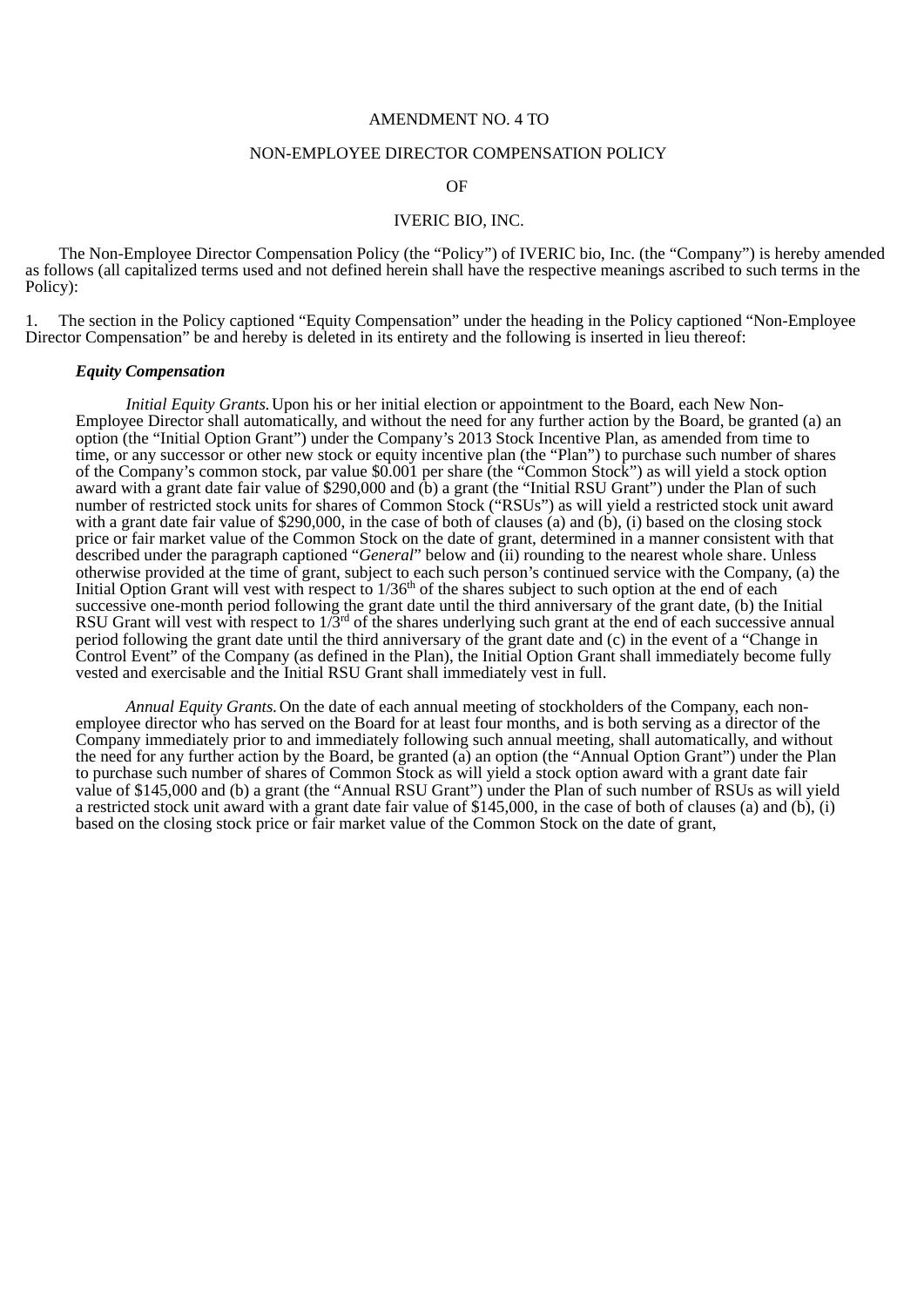AMENDMENT NO. 4 TO

NON-EMPLOYEE DIRECTOR COMPENSATION POLICY

OF

IVERIC BIO, INC.

The Non-Employee Director Compensation Policy (the "Policy") of IVERIC bio, Inc. (the "Company") is hereby amended as follows (all capitalized terms used and not defined herein shall have the respective meanings ascribed to such terms in the Policy):

1. The section in the Policy captioned "Equity Compensation" under the heading in the Policy captioned "Non-Employee Director Compensation" be and hereby is deleted in its entirety and the following is inserted in lieu thereof:

***Equity Compensation***

*Initial Equity Grants.* Upon his or her initial election or appointment to the Board, each New Non-Employee Director shall automatically, and without the need for any further action by the Board, be granted (a) an option (the "Initial Option Grant") under the Company's 2013 Stock Incentive Plan, as amended from time to time, or any successor or other new stock or equity incentive plan (the "Plan") to purchase such number of shares of the Company's common stock, par value $0.001 per share (the "Common Stock") as will yield a stock option award with a grant date fair value of $290,000 and (b) a grant (the "Initial RSU Grant") under the Plan of such number of restricted stock units for shares of Common Stock ("RSUs") as will yield a restricted stock unit award with a grant date fair value of $290,000, in the case of both of clauses (a) and (b), (i) based on the closing stock price or fair market value of the Common Stock on the date of grant, determined in a manner consistent with that described under the paragraph captioned "*General*" below and (ii) rounding to the nearest whole share. Unless otherwise provided at the time of grant, subject to each such person's continued service with the Company, (a) the Initial Option Grant will vest with respect to 1/36th of the shares subject to such option at the end of each successive one-month period following the grant date until the third anniversary of the grant date, (b) the Initial RSU Grant will vest with respect to 1/3rd of the shares underlying such grant at the end of each successive annual period following the grant date until the third anniversary of the grant date and (c) in the event of a "Change in Control Event" of the Company (as defined in the Plan), the Initial Option Grant shall immediately become fully vested and exercisable and the Initial RSU Grant shall immediately vest in full.

*Annual Equity Grants.* On the date of each annual meeting of stockholders of the Company, each non-employee director who has served on the Board for at least four months, and is both serving as a director of the Company immediately prior to and immediately following such annual meeting, shall automatically, and without the need for any further action by the Board, be granted (a) an option (the "Annual Option Grant") under the Plan to purchase such number of shares of Common Stock as will yield a stock option award with a grant date fair value of $145,000 and (b) a grant (the "Annual RSU Grant") under the Plan of such number of RSUs as will yield a restricted stock unit award with a grant date fair value of $145,000, in the case of both of clauses (a) and (b), (i) based on the closing stock price or fair market value of the Common Stock on the date of grant,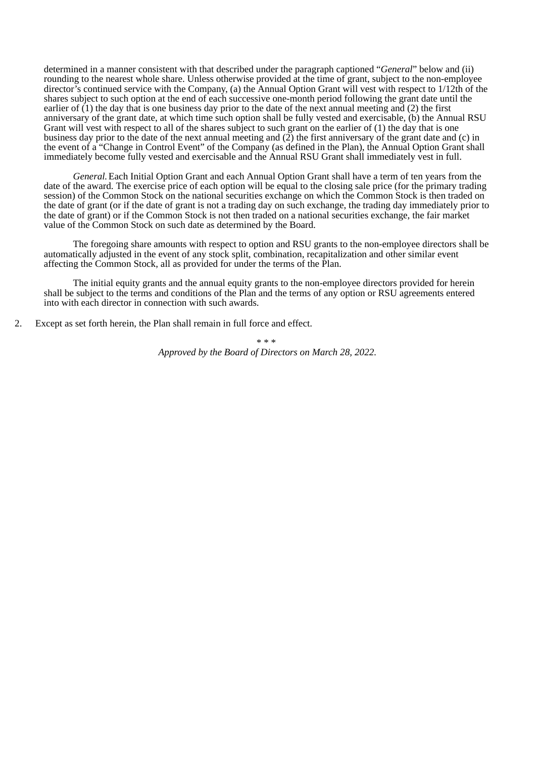determined in a manner consistent with that described under the paragraph captioned "*General*" below and (ii) rounding to the nearest whole share. Unless otherwise provided at the time of grant, subject to the non-employee director's continued service with the Company, (a) the Annual Option Grant will vest with respect to 1/12th of the shares subject to such option at the end of each successive one-month period following the grant date until the earlier of (1) the day that is one business day prior to the date of the next annual meeting and (2) the first anniversary of the grant date, at which time such option shall be fully vested and exercisable, (b) the Annual RSU Grant will vest with respect to all of the shares subject to such grant on the earlier of (1) the day that is one business day prior to the date of the next annual meeting and (2) the first anniversary of the grant date and (c) in the event of a "Change in Control Event" of the Company (as defined in the Plan), the Annual Option Grant shall immediately become fully vested and exercisable and the Annual RSU Grant shall immediately vest in full.

*General.* Each Initial Option Grant and each Annual Option Grant shall have a term of ten years from the date of the award. The exercise price of each option will be equal to the closing sale price (for the primary trading session) of the Common Stock on the national securities exchange on which the Common Stock is then traded on the date of grant (or if the date of grant is not a trading day on such exchange, the trading day immediately prior to the date of grant) or if the Common Stock is not then traded on a national securities exchange, the fair market value of the Common Stock on such date as determined by the Board.

The foregoing share amounts with respect to option and RSU grants to the non-employee directors shall be automatically adjusted in the event of any stock split, combination, recapitalization and other similar event affecting the Common Stock, all as provided for under the terms of the Plan.

The initial equity grants and the annual equity grants to the non-employee directors provided for herein shall be subject to the terms and conditions of the Plan and the terms of any option or RSU agreements entered into with each director in connection with such awards.

2. Except as set forth herein, the Plan shall remain in full force and effect.

\* \* \*

*Approved by the Board of Directors on March 28, 2022.*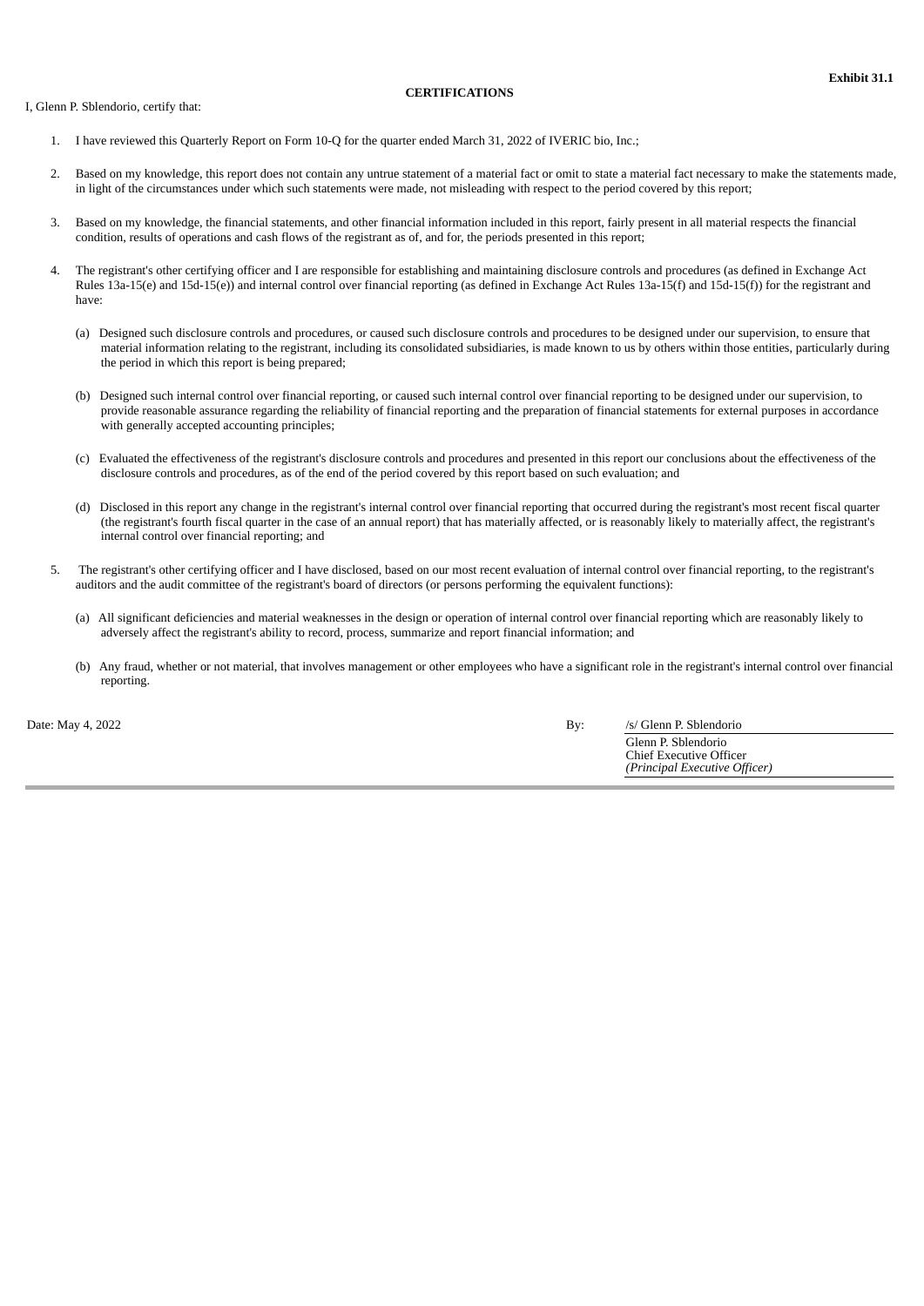**Exhibit 31.1**

**CERTIFICATIONS**

I, Glenn P. Sblendorio, certify that:

1. I have reviewed this Quarterly Report on Form 10-Q for the quarter ended March 31, 2022 of IVERIC bio, Inc.;

2. Based on my knowledge, this report does not contain any untrue statement of a material fact or omit to state a material fact necessary to make the statements made, in light of the circumstances under which such statements were made, not misleading with respect to the period covered by this report;

3. Based on my knowledge, the financial statements, and other financial information included in this report, fairly present in all material respects the financial condition, results of operations and cash flows of the registrant as of, and for, the periods presented in this report;

4. The registrant's other certifying officer and I are responsible for establishing and maintaining disclosure controls and procedures (as defined in Exchange Act Rules 13a-15(e) and 15d-15(e)) and internal control over financial reporting (as defined in Exchange Act Rules 13a-15(f) and 15d-15(f)) for the registrant and have:

   (a) Designed such disclosure controls and procedures, or caused such disclosure controls and procedures to be designed under our supervision, to ensure that material information relating to the registrant, including its consolidated subsidiaries, is made known to us by others within those entities, particularly during the period in which this report is being prepared;

   (b) Designed such internal control over financial reporting, or caused such internal control over financial reporting to be designed under our supervision, to provide reasonable assurance regarding the reliability of financial reporting and the preparation of financial statements for external purposes in accordance with generally accepted accounting principles;

   (c) Evaluated the effectiveness of the registrant's disclosure controls and procedures and presented in this report our conclusions about the effectiveness of the disclosure controls and procedures, as of the end of the period covered by this report based on such evaluation; and

   (d) Disclosed in this report any change in the registrant's internal control over financial reporting that occurred during the registrant's most recent fiscal quarter (the registrant's fourth fiscal quarter in the case of an annual report) that has materially affected, or is reasonably likely to materially affect, the registrant's internal control over financial reporting; and

5. The registrant's other certifying officer and I have disclosed, based on our most recent evaluation of internal control over financial reporting, to the registrant's auditors and the audit committee of the registrant's board of directors (or persons performing the equivalent functions):

   (a) All significant deficiencies and material weaknesses in the design or operation of internal control over financial reporting which are reasonably likely to adversely affect the registrant's ability to record, process, summarize and report financial information; and

   (b) Any fraud, whether or not material, that involves management or other employees who have a significant role in the registrant's internal control over financial reporting.

Date: May 4, 2022

By: /s/ Glenn P. Sblendorio
Glenn P. Sblendorio
Chief Executive Officer
*(Principal Executive Officer)*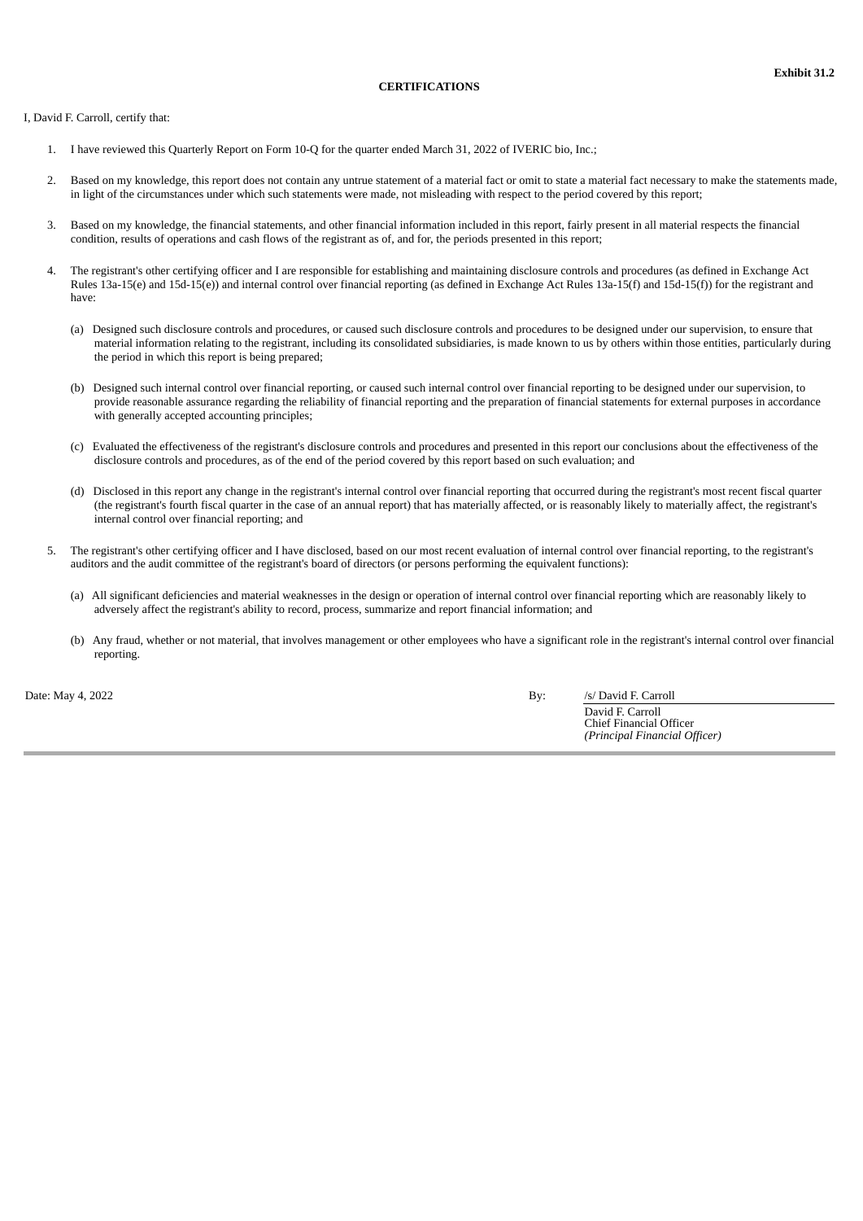**Exhibit 31.2**

**CERTIFICATIONS**

I, David F. Carroll, certify that:

1. I have reviewed this Quarterly Report on Form 10-Q for the quarter ended March 31, 2022 of IVERIC bio, Inc.;

2. Based on my knowledge, this report does not contain any untrue statement of a material fact or omit to state a material fact necessary to make the statements made, in light of the circumstances under which such statements were made, not misleading with respect to the period covered by this report;

3. Based on my knowledge, the financial statements, and other financial information included in this report, fairly present in all material respects the financial condition, results of operations and cash flows of the registrant as of, and for, the periods presented in this report;

4. The registrant's other certifying officer and I are responsible for establishing and maintaining disclosure controls and procedures (as defined in Exchange Act Rules 13a-15(e) and 15d-15(e)) and internal control over financial reporting (as defined in Exchange Act Rules 13a-15(f) and 15d-15(f)) for the registrant and have:

   (a) Designed such disclosure controls and procedures, or caused such disclosure controls and procedures to be designed under our supervision, to ensure that material information relating to the registrant, including its consolidated subsidiaries, is made known to us by others within those entities, particularly during the period in which this report is being prepared;

   (b) Designed such internal control over financial reporting, or caused such internal control over financial reporting to be designed under our supervision, to provide reasonable assurance regarding the reliability of financial reporting and the preparation of financial statements for external purposes in accordance with generally accepted accounting principles;

   (c) Evaluated the effectiveness of the registrant's disclosure controls and procedures and presented in this report our conclusions about the effectiveness of the disclosure controls and procedures, as of the end of the period covered by this report based on such evaluation; and

   (d) Disclosed in this report any change in the registrant's internal control over financial reporting that occurred during the registrant's most recent fiscal quarter (the registrant's fourth fiscal quarter in the case of an annual report) that has materially affected, or is reasonably likely to materially affect, the registrant's internal control over financial reporting; and

5. The registrant's other certifying officer and I have disclosed, based on our most recent evaluation of internal control over financial reporting, to the registrant's auditors and the audit committee of the registrant's board of directors (or persons performing the equivalent functions):

   (a) All significant deficiencies and material weaknesses in the design or operation of internal control over financial reporting which are reasonably likely to adversely affect the registrant's ability to record, process, summarize and report financial information; and

   (b) Any fraud, whether or not material, that involves management or other employees who have a significant role in the registrant's internal control over financial reporting.

Date: May 4, 2022

By: /s/ David F. Carroll

David F. Carroll
Chief Financial Officer
*(Principal Financial Officer)*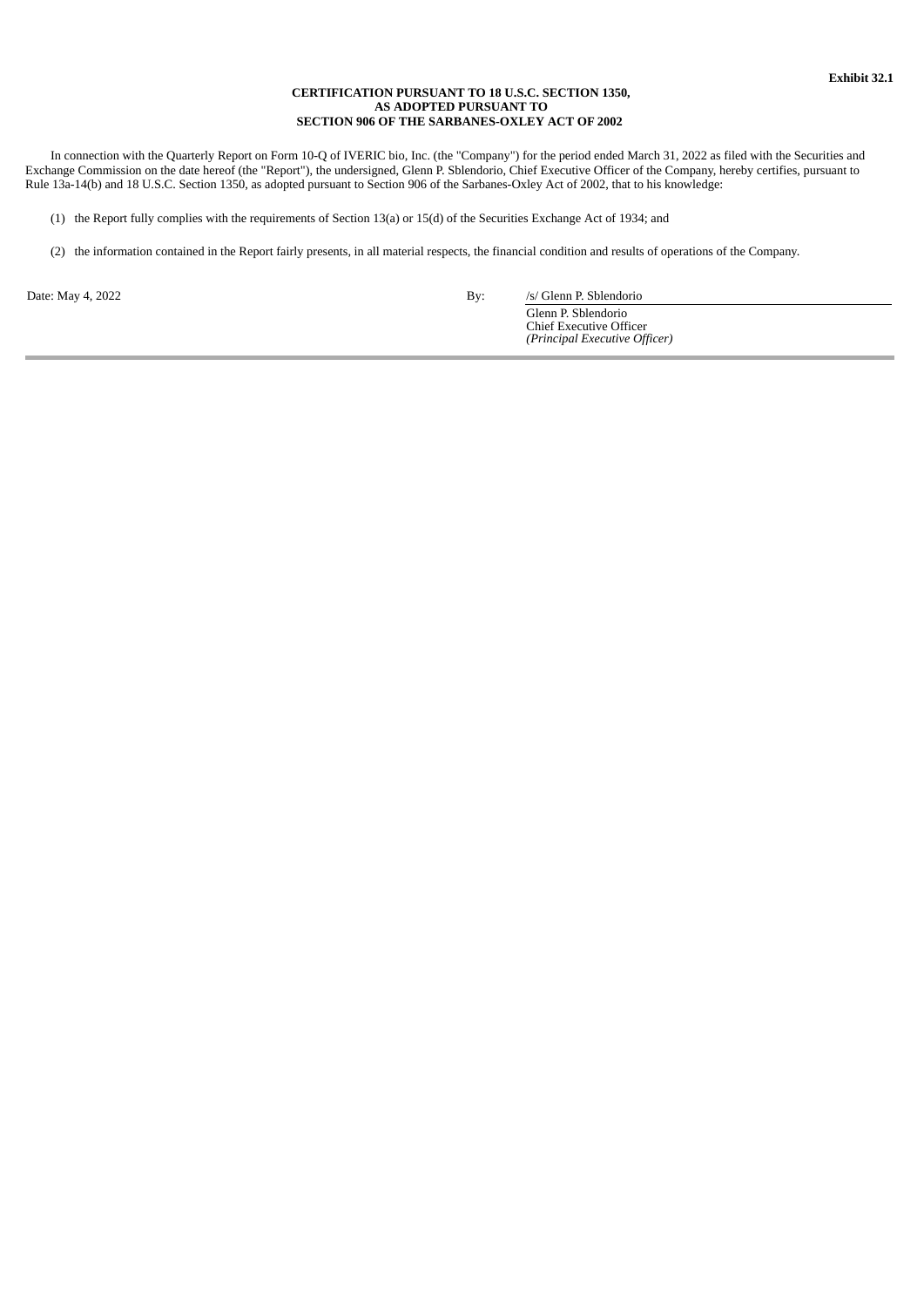**Exhibit 32.1**

**CERTIFICATION PURSUANT TO 18 U.S.C. SECTION 1350,**
**AS ADOPTED PURSUANT TO**
**SECTION 906 OF THE SARBANES-OXLEY ACT OF 2002**

In connection with the Quarterly Report on Form 10-Q of IVERIC bio, Inc. (the "Company") for the period ended March 31, 2022 as filed with the Securities and Exchange Commission on the date hereof (the "Report"), the undersigned, Glenn P. Sblendorio, Chief Executive Officer of the Company, hereby certifies, pursuant to Rule 13a-14(b) and 18 U.S.C. Section 1350, as adopted pursuant to Section 906 of the Sarbanes-Oxley Act of 2002, that to his knowledge:

(1) the Report fully complies with the requirements of Section 13(a) or 15(d) of the Securities Exchange Act of 1934; and

(2) the information contained in the Report fairly presents, in all material respects, the financial condition and results of operations of the Company.

Date: May 4, 2022

By: /s/ Glenn P. Sblendorio
Glenn P. Sblendorio
Chief Executive Officer
*(Principal Executive Officer)*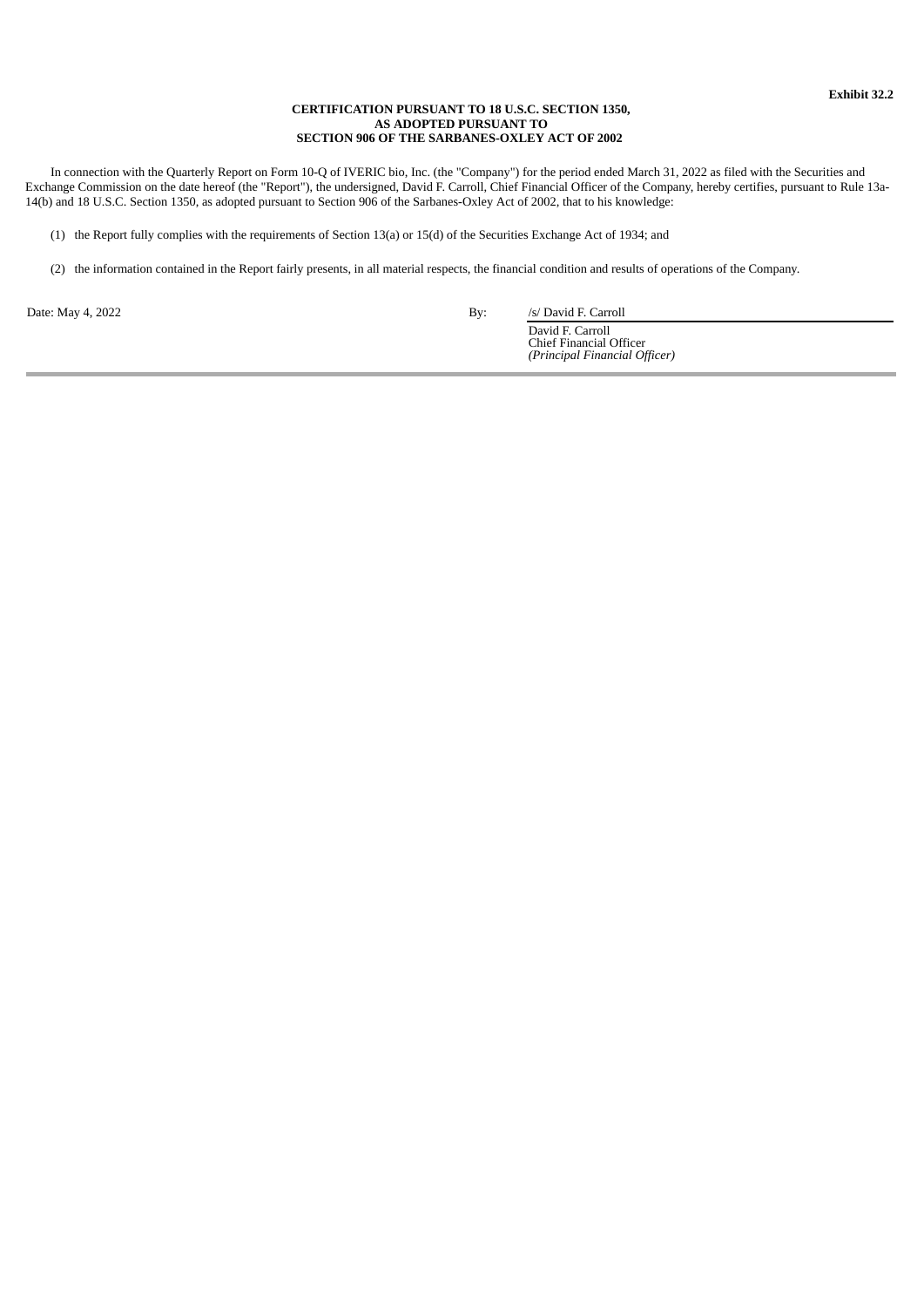**Exhibit 32.2**

**CERTIFICATION PURSUANT TO 18 U.S.C. SECTION 1350,
AS ADOPTED PURSUANT TO
SECTION 906 OF THE SARBANES-OXLEY ACT OF 2002**

In connection with the Quarterly Report on Form 10-Q of IVERIC bio, Inc. (the "Company") for the period ended March 31, 2022 as filed with the Securities and Exchange Commission on the date hereof (the "Report"), the undersigned, David F. Carroll, Chief Financial Officer of the Company, hereby certifies, pursuant to Rule 13a-14(b) and 18 U.S.C. Section 1350, as adopted pursuant to Section 906 of the Sarbanes-Oxley Act of 2002, that to his knowledge:

(1) the Report fully complies with the requirements of Section 13(a) or 15(d) of the Securities Exchange Act of 1934; and

(2) the information contained in the Report fairly presents, in all material respects, the financial condition and results of operations of the Company.

Date: May 4, 2022

By: /s/ David F. Carroll

David F. Carroll
Chief Financial Officer
*(Principal Financial Officer)*